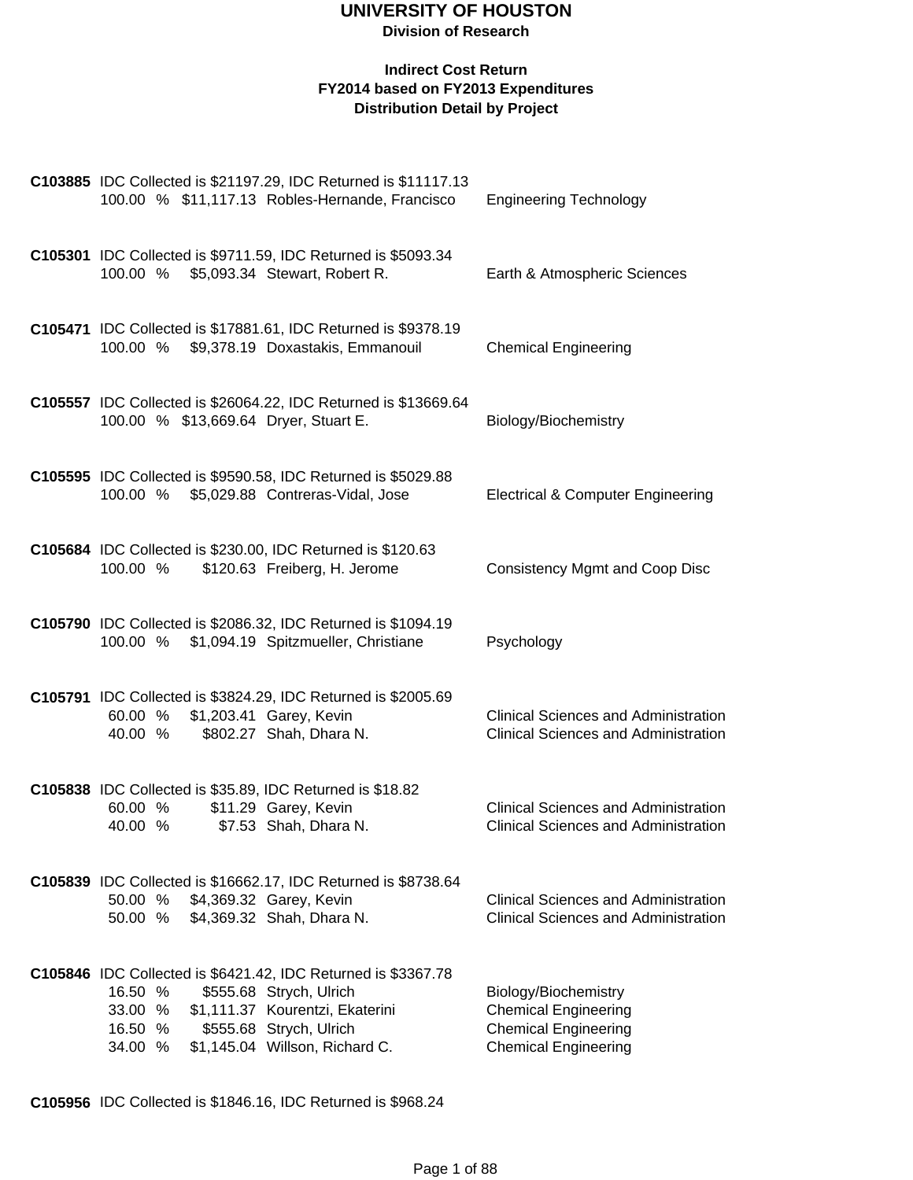# UNIVERSITY OF HOUSTON

**Division of Research**

### Indirect Cost Return
### FY2014 based on FY2013 Expenditures
### Distribution Detail by Project

**C103885** IDC Collected is $21197.29, IDC Returned is $11117.13

| % | Amount | Name | Department |
|---|---|---|---|
| 100.00 % | $11,117.13 | Robles-Hernande, Francisco | Engineering Technology |

**C105301** IDC Collected is $9711.59, IDC Returned is $5093.34

| % | Amount | Name | Department |
|---|---|---|---|
| 100.00 % | $5,093.34 | Stewart, Robert R. | Earth & Atmospheric Sciences |

**C105471** IDC Collected is $17881.61, IDC Returned is $9378.19

| % | Amount | Name | Department |
|---|---|---|---|
| 100.00 % | $9,378.19 | Doxastakis, Emmanouil | Chemical Engineering |

**C105557** IDC Collected is $26064.22, IDC Returned is $13669.64

| % | Amount | Name | Department |
|---|---|---|---|
| 100.00 % | $13,669.64 | Dryer, Stuart E. | Biology/Biochemistry |

**C105595** IDC Collected is $9590.58, IDC Returned is $5029.88

| % | Amount | Name | Department |
|---|---|---|---|
| 100.00 % | $5,029.88 | Contreras-Vidal, Jose | Electrical & Computer Engineering |

**C105684** IDC Collected is $230.00, IDC Returned is $120.63

| % | Amount | Name | Department |
|---|---|---|---|
| 100.00 % | $120.63 | Freiberg, H. Jerome | Consistency Mgmt and Coop Disc |

**C105790** IDC Collected is $2086.32, IDC Returned is $1094.19

| % | Amount | Name | Department |
|---|---|---|---|
| 100.00 % | $1,094.19 | Spitzmueller, Christiane | Psychology |

**C105791** IDC Collected is $3824.29, IDC Returned is $2005.69

| % | Amount | Name | Department |
|---|---|---|---|
| 60.00 % | $1,203.41 | Garey, Kevin | Clinical Sciences and Administration |
| 40.00 % | $802.27 | Shah, Dhara N. | Clinical Sciences and Administration |

**C105838** IDC Collected is $35.89, IDC Returned is $18.82

| % | Amount | Name | Department |
|---|---|---|---|
| 60.00 % | $11.29 | Garey, Kevin | Clinical Sciences and Administration |
| 40.00 % | $7.53 | Shah, Dhara N. | Clinical Sciences and Administration |

**C105839** IDC Collected is $16662.17, IDC Returned is $8738.64

| % | Amount | Name | Department |
|---|---|---|---|
| 50.00 % | $4,369.32 | Garey, Kevin | Clinical Sciences and Administration |
| 50.00 % | $4,369.32 | Shah, Dhara N. | Clinical Sciences and Administration |

**C105846** IDC Collected is $6421.42, IDC Returned is $3367.78

| % | Amount | Name | Department |
|---|---|---|---|
| 16.50 % | $555.68 | Strych, Ulrich | Biology/Biochemistry |
| 33.00 % | $1,111.37 | Kourentzi, Ekaterini | Chemical Engineering |
| 16.50 % | $555.68 | Strych, Ulrich | Chemical Engineering |
| 34.00 % | $1,145.04 | Willson, Richard C. | Chemical Engineering |

**C105956** IDC Collected is $1846.16, IDC Returned is $968.24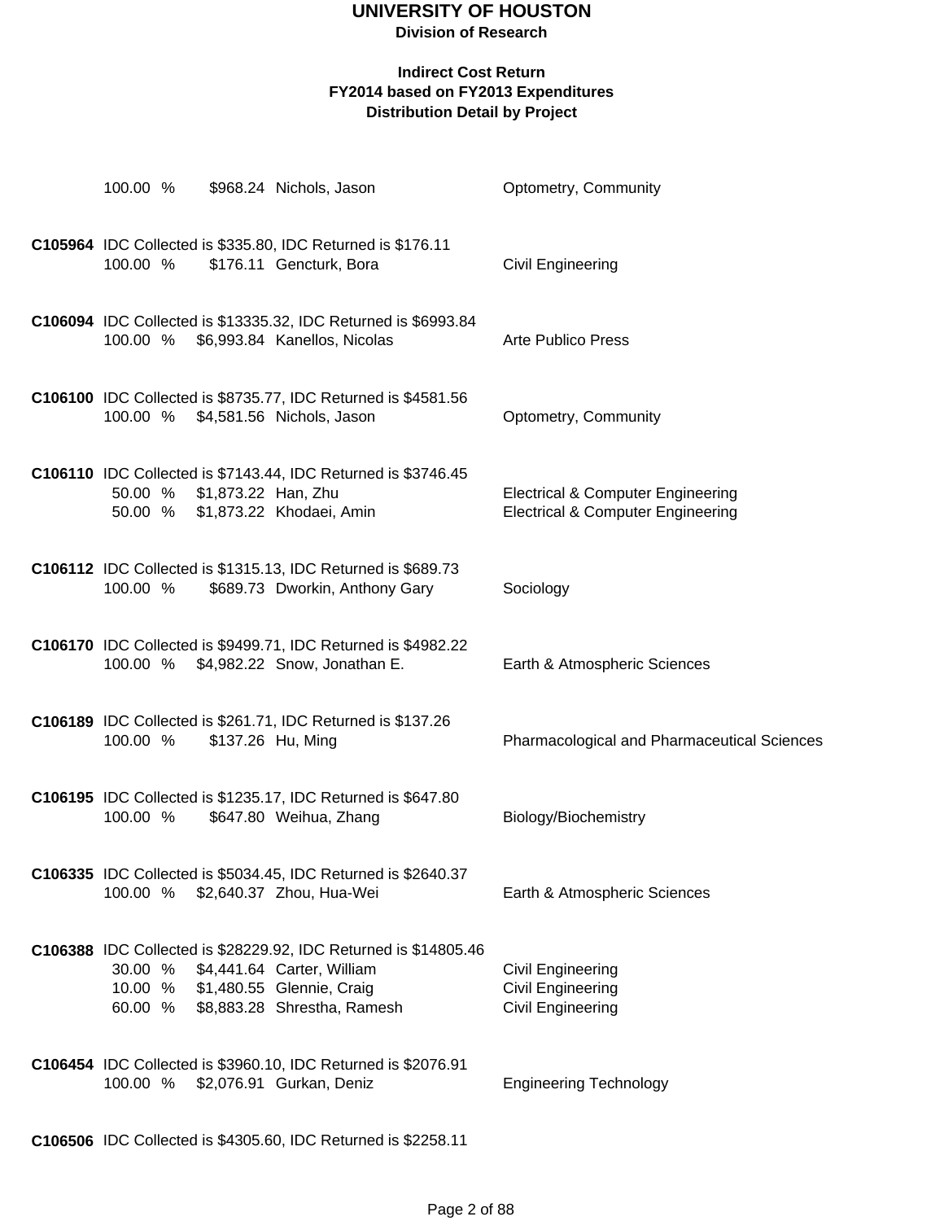# UNIVERSITY OF HOUSTON

**Division of Research**

**Indirect Cost Return**
**FY2014 based on FY2013 Expenditures**
**Distribution Detail by Project**

100.00 % $968.24 Nichols, Jason — Optometry, Community

**C105964** IDC Collected is $335.80, IDC Returned is $176.11

100.00 % $176.11 Gencturk, Bora — Civil Engineering

**C106094** IDC Collected is $13335.32, IDC Returned is $6993.84

100.00 % $6,993.84 Kanellos, Nicolas — Arte Publico Press

**C106100** IDC Collected is $8735.77, IDC Returned is $4581.56

100.00 % $4,581.56 Nichols, Jason — Optometry, Community

**C106110** IDC Collected is $7143.44, IDC Returned is $3746.45

50.00 % $1,873.22 Han, Zhu — Electrical & Computer Engineering
50.00 % $1,873.22 Khodaei, Amin — Electrical & Computer Engineering

**C106112** IDC Collected is $1315.13, IDC Returned is $689.73

100.00 % $689.73 Dworkin, Anthony Gary — Sociology

**C106170** IDC Collected is $9499.71, IDC Returned is $4982.22

100.00 % $4,982.22 Snow, Jonathan E. — Earth & Atmospheric Sciences

**C106189** IDC Collected is $261.71, IDC Returned is $137.26

100.00 % $137.26 Hu, Ming — Pharmacological and Pharmaceutical Sciences

**C106195** IDC Collected is $1235.17, IDC Returned is $647.80

100.00 % $647.80 Weihua, Zhang — Biology/Biochemistry

**C106335** IDC Collected is $5034.45, IDC Returned is $2640.37

100.00 % $2,640.37 Zhou, Hua-Wei — Earth & Atmospheric Sciences

**C106388** IDC Collected is $28229.92, IDC Returned is $14805.46

30.00 % $4,441.64 Carter, William — Civil Engineering
10.00 % $1,480.55 Glennie, Craig — Civil Engineering
60.00 % $8,883.28 Shrestha, Ramesh — Civil Engineering

**C106454** IDC Collected is $3960.10, IDC Returned is $2076.91

100.00 % $2,076.91 Gurkan, Deniz — Engineering Technology

**C106506** IDC Collected is $4305.60, IDC Returned is $2258.11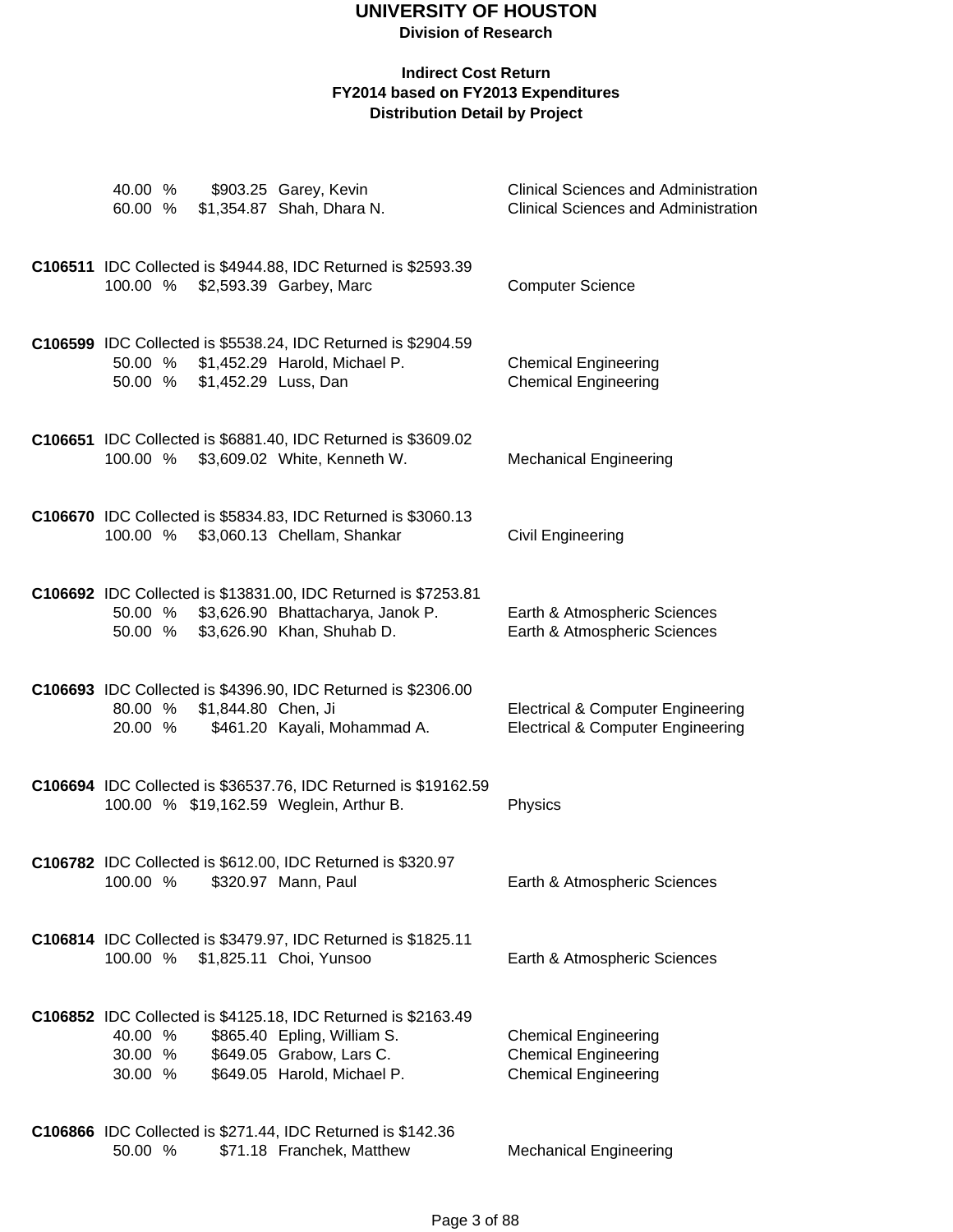# UNIVERSITY OF HOUSTON

**Division of Research**

**Indirect Cost Return**
**FY2014 based on FY2013 Expenditures**
**Distribution Detail by Project**

| | | | |
|---|---|---|---|
| 40.00 % | $903.25 | Garey, Kevin | Clinical Sciences and Administration |
| 60.00 % | $1,354.87 | Shah, Dhara N. | Clinical Sciences and Administration |

**C106511** IDC Collected is $4944.88, IDC Returned is $2593.39

| | | | |
|---|---|---|---|
| 100.00 % | $2,593.39 | Garbey, Marc | Computer Science |

**C106599** IDC Collected is $5538.24, IDC Returned is $2904.59

| | | | |
|---|---|---|---|
| 50.00 % | $1,452.29 | Harold, Michael P. | Chemical Engineering |
| 50.00 % | $1,452.29 | Luss, Dan | Chemical Engineering |

**C106651** IDC Collected is $6881.40, IDC Returned is $3609.02

| | | | |
|---|---|---|---|
| 100.00 % | $3,609.02 | White, Kenneth W. | Mechanical Engineering |

**C106670** IDC Collected is $5834.83, IDC Returned is $3060.13

| | | | |
|---|---|---|---|
| 100.00 % | $3,060.13 | Chellam, Shankar | Civil Engineering |

**C106692** IDC Collected is $13831.00, IDC Returned is $7253.81

| | | | |
|---|---|---|---|
| 50.00 % | $3,626.90 | Bhattacharya, Janok P. | Earth & Atmospheric Sciences |
| 50.00 % | $3,626.90 | Khan, Shuhab D. | Earth & Atmospheric Sciences |

**C106693** IDC Collected is $4396.90, IDC Returned is $2306.00

| | | | |
|---|---|---|---|
| 80.00 % | $1,844.80 | Chen, Ji | Electrical & Computer Engineering |
| 20.00 % | $461.20 | Kayali, Mohammad A. | Electrical & Computer Engineering |

**C106694** IDC Collected is $36537.76, IDC Returned is $19162.59

| | | | |
|---|---|---|---|
| 100.00 % | $19,162.59 | Weglein, Arthur B. | Physics |

**C106782** IDC Collected is $612.00, IDC Returned is $320.97

| | | | |
|---|---|---|---|
| 100.00 % | $320.97 | Mann, Paul | Earth & Atmospheric Sciences |

**C106814** IDC Collected is $3479.97, IDC Returned is $1825.11

| | | | |
|---|---|---|---|
| 100.00 % | $1,825.11 | Choi, Yunsoo | Earth & Atmospheric Sciences |

**C106852** IDC Collected is $4125.18, IDC Returned is $2163.49

| | | | |
|---|---|---|---|
| 40.00 % | $865.40 | Epling, William S. | Chemical Engineering |
| 30.00 % | $649.05 | Grabow, Lars C. | Chemical Engineering |
| 30.00 % | $649.05 | Harold, Michael P. | Chemical Engineering |

**C106866** IDC Collected is $271.44, IDC Returned is $142.36

| | | | |
|---|---|---|---|
| 50.00 % | $71.18 | Franchek, Matthew | Mechanical Engineering |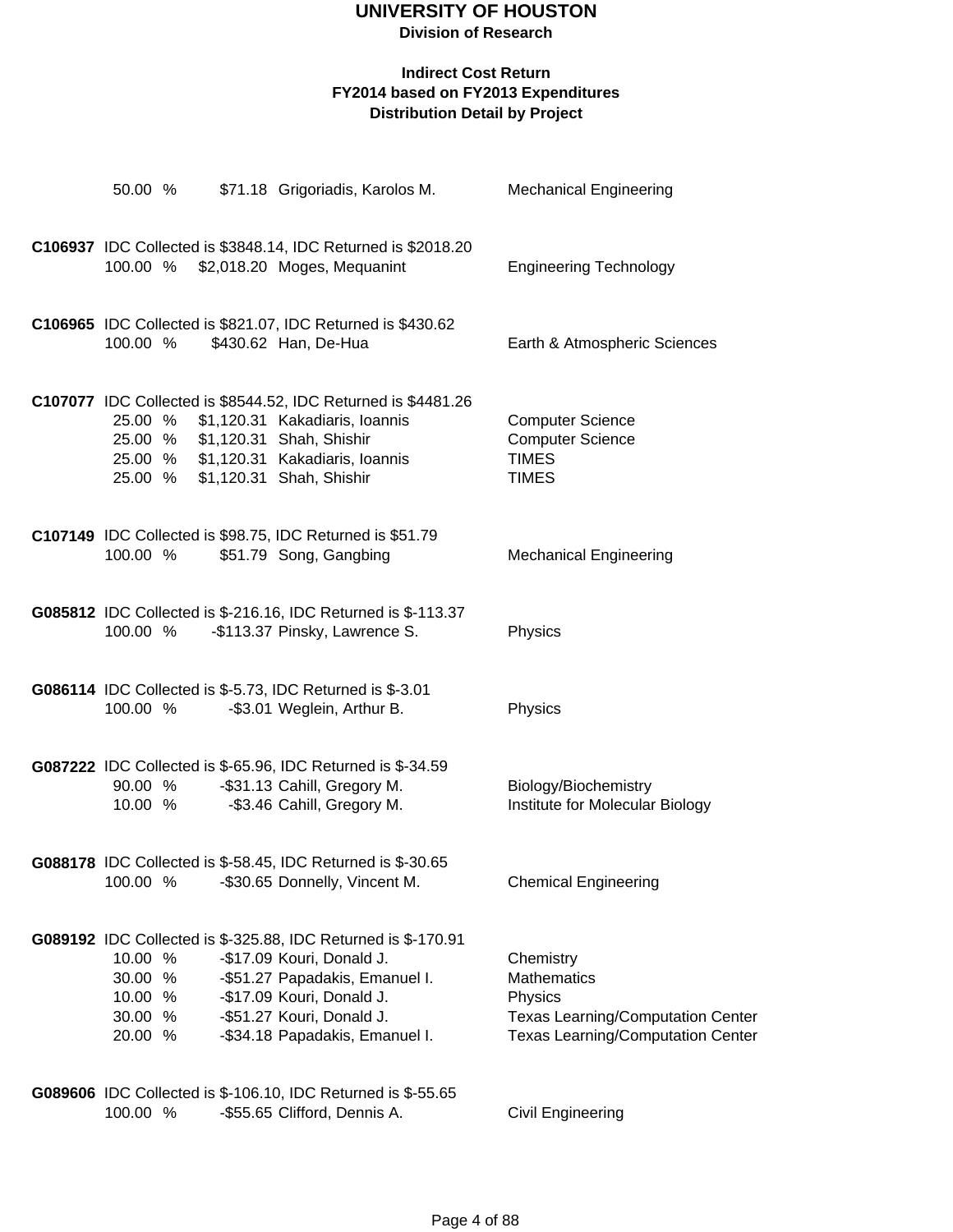# UNIVERSITY OF HOUSTON

**Division of Research**

**Indirect Cost Return**
**FY2014 based on FY2013 Expenditures**
**Distribution Detail by Project**

| | | | |
|---|---|---|---|
| 50.00 % | $71.18 | Grigoriadis, Karolos M. | Mechanical Engineering |

**C106937** IDC Collected is $3848.14, IDC Returned is $2018.20

| | | | |
|---|---|---|---|
| 100.00 % | $2,018.20 | Moges, Mequanint | Engineering Technology |

**C106965** IDC Collected is $821.07, IDC Returned is $430.62

| | | | |
|---|---|---|---|
| 100.00 % | $430.62 | Han, De-Hua | Earth & Atmospheric Sciences |

**C107077** IDC Collected is $8544.52, IDC Returned is $4481.26

| | | | |
|---|---|---|---|
| 25.00 % | $1,120.31 | Kakadiaris, Ioannis | Computer Science |
| 25.00 % | $1,120.31 | Shah, Shishir | Computer Science |
| 25.00 % | $1,120.31 | Kakadiaris, Ioannis | TIMES |
| 25.00 % | $1,120.31 | Shah, Shishir | TIMES |

**C107149** IDC Collected is $98.75, IDC Returned is $51.79

| | | | |
|---|---|---|---|
| 100.00 % | $51.79 | Song, Gangbing | Mechanical Engineering |

**G085812** IDC Collected is $-216.16, IDC Returned is $-113.37

| | | | |
|---|---|---|---|
| 100.00 % | -$113.37 | Pinsky, Lawrence S. | Physics |

**G086114** IDC Collected is $-5.73, IDC Returned is $-3.01

| | | | |
|---|---|---|---|
| 100.00 % | -$3.01 | Weglein, Arthur B. | Physics |

**G087222** IDC Collected is $-65.96, IDC Returned is $-34.59

| | | | |
|---|---|---|---|
| 90.00 % | -$31.13 | Cahill, Gregory M. | Biology/Biochemistry |
| 10.00 % | -$3.46 | Cahill, Gregory M. | Institute for Molecular Biology |

**G088178** IDC Collected is $-58.45, IDC Returned is $-30.65

| | | | |
|---|---|---|---|
| 100.00 % | -$30.65 | Donnelly, Vincent M. | Chemical Engineering |

**G089192** IDC Collected is $-325.88, IDC Returned is $-170.91

| | | | |
|---|---|---|---|
| 10.00 % | -$17.09 | Kouri, Donald J. | Chemistry |
| 30.00 % | -$51.27 | Papadakis, Emanuel I. | Mathematics |
| 10.00 % | -$17.09 | Kouri, Donald J. | Physics |
| 30.00 % | -$51.27 | Kouri, Donald J. | Texas Learning/Computation Center |
| 20.00 % | -$34.18 | Papadakis, Emanuel I. | Texas Learning/Computation Center |

**G089606** IDC Collected is $-106.10, IDC Returned is $-55.65

| | | | |
|---|---|---|---|
| 100.00 % | -$55.65 | Clifford, Dennis A. | Civil Engineering |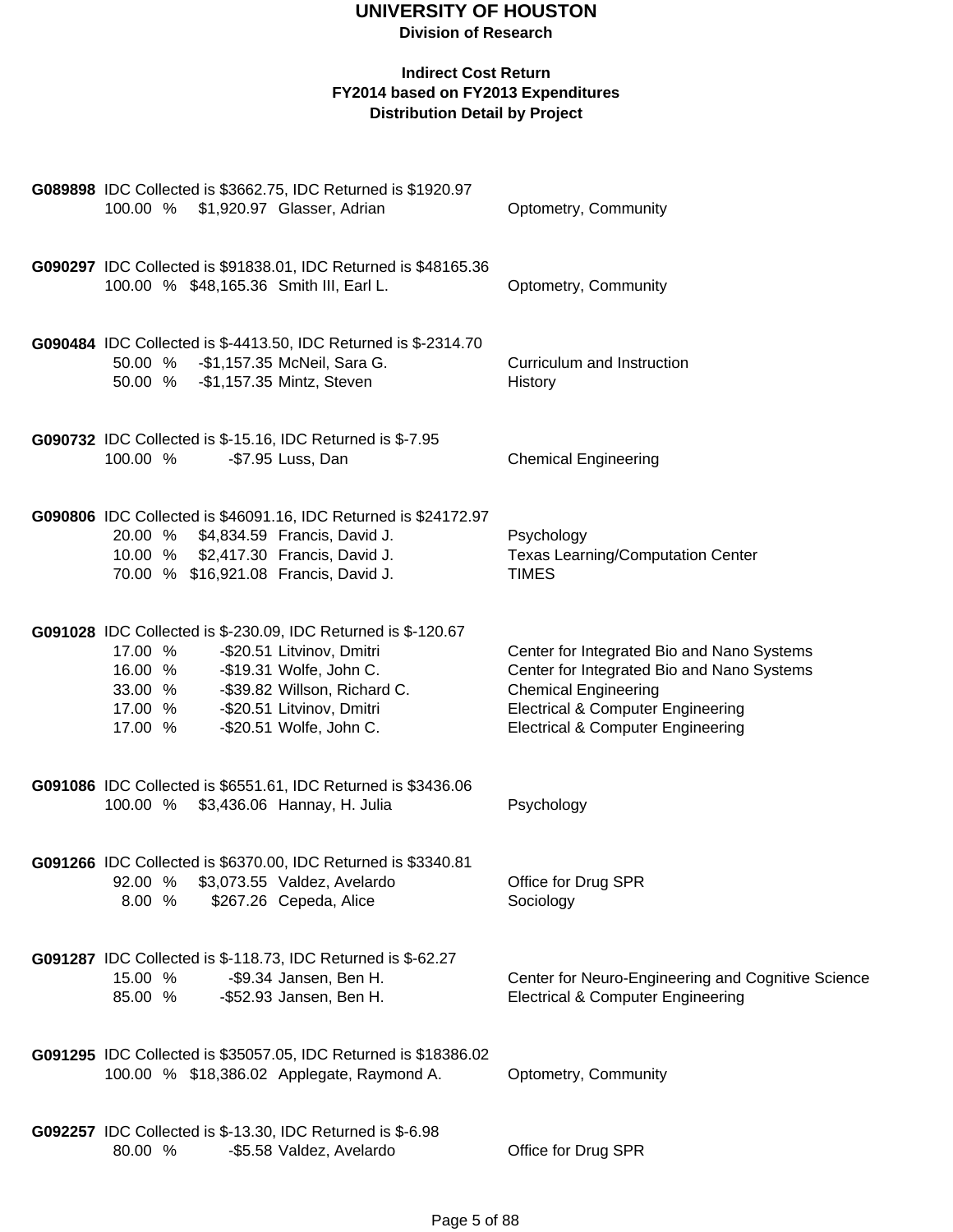# UNIVERSITY OF HOUSTON

**Division of Research**

## Indirect Cost Return
## FY2014 based on FY2013 Expenditures
## Distribution Detail by Project

**G089898** IDC Collected is $3662.75, IDC Returned is $1920.97

| % | Amount | Name | Department |
|---|---|---|---|
| 100.00 % | $1,920.97 | Glasser, Adrian | Optometry, Community |

**G090297** IDC Collected is $91838.01, IDC Returned is $48165.36

| % | Amount | Name | Department |
|---|---|---|---|
| 100.00 % | $48,165.36 | Smith III, Earl L. | Optometry, Community |

**G090484** IDC Collected is $-4413.50, IDC Returned is $-2314.70

| % | Amount | Name | Department |
|---|---|---|---|
| 50.00 % | -$1,157.35 | McNeil, Sara G. | Curriculum and Instruction |
| 50.00 % | -$1,157.35 | Mintz, Steven | History |

**G090732** IDC Collected is $-15.16, IDC Returned is $-7.95

| % | Amount | Name | Department |
|---|---|---|---|
| 100.00 % | -$7.95 | Luss, Dan | Chemical Engineering |

**G090806** IDC Collected is $46091.16, IDC Returned is $24172.97

| % | Amount | Name | Department |
|---|---|---|---|
| 20.00 % | $4,834.59 | Francis, David J. | Psychology |
| 10.00 % | $2,417.30 | Francis, David J. | Texas Learning/Computation Center |
| 70.00 % | $16,921.08 | Francis, David J. | TIMES |

**G091028** IDC Collected is $-230.09, IDC Returned is $-120.67

| % | Amount | Name | Department |
|---|---|---|---|
| 17.00 % | -$20.51 | Litvinov, Dmitri | Center for Integrated Bio and Nano Systems |
| 16.00 % | -$19.31 | Wolfe, John C. | Center for Integrated Bio and Nano Systems |
| 33.00 % | -$39.82 | Willson, Richard C. | Chemical Engineering |
| 17.00 % | -$20.51 | Litvinov, Dmitri | Electrical & Computer Engineering |
| 17.00 % | -$20.51 | Wolfe, John C. | Electrical & Computer Engineering |

**G091086** IDC Collected is $6551.61, IDC Returned is $3436.06

| % | Amount | Name | Department |
|---|---|---|---|
| 100.00 % | $3,436.06 | Hannay, H. Julia | Psychology |

**G091266** IDC Collected is $6370.00, IDC Returned is $3340.81

| % | Amount | Name | Department |
|---|---|---|---|
| 92.00 % | $3,073.55 | Valdez, Avelardo | Office for Drug SPR |
| 8.00 % | $267.26 | Cepeda, Alice | Sociology |

**G091287** IDC Collected is $-118.73, IDC Returned is $-62.27

| % | Amount | Name | Department |
|---|---|---|---|
| 15.00 % | -$9.34 | Jansen, Ben H. | Center for Neuro-Engineering and Cognitive Science |
| 85.00 % | -$52.93 | Jansen, Ben H. | Electrical & Computer Engineering |

**G091295** IDC Collected is $35057.05, IDC Returned is $18386.02

| % | Amount | Name | Department |
|---|---|---|---|
| 100.00 % | $18,386.02 | Applegate, Raymond A. | Optometry, Community |

**G092257** IDC Collected is $-13.30, IDC Returned is $-6.98

| % | Amount | Name | Department |
|---|---|---|---|
| 80.00 % | -$5.58 | Valdez, Avelardo | Office for Drug SPR |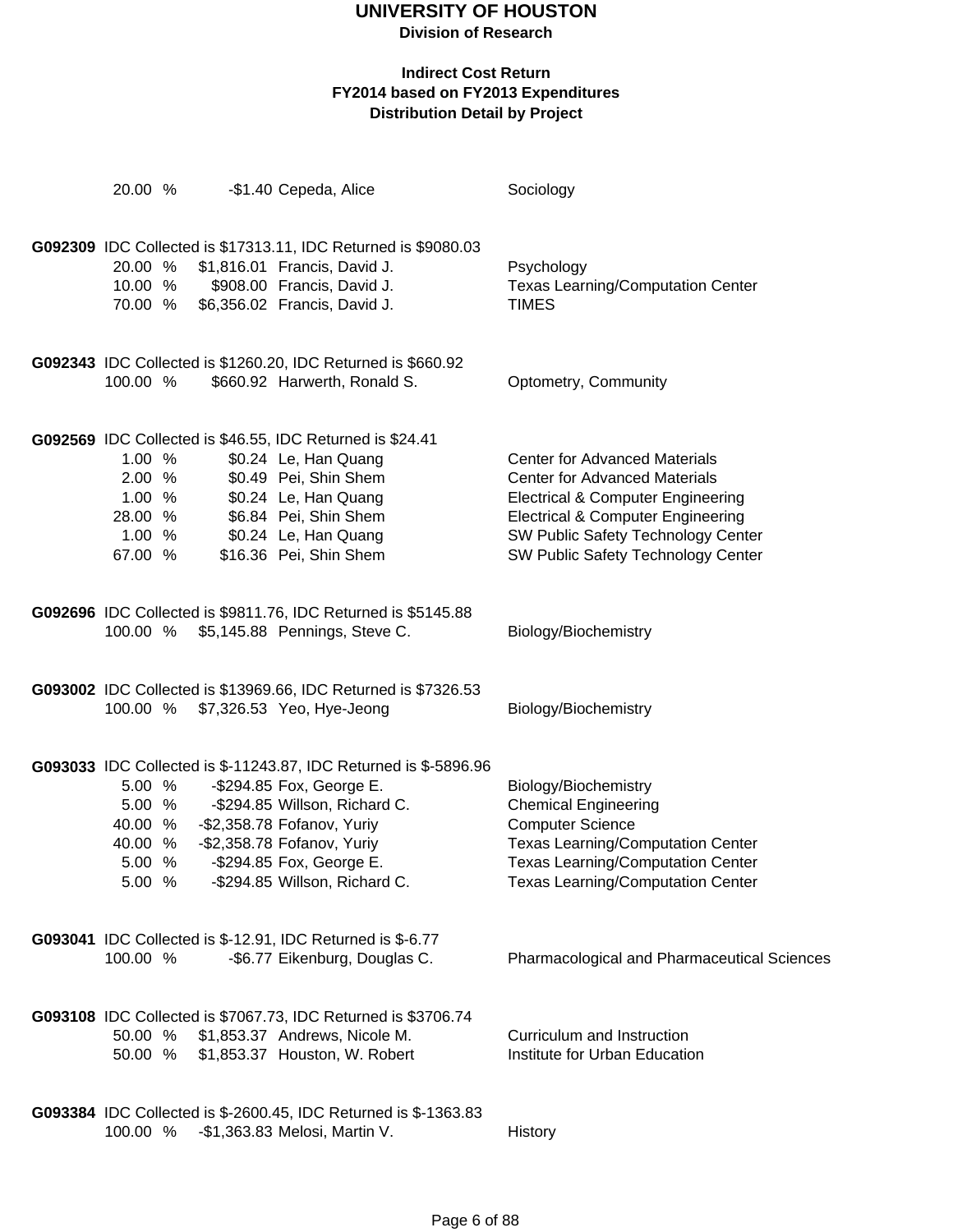# UNIVERSITY OF HOUSTON

**Division of Research**

**Indirect Cost Return**
**FY2014 based on FY2013 Expenditures**
**Distribution Detail by Project**

| | | | |
|---|---|---|---|
| 20.00 % | -$1.40 | Cepeda, Alice | Sociology |

**G092309** IDC Collected is $17313.11, IDC Returned is $9080.03

| | | | |
|---|---|---|---|
| 20.00 % | $1,816.01 | Francis, David J. | Psychology |
| 10.00 % | $908.00 | Francis, David J. | Texas Learning/Computation Center |
| 70.00 % | $6,356.02 | Francis, David J. | TIMES |

**G092343** IDC Collected is $1260.20, IDC Returned is $660.92

| | | | |
|---|---|---|---|
| 100.00 % | $660.92 | Harwerth, Ronald S. | Optometry, Community |

**G092569** IDC Collected is $46.55, IDC Returned is $24.41

| | | | |
|---|---|---|---|
| 1.00 % | $0.24 | Le, Han Quang | Center for Advanced Materials |
| 2.00 % | $0.49 | Pei, Shin Shem | Center for Advanced Materials |
| 1.00 % | $0.24 | Le, Han Quang | Electrical & Computer Engineering |
| 28.00 % | $6.84 | Pei, Shin Shem | Electrical & Computer Engineering |
| 1.00 % | $0.24 | Le, Han Quang | SW Public Safety Technology Center |
| 67.00 % | $16.36 | Pei, Shin Shem | SW Public Safety Technology Center |

**G092696** IDC Collected is $9811.76, IDC Returned is $5145.88

| | | | |
|---|---|---|---|
| 100.00 % | $5,145.88 | Pennings, Steve C. | Biology/Biochemistry |

**G093002** IDC Collected is $13969.66, IDC Returned is $7326.53

| | | | |
|---|---|---|---|
| 100.00 % | $7,326.53 | Yeo, Hye-Jeong | Biology/Biochemistry |

**G093033** IDC Collected is $-11243.87, IDC Returned is $-5896.96

| | | | |
|---|---|---|---|
| 5.00 % | -$294.85 | Fox, George E. | Biology/Biochemistry |
| 5.00 % | -$294.85 | Willson, Richard C. | Chemical Engineering |
| 40.00 % | -$2,358.78 | Fofanov, Yuriy | Computer Science |
| 40.00 % | -$2,358.78 | Fofanov, Yuriy | Texas Learning/Computation Center |
| 5.00 % | -$294.85 | Fox, George E. | Texas Learning/Computation Center |
| 5.00 % | -$294.85 | Willson, Richard C. | Texas Learning/Computation Center |

**G093041** IDC Collected is $-12.91, IDC Returned is $-6.77

| | | | |
|---|---|---|---|
| 100.00 % | -$6.77 | Eikenburg, Douglas C. | Pharmacological and Pharmaceutical Sciences |

**G093108** IDC Collected is $7067.73, IDC Returned is $3706.74

| | | | |
|---|---|---|---|
| 50.00 % | $1,853.37 | Andrews, Nicole M. | Curriculum and Instruction |
| 50.00 % | $1,853.37 | Houston, W. Robert | Institute for Urban Education |

**G093384** IDC Collected is $-2600.45, IDC Returned is $-1363.83

| | | | |
|---|---|---|---|
| 100.00 % | -$1,363.83 | Melosi, Martin V. | History |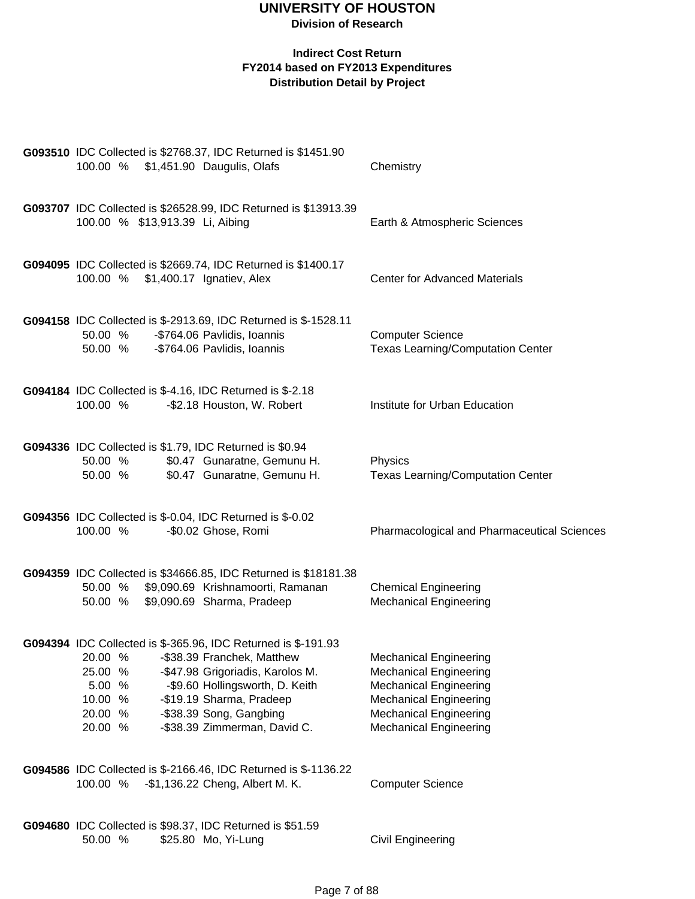# UNIVERSITY OF HOUSTON

**Division of Research**

**Indirect Cost Return**
**FY2014 based on FY2013 Expenditures**
**Distribution Detail by Project**

**G093510** IDC Collected is $2768.37, IDC Returned is $1451.90

| % | Amount | Name | Department |
|---|---|---|---|
| 100.00 % | $1,451.90 | Daugulis, Olafs | Chemistry |

**G093707** IDC Collected is $26528.99, IDC Returned is $13913.39

| % | Amount | Name | Department |
|---|---|---|---|
| 100.00 % | $13,913.39 | Li, Aibing | Earth & Atmospheric Sciences |

**G094095** IDC Collected is $2669.74, IDC Returned is $1400.17

| % | Amount | Name | Department |
|---|---|---|---|
| 100.00 % | $1,400.17 | Ignatiev, Alex | Center for Advanced Materials |

**G094158** IDC Collected is $-2913.69, IDC Returned is $-1528.11

| % | Amount | Name | Department |
|---|---|---|---|
| 50.00 % | -$764.06 | Pavlidis, Ioannis | Computer Science |
| 50.00 % | -$764.06 | Pavlidis, Ioannis | Texas Learning/Computation Center |

**G094184** IDC Collected is $-4.16, IDC Returned is $-2.18

| % | Amount | Name | Department |
|---|---|---|---|
| 100.00 % | -$2.18 | Houston, W. Robert | Institute for Urban Education |

**G094336** IDC Collected is $1.79, IDC Returned is $0.94

| % | Amount | Name | Department |
|---|---|---|---|
| 50.00 % | $0.47 | Gunaratne, Gemunu H. | Physics |
| 50.00 % | $0.47 | Gunaratne, Gemunu H. | Texas Learning/Computation Center |

**G094356** IDC Collected is $-0.04, IDC Returned is $-0.02

| % | Amount | Name | Department |
|---|---|---|---|
| 100.00 % | -$0.02 | Ghose, Romi | Pharmacological and Pharmaceutical Sciences |

**G094359** IDC Collected is $34666.85, IDC Returned is $18181.38

| % | Amount | Name | Department |
|---|---|---|---|
| 50.00 % | $9,090.69 | Krishnamoorti, Ramanan | Chemical Engineering |
| 50.00 % | $9,090.69 | Sharma, Pradeep | Mechanical Engineering |

**G094394** IDC Collected is $-365.96, IDC Returned is $-191.93

| % | Amount | Name | Department |
|---|---|---|---|
| 20.00 % | -$38.39 | Franchek, Matthew | Mechanical Engineering |
| 25.00 % | -$47.98 | Grigoriadis, Karolos M. | Mechanical Engineering |
| 5.00 % | -$9.60 | Hollingsworth, D. Keith | Mechanical Engineering |
| 10.00 % | -$19.19 | Sharma, Pradeep | Mechanical Engineering |
| 20.00 % | -$38.39 | Song, Gangbing | Mechanical Engineering |
| 20.00 % | -$38.39 | Zimmerman, David C. | Mechanical Engineering |

**G094586** IDC Collected is $-2166.46, IDC Returned is $-1136.22

| % | Amount | Name | Department |
|---|---|---|---|
| 100.00 % | -$1,136.22 | Cheng, Albert M. K. | Computer Science |

**G094680** IDC Collected is $98.37, IDC Returned is $51.59

| % | Amount | Name | Department |
|---|---|---|---|
| 50.00 % | $25.80 | Mo, Yi-Lung | Civil Engineering |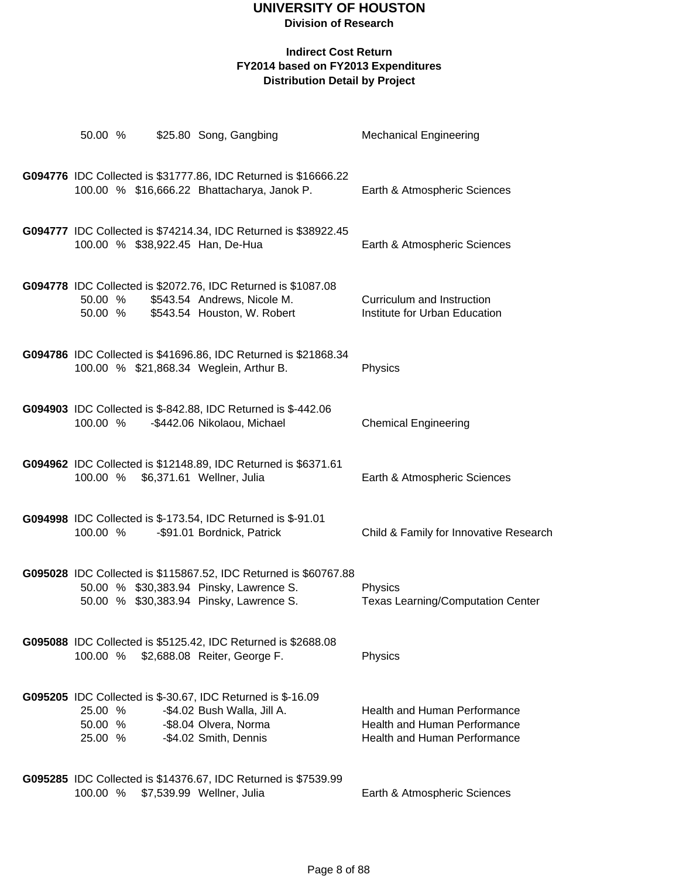# UNIVERSITY OF HOUSTON

**Division of Research**

**Indirect Cost Return**
**FY2014 based on FY2013 Expenditures**
**Distribution Detail by Project**

50.00 % $25.80 Song, Gangbing — Mechanical Engineering

**G094776** IDC Collected is $31777.86, IDC Returned is $16666.22
100.00 % $16,666.22 Bhattacharya, Janok P. — Earth & Atmospheric Sciences

**G094777** IDC Collected is $74214.34, IDC Returned is $38922.45
100.00 % $38,922.45 Han, De-Hua — Earth & Atmospheric Sciences

**G094778** IDC Collected is $2072.76, IDC Returned is $1087.08
50.00 % $543.54 Andrews, Nicole M. — Curriculum and Instruction
50.00 % $543.54 Houston, W. Robert — Institute for Urban Education

**G094786** IDC Collected is $41696.86, IDC Returned is $21868.34
100.00 % $21,868.34 Weglein, Arthur B. — Physics

**G094903** IDC Collected is $-842.88, IDC Returned is $-442.06
100.00 % -$442.06 Nikolaou, Michael — Chemical Engineering

**G094962** IDC Collected is $12148.89, IDC Returned is $6371.61
100.00 % $6,371.61 Wellner, Julia — Earth & Atmospheric Sciences

**G094998** IDC Collected is $-173.54, IDC Returned is $-91.01
100.00 % -$91.01 Bordnick, Patrick — Child & Family for Innovative Research

**G095028** IDC Collected is $115867.52, IDC Returned is $60767.88
50.00 % $30,383.94 Pinsky, Lawrence S. — Physics
50.00 % $30,383.94 Pinsky, Lawrence S. — Texas Learning/Computation Center

**G095088** IDC Collected is $5125.42, IDC Returned is $2688.08
100.00 % $2,688.08 Reiter, George F. — Physics

**G095205** IDC Collected is $-30.67, IDC Returned is $-16.09
25.00 % -$4.02 Bush Walla, Jill A. — Health and Human Performance
50.00 % -$8.04 Olvera, Norma — Health and Human Performance
25.00 % -$4.02 Smith, Dennis — Health and Human Performance

**G095285** IDC Collected is $14376.67, IDC Returned is $7539.99
100.00 % $7,539.99 Wellner, Julia — Earth & Atmospheric Sciences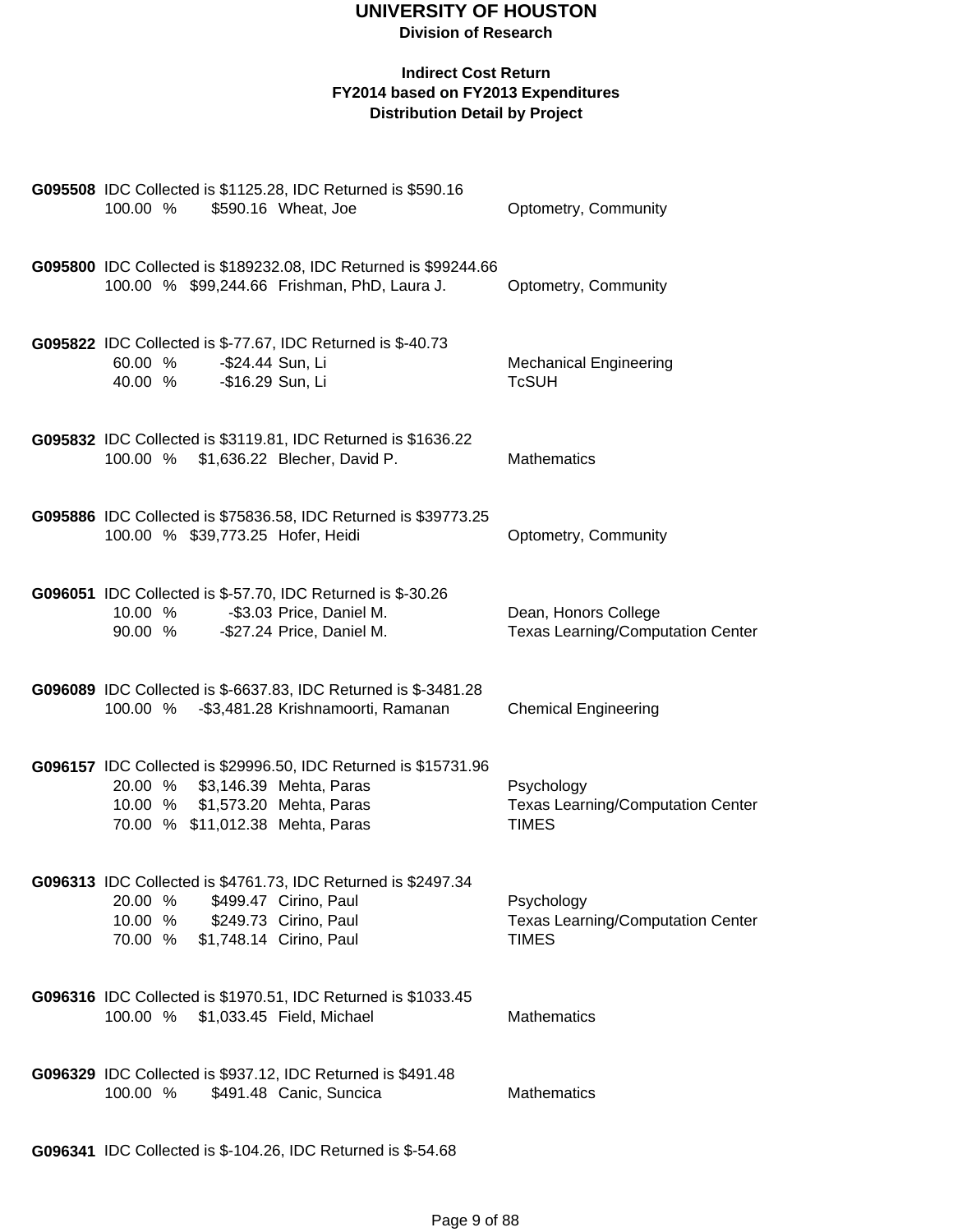# UNIVERSITY OF HOUSTON

**Division of Research**

**Indirect Cost Return**
**FY2014 based on FY2013 Expenditures**
**Distribution Detail by Project**

**G095508** IDC Collected is $1125.28, IDC Returned is $590.16

| | | | |
|---|---|---|---|
| 100.00 % | $590.16 | Wheat, Joe | Optometry, Community |

**G095800** IDC Collected is $189232.08, IDC Returned is $99244.66

| | | | |
|---|---|---|---|
| 100.00 % | $99,244.66 | Frishman, PhD, Laura J. | Optometry, Community |

**G095822** IDC Collected is $-77.67, IDC Returned is $-40.73

| | | | |
|---|---|---|---|
| 60.00 % | -$24.44 | Sun, Li | Mechanical Engineering |
| 40.00 % | -$16.29 | Sun, Li | TcSUH |

**G095832** IDC Collected is $3119.81, IDC Returned is $1636.22

| | | | |
|---|---|---|---|
| 100.00 % | $1,636.22 | Blecher, David P. | Mathematics |

**G095886** IDC Collected is $75836.58, IDC Returned is $39773.25

| | | | |
|---|---|---|---|
| 100.00 % | $39,773.25 | Hofer, Heidi | Optometry, Community |

**G096051** IDC Collected is $-57.70, IDC Returned is $-30.26

| | | | |
|---|---|---|---|
| 10.00 % | -$3.03 | Price, Daniel M. | Dean, Honors College |
| 90.00 % | -$27.24 | Price, Daniel M. | Texas Learning/Computation Center |

**G096089** IDC Collected is $-6637.83, IDC Returned is $-3481.28

| | | | |
|---|---|---|---|
| 100.00 % | -$3,481.28 | Krishnamoorti, Ramanan | Chemical Engineering |

**G096157** IDC Collected is $29996.50, IDC Returned is $15731.96

| | | | |
|---|---|---|---|
| 20.00 % | $3,146.39 | Mehta, Paras | Psychology |
| 10.00 % | $1,573.20 | Mehta, Paras | Texas Learning/Computation Center |
| 70.00 % | $11,012.38 | Mehta, Paras | TIMES |

**G096313** IDC Collected is $4761.73, IDC Returned is $2497.34

| | | | |
|---|---|---|---|
| 20.00 % | $499.47 | Cirino, Paul | Psychology |
| 10.00 % | $249.73 | Cirino, Paul | Texas Learning/Computation Center |
| 70.00 % | $1,748.14 | Cirino, Paul | TIMES |

**G096316** IDC Collected is $1970.51, IDC Returned is $1033.45

| | | | |
|---|---|---|---|
| 100.00 % | $1,033.45 | Field, Michael | Mathematics |

**G096329** IDC Collected is $937.12, IDC Returned is $491.48

| | | | |
|---|---|---|---|
| 100.00 % | $491.48 | Canic, Suncica | Mathematics |

**G096341** IDC Collected is $-104.26, IDC Returned is $-54.68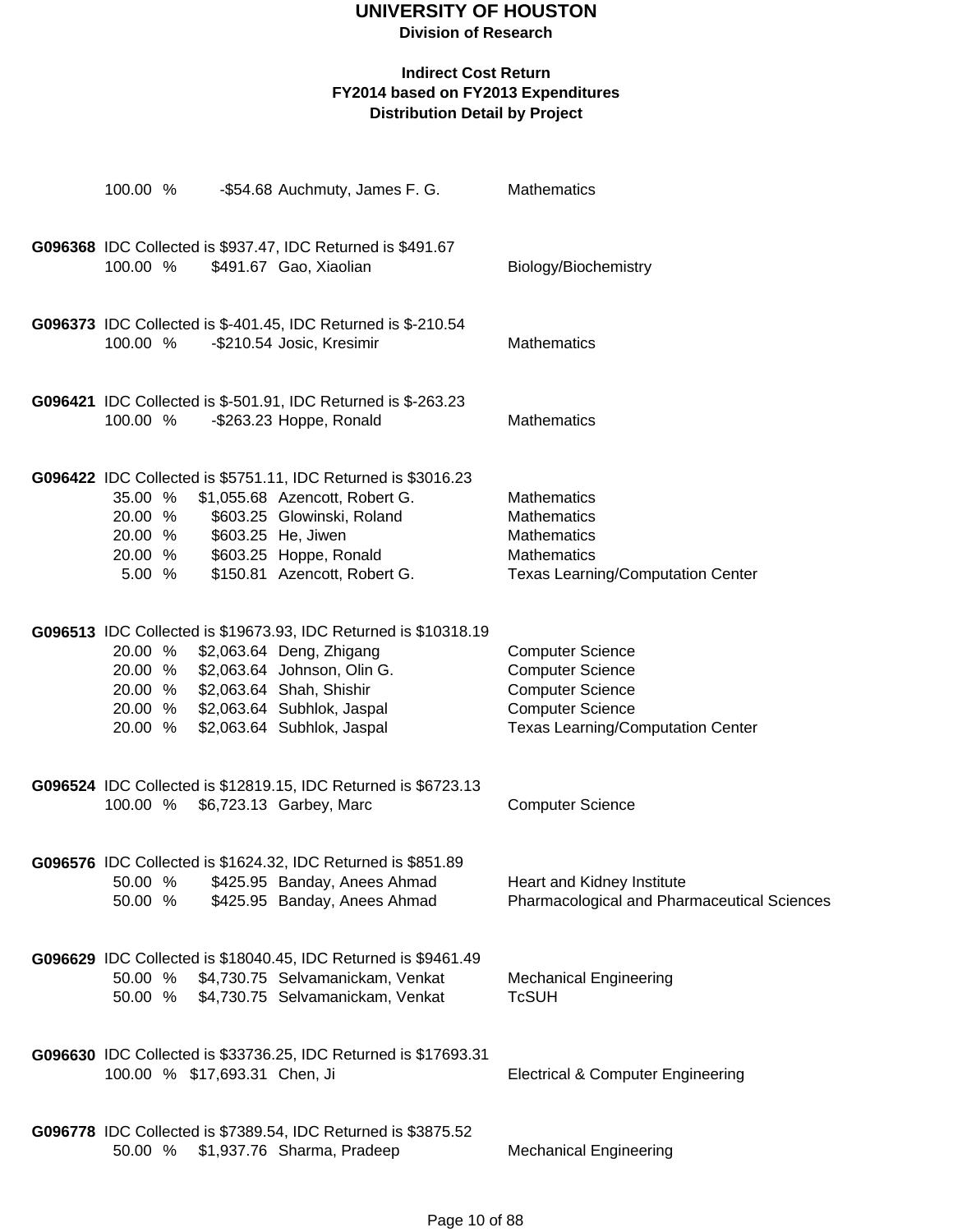# UNIVERSITY OF HOUSTON

**Division of Research**

**Indirect Cost Return**
**FY2014 based on FY2013 Expenditures**
**Distribution Detail by Project**

100.00 % -$54.68 Auchmuty, James F. G. Mathematics

**G096368** IDC Collected is $937.47, IDC Returned is $491.67

| Percent | Amount | Name | Department |
|---|---|---|---|
| 100.00 % | $491.67 | Gao, Xiaolian | Biology/Biochemistry |

**G096373** IDC Collected is $-401.45, IDC Returned is $-210.54

| Percent | Amount | Name | Department |
|---|---|---|---|
| 100.00 % | -$210.54 | Josic, Kresimir | Mathematics |

**G096421** IDC Collected is $-501.91, IDC Returned is $-263.23

| Percent | Amount | Name | Department |
|---|---|---|---|
| 100.00 % | -$263.23 | Hoppe, Ronald | Mathematics |

**G096422** IDC Collected is $5751.11, IDC Returned is $3016.23

| Percent | Amount | Name | Department |
|---|---|---|---|
| 35.00 % | $1,055.68 | Azencott, Robert G. | Mathematics |
| 20.00 % | $603.25 | Glowinski, Roland | Mathematics |
| 20.00 % | $603.25 | He, Jiwen | Mathematics |
| 20.00 % | $603.25 | Hoppe, Ronald | Mathematics |
| 5.00 % | $150.81 | Azencott, Robert G. | Texas Learning/Computation Center |

**G096513** IDC Collected is $19673.93, IDC Returned is $10318.19

| Percent | Amount | Name | Department |
|---|---|---|---|
| 20.00 % | $2,063.64 | Deng, Zhigang | Computer Science |
| 20.00 % | $2,063.64 | Johnson, Olin G. | Computer Science |
| 20.00 % | $2,063.64 | Shah, Shishir | Computer Science |
| 20.00 % | $2,063.64 | Subhlok, Jaspal | Computer Science |
| 20.00 % | $2,063.64 | Subhlok, Jaspal | Texas Learning/Computation Center |

**G096524** IDC Collected is $12819.15, IDC Returned is $6723.13

| Percent | Amount | Name | Department |
|---|---|---|---|
| 100.00 % | $6,723.13 | Garbey, Marc | Computer Science |

**G096576** IDC Collected is $1624.32, IDC Returned is $851.89

| Percent | Amount | Name | Department |
|---|---|---|---|
| 50.00 % | $425.95 | Banday, Anees Ahmad | Heart and Kidney Institute |
| 50.00 % | $425.95 | Banday, Anees Ahmad | Pharmacological and Pharmaceutical Sciences |

**G096629** IDC Collected is $18040.45, IDC Returned is $9461.49

| Percent | Amount | Name | Department |
|---|---|---|---|
| 50.00 % | $4,730.75 | Selvamanickam, Venkat | Mechanical Engineering |
| 50.00 % | $4,730.75 | Selvamanickam, Venkat | TcSUH |

**G096630** IDC Collected is $33736.25, IDC Returned is $17693.31

| Percent | Amount | Name | Department |
|---|---|---|---|
| 100.00 % | $17,693.31 | Chen, Ji | Electrical & Computer Engineering |

**G096778** IDC Collected is $7389.54, IDC Returned is $3875.52

| Percent | Amount | Name | Department |
|---|---|---|---|
| 50.00 % | $1,937.76 | Sharma, Pradeep | Mechanical Engineering |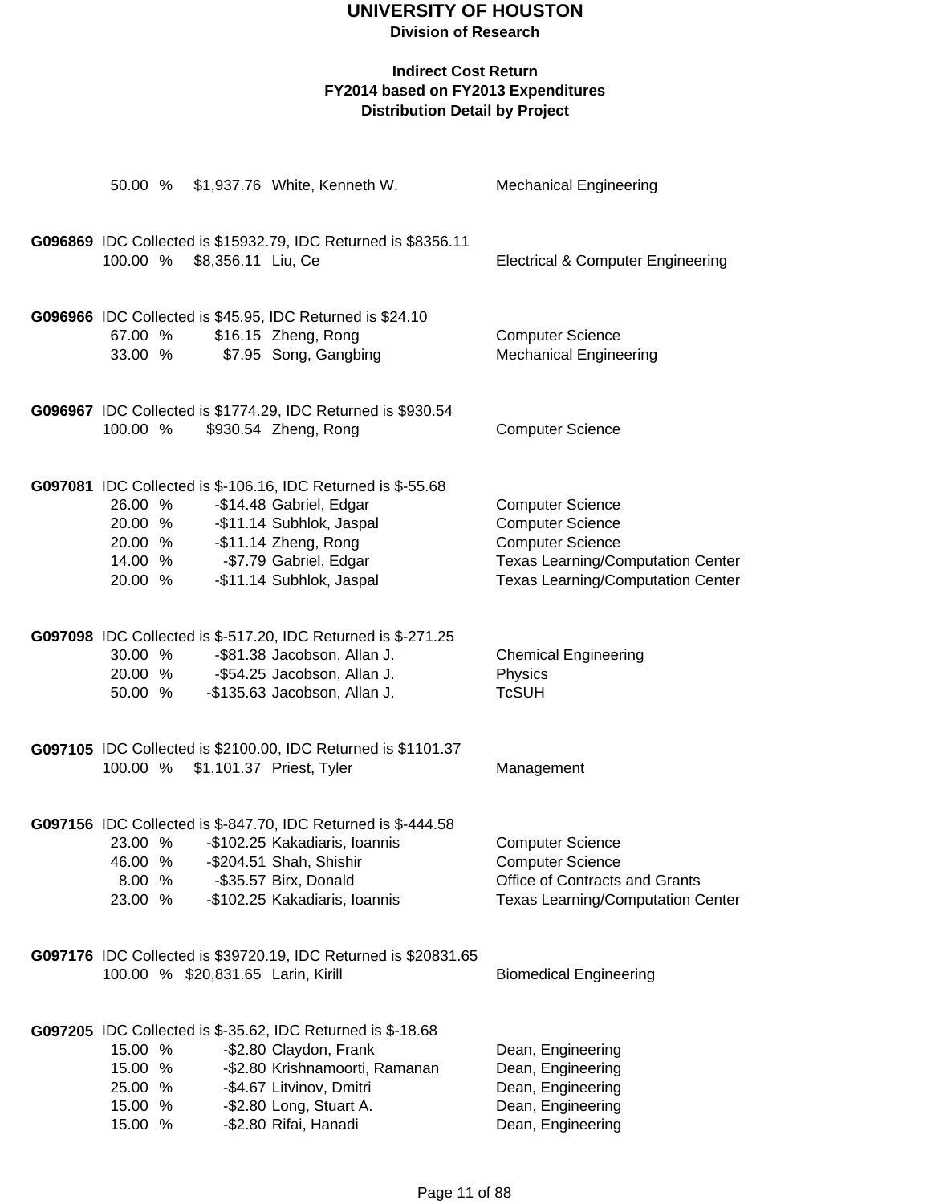# UNIVERSITY OF HOUSTON

**Division of Research**

**Indirect Cost Return**
**FY2014 based on FY2013 Expenditures**
**Distribution Detail by Project**

| | | | | |
|---|---|---|---|---|
| | 50.00 % | $1,937.76 | White, Kenneth W. | Mechanical Engineering |

**G096869** IDC Collected is $15932.79, IDC Returned is $8356.11

| | | | |
|---|---|---|---|
| 100.00 % | $8,356.11 | Liu, Ce | Electrical & Computer Engineering |

**G096966** IDC Collected is $45.95, IDC Returned is $24.10

| | | | |
|---|---|---|---|
| 67.00 % | $16.15 | Zheng, Rong | Computer Science |
| 33.00 % | $7.95 | Song, Gangbing | Mechanical Engineering |

**G096967** IDC Collected is $1774.29, IDC Returned is $930.54

| | | | |
|---|---|---|---|
| 100.00 % | $930.54 | Zheng, Rong | Computer Science |

**G097081** IDC Collected is $-106.16, IDC Returned is $-55.68

| | | | |
|---|---|---|---|
| 26.00 % | -$14.48 | Gabriel, Edgar | Computer Science |
| 20.00 % | -$11.14 | Subhlok, Jaspal | Computer Science |
| 20.00 % | -$11.14 | Zheng, Rong | Computer Science |
| 14.00 % | -$7.79 | Gabriel, Edgar | Texas Learning/Computation Center |
| 20.00 % | -$11.14 | Subhlok, Jaspal | Texas Learning/Computation Center |

**G097098** IDC Collected is $-517.20, IDC Returned is $-271.25

| | | | |
|---|---|---|---|
| 30.00 % | -$81.38 | Jacobson, Allan J. | Chemical Engineering |
| 20.00 % | -$54.25 | Jacobson, Allan J. | Physics |
| 50.00 % | -$135.63 | Jacobson, Allan J. | TcSUH |

**G097105** IDC Collected is $2100.00, IDC Returned is $1101.37

| | | | |
|---|---|---|---|
| 100.00 % | $1,101.37 | Priest, Tyler | Management |

**G097156** IDC Collected is $-847.70, IDC Returned is $-444.58

| | | | |
|---|---|---|---|
| 23.00 % | -$102.25 | Kakadiaris, Ioannis | Computer Science |
| 46.00 % | -$204.51 | Shah, Shishir | Computer Science |
| 8.00 % | -$35.57 | Birx, Donald | Office of Contracts and Grants |
| 23.00 % | -$102.25 | Kakadiaris, Ioannis | Texas Learning/Computation Center |

**G097176** IDC Collected is $39720.19, IDC Returned is $20831.65

| | | | |
|---|---|---|---|
| 100.00 % | $20,831.65 | Larin, Kirill | Biomedical Engineering |

**G097205** IDC Collected is $-35.62, IDC Returned is $-18.68

| | | | |
|---|---|---|---|
| 15.00 % | -$2.80 | Claydon, Frank | Dean, Engineering |
| 15.00 % | -$2.80 | Krishnamoorti, Ramanan | Dean, Engineering |
| 25.00 % | -$4.67 | Litvinov, Dmitri | Dean, Engineering |
| 15.00 % | -$2.80 | Long, Stuart A. | Dean, Engineering |
| 15.00 % | -$2.80 | Rifai, Hanadi | Dean, Engineering |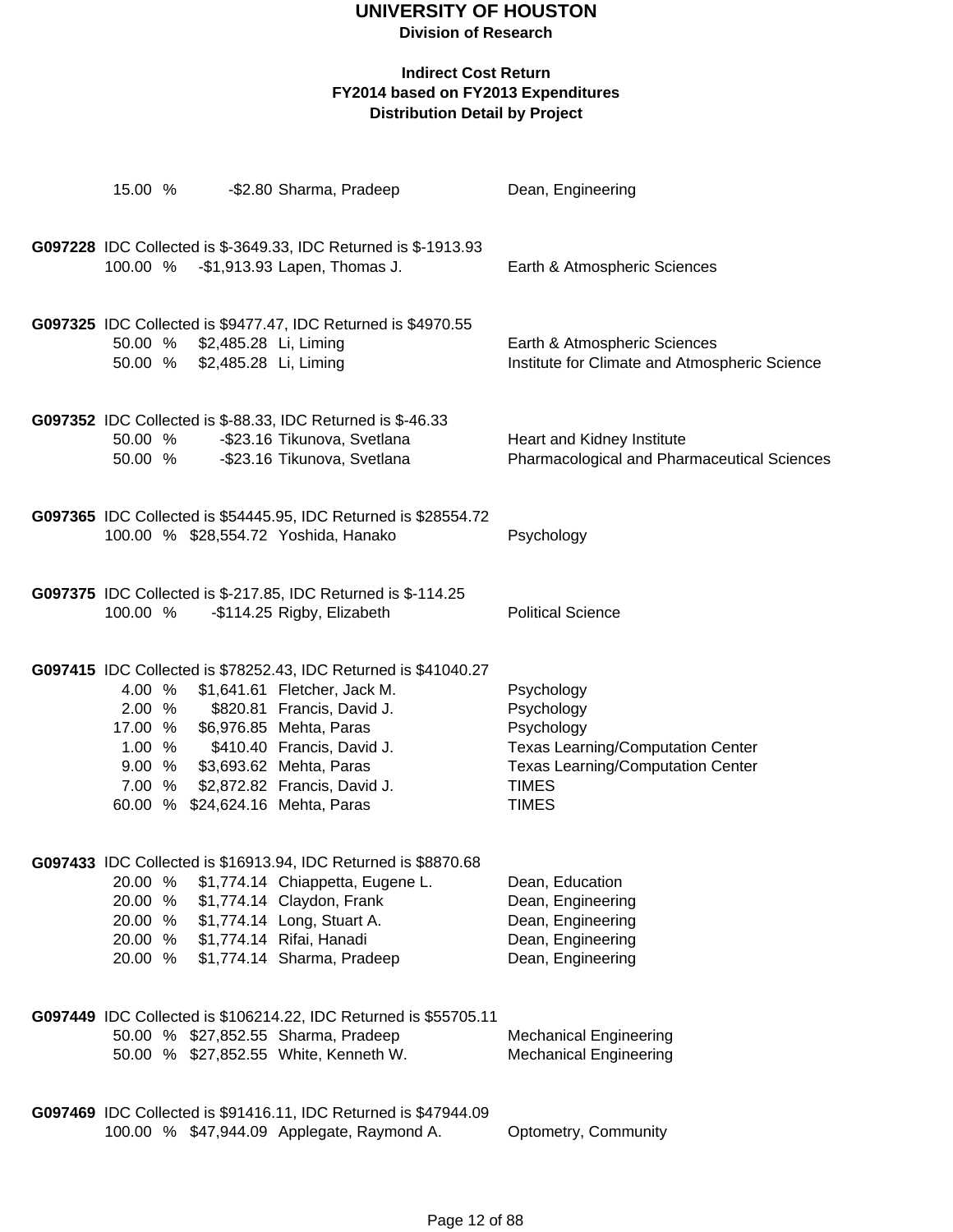# UNIVERSITY OF HOUSTON

**Division of Research**

**Indirect Cost Return**
**FY2014 based on FY2013 Expenditures**
**Distribution Detail by Project**

15.00 % -$2.80 Sharma, Pradeep — Dean, Engineering

**G097228** IDC Collected is $-3649.33, IDC Returned is $-1913.93

| Percent | Amount | Name | Department |
|---|---|---|---|
| 100.00 % | -$1,913.93 | Lapen, Thomas J. | Earth & Atmospheric Sciences |

**G097325** IDC Collected is $9477.47, IDC Returned is $4970.55

| Percent | Amount | Name | Department |
|---|---|---|---|
| 50.00 % | $2,485.28 | Li, Liming | Earth & Atmospheric Sciences |
| 50.00 % | $2,485.28 | Li, Liming | Institute for Climate and Atmospheric Science |

**G097352** IDC Collected is $-88.33, IDC Returned is $-46.33

| Percent | Amount | Name | Department |
|---|---|---|---|
| 50.00 % | -$23.16 | Tikunova, Svetlana | Heart and Kidney Institute |
| 50.00 % | -$23.16 | Tikunova, Svetlana | Pharmacological and Pharmaceutical Sciences |

**G097365** IDC Collected is $54445.95, IDC Returned is $28554.72

| Percent | Amount | Name | Department |
|---|---|---|---|
| 100.00 % | $28,554.72 | Yoshida, Hanako | Psychology |

**G097375** IDC Collected is $-217.85, IDC Returned is $-114.25

| Percent | Amount | Name | Department |
|---|---|---|---|
| 100.00 % | -$114.25 | Rigby, Elizabeth | Political Science |

**G097415** IDC Collected is $78252.43, IDC Returned is $41040.27

| Percent | Amount | Name | Department |
|---|---|---|---|
| 4.00 % | $1,641.61 | Fletcher, Jack M. | Psychology |
| 2.00 % | $820.81 | Francis, David J. | Psychology |
| 17.00 % | $6,976.85 | Mehta, Paras | Psychology |
| 1.00 % | $410.40 | Francis, David J. | Texas Learning/Computation Center |
| 9.00 % | $3,693.62 | Mehta, Paras | Texas Learning/Computation Center |
| 7.00 % | $2,872.82 | Francis, David J. | TIMES |
| 60.00 % | $24,624.16 | Mehta, Paras | TIMES |

**G097433** IDC Collected is $16913.94, IDC Returned is $8870.68

| Percent | Amount | Name | Department |
|---|---|---|---|
| 20.00 % | $1,774.14 | Chiappetta, Eugene L. | Dean, Education |
| 20.00 % | $1,774.14 | Claydon, Frank | Dean, Engineering |
| 20.00 % | $1,774.14 | Long, Stuart A. | Dean, Engineering |
| 20.00 % | $1,774.14 | Rifai, Hanadi | Dean, Engineering |
| 20.00 % | $1,774.14 | Sharma, Pradeep | Dean, Engineering |

**G097449** IDC Collected is $106214.22, IDC Returned is $55705.11

| Percent | Amount | Name | Department |
|---|---|---|---|
| 50.00 % | $27,852.55 | Sharma, Pradeep | Mechanical Engineering |
| 50.00 % | $27,852.55 | White, Kenneth W. | Mechanical Engineering |

**G097469** IDC Collected is $91416.11, IDC Returned is $47944.09

| Percent | Amount | Name | Department |
|---|---|---|---|
| 100.00 % | $47,944.09 | Applegate, Raymond A. | Optometry, Community |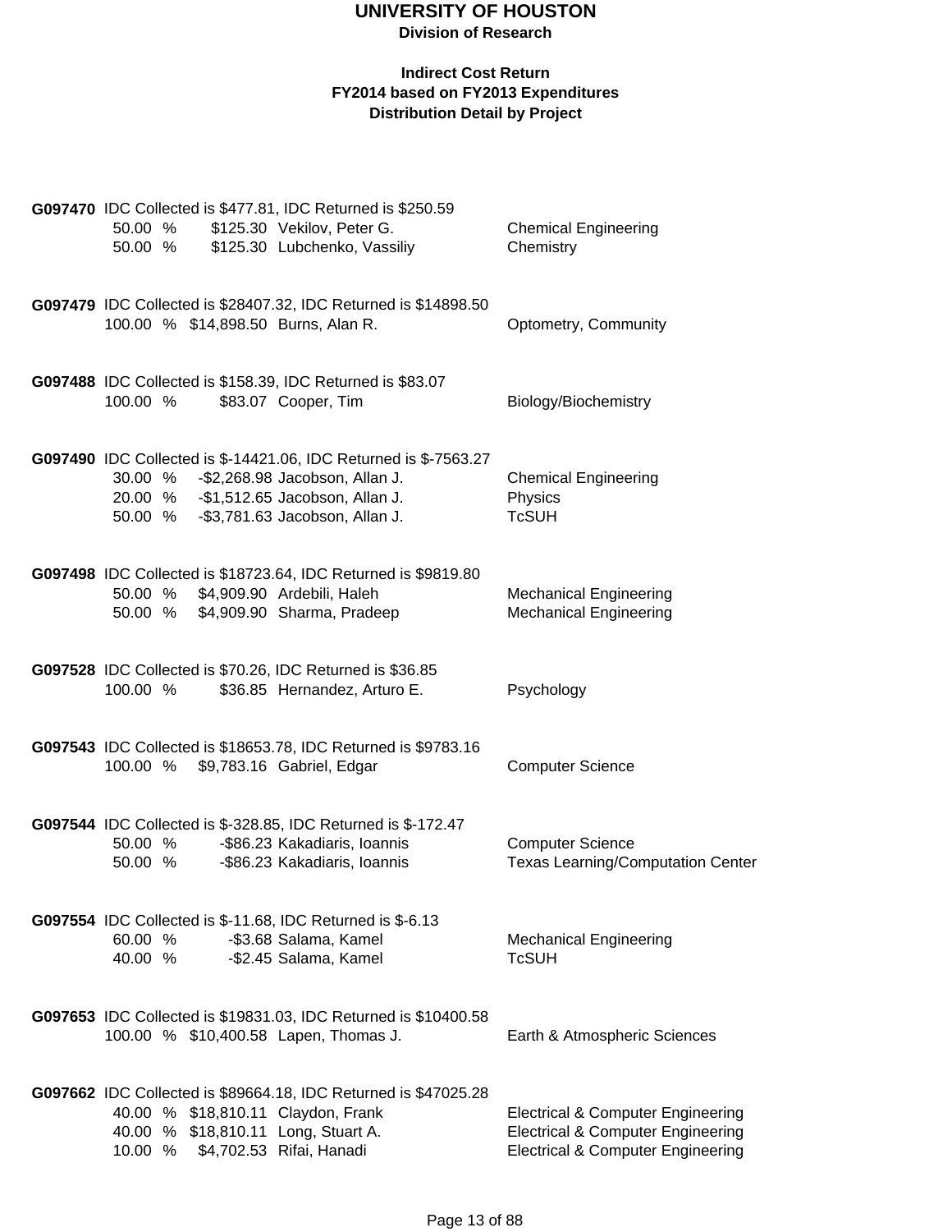# UNIVERSITY OF HOUSTON

**Division of Research**

**Indirect Cost Return**
**FY2014 based on FY2013 Expenditures**
**Distribution Detail by Project**

**G097470** IDC Collected is $477.81, IDC Returned is $250.59

| % | Amount | Name | Department |
|---|---|---|---|
| 50.00 % | $125.30 | Vekilov, Peter G. | Chemical Engineering |
| 50.00 % | $125.30 | Lubchenko, Vassiliy | Chemistry |

**G097479** IDC Collected is $28407.32, IDC Returned is $14898.50

| % | Amount | Name | Department |
|---|---|---|---|
| 100.00 % | $14,898.50 | Burns, Alan R. | Optometry, Community |

**G097488** IDC Collected is $158.39, IDC Returned is $83.07

| % | Amount | Name | Department |
|---|---|---|---|
| 100.00 % | $83.07 | Cooper, Tim | Biology/Biochemistry |

**G097490** IDC Collected is $-14421.06, IDC Returned is $-7563.27

| % | Amount | Name | Department |
|---|---|---|---|
| 30.00 % | -$2,268.98 | Jacobson, Allan J. | Chemical Engineering |
| 20.00 % | -$1,512.65 | Jacobson, Allan J. | Physics |
| 50.00 % | -$3,781.63 | Jacobson, Allan J. | TcSUH |

**G097498** IDC Collected is $18723.64, IDC Returned is $9819.80

| % | Amount | Name | Department |
|---|---|---|---|
| 50.00 % | $4,909.90 | Ardebili, Haleh | Mechanical Engineering |
| 50.00 % | $4,909.90 | Sharma, Pradeep | Mechanical Engineering |

**G097528** IDC Collected is $70.26, IDC Returned is $36.85

| % | Amount | Name | Department |
|---|---|---|---|
| 100.00 % | $36.85 | Hernandez, Arturo E. | Psychology |

**G097543** IDC Collected is $18653.78, IDC Returned is $9783.16

| % | Amount | Name | Department |
|---|---|---|---|
| 100.00 % | $9,783.16 | Gabriel, Edgar | Computer Science |

**G097544** IDC Collected is $-328.85, IDC Returned is $-172.47

| % | Amount | Name | Department |
|---|---|---|---|
| 50.00 % | -$86.23 | Kakadiaris, Ioannis | Computer Science |
| 50.00 % | -$86.23 | Kakadiaris, Ioannis | Texas Learning/Computation Center |

**G097554** IDC Collected is $-11.68, IDC Returned is $-6.13

| % | Amount | Name | Department |
|---|---|---|---|
| 60.00 % | -$3.68 | Salama, Kamel | Mechanical Engineering |
| 40.00 % | -$2.45 | Salama, Kamel | TcSUH |

**G097653** IDC Collected is $19831.03, IDC Returned is $10400.58

| % | Amount | Name | Department |
|---|---|---|---|
| 100.00 % | $10,400.58 | Lapen, Thomas J. | Earth & Atmospheric Sciences |

**G097662** IDC Collected is $89664.18, IDC Returned is $47025.28

| % | Amount | Name | Department |
|---|---|---|---|
| 40.00 % | $18,810.11 | Claydon, Frank | Electrical & Computer Engineering |
| 40.00 % | $18,810.11 | Long, Stuart A. | Electrical & Computer Engineering |
| 10.00 % | $4,702.53 | Rifai, Hanadi | Electrical & Computer Engineering |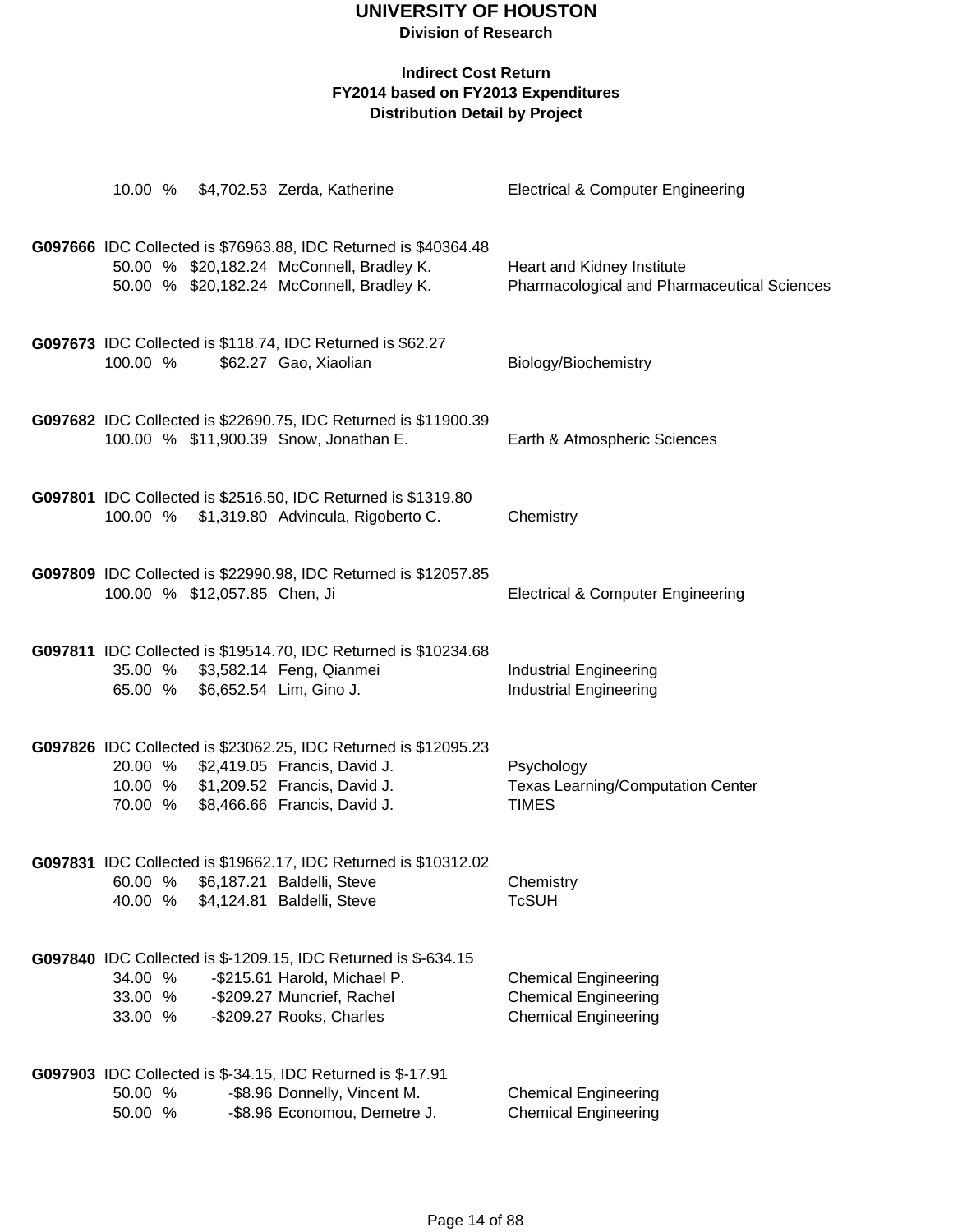# UNIVERSITY OF HOUSTON

**Division of Research**

**Indirect Cost Return**
**FY2014 based on FY2013 Expenditures**
**Distribution Detail by Project**

10.00 % $4,702.53 Zerda, Katherine — Electrical & Computer Engineering

**G097666** IDC Collected is $76963.88, IDC Returned is $40364.48

| Percent | Amount | Name | Department |
|---|---|---|---|
| 50.00 % | $20,182.24 | McConnell, Bradley K. | Heart and Kidney Institute |
| 50.00 % | $20,182.24 | McConnell, Bradley K. | Pharmacological and Pharmaceutical Sciences |

**G097673** IDC Collected is $118.74, IDC Returned is $62.27

| Percent | Amount | Name | Department |
|---|---|---|---|
| 100.00 % | $62.27 | Gao, Xiaolian | Biology/Biochemistry |

**G097682** IDC Collected is $22690.75, IDC Returned is $11900.39

| Percent | Amount | Name | Department |
|---|---|---|---|
| 100.00 % | $11,900.39 | Snow, Jonathan E. | Earth & Atmospheric Sciences |

**G097801** IDC Collected is $2516.50, IDC Returned is $1319.80

| Percent | Amount | Name | Department |
|---|---|---|---|
| 100.00 % | $1,319.80 | Advincula, Rigoberto C. | Chemistry |

**G097809** IDC Collected is $22990.98, IDC Returned is $12057.85

| Percent | Amount | Name | Department |
|---|---|---|---|
| 100.00 % | $12,057.85 | Chen, Ji | Electrical & Computer Engineering |

**G097811** IDC Collected is $19514.70, IDC Returned is $10234.68

| Percent | Amount | Name | Department |
|---|---|---|---|
| 35.00 % | $3,582.14 | Feng, Qianmei | Industrial Engineering |
| 65.00 % | $6,652.54 | Lim, Gino J. | Industrial Engineering |

**G097826** IDC Collected is $23062.25, IDC Returned is $12095.23

| Percent | Amount | Name | Department |
|---|---|---|---|
| 20.00 % | $2,419.05 | Francis, David J. | Psychology |
| 10.00 % | $1,209.52 | Francis, David J. | Texas Learning/Computation Center |
| 70.00 % | $8,466.66 | Francis, David J. | TIMES |

**G097831** IDC Collected is $19662.17, IDC Returned is $10312.02

| Percent | Amount | Name | Department |
|---|---|---|---|
| 60.00 % | $6,187.21 | Baldelli, Steve | Chemistry |
| 40.00 % | $4,124.81 | Baldelli, Steve | TcSUH |

**G097840** IDC Collected is $-1209.15, IDC Returned is $-634.15

| Percent | Amount | Name | Department |
|---|---|---|---|
| 34.00 % | -$215.61 | Harold, Michael P. | Chemical Engineering |
| 33.00 % | -$209.27 | Muncrief, Rachel | Chemical Engineering |
| 33.00 % | -$209.27 | Rooks, Charles | Chemical Engineering |

**G097903** IDC Collected is $-34.15, IDC Returned is $-17.91

| Percent | Amount | Name | Department |
|---|---|---|---|
| 50.00 % | -$8.96 | Donnelly, Vincent M. | Chemical Engineering |
| 50.00 % | -$8.96 | Economou, Demetre J. | Chemical Engineering |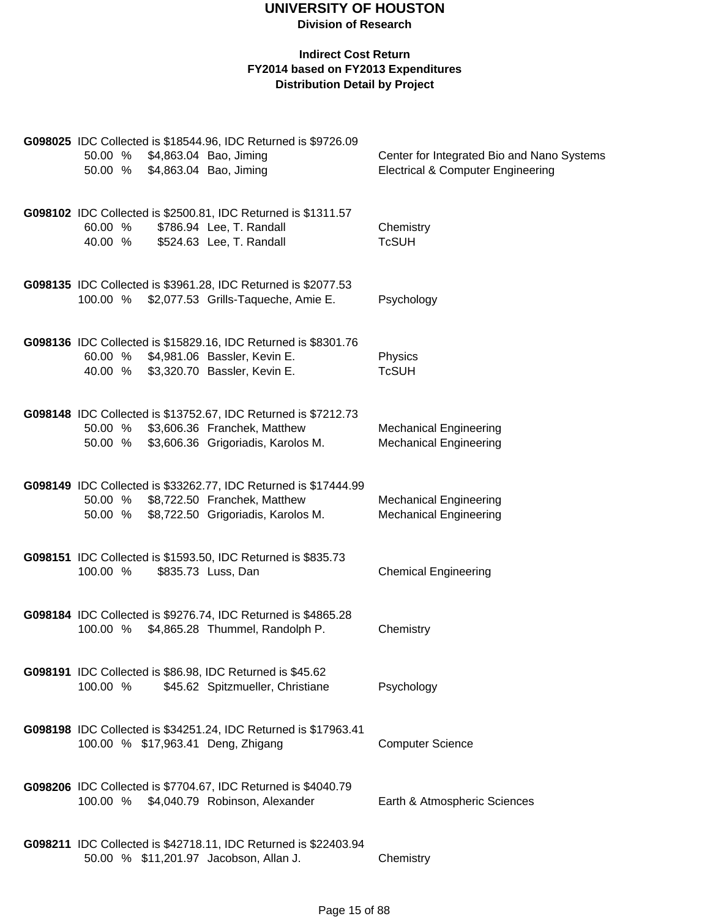# UNIVERSITY OF HOUSTON

**Division of Research**

**Indirect Cost Return**
**FY2014 based on FY2013 Expenditures**
**Distribution Detail by Project**

**G098025** IDC Collected is $18544.96, IDC Returned is $9726.09

| % | Amount | Name | Department |
|---|---|---|---|
| 50.00 % | $4,863.04 | Bao, Jiming | Center for Integrated Bio and Nano Systems |
| 50.00 % | $4,863.04 | Bao, Jiming | Electrical & Computer Engineering |

**G098102** IDC Collected is $2500.81, IDC Returned is $1311.57

| % | Amount | Name | Department |
|---|---|---|---|
| 60.00 % | $786.94 | Lee, T. Randall | Chemistry |
| 40.00 % | $524.63 | Lee, T. Randall | TcSUH |

**G098135** IDC Collected is $3961.28, IDC Returned is $2077.53

| % | Amount | Name | Department |
|---|---|---|---|
| 100.00 % | $2,077.53 | Grills-Taqueche, Amie E. | Psychology |

**G098136** IDC Collected is $15829.16, IDC Returned is $8301.76

| % | Amount | Name | Department |
|---|---|---|---|
| 60.00 % | $4,981.06 | Bassler, Kevin E. | Physics |
| 40.00 % | $3,320.70 | Bassler, Kevin E. | TcSUH |

**G098148** IDC Collected is $13752.67, IDC Returned is $7212.73

| % | Amount | Name | Department |
|---|---|---|---|
| 50.00 % | $3,606.36 | Franchek, Matthew | Mechanical Engineering |
| 50.00 % | $3,606.36 | Grigoriadis, Karolos M. | Mechanical Engineering |

**G098149** IDC Collected is $33262.77, IDC Returned is $17444.99

| % | Amount | Name | Department |
|---|---|---|---|
| 50.00 % | $8,722.50 | Franchek, Matthew | Mechanical Engineering |
| 50.00 % | $8,722.50 | Grigoriadis, Karolos M. | Mechanical Engineering |

**G098151** IDC Collected is $1593.50, IDC Returned is $835.73

| % | Amount | Name | Department |
|---|---|---|---|
| 100.00 % | $835.73 | Luss, Dan | Chemical Engineering |

**G098184** IDC Collected is $9276.74, IDC Returned is $4865.28

| % | Amount | Name | Department |
|---|---|---|---|
| 100.00 % | $4,865.28 | Thummel, Randolph P. | Chemistry |

**G098191** IDC Collected is $86.98, IDC Returned is $45.62

| % | Amount | Name | Department |
|---|---|---|---|
| 100.00 % | $45.62 | Spitzmueller, Christiane | Psychology |

**G098198** IDC Collected is $34251.24, IDC Returned is $17963.41

| % | Amount | Name | Department |
|---|---|---|---|
| 100.00 % | $17,963.41 | Deng, Zhigang | Computer Science |

**G098206** IDC Collected is $7704.67, IDC Returned is $4040.79

| % | Amount | Name | Department |
|---|---|---|---|
| 100.00 % | $4,040.79 | Robinson, Alexander | Earth & Atmospheric Sciences |

**G098211** IDC Collected is $42718.11, IDC Returned is $22403.94

| % | Amount | Name | Department |
|---|---|---|---|
| 50.00 % | $11,201.97 | Jacobson, Allan J. | Chemistry |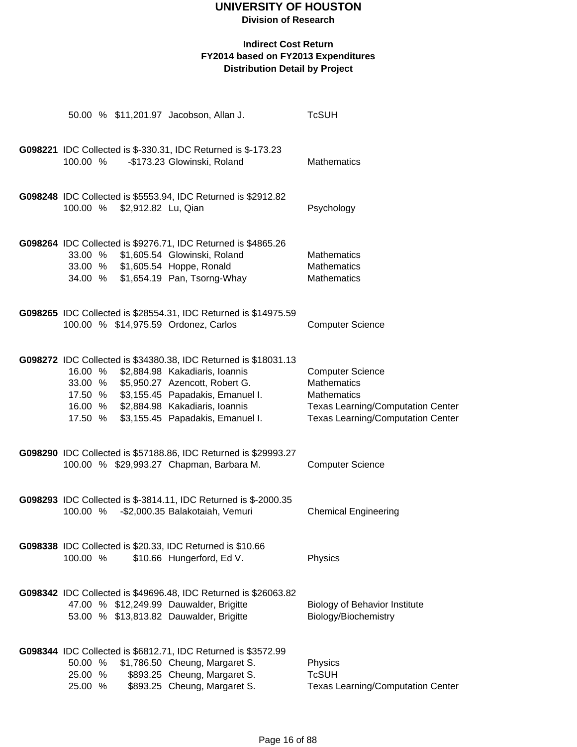# UNIVERSITY OF HOUSTON

**Division of Research**

**Indirect Cost Return**
**FY2014 based on FY2013 Expenditures**
**Distribution Detail by Project**

50.00 % $11,201.97 Jacobson, Allan J. TcSUH

**G098221** IDC Collected is $-330.31, IDC Returned is $-173.23

| % | Amount | Name | Department |
|---|---|---|---|
| 100.00 % | -$173.23 | Glowinski, Roland | Mathematics |

**G098248** IDC Collected is $5553.94, IDC Returned is $2912.82

| % | Amount | Name | Department |
|---|---|---|---|
| 100.00 % | $2,912.82 | Lu, Qian | Psychology |

**G098264** IDC Collected is $9276.71, IDC Returned is $4865.26

| % | Amount | Name | Department |
|---|---|---|---|
| 33.00 % | $1,605.54 | Glowinski, Roland | Mathematics |
| 33.00 % | $1,605.54 | Hoppe, Ronald | Mathematics |
| 34.00 % | $1,654.19 | Pan, Tsorng-Whay | Mathematics |

**G098265** IDC Collected is $28554.31, IDC Returned is $14975.59

| % | Amount | Name | Department |
|---|---|---|---|
| 100.00 % | $14,975.59 | Ordonez, Carlos | Computer Science |

**G098272** IDC Collected is $34380.38, IDC Returned is $18031.13

| % | Amount | Name | Department |
|---|---|---|---|
| 16.00 % | $2,884.98 | Kakadiaris, Ioannis | Computer Science |
| 33.00 % | $5,950.27 | Azencott, Robert G. | Mathematics |
| 17.50 % | $3,155.45 | Papadakis, Emanuel I. | Mathematics |
| 16.00 % | $2,884.98 | Kakadiaris, Ioannis | Texas Learning/Computation Center |
| 17.50 % | $3,155.45 | Papadakis, Emanuel I. | Texas Learning/Computation Center |

**G098290** IDC Collected is $57188.86, IDC Returned is $29993.27

| % | Amount | Name | Department |
|---|---|---|---|
| 100.00 % | $29,993.27 | Chapman, Barbara M. | Computer Science |

**G098293** IDC Collected is $-3814.11, IDC Returned is $-2000.35

| % | Amount | Name | Department |
|---|---|---|---|
| 100.00 % | -$2,000.35 | Balakotaiah, Vemuri | Chemical Engineering |

**G098338** IDC Collected is $20.33, IDC Returned is $10.66

| % | Amount | Name | Department |
|---|---|---|---|
| 100.00 % | $10.66 | Hungerford, Ed V. | Physics |

**G098342** IDC Collected is $49696.48, IDC Returned is $26063.82

| % | Amount | Name | Department |
|---|---|---|---|
| 47.00 % | $12,249.99 | Dauwalder, Brigitte | Biology of Behavior Institute |
| 53.00 % | $13,813.82 | Dauwalder, Brigitte | Biology/Biochemistry |

**G098344** IDC Collected is $6812.71, IDC Returned is $3572.99

| % | Amount | Name | Department |
|---|---|---|---|
| 50.00 % | $1,786.50 | Cheung, Margaret S. | Physics |
| 25.00 % | $893.25 | Cheung, Margaret S. | TcSUH |
| 25.00 % | $893.25 | Cheung, Margaret S. | Texas Learning/Computation Center |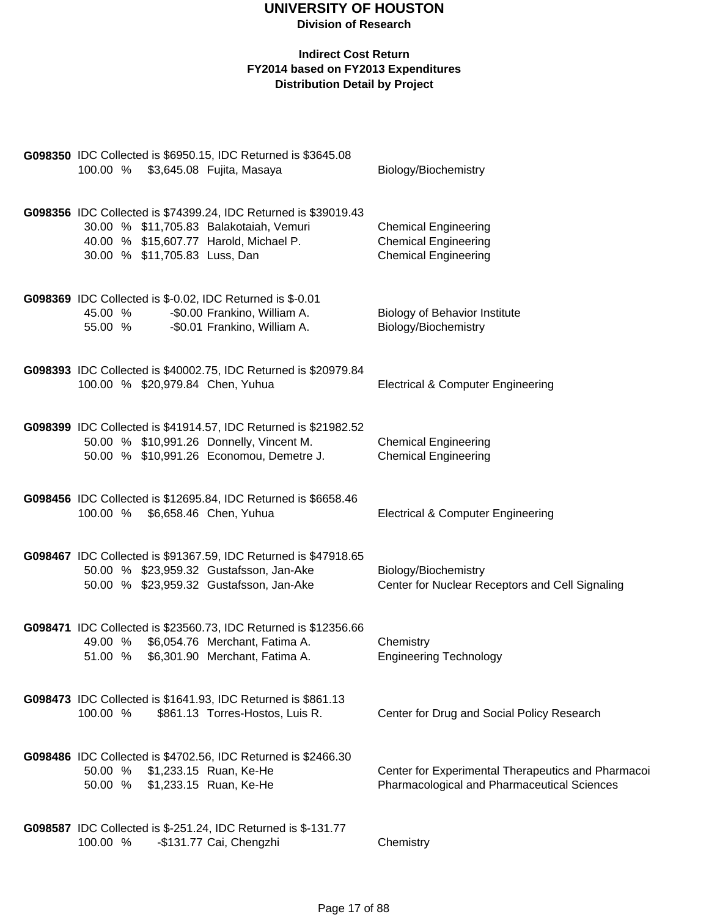# UNIVERSITY OF HOUSTON

**Division of Research**

**Indirect Cost Return**
**FY2014 based on FY2013 Expenditures**
**Distribution Detail by Project**

**G098350** IDC Collected is $6950.15, IDC Returned is $3645.08

| % | Amount | Name | Department |
|---|---|---|---|
| 100.00 % | $3,645.08 | Fujita, Masaya | Biology/Biochemistry |

**G098356** IDC Collected is $74399.24, IDC Returned is $39019.43

| % | Amount | Name | Department |
|---|---|---|---|
| 30.00 % | $11,705.83 | Balakotaiah, Vemuri | Chemical Engineering |
| 40.00 % | $15,607.77 | Harold, Michael P. | Chemical Engineering |
| 30.00 % | $11,705.83 | Luss, Dan | Chemical Engineering |

**G098369** IDC Collected is $-0.02, IDC Returned is $-0.01

| % | Amount | Name | Department |
|---|---|---|---|
| 45.00 % | -$0.00 | Frankino, William A. | Biology of Behavior Institute |
| 55.00 % | -$0.01 | Frankino, William A. | Biology/Biochemistry |

**G098393** IDC Collected is $40002.75, IDC Returned is $20979.84

| % | Amount | Name | Department |
|---|---|---|---|
| 100.00 % | $20,979.84 | Chen, Yuhua | Electrical & Computer Engineering |

**G098399** IDC Collected is $41914.57, IDC Returned is $21982.52

| % | Amount | Name | Department |
|---|---|---|---|
| 50.00 % | $10,991.26 | Donnelly, Vincent M. | Chemical Engineering |
| 50.00 % | $10,991.26 | Economou, Demetre J. | Chemical Engineering |

**G098456** IDC Collected is $12695.84, IDC Returned is $6658.46

| % | Amount | Name | Department |
|---|---|---|---|
| 100.00 % | $6,658.46 | Chen, Yuhua | Electrical & Computer Engineering |

**G098467** IDC Collected is $91367.59, IDC Returned is $47918.65

| % | Amount | Name | Department |
|---|---|---|---|
| 50.00 % | $23,959.32 | Gustafsson, Jan-Ake | Biology/Biochemistry |
| 50.00 % | $23,959.32 | Gustafsson, Jan-Ake | Center for Nuclear Receptors and Cell Signaling |

**G098471** IDC Collected is $23560.73, IDC Returned is $12356.66

| % | Amount | Name | Department |
|---|---|---|---|
| 49.00 % | $6,054.76 | Merchant, Fatima A. | Chemistry |
| 51.00 % | $6,301.90 | Merchant, Fatima A. | Engineering Technology |

**G098473** IDC Collected is $1641.93, IDC Returned is $861.13

| % | Amount | Name | Department |
|---|---|---|---|
| 100.00 % | $861.13 | Torres-Hostos, Luis R. | Center for Drug and Social Policy Research |

**G098486** IDC Collected is $4702.56, IDC Returned is $2466.30

| % | Amount | Name | Department |
|---|---|---|---|
| 50.00 % | $1,233.15 | Ruan, Ke-He | Center for Experimental Therapeutics and Pharmacoi |
| 50.00 % | $1,233.15 | Ruan, Ke-He | Pharmacological and Pharmaceutical Sciences |

**G098587** IDC Collected is $-251.24, IDC Returned is $-131.77

| % | Amount | Name | Department |
|---|---|---|---|
| 100.00 % | -$131.77 | Cai, Chengzhi | Chemistry |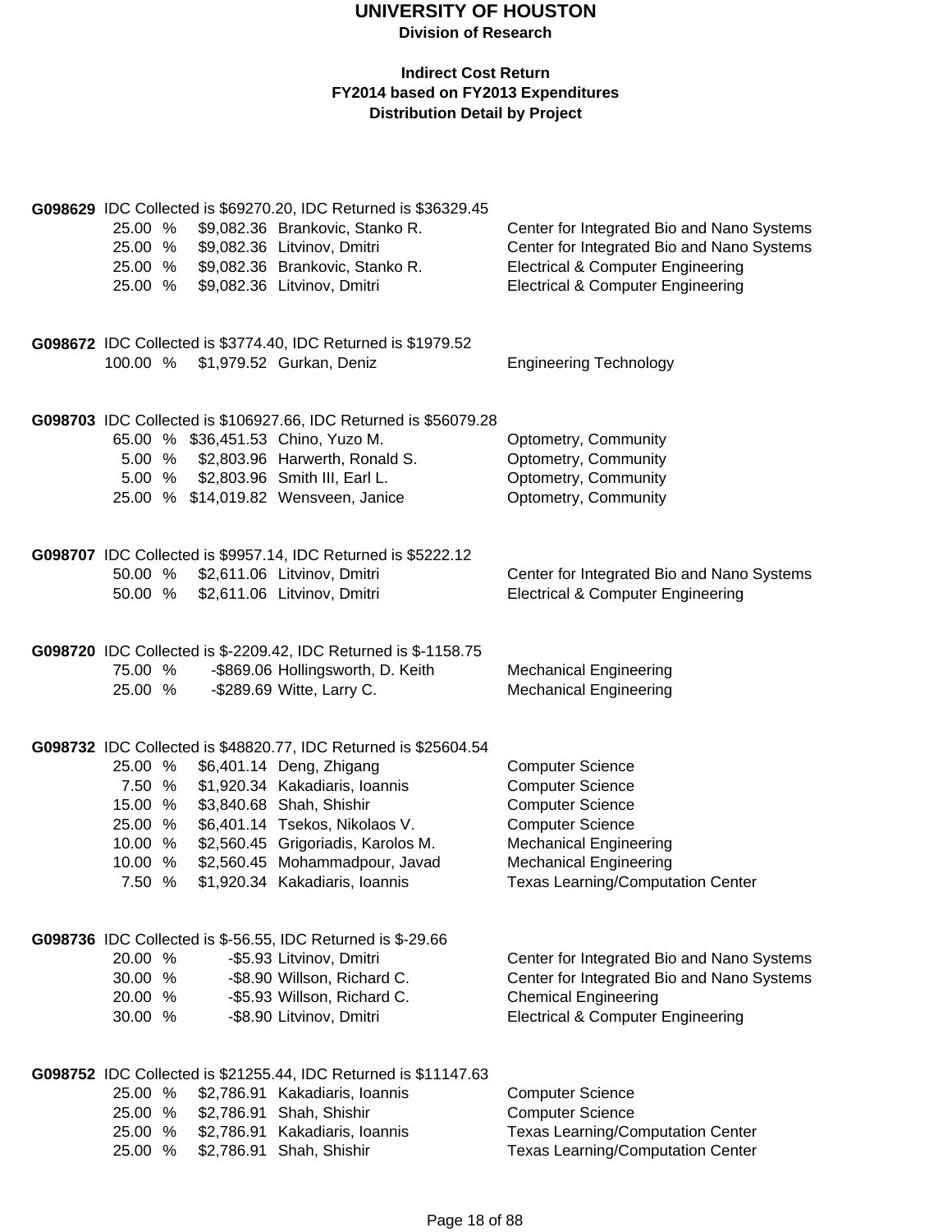# UNIVERSITY OF HOUSTON

**Division of Research**

**Indirect Cost Return**
**FY2014 based on FY2013 Expenditures**
**Distribution Detail by Project**

**G098629** IDC Collected is $69270.20, IDC Returned is $36329.45

| % | Amount | Name | Department |
|---|---|---|---|
| 25.00 % | $9,082.36 | Brankovic, Stanko R. | Center for Integrated Bio and Nano Systems |
| 25.00 % | $9,082.36 | Litvinov, Dmitri | Center for Integrated Bio and Nano Systems |
| 25.00 % | $9,082.36 | Brankovic, Stanko R. | Electrical & Computer Engineering |
| 25.00 % | $9,082.36 | Litvinov, Dmitri | Electrical & Computer Engineering |

**G098672** IDC Collected is $3774.40, IDC Returned is $1979.52

| % | Amount | Name | Department |
|---|---|---|---|
| 100.00 % | $1,979.52 | Gurkan, Deniz | Engineering Technology |

**G098703** IDC Collected is $106927.66, IDC Returned is $56079.28

| % | Amount | Name | Department |
|---|---|---|---|
| 65.00 % | $36,451.53 | Chino, Yuzo M. | Optometry, Community |
| 5.00 % | $2,803.96 | Harwerth, Ronald S. | Optometry, Community |
| 5.00 % | $2,803.96 | Smith III, Earl L. | Optometry, Community |
| 25.00 % | $14,019.82 | Wensveen, Janice | Optometry, Community |

**G098707** IDC Collected is $9957.14, IDC Returned is $5222.12

| % | Amount | Name | Department |
|---|---|---|---|
| 50.00 % | $2,611.06 | Litvinov, Dmitri | Center for Integrated Bio and Nano Systems |
| 50.00 % | $2,611.06 | Litvinov, Dmitri | Electrical & Computer Engineering |

**G098720** IDC Collected is $-2209.42, IDC Returned is $-1158.75

| % | Amount | Name | Department |
|---|---|---|---|
| 75.00 % | -$869.06 | Hollingsworth, D. Keith | Mechanical Engineering |
| 25.00 % | -$289.69 | Witte, Larry C. | Mechanical Engineering |

**G098732** IDC Collected is $48820.77, IDC Returned is $25604.54

| % | Amount | Name | Department |
|---|---|---|---|
| 25.00 % | $6,401.14 | Deng, Zhigang | Computer Science |
| 7.50 % | $1,920.34 | Kakadiaris, Ioannis | Computer Science |
| 15.00 % | $3,840.68 | Shah, Shishir | Computer Science |
| 25.00 % | $6,401.14 | Tsekos, Nikolaos V. | Computer Science |
| 10.00 % | $2,560.45 | Grigoriadis, Karolos M. | Mechanical Engineering |
| 10.00 % | $2,560.45 | Mohammadpour, Javad | Mechanical Engineering |
| 7.50 % | $1,920.34 | Kakadiaris, Ioannis | Texas Learning/Computation Center |

**G098736** IDC Collected is $-56.55, IDC Returned is $-29.66

| % | Amount | Name | Department |
|---|---|---|---|
| 20.00 % | -$5.93 | Litvinov, Dmitri | Center for Integrated Bio and Nano Systems |
| 30.00 % | -$8.90 | Willson, Richard C. | Center for Integrated Bio and Nano Systems |
| 20.00 % | -$5.93 | Willson, Richard C. | Chemical Engineering |
| 30.00 % | -$8.90 | Litvinov, Dmitri | Electrical & Computer Engineering |

**G098752** IDC Collected is $21255.44, IDC Returned is $11147.63

| % | Amount | Name | Department |
|---|---|---|---|
| 25.00 % | $2,786.91 | Kakadiaris, Ioannis | Computer Science |
| 25.00 % | $2,786.91 | Shah, Shishir | Computer Science |
| 25.00 % | $2,786.91 | Kakadiaris, Ioannis | Texas Learning/Computation Center |
| 25.00 % | $2,786.91 | Shah, Shishir | Texas Learning/Computation Center |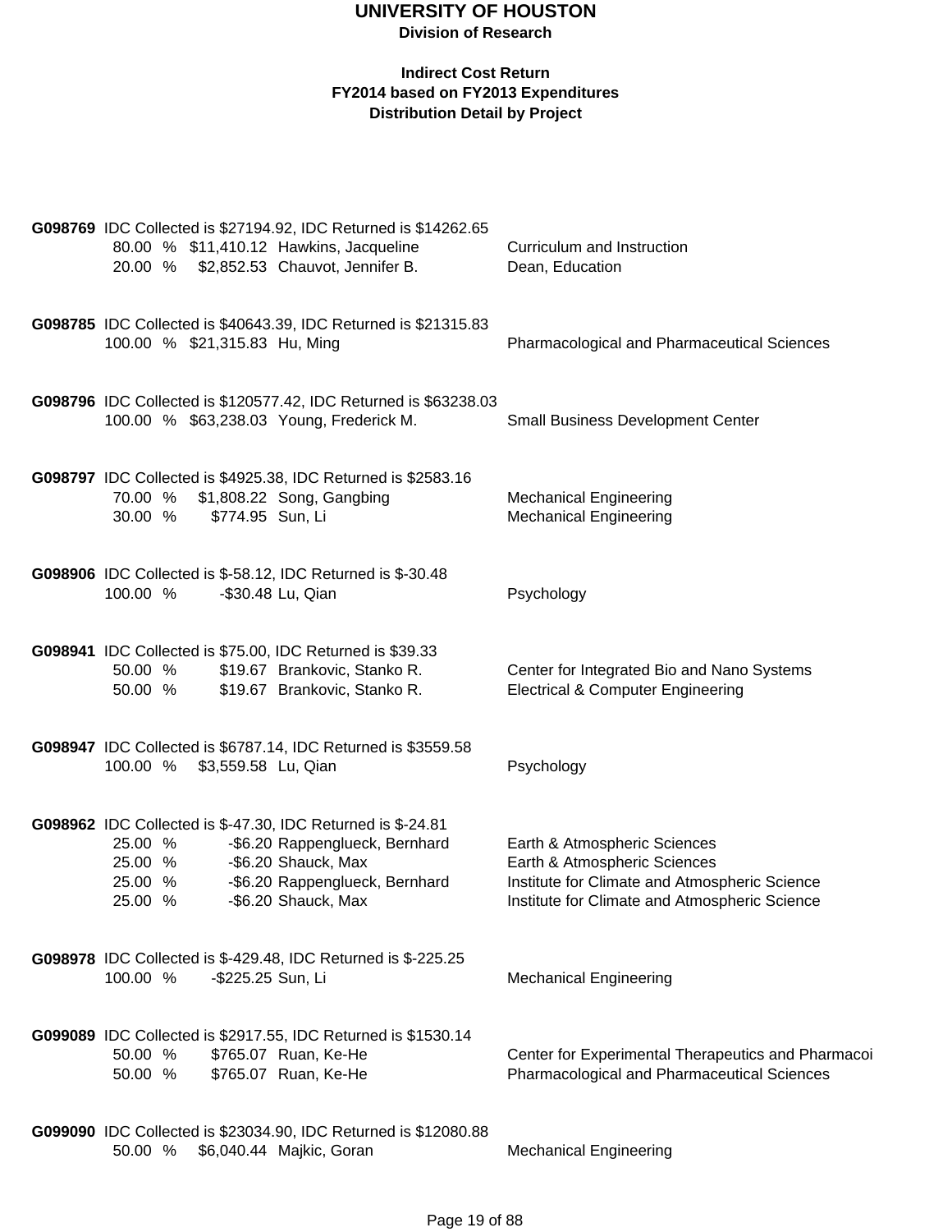# UNIVERSITY OF HOUSTON

**Division of Research**

**Indirect Cost Return**
**FY2014 based on FY2013 Expenditures**
**Distribution Detail by Project**

**G098769** IDC Collected is $27194.92, IDC Returned is $14262.65

| | | | |
|---|---|---|---|
| 80.00 % | $11,410.12 | Hawkins, Jacqueline | Curriculum and Instruction |
| 20.00 % | $2,852.53 | Chauvot, Jennifer B. | Dean, Education |

**G098785** IDC Collected is $40643.39, IDC Returned is $21315.83

| | | | |
|---|---|---|---|
| 100.00 % | $21,315.83 | Hu, Ming | Pharmacological and Pharmaceutical Sciences |

**G098796** IDC Collected is $120577.42, IDC Returned is $63238.03

| | | | |
|---|---|---|---|
| 100.00 % | $63,238.03 | Young, Frederick M. | Small Business Development Center |

**G098797** IDC Collected is $4925.38, IDC Returned is $2583.16

| | | | |
|---|---|---|---|
| 70.00 % | $1,808.22 | Song, Gangbing | Mechanical Engineering |
| 30.00 % | $774.95 | Sun, Li | Mechanical Engineering |

**G098906** IDC Collected is $-58.12, IDC Returned is $-30.48

| | | | |
|---|---|---|---|
| 100.00 % | -$30.48 | Lu, Qian | Psychology |

**G098941** IDC Collected is $75.00, IDC Returned is $39.33

| | | | |
|---|---|---|---|
| 50.00 % | $19.67 | Brankovic, Stanko R. | Center for Integrated Bio and Nano Systems |
| 50.00 % | $19.67 | Brankovic, Stanko R. | Electrical & Computer Engineering |

**G098947** IDC Collected is $6787.14, IDC Returned is $3559.58

| | | | |
|---|---|---|---|
| 100.00 % | $3,559.58 | Lu, Qian | Psychology |

**G098962** IDC Collected is $-47.30, IDC Returned is $-24.81

| | | | |
|---|---|---|---|
| 25.00 % | -$6.20 | Rappenglueck, Bernhard | Earth & Atmospheric Sciences |
| 25.00 % | -$6.20 | Shauck, Max | Earth & Atmospheric Sciences |
| 25.00 % | -$6.20 | Rappenglueck, Bernhard | Institute for Climate and Atmospheric Science |
| 25.00 % | -$6.20 | Shauck, Max | Institute for Climate and Atmospheric Science |

**G098978** IDC Collected is $-429.48, IDC Returned is $-225.25

| | | | |
|---|---|---|---|
| 100.00 % | -$225.25 | Sun, Li | Mechanical Engineering |

**G099089** IDC Collected is $2917.55, IDC Returned is $1530.14

| | | | |
|---|---|---|---|
| 50.00 % | $765.07 | Ruan, Ke-He | Center for Experimental Therapeutics and Pharmacoi |
| 50.00 % | $765.07 | Ruan, Ke-He | Pharmacological and Pharmaceutical Sciences |

**G099090** IDC Collected is $23034.90, IDC Returned is $12080.88

| | | | |
|---|---|---|---|
| 50.00 % | $6,040.44 | Majkic, Goran | Mechanical Engineering |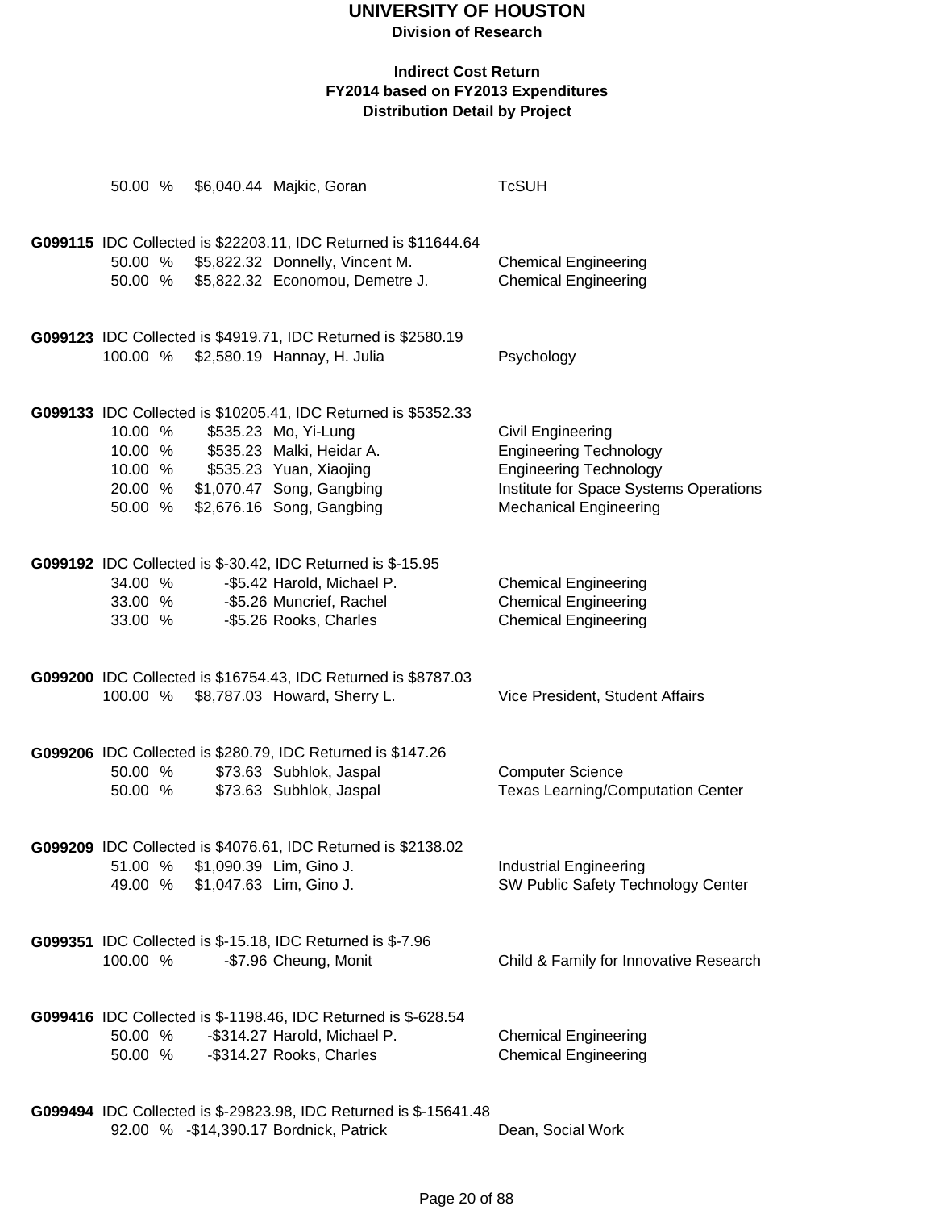# UNIVERSITY OF HOUSTON

**Division of Research**

**Indirect Cost Return**
**FY2014 based on FY2013 Expenditures**
**Distribution Detail by Project**

| | | | | |
|---|---|---|---|---|
| | 50.00 % | $6,040.44 | Majkic, Goran | TcSUH |

**G099115** IDC Collected is $22203.11, IDC Returned is $11644.64

| | | | |
|---|---|---|---|
| 50.00 % | $5,822.32 | Donnelly, Vincent M. | Chemical Engineering |
| 50.00 % | $5,822.32 | Economou, Demetre J. | Chemical Engineering |

**G099123** IDC Collected is $4919.71, IDC Returned is $2580.19

| | | | |
|---|---|---|---|
| 100.00 % | $2,580.19 | Hannay, H. Julia | Psychology |

**G099133** IDC Collected is $10205.41, IDC Returned is $5352.33

| | | | |
|---|---|---|---|
| 10.00 % | $535.23 | Mo, Yi-Lung | Civil Engineering |
| 10.00 % | $535.23 | Malki, Heidar A. | Engineering Technology |
| 10.00 % | $535.23 | Yuan, Xiaojing | Engineering Technology |
| 20.00 % | $1,070.47 | Song, Gangbing | Institute for Space Systems Operations |
| 50.00 % | $2,676.16 | Song, Gangbing | Mechanical Engineering |

**G099192** IDC Collected is $-30.42, IDC Returned is $-15.95

| | | | |
|---|---|---|---|
| 34.00 % | -$5.42 | Harold, Michael P. | Chemical Engineering |
| 33.00 % | -$5.26 | Muncrief, Rachel | Chemical Engineering |
| 33.00 % | -$5.26 | Rooks, Charles | Chemical Engineering |

**G099200** IDC Collected is $16754.43, IDC Returned is $8787.03

| | | | |
|---|---|---|---|
| 100.00 % | $8,787.03 | Howard, Sherry L. | Vice President, Student Affairs |

**G099206** IDC Collected is $280.79, IDC Returned is $147.26

| | | | |
|---|---|---|---|
| 50.00 % | $73.63 | Subhlok, Jaspal | Computer Science |
| 50.00 % | $73.63 | Subhlok, Jaspal | Texas Learning/Computation Center |

**G099209** IDC Collected is $4076.61, IDC Returned is $2138.02

| | | | |
|---|---|---|---|
| 51.00 % | $1,090.39 | Lim, Gino J. | Industrial Engineering |
| 49.00 % | $1,047.63 | Lim, Gino J. | SW Public Safety Technology Center |

**G099351** IDC Collected is $-15.18, IDC Returned is $-7.96

| | | | |
|---|---|---|---|
| 100.00 % | -$7.96 | Cheung, Monit | Child & Family for Innovative Research |

**G099416** IDC Collected is $-1198.46, IDC Returned is $-628.54

| | | | |
|---|---|---|---|
| 50.00 % | -$314.27 | Harold, Michael P. | Chemical Engineering |
| 50.00 % | -$314.27 | Rooks, Charles | Chemical Engineering |

**G099494** IDC Collected is $-29823.98, IDC Returned is $-15641.48

| | | | |
|---|---|---|---|
| 92.00 % | -$14,390.17 | Bordnick, Patrick | Dean, Social Work |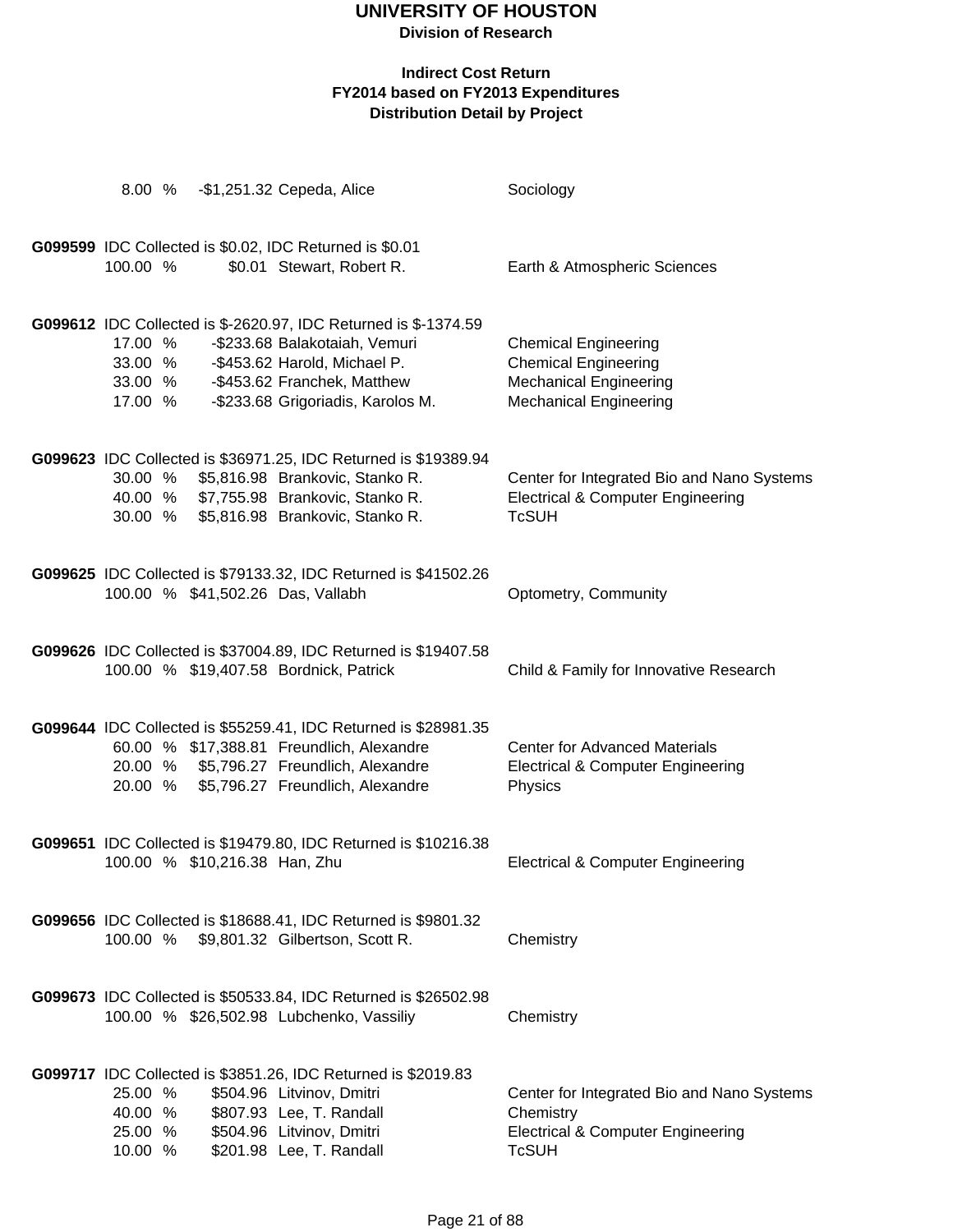# UNIVERSITY OF HOUSTON

**Division of Research**

**Indirect Cost Return**
**FY2014 based on FY2013 Expenditures**
**Distribution Detail by Project**

8.00 % -$1,251.32 Cepeda, Alice — Sociology

**G099599** IDC Collected is $0.02, IDC Returned is $0.01

| Percent | Amount | Name | Department |
|---|---|---|---|
| 100.00 % | $0.01 | Stewart, Robert R. | Earth & Atmospheric Sciences |

**G099612** IDC Collected is $-2620.97, IDC Returned is $-1374.59

| Percent | Amount | Name | Department |
|---|---|---|---|
| 17.00 % | -$233.68 | Balakotaiah, Vemuri | Chemical Engineering |
| 33.00 % | -$453.62 | Harold, Michael P. | Chemical Engineering |
| 33.00 % | -$453.62 | Franchek, Matthew | Mechanical Engineering |
| 17.00 % | -$233.68 | Grigoriadis, Karolos M. | Mechanical Engineering |

**G099623** IDC Collected is $36971.25, IDC Returned is $19389.94

| Percent | Amount | Name | Department |
|---|---|---|---|
| 30.00 % | $5,816.98 | Brankovic, Stanko R. | Center for Integrated Bio and Nano Systems |
| 40.00 % | $7,755.98 | Brankovic, Stanko R. | Electrical & Computer Engineering |
| 30.00 % | $5,816.98 | Brankovic, Stanko R. | TcSUH |

**G099625** IDC Collected is $79133.32, IDC Returned is $41502.26

| Percent | Amount | Name | Department |
|---|---|---|---|
| 100.00 % | $41,502.26 | Das, Vallabh | Optometry, Community |

**G099626** IDC Collected is $37004.89, IDC Returned is $19407.58

| Percent | Amount | Name | Department |
|---|---|---|---|
| 100.00 % | $19,407.58 | Bordnick, Patrick | Child & Family for Innovative Research |

**G099644** IDC Collected is $55259.41, IDC Returned is $28981.35

| Percent | Amount | Name | Department |
|---|---|---|---|
| 60.00 % | $17,388.81 | Freundlich, Alexandre | Center for Advanced Materials |
| 20.00 % | $5,796.27 | Freundlich, Alexandre | Electrical & Computer Engineering |
| 20.00 % | $5,796.27 | Freundlich, Alexandre | Physics |

**G099651** IDC Collected is $19479.80, IDC Returned is $10216.38

| Percent | Amount | Name | Department |
|---|---|---|---|
| 100.00 % | $10,216.38 | Han, Zhu | Electrical & Computer Engineering |

**G099656** IDC Collected is $18688.41, IDC Returned is $9801.32

| Percent | Amount | Name | Department |
|---|---|---|---|
| 100.00 % | $9,801.32 | Gilbertson, Scott R. | Chemistry |

**G099673** IDC Collected is $50533.84, IDC Returned is $26502.98

| Percent | Amount | Name | Department |
|---|---|---|---|
| 100.00 % | $26,502.98 | Lubchenko, Vassiliy | Chemistry |

**G099717** IDC Collected is $3851.26, IDC Returned is $2019.83

| Percent | Amount | Name | Department |
|---|---|---|---|
| 25.00 % | $504.96 | Litvinov, Dmitri | Center for Integrated Bio and Nano Systems |
| 40.00 % | $807.93 | Lee, T. Randall | Chemistry |
| 25.00 % | $504.96 | Litvinov, Dmitri | Electrical & Computer Engineering |
| 10.00 % | $201.98 | Lee, T. Randall | TcSUH |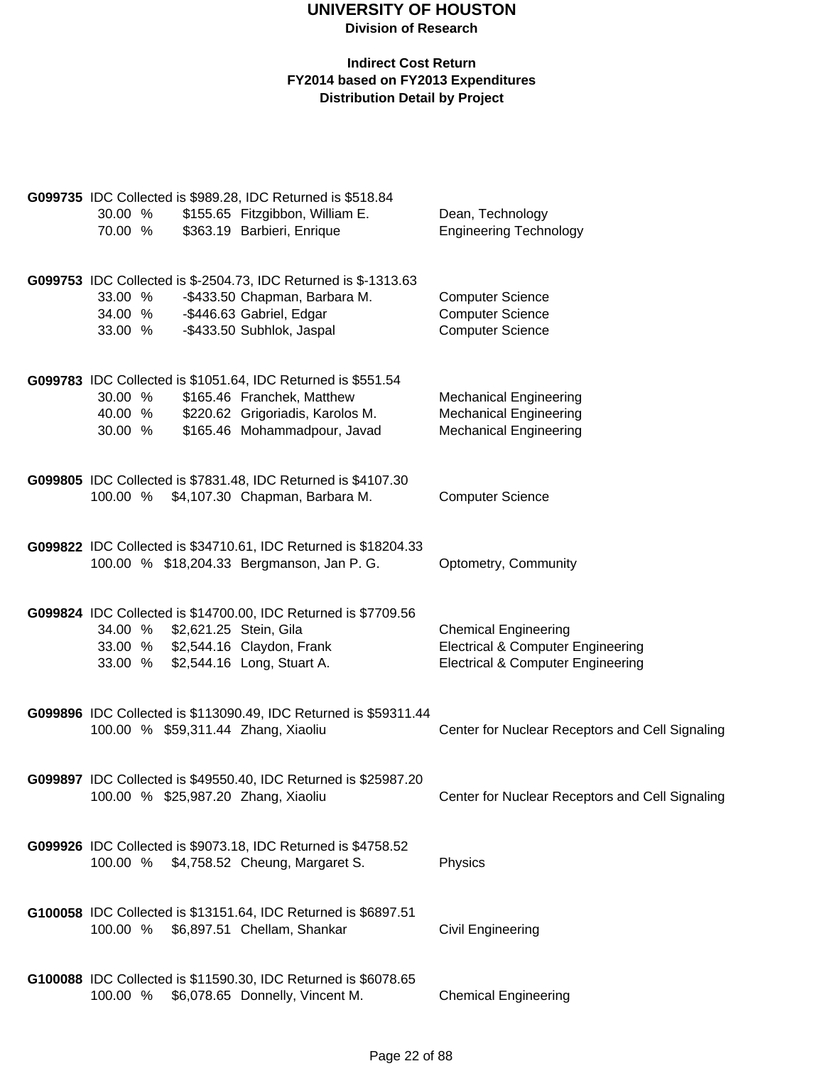# UNIVERSITY OF HOUSTON

**Division of Research**

**Indirect Cost Return**
**FY2014 based on FY2013 Expenditures**
**Distribution Detail by Project**

**G099735** IDC Collected is $989.28, IDC Returned is $518.84

| | | | |
|---|---|---|---|
| 30.00 % | $155.65 | Fitzgibbon, William E. | Dean, Technology |
| 70.00 % | $363.19 | Barbieri, Enrique | Engineering Technology |

**G099753** IDC Collected is $-2504.73, IDC Returned is $-1313.63

| | | | |
|---|---|---|---|
| 33.00 % | -$433.50 | Chapman, Barbara M. | Computer Science |
| 34.00 % | -$446.63 | Gabriel, Edgar | Computer Science |
| 33.00 % | -$433.50 | Subhlok, Jaspal | Computer Science |

**G099783** IDC Collected is $1051.64, IDC Returned is $551.54

| | | | |
|---|---|---|---|
| 30.00 % | $165.46 | Franchek, Matthew | Mechanical Engineering |
| 40.00 % | $220.62 | Grigoriadis, Karolos M. | Mechanical Engineering |
| 30.00 % | $165.46 | Mohammadpour, Javad | Mechanical Engineering |

**G099805** IDC Collected is $7831.48, IDC Returned is $4107.30

| | | | |
|---|---|---|---|
| 100.00 % | $4,107.30 | Chapman, Barbara M. | Computer Science |

**G099822** IDC Collected is $34710.61, IDC Returned is $18204.33

| | | | |
|---|---|---|---|
| 100.00 % | $18,204.33 | Bergmanson, Jan P. G. | Optometry, Community |

**G099824** IDC Collected is $14700.00, IDC Returned is $7709.56

| | | | |
|---|---|---|---|
| 34.00 % | $2,621.25 | Stein, Gila | Chemical Engineering |
| 33.00 % | $2,544.16 | Claydon, Frank | Electrical & Computer Engineering |
| 33.00 % | $2,544.16 | Long, Stuart A. | Electrical & Computer Engineering |

**G099896** IDC Collected is $113090.49, IDC Returned is $59311.44

| | | | |
|---|---|---|---|
| 100.00 % | $59,311.44 | Zhang, Xiaoliu | Center for Nuclear Receptors and Cell Signaling |

**G099897** IDC Collected is $49550.40, IDC Returned is $25987.20

| | | | |
|---|---|---|---|
| 100.00 % | $25,987.20 | Zhang, Xiaoliu | Center for Nuclear Receptors and Cell Signaling |

**G099926** IDC Collected is $9073.18, IDC Returned is $4758.52

| | | | |
|---|---|---|---|
| 100.00 % | $4,758.52 | Cheung, Margaret S. | Physics |

**G100058** IDC Collected is $13151.64, IDC Returned is $6897.51

| | | | |
|---|---|---|---|
| 100.00 % | $6,897.51 | Chellam, Shankar | Civil Engineering |

**G100088** IDC Collected is $11590.30, IDC Returned is $6078.65

| | | | |
|---|---|---|---|
| 100.00 % | $6,078.65 | Donnelly, Vincent M. | Chemical Engineering |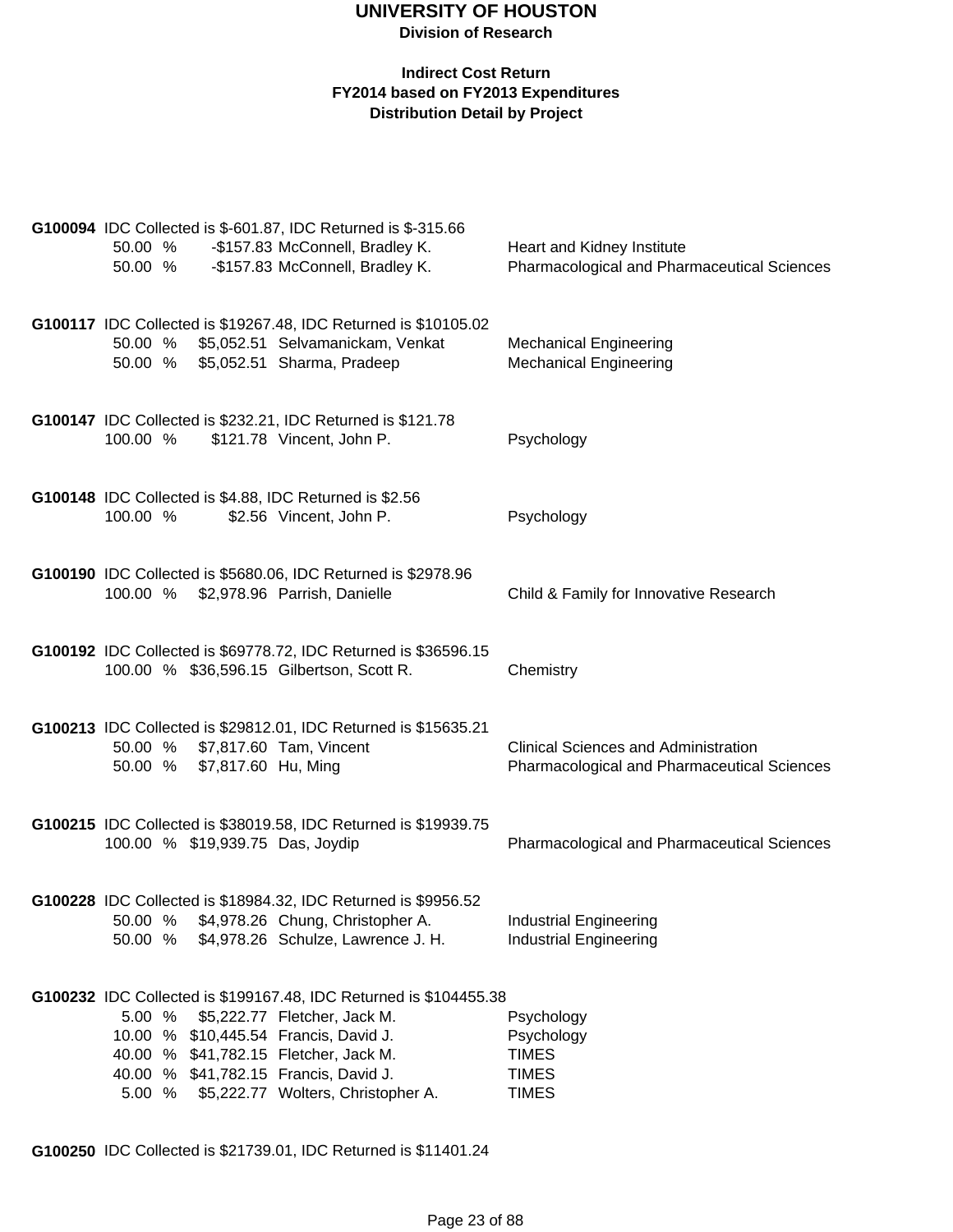# UNIVERSITY OF HOUSTON

**Division of Research**

**Indirect Cost Return**
**FY2014 based on FY2013 Expenditures**
**Distribution Detail by Project**

**G100094** IDC Collected is $-601.87, IDC Returned is $-315.66

| | | | |
|---|---|---|---|
| 50.00 % | -$157.83 | McConnell, Bradley K. | Heart and Kidney Institute |
| 50.00 % | -$157.83 | McConnell, Bradley K. | Pharmacological and Pharmaceutical Sciences |

**G100117** IDC Collected is $19267.48, IDC Returned is $10105.02

| | | | |
|---|---|---|---|
| 50.00 % | $5,052.51 | Selvamanickam, Venkat | Mechanical Engineering |
| 50.00 % | $5,052.51 | Sharma, Pradeep | Mechanical Engineering |

**G100147** IDC Collected is $232.21, IDC Returned is $121.78

| | | | |
|---|---|---|---|
| 100.00 % | $121.78 | Vincent, John P. | Psychology |

**G100148** IDC Collected is $4.88, IDC Returned is $2.56

| | | | |
|---|---|---|---|
| 100.00 % | $2.56 | Vincent, John P. | Psychology |

**G100190** IDC Collected is $5680.06, IDC Returned is $2978.96

| | | | |
|---|---|---|---|
| 100.00 % | $2,978.96 | Parrish, Danielle | Child & Family for Innovative Research |

**G100192** IDC Collected is $69778.72, IDC Returned is $36596.15

| | | | |
|---|---|---|---|
| 100.00 % | $36,596.15 | Gilbertson, Scott R. | Chemistry |

**G100213** IDC Collected is $29812.01, IDC Returned is $15635.21

| | | | |
|---|---|---|---|
| 50.00 % | $7,817.60 | Tam, Vincent | Clinical Sciences and Administration |
| 50.00 % | $7,817.60 | Hu, Ming | Pharmacological and Pharmaceutical Sciences |

**G100215** IDC Collected is $38019.58, IDC Returned is $19939.75

| | | | |
|---|---|---|---|
| 100.00 % | $19,939.75 | Das, Joydip | Pharmacological and Pharmaceutical Sciences |

**G100228** IDC Collected is $18984.32, IDC Returned is $9956.52

| | | | |
|---|---|---|---|
| 50.00 % | $4,978.26 | Chung, Christopher A. | Industrial Engineering |
| 50.00 % | $4,978.26 | Schulze, Lawrence J. H. | Industrial Engineering |

**G100232** IDC Collected is $199167.48, IDC Returned is $104455.38

| | | | |
|---|---|---|---|
| 5.00 % | $5,222.77 | Fletcher, Jack M. | Psychology |
| 10.00 % | $10,445.54 | Francis, David J. | Psychology |
| 40.00 % | $41,782.15 | Fletcher, Jack M. | TIMES |
| 40.00 % | $41,782.15 | Francis, David J. | TIMES |
| 5.00 % | $5,222.77 | Wolters, Christopher A. | TIMES |

**G100250** IDC Collected is $21739.01, IDC Returned is $11401.24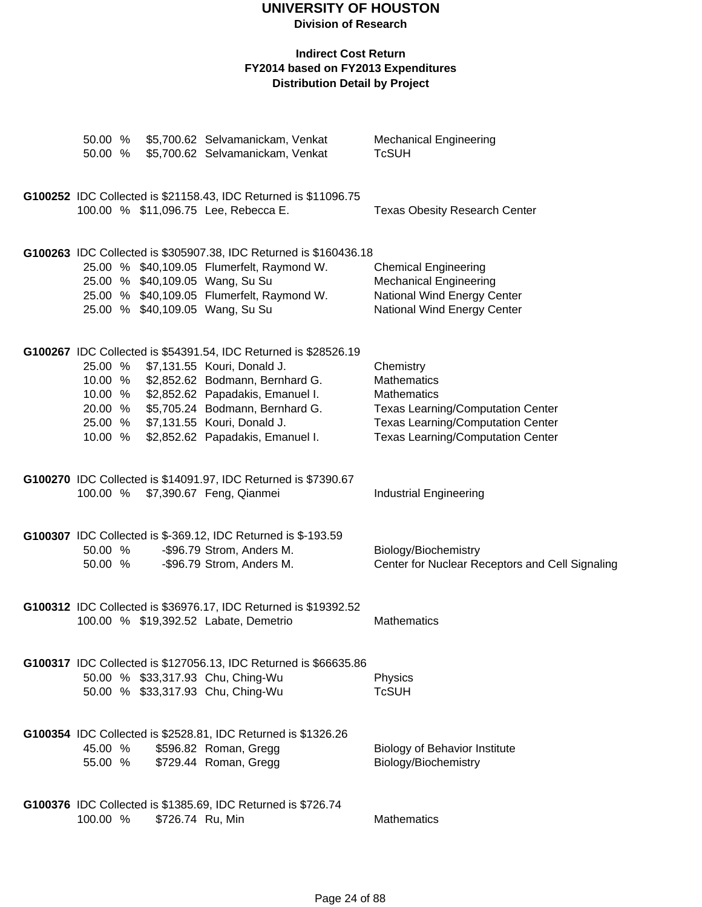# UNIVERSITY OF HOUSTON

**Division of Research**

**Indirect Cost Return**
**FY2014 based on FY2013 Expenditures**
**Distribution Detail by Project**

| | | | |
|---|---|---|---|
| 50.00 % | $5,700.62 | Selvamanickam, Venkat | Mechanical Engineering |
| 50.00 % | $5,700.62 | Selvamanickam, Venkat | TcSUH |

**G100252** IDC Collected is $21158.43, IDC Returned is $11096.75

| | | | |
|---|---|---|---|
| 100.00 % | $11,096.75 | Lee, Rebecca E. | Texas Obesity Research Center |

**G100263** IDC Collected is $305907.38, IDC Returned is $160436.18

| | | | |
|---|---|---|---|
| 25.00 % | $40,109.05 | Flumerfelt, Raymond W. | Chemical Engineering |
| 25.00 % | $40,109.05 | Wang, Su Su | Mechanical Engineering |
| 25.00 % | $40,109.05 | Flumerfelt, Raymond W. | National Wind Energy Center |
| 25.00 % | $40,109.05 | Wang, Su Su | National Wind Energy Center |

**G100267** IDC Collected is $54391.54, IDC Returned is $28526.19

| | | | |
|---|---|---|---|
| 25.00 % | $7,131.55 | Kouri, Donald J. | Chemistry |
| 10.00 % | $2,852.62 | Bodmann, Bernhard G. | Mathematics |
| 10.00 % | $2,852.62 | Papadakis, Emanuel I. | Mathematics |
| 20.00 % | $5,705.24 | Bodmann, Bernhard G. | Texas Learning/Computation Center |
| 25.00 % | $7,131.55 | Kouri, Donald J. | Texas Learning/Computation Center |
| 10.00 % | $2,852.62 | Papadakis, Emanuel I. | Texas Learning/Computation Center |

**G100270** IDC Collected is $14091.97, IDC Returned is $7390.67

| | | | |
|---|---|---|---|
| 100.00 % | $7,390.67 | Feng, Qianmei | Industrial Engineering |

**G100307** IDC Collected is $-369.12, IDC Returned is $-193.59

| | | | |
|---|---|---|---|
| 50.00 % | -$96.79 | Strom, Anders M. | Biology/Biochemistry |
| 50.00 % | -$96.79 | Strom, Anders M. | Center for Nuclear Receptors and Cell Signaling |

**G100312** IDC Collected is $36976.17, IDC Returned is $19392.52

| | | | |
|---|---|---|---|
| 100.00 % | $19,392.52 | Labate, Demetrio | Mathematics |

**G100317** IDC Collected is $127056.13, IDC Returned is $66635.86

| | | | |
|---|---|---|---|
| 50.00 % | $33,317.93 | Chu, Ching-Wu | Physics |
| 50.00 % | $33,317.93 | Chu, Ching-Wu | TcSUH |

**G100354** IDC Collected is $2528.81, IDC Returned is $1326.26

| | | | |
|---|---|---|---|
| 45.00 % | $596.82 | Roman, Gregg | Biology of Behavior Institute |
| 55.00 % | $729.44 | Roman, Gregg | Biology/Biochemistry |

**G100376** IDC Collected is $1385.69, IDC Returned is $726.74

| | | | |
|---|---|---|---|
| 100.00 % | $726.74 | Ru, Min | Mathematics |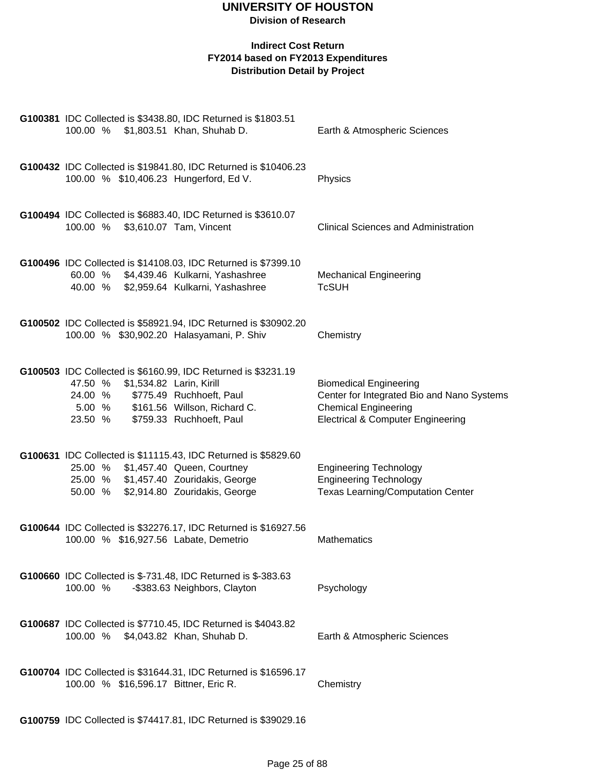**G100381** IDC Collected is $3438.80, IDC Returned is $1803.51

| | | | |
|---|---|---|---|
| 100.00 % | $1,803.51 | Khan, Shuhab D. | Earth & Atmospheric Sciences |

**G100432** IDC Collected is $19841.80, IDC Returned is $10406.23

| | | | |
|---|---|---|---|
| 100.00 % | $10,406.23 | Hungerford, Ed V. | Physics |

**G100494** IDC Collected is $6883.40, IDC Returned is $3610.07

| | | | |
|---|---|---|---|
| 100.00 % | $3,610.07 | Tam, Vincent | Clinical Sciences and Administration |

**G100496** IDC Collected is $14108.03, IDC Returned is $7399.10

| | | | |
|---|---|---|---|
| 60.00 % | $4,439.46 | Kulkarni, Yashashree | Mechanical Engineering |
| 40.00 % | $2,959.64 | Kulkarni, Yashashree | TcSUH |

**G100502** IDC Collected is $58921.94, IDC Returned is $30902.20

| | | | |
|---|---|---|---|
| 100.00 % | $30,902.20 | Halasyamani, P. Shiv | Chemistry |

**G100503** IDC Collected is $6160.99, IDC Returned is $3231.19

| | | | |
|---|---|---|---|
| 47.50 % | $1,534.82 | Larin, Kirill | Biomedical Engineering |
| 24.00 % | $775.49 | Ruchhoeft, Paul | Center for Integrated Bio and Nano Systems |
| 5.00 % | $161.56 | Willson, Richard C. | Chemical Engineering |
| 23.50 % | $759.33 | Ruchhoeft, Paul | Electrical & Computer Engineering |

**G100631** IDC Collected is $11115.43, IDC Returned is $5829.60

| | | | |
|---|---|---|---|
| 25.00 % | $1,457.40 | Queen, Courtney | Engineering Technology |
| 25.00 % | $1,457.40 | Zouridakis, George | Engineering Technology |
| 50.00 % | $2,914.80 | Zouridakis, George | Texas Learning/Computation Center |

**G100644** IDC Collected is $32276.17, IDC Returned is $16927.56

| | | | |
|---|---|---|---|
| 100.00 % | $16,927.56 | Labate, Demetrio | Mathematics |

**G100660** IDC Collected is $-731.48, IDC Returned is $-383.63

| | | | |
|---|---|---|---|
| 100.00 % | -$383.63 | Neighbors, Clayton | Psychology |

**G100687** IDC Collected is $7710.45, IDC Returned is $4043.82

| | | | |
|---|---|---|---|
| 100.00 % | $4,043.82 | Khan, Shuhab D. | Earth & Atmospheric Sciences |

**G100704** IDC Collected is $31644.31, IDC Returned is $16596.17

| | | | |
|---|---|---|---|
| 100.00 % | $16,596.17 | Bittner, Eric R. | Chemistry |

**G100759** IDC Collected is $74417.81, IDC Returned is $39029.16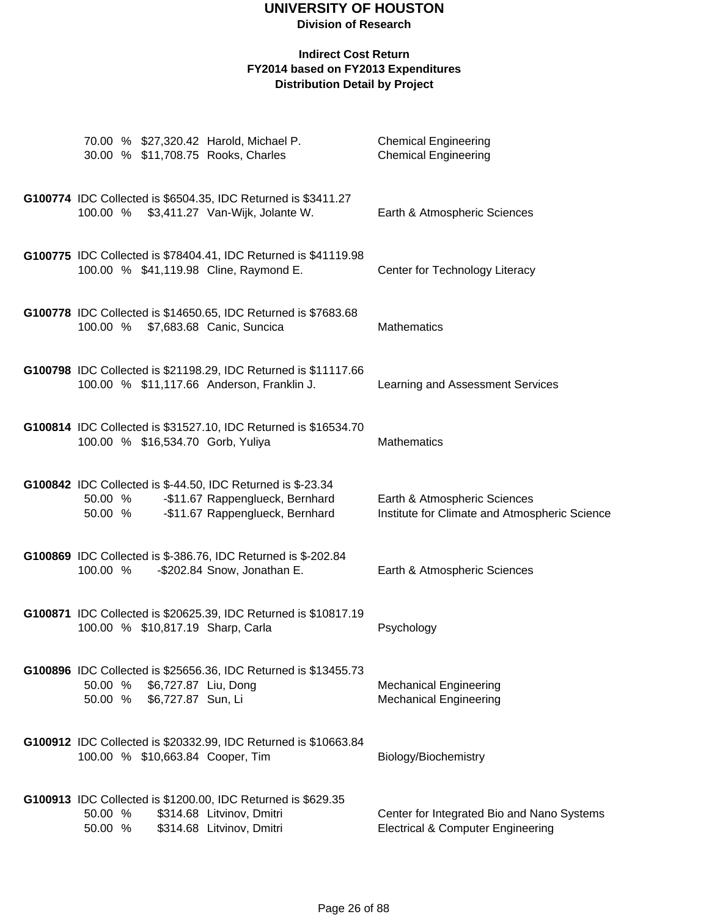# UNIVERSITY OF HOUSTON

**Division of Research**

**Indirect Cost Return**
**FY2014 based on FY2013 Expenditures**
**Distribution Detail by Project**

70.00 % $27,320.42 Harold, Michael P. — Chemical Engineering
30.00 % $11,708.75 Rooks, Charles — Chemical Engineering

**G100774** IDC Collected is $6504.35, IDC Returned is $3411.27
100.00 % $3,411.27 Van-Wijk, Jolante W. — Earth & Atmospheric Sciences

**G100775** IDC Collected is $78404.41, IDC Returned is $41119.98
100.00 % $41,119.98 Cline, Raymond E. — Center for Technology Literacy

**G100778** IDC Collected is $14650.65, IDC Returned is $7683.68
100.00 % $7,683.68 Canic, Suncica — Mathematics

**G100798** IDC Collected is $21198.29, IDC Returned is $11117.66
100.00 % $11,117.66 Anderson, Franklin J. — Learning and Assessment Services

**G100814** IDC Collected is $31527.10, IDC Returned is $16534.70
100.00 % $16,534.70 Gorb, Yuliya — Mathematics

**G100842** IDC Collected is $-44.50, IDC Returned is $-23.34
50.00 % -$11.67 Rappenglueck, Bernhard — Earth & Atmospheric Sciences
50.00 % -$11.67 Rappenglueck, Bernhard — Institute for Climate and Atmospheric Science

**G100869** IDC Collected is $-386.76, IDC Returned is $-202.84
100.00 % -$202.84 Snow, Jonathan E. — Earth & Atmospheric Sciences

**G100871** IDC Collected is $20625.39, IDC Returned is $10817.19
100.00 % $10,817.19 Sharp, Carla — Psychology

**G100896** IDC Collected is $25656.36, IDC Returned is $13455.73
50.00 % $6,727.87 Liu, Dong — Mechanical Engineering
50.00 % $6,727.87 Sun, Li — Mechanical Engineering

**G100912** IDC Collected is $20332.99, IDC Returned is $10663.84
100.00 % $10,663.84 Cooper, Tim — Biology/Biochemistry

**G100913** IDC Collected is $1200.00, IDC Returned is $629.35
50.00 % $314.68 Litvinov, Dmitri — Center for Integrated Bio and Nano Systems
50.00 % $314.68 Litvinov, Dmitri — Electrical & Computer Engineering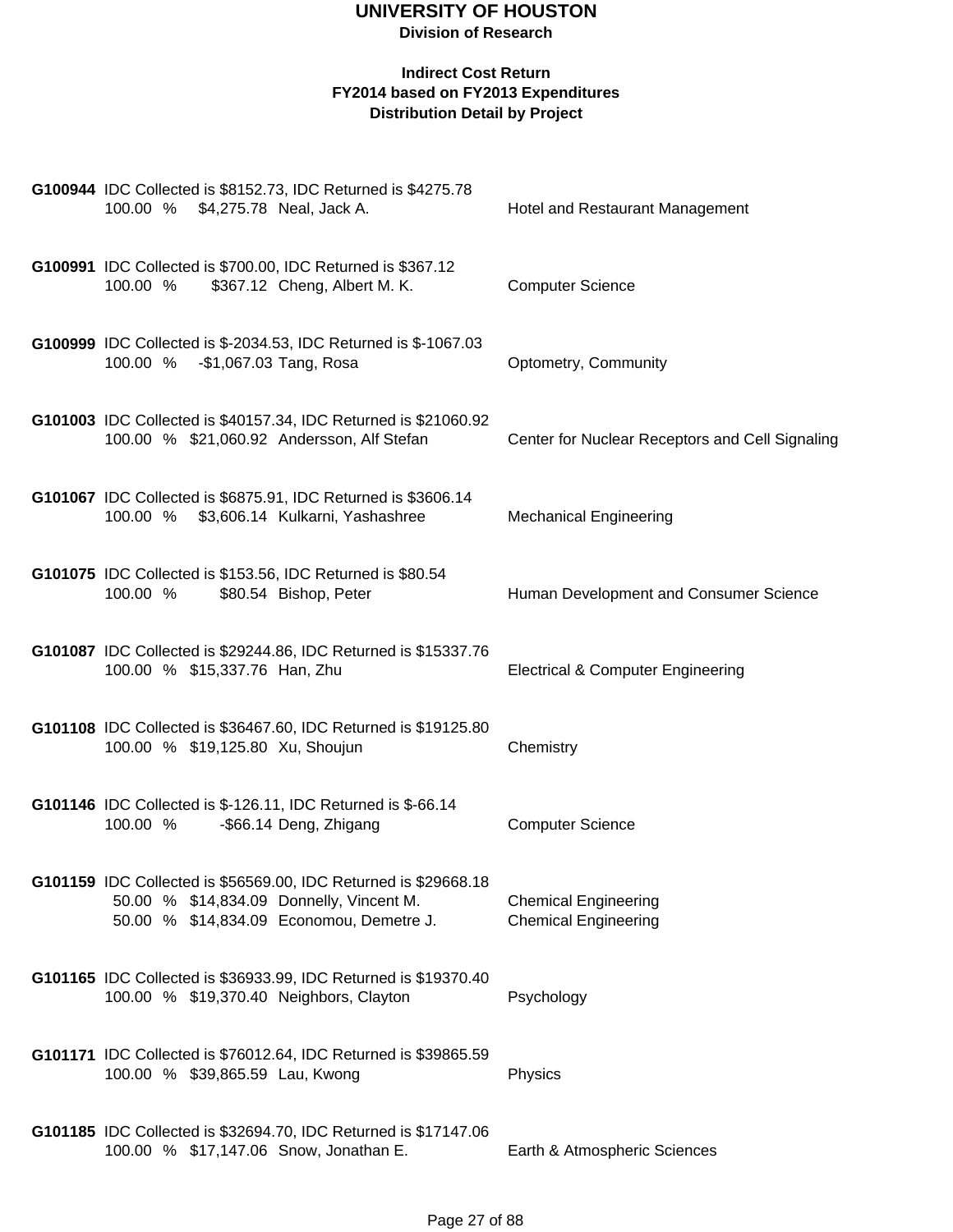# UNIVERSITY OF HOUSTON

**Division of Research**

**Indirect Cost Return**
**FY2014 based on FY2013 Expenditures**
**Distribution Detail by Project**

**G100944** IDC Collected is $8152.73, IDC Returned is $4275.78
100.00 % $4,275.78 Neal, Jack A. — Hotel and Restaurant Management

**G100991** IDC Collected is $700.00, IDC Returned is $367.12
100.00 % $367.12 Cheng, Albert M. K. — Computer Science

**G100999** IDC Collected is $-2034.53, IDC Returned is $-1067.03
100.00 % -$1,067.03 Tang, Rosa — Optometry, Community

**G101003** IDC Collected is $40157.34, IDC Returned is $21060.92
100.00 % $21,060.92 Andersson, Alf Stefan — Center for Nuclear Receptors and Cell Signaling

**G101067** IDC Collected is $6875.91, IDC Returned is $3606.14
100.00 % $3,606.14 Kulkarni, Yashashree — Mechanical Engineering

**G101075** IDC Collected is $153.56, IDC Returned is $80.54
100.00 % $80.54 Bishop, Peter — Human Development and Consumer Science

**G101087** IDC Collected is $29244.86, IDC Returned is $15337.76
100.00 % $15,337.76 Han, Zhu — Electrical & Computer Engineering

**G101108** IDC Collected is $36467.60, IDC Returned is $19125.80
100.00 % $19,125.80 Xu, Shoujun — Chemistry

**G101146** IDC Collected is $-126.11, IDC Returned is $-66.14
100.00 % -$66.14 Deng, Zhigang — Computer Science

**G101159** IDC Collected is $56569.00, IDC Returned is $29668.18
50.00 % $14,834.09 Donnelly, Vincent M. — Chemical Engineering
50.00 % $14,834.09 Economou, Demetre J. — Chemical Engineering

**G101165** IDC Collected is $36933.99, IDC Returned is $19370.40
100.00 % $19,370.40 Neighbors, Clayton — Psychology

**G101171** IDC Collected is $76012.64, IDC Returned is $39865.59
100.00 % $39,865.59 Lau, Kwong — Physics

**G101185** IDC Collected is $32694.70, IDC Returned is $17147.06
100.00 % $17,147.06 Snow, Jonathan E. — Earth & Atmospheric Sciences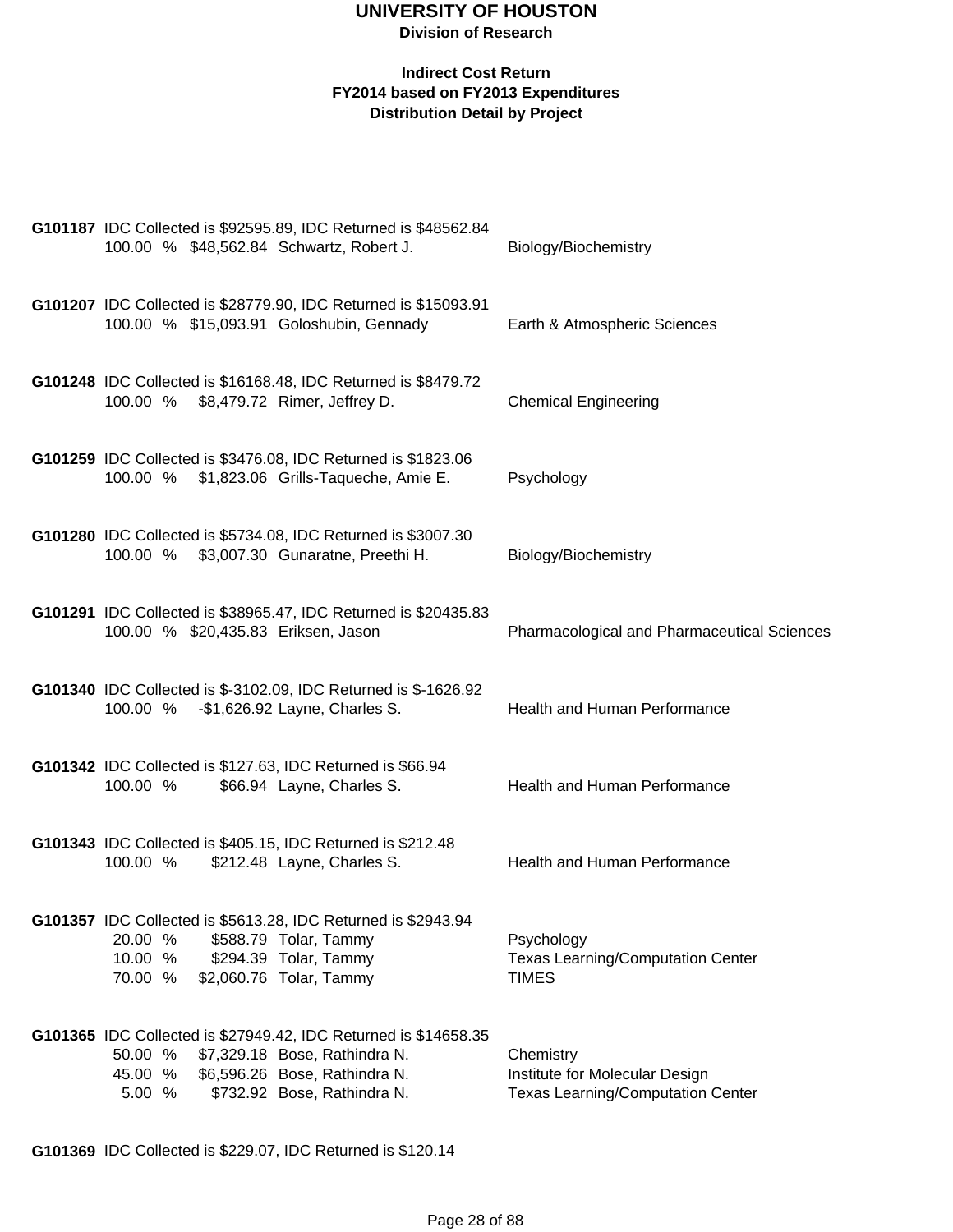# UNIVERSITY OF HOUSTON

**Division of Research**

**Indirect Cost Return**
**FY2014 based on FY2013 Expenditures**
**Distribution Detail by Project**

**G101187** IDC Collected is $92595.89, IDC Returned is $48562.84

| % | Amount | Name | Department |
|---|---|---|---|
| 100.00 % | $48,562.84 | Schwartz, Robert J. | Biology/Biochemistry |

**G101207** IDC Collected is $28779.90, IDC Returned is $15093.91

| % | Amount | Name | Department |
|---|---|---|---|
| 100.00 % | $15,093.91 | Goloshubin, Gennady | Earth & Atmospheric Sciences |

**G101248** IDC Collected is $16168.48, IDC Returned is $8479.72

| % | Amount | Name | Department |
|---|---|---|---|
| 100.00 % | $8,479.72 | Rimer, Jeffrey D. | Chemical Engineering |

**G101259** IDC Collected is $3476.08, IDC Returned is $1823.06

| % | Amount | Name | Department |
|---|---|---|---|
| 100.00 % | $1,823.06 | Grills-Taqueche, Amie E. | Psychology |

**G101280** IDC Collected is $5734.08, IDC Returned is $3007.30

| % | Amount | Name | Department |
|---|---|---|---|
| 100.00 % | $3,007.30 | Gunaratne, Preethi H. | Biology/Biochemistry |

**G101291** IDC Collected is $38965.47, IDC Returned is $20435.83

| % | Amount | Name | Department |
|---|---|---|---|
| 100.00 % | $20,435.83 | Eriksen, Jason | Pharmacological and Pharmaceutical Sciences |

**G101340** IDC Collected is $-3102.09, IDC Returned is $-1626.92

| % | Amount | Name | Department |
|---|---|---|---|
| 100.00 % | -$1,626.92 | Layne, Charles S. | Health and Human Performance |

**G101342** IDC Collected is $127.63, IDC Returned is $66.94

| % | Amount | Name | Department |
|---|---|---|---|
| 100.00 % | $66.94 | Layne, Charles S. | Health and Human Performance |

**G101343** IDC Collected is $405.15, IDC Returned is $212.48

| % | Amount | Name | Department |
|---|---|---|---|
| 100.00 % | $212.48 | Layne, Charles S. | Health and Human Performance |

**G101357** IDC Collected is $5613.28, IDC Returned is $2943.94

| % | Amount | Name | Department |
|---|---|---|---|
| 20.00 % | $588.79 | Tolar, Tammy | Psychology |
| 10.00 % | $294.39 | Tolar, Tammy | Texas Learning/Computation Center |
| 70.00 % | $2,060.76 | Tolar, Tammy | TIMES |

**G101365** IDC Collected is $27949.42, IDC Returned is $14658.35

| % | Amount | Name | Department |
|---|---|---|---|
| 50.00 % | $7,329.18 | Bose, Rathindra N. | Chemistry |
| 45.00 % | $6,596.26 | Bose, Rathindra N. | Institute for Molecular Design |
| 5.00 % | $732.92 | Bose, Rathindra N. | Texas Learning/Computation Center |

**G101369** IDC Collected is $229.07, IDC Returned is $120.14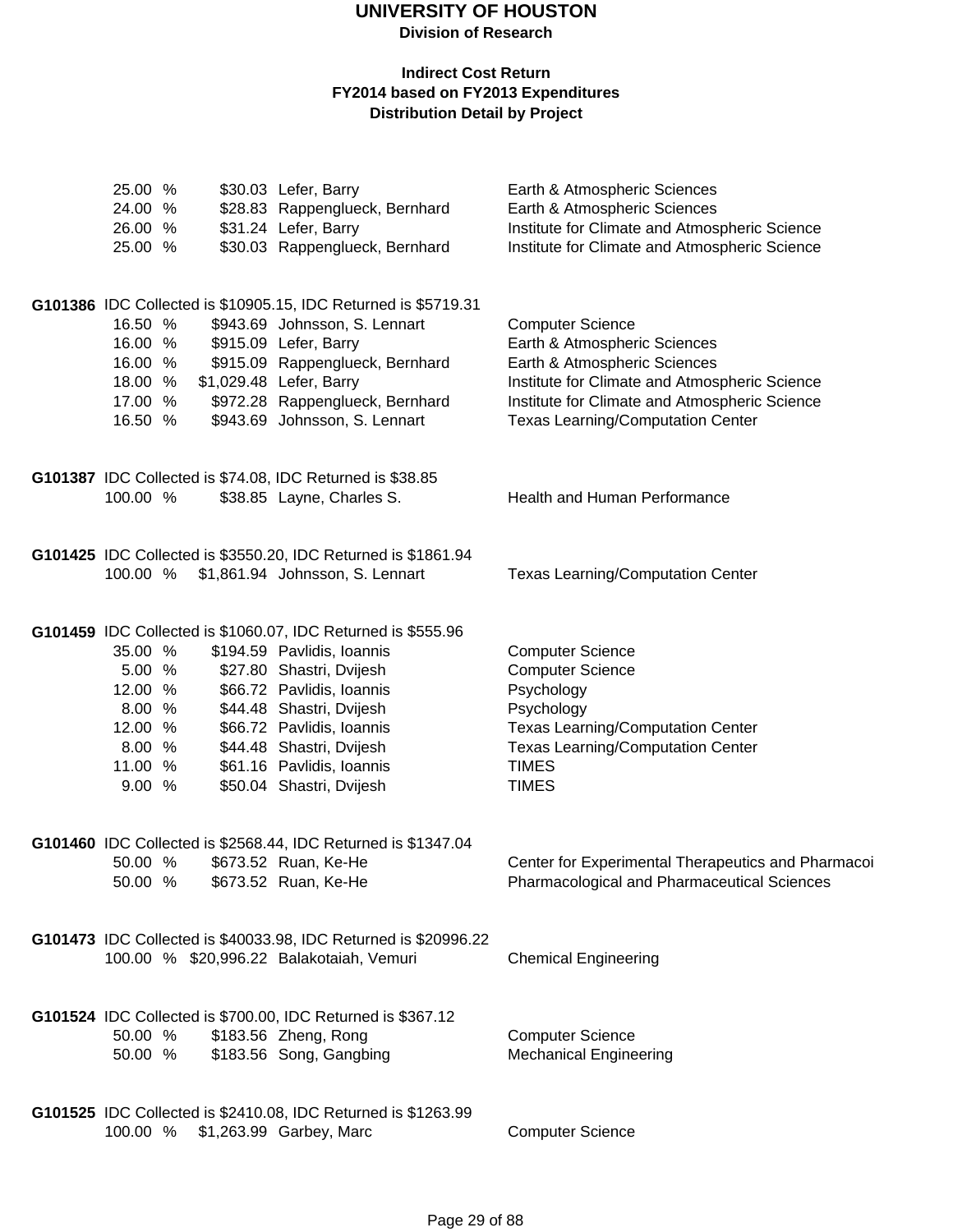# UNIVERSITY OF HOUSTON

**Division of Research**

**Indirect Cost Return**
**FY2014 based on FY2013 Expenditures**
**Distribution Detail by Project**

| | | | |
|---|---|---|---|
| 25.00 % | $30.03 | Lefer, Barry | Earth & Atmospheric Sciences |
| 24.00 % | $28.83 | Rappenglueck, Bernhard | Earth & Atmospheric Sciences |
| 26.00 % | $31.24 | Lefer, Barry | Institute for Climate and Atmospheric Science |
| 25.00 % | $30.03 | Rappenglueck, Bernhard | Institute for Climate and Atmospheric Science |

**G101386** IDC Collected is $10905.15, IDC Returned is $5719.31

| | | | |
|---|---|---|---|
| 16.50 % | $943.69 | Johnsson, S. Lennart | Computer Science |
| 16.00 % | $915.09 | Lefer, Barry | Earth & Atmospheric Sciences |
| 16.00 % | $915.09 | Rappenglueck, Bernhard | Earth & Atmospheric Sciences |
| 18.00 % | $1,029.48 | Lefer, Barry | Institute for Climate and Atmospheric Science |
| 17.00 % | $972.28 | Rappenglueck, Bernhard | Institute for Climate and Atmospheric Science |
| 16.50 % | $943.69 | Johnsson, S. Lennart | Texas Learning/Computation Center |

**G101387** IDC Collected is $74.08, IDC Returned is $38.85

| | | | |
|---|---|---|---|
| 100.00 % | $38.85 | Layne, Charles S. | Health and Human Performance |

**G101425** IDC Collected is $3550.20, IDC Returned is $1861.94

| | | | |
|---|---|---|---|
| 100.00 % | $1,861.94 | Johnsson, S. Lennart | Texas Learning/Computation Center |

**G101459** IDC Collected is $1060.07, IDC Returned is $555.96

| | | | |
|---|---|---|---|
| 35.00 % | $194.59 | Pavlidis, Ioannis | Computer Science |
| 5.00 % | $27.80 | Shastri, Dvijesh | Computer Science |
| 12.00 % | $66.72 | Pavlidis, Ioannis | Psychology |
| 8.00 % | $44.48 | Shastri, Dvijesh | Psychology |
| 12.00 % | $66.72 | Pavlidis, Ioannis | Texas Learning/Computation Center |
| 8.00 % | $44.48 | Shastri, Dvijesh | Texas Learning/Computation Center |
| 11.00 % | $61.16 | Pavlidis, Ioannis | TIMES |
| 9.00 % | $50.04 | Shastri, Dvijesh | TIMES |

**G101460** IDC Collected is $2568.44, IDC Returned is $1347.04

| | | | |
|---|---|---|---|
| 50.00 % | $673.52 | Ruan, Ke-He | Center for Experimental Therapeutics and Pharmacoi |
| 50.00 % | $673.52 | Ruan, Ke-He | Pharmacological and Pharmaceutical Sciences |

**G101473** IDC Collected is $40033.98, IDC Returned is $20996.22

| | | | |
|---|---|---|---|
| 100.00 % | $20,996.22 | Balakotaiah, Vemuri | Chemical Engineering |

**G101524** IDC Collected is $700.00, IDC Returned is $367.12

| | | | |
|---|---|---|---|
| 50.00 % | $183.56 | Zheng, Rong | Computer Science |
| 50.00 % | $183.56 | Song, Gangbing | Mechanical Engineering |

**G101525** IDC Collected is $2410.08, IDC Returned is $1263.99

| | | | |
|---|---|---|---|
| 100.00 % | $1,263.99 | Garbey, Marc | Computer Science |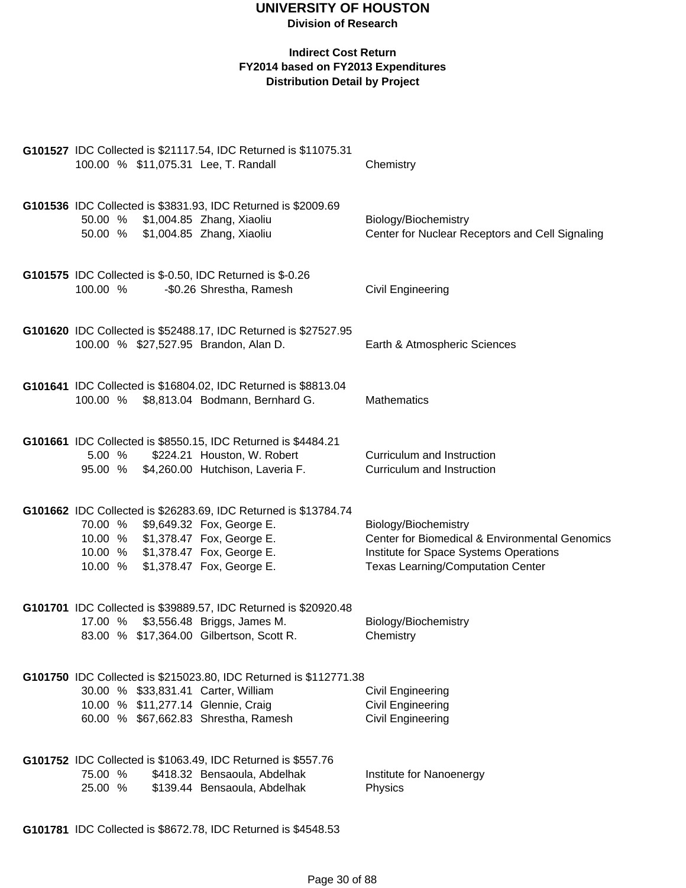# UNIVERSITY OF HOUSTON

**Division of Research**

**Indirect Cost Return**
**FY2014 based on FY2013 Expenditures**
**Distribution Detail by Project**

**G101527** IDC Collected is $21117.54, IDC Returned is $11075.31

| % | Amount | Name | Department |
|---|---|---|---|
| 100.00 % | $11,075.31 | Lee, T. Randall | Chemistry |

**G101536** IDC Collected is $3831.93, IDC Returned is $2009.69

| % | Amount | Name | Department |
|---|---|---|---|
| 50.00 % | $1,004.85 | Zhang, Xiaoliu | Biology/Biochemistry |
| 50.00 % | $1,004.85 | Zhang, Xiaoliu | Center for Nuclear Receptors and Cell Signaling |

**G101575** IDC Collected is $-0.50, IDC Returned is $-0.26

| % | Amount | Name | Department |
|---|---|---|---|
| 100.00 % | -$0.26 | Shrestha, Ramesh | Civil Engineering |

**G101620** IDC Collected is $52488.17, IDC Returned is $27527.95

| % | Amount | Name | Department |
|---|---|---|---|
| 100.00 % | $27,527.95 | Brandon, Alan D. | Earth & Atmospheric Sciences |

**G101641** IDC Collected is $16804.02, IDC Returned is $8813.04

| % | Amount | Name | Department |
|---|---|---|---|
| 100.00 % | $8,813.04 | Bodmann, Bernhard G. | Mathematics |

**G101661** IDC Collected is $8550.15, IDC Returned is $4484.21

| % | Amount | Name | Department |
|---|---|---|---|
| 5.00 % | $224.21 | Houston, W. Robert | Curriculum and Instruction |
| 95.00 % | $4,260.00 | Hutchison, Laveria F. | Curriculum and Instruction |

**G101662** IDC Collected is $26283.69, IDC Returned is $13784.74

| % | Amount | Name | Department |
|---|---|---|---|
| 70.00 % | $9,649.32 | Fox, George E. | Biology/Biochemistry |
| 10.00 % | $1,378.47 | Fox, George E. | Center for Biomedical & Environmental Genomics |
| 10.00 % | $1,378.47 | Fox, George E. | Institute for Space Systems Operations |
| 10.00 % | $1,378.47 | Fox, George E. | Texas Learning/Computation Center |

**G101701** IDC Collected is $39889.57, IDC Returned is $20920.48

| % | Amount | Name | Department |
|---|---|---|---|
| 17.00 % | $3,556.48 | Briggs, James M. | Biology/Biochemistry |
| 83.00 % | $17,364.00 | Gilbertson, Scott R. | Chemistry |

**G101750** IDC Collected is $215023.80, IDC Returned is $112771.38

| % | Amount | Name | Department |
|---|---|---|---|
| 30.00 % | $33,831.41 | Carter, William | Civil Engineering |
| 10.00 % | $11,277.14 | Glennie, Craig | Civil Engineering |
| 60.00 % | $67,662.83 | Shrestha, Ramesh | Civil Engineering |

**G101752** IDC Collected is $1063.49, IDC Returned is $557.76

| % | Amount | Name | Department |
|---|---|---|---|
| 75.00 % | $418.32 | Bensaoula, Abdelhak | Institute for Nanoenergy |
| 25.00 % | $139.44 | Bensaoula, Abdelhak | Physics |

**G101781** IDC Collected is $8672.78, IDC Returned is $4548.53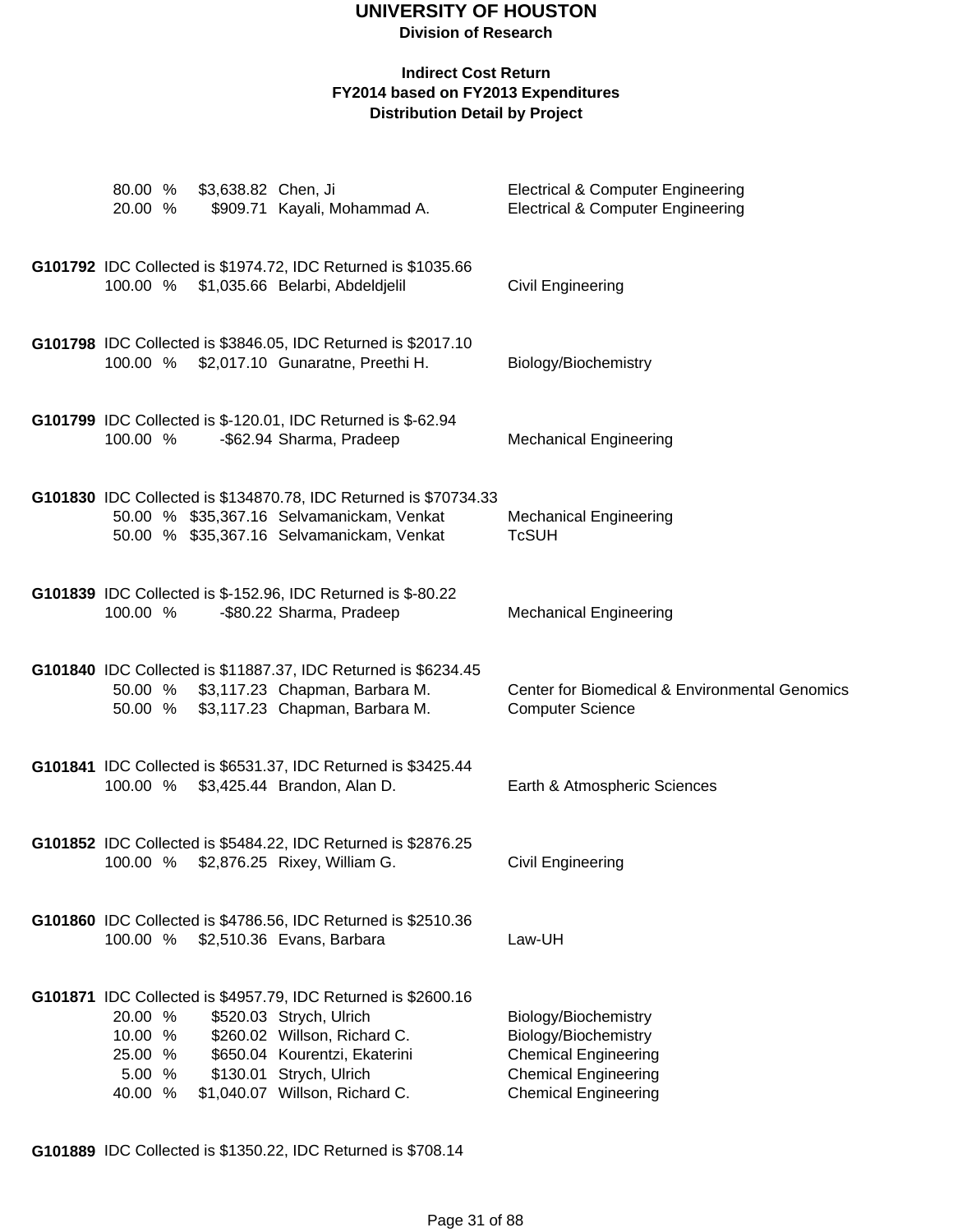# UNIVERSITY OF HOUSTON

**Division of Research**

**Indirect Cost Return**
**FY2014 based on FY2013 Expenditures**
**Distribution Detail by Project**

| | | | |
|---|---|---|---|
| 80.00 % | $3,638.82 | Chen, Ji | Electrical & Computer Engineering |
| 20.00 % | $909.71 | Kayali, Mohammad A. | Electrical & Computer Engineering |

**G101792** IDC Collected is $1974.72, IDC Returned is $1035.66

| | | | |
|---|---|---|---|
| 100.00 % | $1,035.66 | Belarbi, Abdeldjelil | Civil Engineering |

**G101798** IDC Collected is $3846.05, IDC Returned is $2017.10

| | | | |
|---|---|---|---|
| 100.00 % | $2,017.10 | Gunaratne, Preethi H. | Biology/Biochemistry |

**G101799** IDC Collected is $-120.01, IDC Returned is $-62.94

| | | | |
|---|---|---|---|
| 100.00 % | -$62.94 | Sharma, Pradeep | Mechanical Engineering |

**G101830** IDC Collected is $134870.78, IDC Returned is $70734.33

| | | | |
|---|---|---|---|
| 50.00 % | $35,367.16 | Selvamanickam, Venkat | Mechanical Engineering |
| 50.00 % | $35,367.16 | Selvamanickam, Venkat | TcSUH |

**G101839** IDC Collected is $-152.96, IDC Returned is $-80.22

| | | | |
|---|---|---|---|
| 100.00 % | -$80.22 | Sharma, Pradeep | Mechanical Engineering |

**G101840** IDC Collected is $11887.37, IDC Returned is $6234.45

| | | | |
|---|---|---|---|
| 50.00 % | $3,117.23 | Chapman, Barbara M. | Center for Biomedical & Environmental Genomics |
| 50.00 % | $3,117.23 | Chapman, Barbara M. | Computer Science |

**G101841** IDC Collected is $6531.37, IDC Returned is $3425.44

| | | | |
|---|---|---|---|
| 100.00 % | $3,425.44 | Brandon, Alan D. | Earth & Atmospheric Sciences |

**G101852** IDC Collected is $5484.22, IDC Returned is $2876.25

| | | | |
|---|---|---|---|
| 100.00 % | $2,876.25 | Rixey, William G. | Civil Engineering |

**G101860** IDC Collected is $4786.56, IDC Returned is $2510.36

| | | | |
|---|---|---|---|
| 100.00 % | $2,510.36 | Evans, Barbara | Law-UH |

**G101871** IDC Collected is $4957.79, IDC Returned is $2600.16

| | | | |
|---|---|---|---|
| 20.00 % | $520.03 | Strych, Ulrich | Biology/Biochemistry |
| 10.00 % | $260.02 | Willson, Richard C. | Biology/Biochemistry |
| 25.00 % | $650.04 | Kourentzi, Ekaterini | Chemical Engineering |
| 5.00 % | $130.01 | Strych, Ulrich | Chemical Engineering |
| 40.00 % | $1,040.07 | Willson, Richard C. | Chemical Engineering |

**G101889** IDC Collected is $1350.22, IDC Returned is $708.14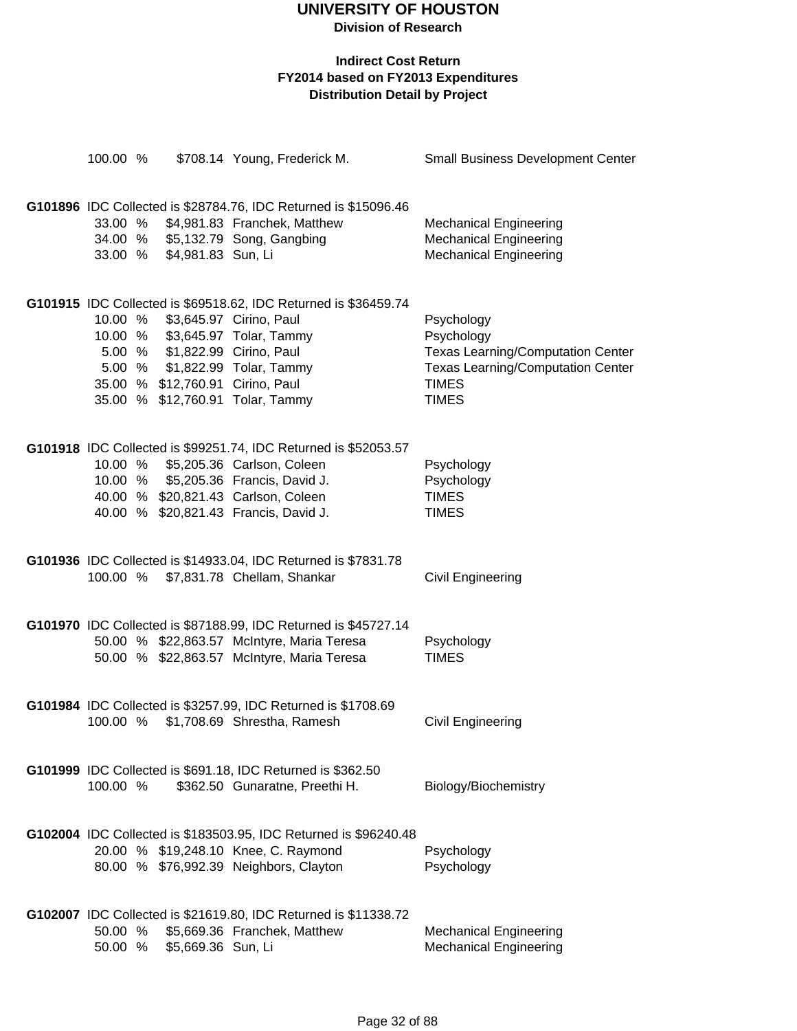# UNIVERSITY OF HOUSTON

**Division of Research**

**Indirect Cost Return**
**FY2014 based on FY2013 Expenditures**
**Distribution Detail by Project**

| | | | |
|---|---|---|---|
| 100.00 % | $708.14 | Young, Frederick M. | Small Business Development Center |

**G101896** IDC Collected is $28784.76, IDC Returned is $15096.46

| | | | |
|---|---|---|---|
| 33.00 % | $4,981.83 | Franchek, Matthew | Mechanical Engineering |
| 34.00 % | $5,132.79 | Song, Gangbing | Mechanical Engineering |
| 33.00 % | $4,981.83 | Sun, Li | Mechanical Engineering |

**G101915** IDC Collected is $69518.62, IDC Returned is $36459.74

| | | | |
|---|---|---|---|
| 10.00 % | $3,645.97 | Cirino, Paul | Psychology |
| 10.00 % | $3,645.97 | Tolar, Tammy | Psychology |
| 5.00 % | $1,822.99 | Cirino, Paul | Texas Learning/Computation Center |
| 5.00 % | $1,822.99 | Tolar, Tammy | Texas Learning/Computation Center |
| 35.00 % | $12,760.91 | Cirino, Paul | TIMES |
| 35.00 % | $12,760.91 | Tolar, Tammy | TIMES |

**G101918** IDC Collected is $99251.74, IDC Returned is $52053.57

| | | | |
|---|---|---|---|
| 10.00 % | $5,205.36 | Carlson, Coleen | Psychology |
| 10.00 % | $5,205.36 | Francis, David J. | Psychology |
| 40.00 % | $20,821.43 | Carlson, Coleen | TIMES |
| 40.00 % | $20,821.43 | Francis, David J. | TIMES |

**G101936** IDC Collected is $14933.04, IDC Returned is $7831.78

| | | | |
|---|---|---|---|
| 100.00 % | $7,831.78 | Chellam, Shankar | Civil Engineering |

**G101970** IDC Collected is $87188.99, IDC Returned is $45727.14

| | | | |
|---|---|---|---|
| 50.00 % | $22,863.57 | McIntyre, Maria Teresa | Psychology |
| 50.00 % | $22,863.57 | McIntyre, Maria Teresa | TIMES |

**G101984** IDC Collected is $3257.99, IDC Returned is $1708.69

| | | | |
|---|---|---|---|
| 100.00 % | $1,708.69 | Shrestha, Ramesh | Civil Engineering |

**G101999** IDC Collected is $691.18, IDC Returned is $362.50

| | | | |
|---|---|---|---|
| 100.00 % | $362.50 | Gunaratne, Preethi H. | Biology/Biochemistry |

**G102004** IDC Collected is $183503.95, IDC Returned is $96240.48

| | | | |
|---|---|---|---|
| 20.00 % | $19,248.10 | Knee, C. Raymond | Psychology |
| 80.00 % | $76,992.39 | Neighbors, Clayton | Psychology |

**G102007** IDC Collected is $21619.80, IDC Returned is $11338.72

| | | | |
|---|---|---|---|
| 50.00 % | $5,669.36 | Franchek, Matthew | Mechanical Engineering |
| 50.00 % | $5,669.36 | Sun, Li | Mechanical Engineering |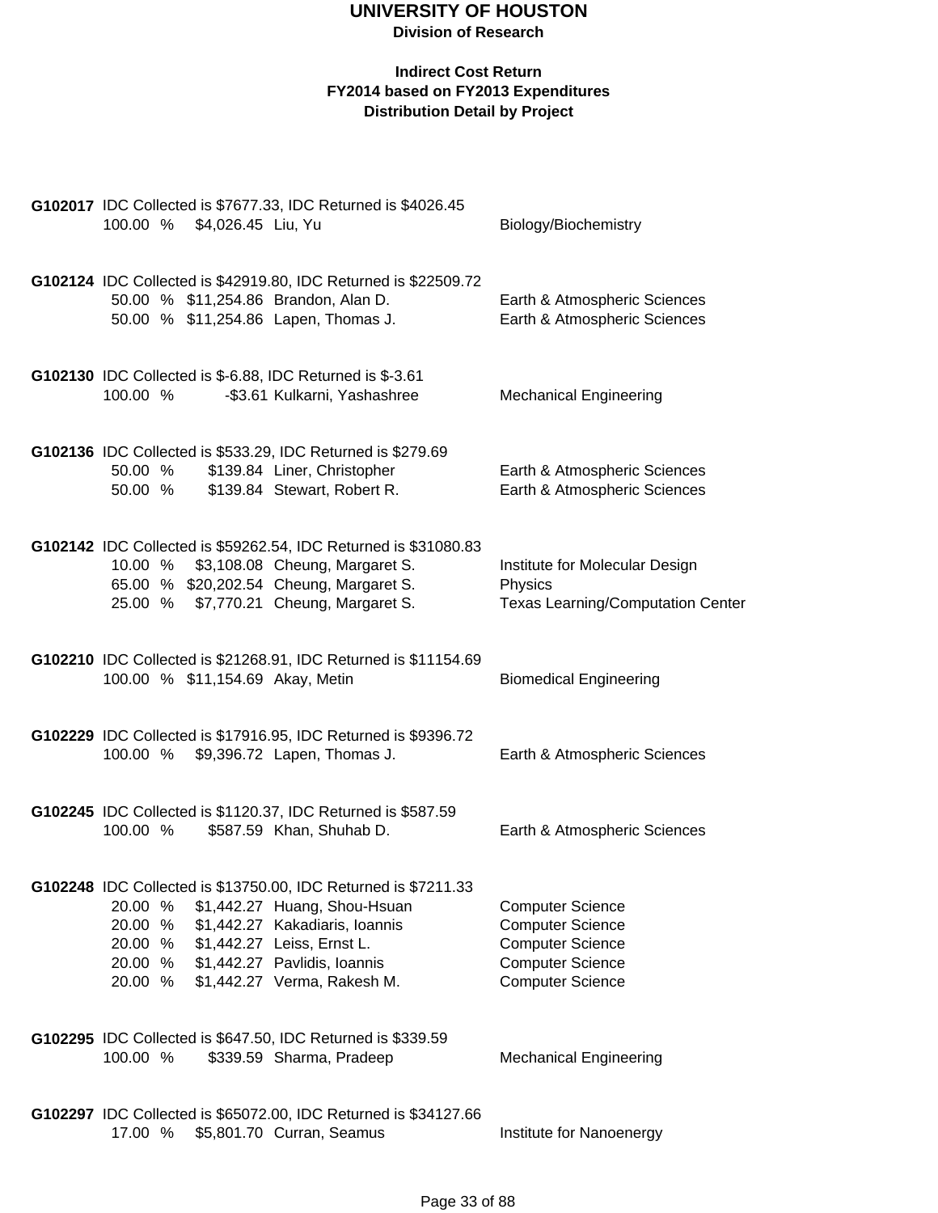# UNIVERSITY OF HOUSTON

**Division of Research**

**Indirect Cost Return**
**FY2014 based on FY2013 Expenditures**
**Distribution Detail by Project**

**G102017** IDC Collected is $7677.33, IDC Returned is $4026.45

| % | Amount | Name | Department |
|---|---|---|---|
| 100.00 % | $4,026.45 | Liu, Yu | Biology/Biochemistry |

**G102124** IDC Collected is $42919.80, IDC Returned is $22509.72

| % | Amount | Name | Department |
|---|---|---|---|
| 50.00 % | $11,254.86 | Brandon, Alan D. | Earth & Atmospheric Sciences |
| 50.00 % | $11,254.86 | Lapen, Thomas J. | Earth & Atmospheric Sciences |

**G102130** IDC Collected is $-6.88, IDC Returned is $-3.61

| % | Amount | Name | Department |
|---|---|---|---|
| 100.00 % | -$3.61 | Kulkarni, Yashashree | Mechanical Engineering |

**G102136** IDC Collected is $533.29, IDC Returned is $279.69

| % | Amount | Name | Department |
|---|---|---|---|
| 50.00 % | $139.84 | Liner, Christopher | Earth & Atmospheric Sciences |
| 50.00 % | $139.84 | Stewart, Robert R. | Earth & Atmospheric Sciences |

**G102142** IDC Collected is $59262.54, IDC Returned is $31080.83

| % | Amount | Name | Department |
|---|---|---|---|
| 10.00 % | $3,108.08 | Cheung, Margaret S. | Institute for Molecular Design |
| 65.00 % | $20,202.54 | Cheung, Margaret S. | Physics |
| 25.00 % | $7,770.21 | Cheung, Margaret S. | Texas Learning/Computation Center |

**G102210** IDC Collected is $21268.91, IDC Returned is $11154.69

| % | Amount | Name | Department |
|---|---|---|---|
| 100.00 % | $11,154.69 | Akay, Metin | Biomedical Engineering |

**G102229** IDC Collected is $17916.95, IDC Returned is $9396.72

| % | Amount | Name | Department |
|---|---|---|---|
| 100.00 % | $9,396.72 | Lapen, Thomas J. | Earth & Atmospheric Sciences |

**G102245** IDC Collected is $1120.37, IDC Returned is $587.59

| % | Amount | Name | Department |
|---|---|---|---|
| 100.00 % | $587.59 | Khan, Shuhab D. | Earth & Atmospheric Sciences |

**G102248** IDC Collected is $13750.00, IDC Returned is $7211.33

| % | Amount | Name | Department |
|---|---|---|---|
| 20.00 % | $1,442.27 | Huang, Shou-Hsuan | Computer Science |
| 20.00 % | $1,442.27 | Kakadiaris, Ioannis | Computer Science |
| 20.00 % | $1,442.27 | Leiss, Ernst L. | Computer Science |
| 20.00 % | $1,442.27 | Pavlidis, Ioannis | Computer Science |
| 20.00 % | $1,442.27 | Verma, Rakesh M. | Computer Science |

**G102295** IDC Collected is $647.50, IDC Returned is $339.59

| % | Amount | Name | Department |
|---|---|---|---|
| 100.00 % | $339.59 | Sharma, Pradeep | Mechanical Engineering |

**G102297** IDC Collected is $65072.00, IDC Returned is $34127.66

| % | Amount | Name | Department |
|---|---|---|---|
| 17.00 % | $5,801.70 | Curran, Seamus | Institute for Nanoenergy |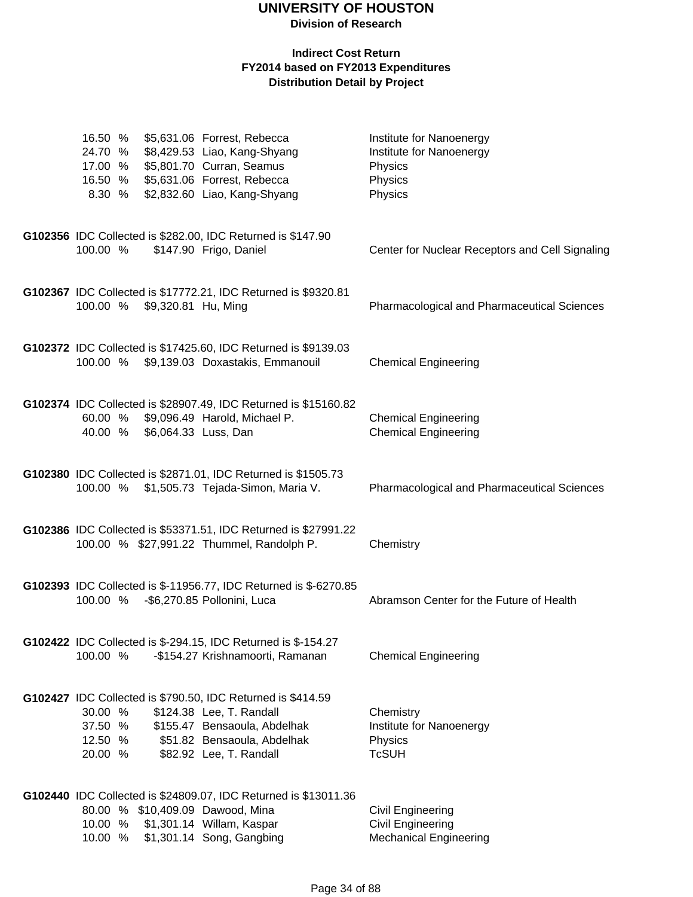# UNIVERSITY OF HOUSTON

**Division of Research**

**Indirect Cost Return**
**FY2014 based on FY2013 Expenditures**
**Distribution Detail by Project**

| | | | |
|---|---|---|---|
| 16.50 % | $5,631.06 | Forrest, Rebecca | Institute for Nanoenergy |
| 24.70 % | $8,429.53 | Liao, Kang-Shyang | Institute for Nanoenergy |
| 17.00 % | $5,801.70 | Curran, Seamus | Physics |
| 16.50 % | $5,631.06 | Forrest, Rebecca | Physics |
| 8.30 % | $2,832.60 | Liao, Kang-Shyang | Physics |

**G102356** IDC Collected is $282.00, IDC Returned is $147.90

| | | | |
|---|---|---|---|
| 100.00 % | $147.90 | Frigo, Daniel | Center for Nuclear Receptors and Cell Signaling |

**G102367** IDC Collected is $17772.21, IDC Returned is $9320.81

| | | | |
|---|---|---|---|
| 100.00 % | $9,320.81 | Hu, Ming | Pharmacological and Pharmaceutical Sciences |

**G102372** IDC Collected is $17425.60, IDC Returned is $9139.03

| | | | |
|---|---|---|---|
| 100.00 % | $9,139.03 | Doxastakis, Emmanouil | Chemical Engineering |

**G102374** IDC Collected is $28907.49, IDC Returned is $15160.82

| | | | |
|---|---|---|---|
| 60.00 % | $9,096.49 | Harold, Michael P. | Chemical Engineering |
| 40.00 % | $6,064.33 | Luss, Dan | Chemical Engineering |

**G102380** IDC Collected is $2871.01, IDC Returned is $1505.73

| | | | |
|---|---|---|---|
| 100.00 % | $1,505.73 | Tejada-Simon, Maria V. | Pharmacological and Pharmaceutical Sciences |

**G102386** IDC Collected is $53371.51, IDC Returned is $27991.22

| | | | |
|---|---|---|---|
| 100.00 % | $27,991.22 | Thummel, Randolph P. | Chemistry |

**G102393** IDC Collected is $-11956.77, IDC Returned is $-6270.85

| | | | |
|---|---|---|---|
| 100.00 % | -$6,270.85 | Pollonini, Luca | Abramson Center for the Future of Health |

**G102422** IDC Collected is $-294.15, IDC Returned is $-154.27

| | | | |
|---|---|---|---|
| 100.00 % | -$154.27 | Krishnamoorti, Ramanan | Chemical Engineering |

**G102427** IDC Collected is $790.50, IDC Returned is $414.59

| | | | |
|---|---|---|---|
| 30.00 % | $124.38 | Lee, T. Randall | Chemistry |
| 37.50 % | $155.47 | Bensaoula, Abdelhak | Institute for Nanoenergy |
| 12.50 % | $51.82 | Bensaoula, Abdelhak | Physics |
| 20.00 % | $82.92 | Lee, T. Randall | TcSUH |

**G102440** IDC Collected is $24809.07, IDC Returned is $13011.36

| | | | |
|---|---|---|---|
| 80.00 % | $10,409.09 | Dawood, Mina | Civil Engineering |
| 10.00 % | $1,301.14 | Willam, Kaspar | Civil Engineering |
| 10.00 % | $1,301.14 | Song, Gangbing | Mechanical Engineering |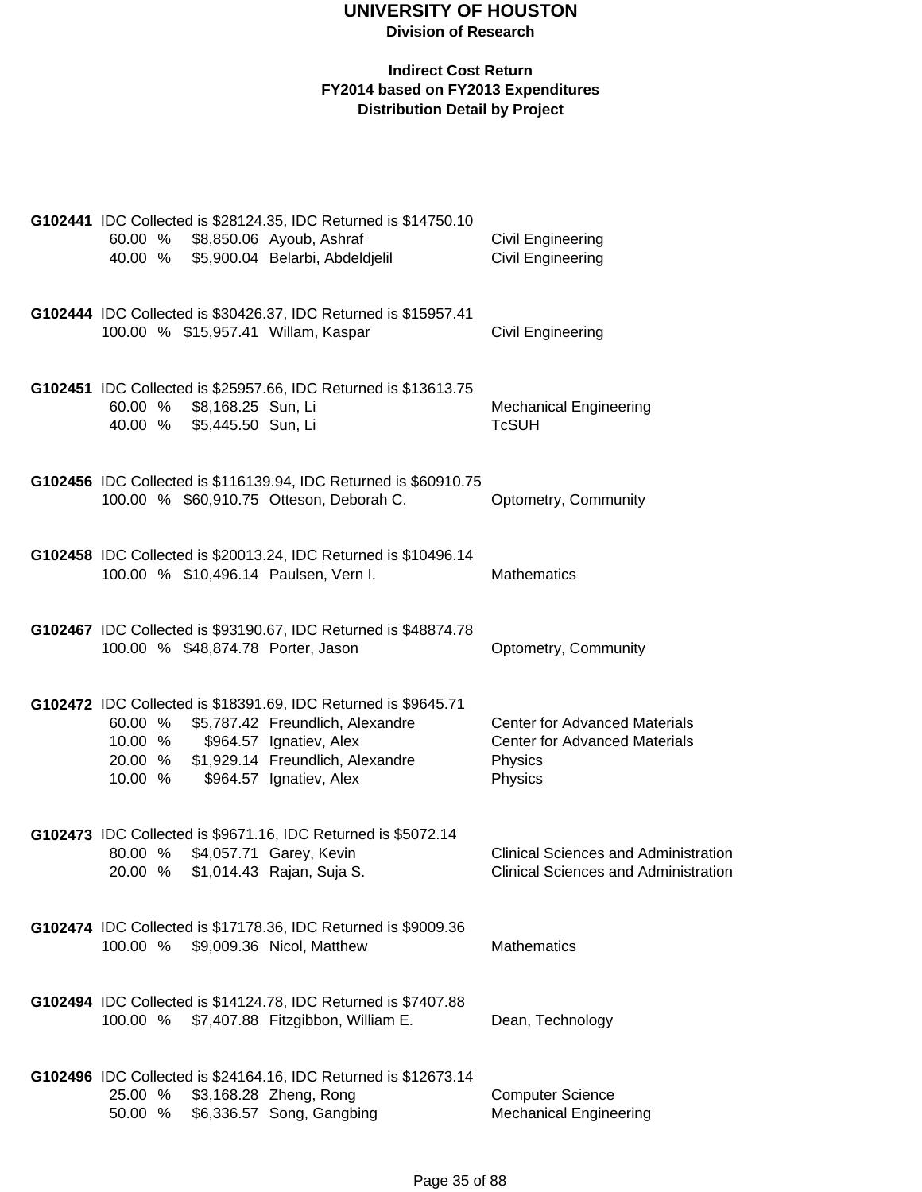# UNIVERSITY OF HOUSTON

**Division of Research**

**Indirect Cost Return**
**FY2014 based on FY2013 Expenditures**
**Distribution Detail by Project**

**G102441** IDC Collected is $28124.35, IDC Returned is $14750.10

| % | Amount | Name | Department |
|---|---|---|---|
| 60.00 % | $8,850.06 | Ayoub, Ashraf | Civil Engineering |
| 40.00 % | $5,900.04 | Belarbi, Abdeldjelil | Civil Engineering |

**G102444** IDC Collected is $30426.37, IDC Returned is $15957.41

| % | Amount | Name | Department |
|---|---|---|---|
| 100.00 % | $15,957.41 | Willam, Kaspar | Civil Engineering |

**G102451** IDC Collected is $25957.66, IDC Returned is $13613.75

| % | Amount | Name | Department |
|---|---|---|---|
| 60.00 % | $8,168.25 | Sun, Li | Mechanical Engineering |
| 40.00 % | $5,445.50 | Sun, Li | TcSUH |

**G102456** IDC Collected is $116139.94, IDC Returned is $60910.75

| % | Amount | Name | Department |
|---|---|---|---|
| 100.00 % | $60,910.75 | Otteson, Deborah C. | Optometry, Community |

**G102458** IDC Collected is $20013.24, IDC Returned is $10496.14

| % | Amount | Name | Department |
|---|---|---|---|
| 100.00 % | $10,496.14 | Paulsen, Vern I. | Mathematics |

**G102467** IDC Collected is $93190.67, IDC Returned is $48874.78

| % | Amount | Name | Department |
|---|---|---|---|
| 100.00 % | $48,874.78 | Porter, Jason | Optometry, Community |

**G102472** IDC Collected is $18391.69, IDC Returned is $9645.71

| % | Amount | Name | Department |
|---|---|---|---|
| 60.00 % | $5,787.42 | Freundlich, Alexandre | Center for Advanced Materials |
| 10.00 % | $964.57 | Ignatiev, Alex | Center for Advanced Materials |
| 20.00 % | $1,929.14 | Freundlich, Alexandre | Physics |
| 10.00 % | $964.57 | Ignatiev, Alex | Physics |

**G102473** IDC Collected is $9671.16, IDC Returned is $5072.14

| % | Amount | Name | Department |
|---|---|---|---|
| 80.00 % | $4,057.71 | Garey, Kevin | Clinical Sciences and Administration |
| 20.00 % | $1,014.43 | Rajan, Suja S. | Clinical Sciences and Administration |

**G102474** IDC Collected is $17178.36, IDC Returned is $9009.36

| % | Amount | Name | Department |
|---|---|---|---|
| 100.00 % | $9,009.36 | Nicol, Matthew | Mathematics |

**G102494** IDC Collected is $14124.78, IDC Returned is $7407.88

| % | Amount | Name | Department |
|---|---|---|---|
| 100.00 % | $7,407.88 | Fitzgibbon, William E. | Dean, Technology |

**G102496** IDC Collected is $24164.16, IDC Returned is $12673.14

| % | Amount | Name | Department |
|---|---|---|---|
| 25.00 % | $3,168.28 | Zheng, Rong | Computer Science |
| 50.00 % | $6,336.57 | Song, Gangbing | Mechanical Engineering |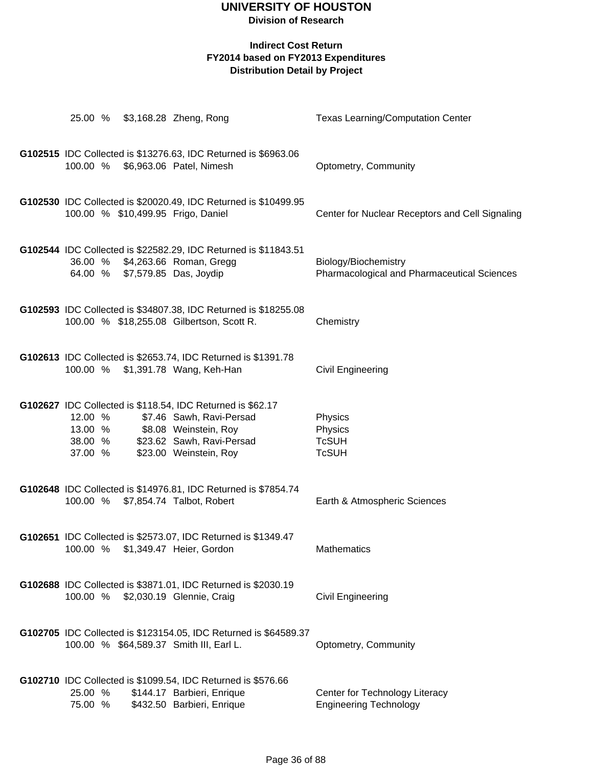# UNIVERSITY OF HOUSTON

**Division of Research**

**Indirect Cost Return**
**FY2014 based on FY2013 Expenditures**
**Distribution Detail by Project**

25.00 % $3,168.28 Zheng, Rong — Texas Learning/Computation Center

**G102515** IDC Collected is $13276.63, IDC Returned is $6963.06

| % | Amount | Name | Department |
|---|---|---|---|
| 100.00 % | $6,963.06 | Patel, Nimesh | Optometry, Community |

**G102530** IDC Collected is $20020.49, IDC Returned is $10499.95

| % | Amount | Name | Department |
|---|---|---|---|
| 100.00 % | $10,499.95 | Frigo, Daniel | Center for Nuclear Receptors and Cell Signaling |

**G102544** IDC Collected is $22582.29, IDC Returned is $11843.51

| % | Amount | Name | Department |
|---|---|---|---|
| 36.00 % | $4,263.66 | Roman, Gregg | Biology/Biochemistry |
| 64.00 % | $7,579.85 | Das, Joydip | Pharmacological and Pharmaceutical Sciences |

**G102593** IDC Collected is $34807.38, IDC Returned is $18255.08

| % | Amount | Name | Department |
|---|---|---|---|
| 100.00 % | $18,255.08 | Gilbertson, Scott R. | Chemistry |

**G102613** IDC Collected is $2653.74, IDC Returned is $1391.78

| % | Amount | Name | Department |
|---|---|---|---|
| 100.00 % | $1,391.78 | Wang, Keh-Han | Civil Engineering |

**G102627** IDC Collected is $118.54, IDC Returned is $62.17

| % | Amount | Name | Department |
|---|---|---|---|
| 12.00 % | $7.46 | Sawh, Ravi-Persad | Physics |
| 13.00 % | $8.08 | Weinstein, Roy | Physics |
| 38.00 % | $23.62 | Sawh, Ravi-Persad | TcSUH |
| 37.00 % | $23.00 | Weinstein, Roy | TcSUH |

**G102648** IDC Collected is $14976.81, IDC Returned is $7854.74

| % | Amount | Name | Department |
|---|---|---|---|
| 100.00 % | $7,854.74 | Talbot, Robert | Earth & Atmospheric Sciences |

**G102651** IDC Collected is $2573.07, IDC Returned is $1349.47

| % | Amount | Name | Department |
|---|---|---|---|
| 100.00 % | $1,349.47 | Heier, Gordon | Mathematics |

**G102688** IDC Collected is $3871.01, IDC Returned is $2030.19

| % | Amount | Name | Department |
|---|---|---|---|
| 100.00 % | $2,030.19 | Glennie, Craig | Civil Engineering |

**G102705** IDC Collected is $123154.05, IDC Returned is $64589.37

| % | Amount | Name | Department |
|---|---|---|---|
| 100.00 % | $64,589.37 | Smith III, Earl L. | Optometry, Community |

**G102710** IDC Collected is $1099.54, IDC Returned is $576.66

| % | Amount | Name | Department |
|---|---|---|---|
| 25.00 % | $144.17 | Barbieri, Enrique | Center for Technology Literacy |
| 75.00 % | $432.50 | Barbieri, Enrique | Engineering Technology |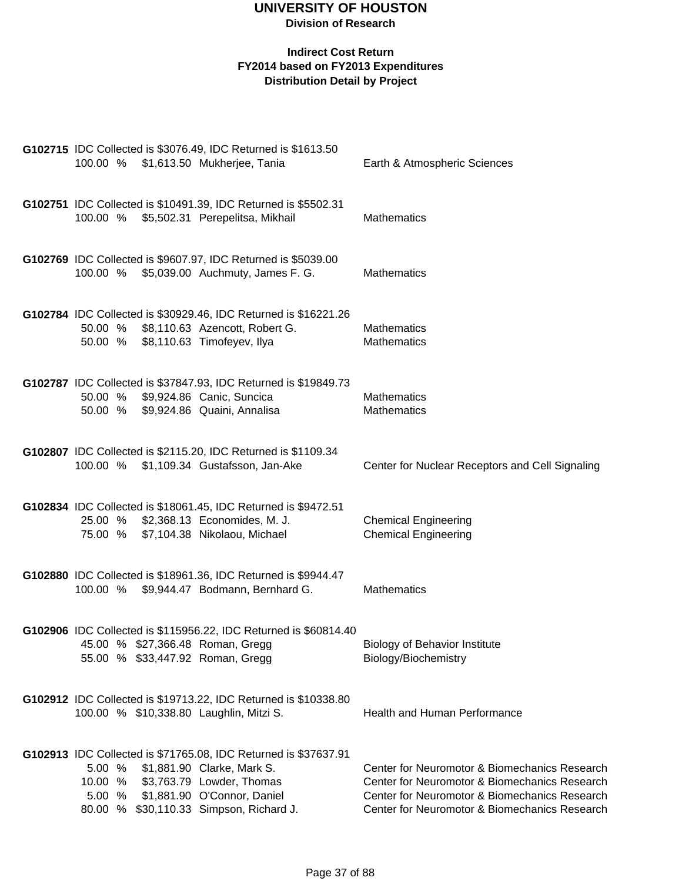# UNIVERSITY OF HOUSTON

**Division of Research**

**Indirect Cost Return**
**FY2014 based on FY2013 Expenditures**
**Distribution Detail by Project**

**G102715** IDC Collected is $3076.49, IDC Returned is $1613.50

| % | Amount | Name | Department |
|---|---|---|---|
| 100.00 % | $1,613.50 | Mukherjee, Tania | Earth & Atmospheric Sciences |

**G102751** IDC Collected is $10491.39, IDC Returned is $5502.31

| % | Amount | Name | Department |
|---|---|---|---|
| 100.00 % | $5,502.31 | Perepelitsa, Mikhail | Mathematics |

**G102769** IDC Collected is $9607.97, IDC Returned is $5039.00

| % | Amount | Name | Department |
|---|---|---|---|
| 100.00 % | $5,039.00 | Auchmuty, James F. G. | Mathematics |

**G102784** IDC Collected is $30929.46, IDC Returned is $16221.26

| % | Amount | Name | Department |
|---|---|---|---|
| 50.00 % | $8,110.63 | Azencott, Robert G. | Mathematics |
| 50.00 % | $8,110.63 | Timofeyev, Ilya | Mathematics |

**G102787** IDC Collected is $37847.93, IDC Returned is $19849.73

| % | Amount | Name | Department |
|---|---|---|---|
| 50.00 % | $9,924.86 | Canic, Suncica | Mathematics |
| 50.00 % | $9,924.86 | Quaini, Annalisa | Mathematics |

**G102807** IDC Collected is $2115.20, IDC Returned is $1109.34

| % | Amount | Name | Department |
|---|---|---|---|
| 100.00 % | $1,109.34 | Gustafsson, Jan-Ake | Center for Nuclear Receptors and Cell Signaling |

**G102834** IDC Collected is $18061.45, IDC Returned is $9472.51

| % | Amount | Name | Department |
|---|---|---|---|
| 25.00 % | $2,368.13 | Economides, M. J. | Chemical Engineering |
| 75.00 % | $7,104.38 | Nikolaou, Michael | Chemical Engineering |

**G102880** IDC Collected is $18961.36, IDC Returned is $9944.47

| % | Amount | Name | Department |
|---|---|---|---|
| 100.00 % | $9,944.47 | Bodmann, Bernhard G. | Mathematics |

**G102906** IDC Collected is $115956.22, IDC Returned is $60814.40

| % | Amount | Name | Department |
|---|---|---|---|
| 45.00 % | $27,366.48 | Roman, Gregg | Biology of Behavior Institute |
| 55.00 % | $33,447.92 | Roman, Gregg | Biology/Biochemistry |

**G102912** IDC Collected is $19713.22, IDC Returned is $10338.80

| % | Amount | Name | Department |
|---|---|---|---|
| 100.00 % | $10,338.80 | Laughlin, Mitzi S. | Health and Human Performance |

**G102913** IDC Collected is $71765.08, IDC Returned is $37637.91

| % | Amount | Name | Department |
|---|---|---|---|
| 5.00 % | $1,881.90 | Clarke, Mark S. | Center for Neuromotor & Biomechanics Research |
| 10.00 % | $3,763.79 | Lowder, Thomas | Center for Neuromotor & Biomechanics Research |
| 5.00 % | $1,881.90 | O'Connor, Daniel | Center for Neuromotor & Biomechanics Research |
| 80.00 % | $30,110.33 | Simpson, Richard J. | Center for Neuromotor & Biomechanics Research |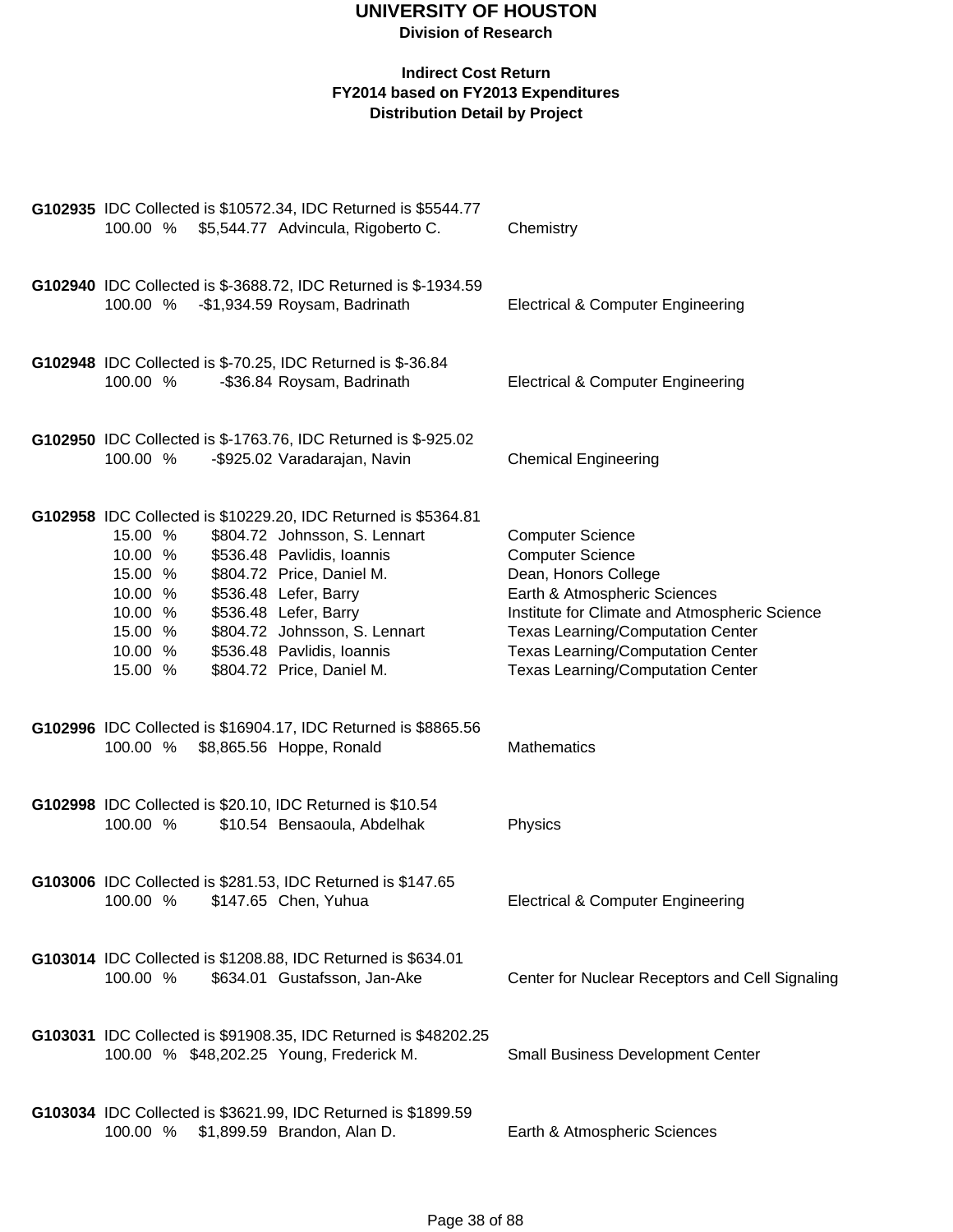# UNIVERSITY OF HOUSTON

**Division of Research**

**Indirect Cost Return**
**FY2014 based on FY2013 Expenditures**
**Distribution Detail by Project**

**G102935** IDC Collected is $10572.34, IDC Returned is $5544.77

| % | Amount | Name | Department |
|---|---|---|---|
| 100.00 % | $5,544.77 | Advincula, Rigoberto C. | Chemistry |

**G102940** IDC Collected is $-3688.72, IDC Returned is $-1934.59

| % | Amount | Name | Department |
|---|---|---|---|
| 100.00 % | -$1,934.59 | Roysam, Badrinath | Electrical & Computer Engineering |

**G102948** IDC Collected is $-70.25, IDC Returned is $-36.84

| % | Amount | Name | Department |
|---|---|---|---|
| 100.00 % | -$36.84 | Roysam, Badrinath | Electrical & Computer Engineering |

**G102950** IDC Collected is $-1763.76, IDC Returned is $-925.02

| % | Amount | Name | Department |
|---|---|---|---|
| 100.00 % | -$925.02 | Varadarajan, Navin | Chemical Engineering |

**G102958** IDC Collected is $10229.20, IDC Returned is $5364.81

| % | Amount | Name | Department |
|---|---|---|---|
| 15.00 % | $804.72 | Johnsson, S. Lennart | Computer Science |
| 10.00 % | $536.48 | Pavlidis, Ioannis | Computer Science |
| 15.00 % | $804.72 | Price, Daniel M. | Dean, Honors College |
| 10.00 % | $536.48 | Lefer, Barry | Earth & Atmospheric Sciences |
| 10.00 % | $536.48 | Lefer, Barry | Institute for Climate and Atmospheric Science |
| 15.00 % | $804.72 | Johnsson, S. Lennart | Texas Learning/Computation Center |
| 10.00 % | $536.48 | Pavlidis, Ioannis | Texas Learning/Computation Center |
| 15.00 % | $804.72 | Price, Daniel M. | Texas Learning/Computation Center |

**G102996** IDC Collected is $16904.17, IDC Returned is $8865.56

| % | Amount | Name | Department |
|---|---|---|---|
| 100.00 % | $8,865.56 | Hoppe, Ronald | Mathematics |

**G102998** IDC Collected is $20.10, IDC Returned is $10.54

| % | Amount | Name | Department |
|---|---|---|---|
| 100.00 % | $10.54 | Bensaoula, Abdelhak | Physics |

**G103006** IDC Collected is $281.53, IDC Returned is $147.65

| % | Amount | Name | Department |
|---|---|---|---|
| 100.00 % | $147.65 | Chen, Yuhua | Electrical & Computer Engineering |

**G103014** IDC Collected is $1208.88, IDC Returned is $634.01

| % | Amount | Name | Department |
|---|---|---|---|
| 100.00 % | $634.01 | Gustafsson, Jan-Ake | Center for Nuclear Receptors and Cell Signaling |

**G103031** IDC Collected is $91908.35, IDC Returned is $48202.25

| % | Amount | Name | Department |
|---|---|---|---|
| 100.00 % | $48,202.25 | Young, Frederick M. | Small Business Development Center |

**G103034** IDC Collected is $3621.99, IDC Returned is $1899.59

| % | Amount | Name | Department |
|---|---|---|---|
| 100.00 % | $1,899.59 | Brandon, Alan D. | Earth & Atmospheric Sciences |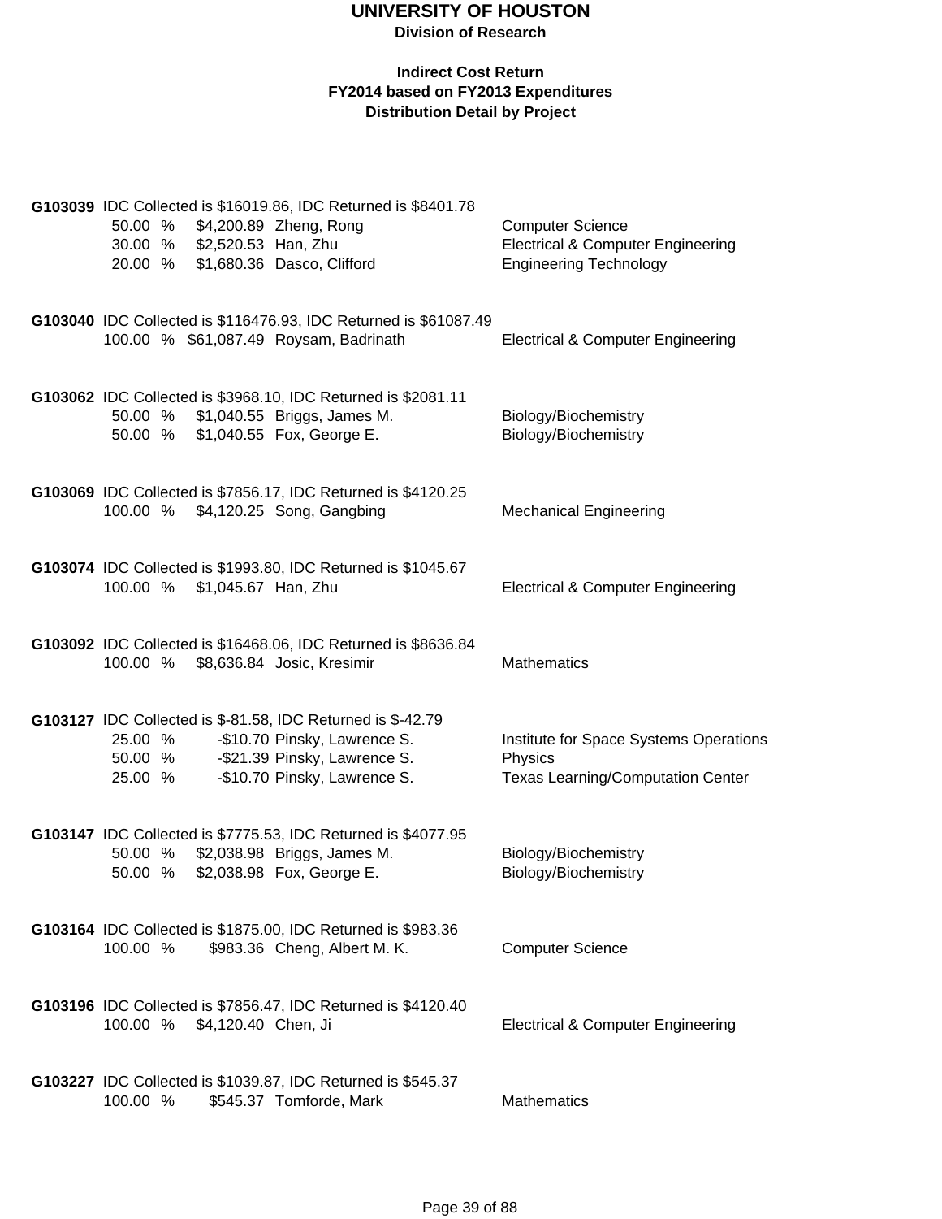# UNIVERSITY OF HOUSTON

**Division of Research**

**Indirect Cost Return**
**FY2014 based on FY2013 Expenditures**
**Distribution Detail by Project**

**G103039** IDC Collected is $16019.86, IDC Returned is $8401.78

| % | Amount | Name | Department |
|---|---|---|---|
| 50.00 % | $4,200.89 | Zheng, Rong | Computer Science |
| 30.00 % | $2,520.53 | Han, Zhu | Electrical & Computer Engineering |
| 20.00 % | $1,680.36 | Dasco, Clifford | Engineering Technology |

**G103040** IDC Collected is $116476.93, IDC Returned is $61087.49

| % | Amount | Name | Department |
|---|---|---|---|
| 100.00 % | $61,087.49 | Roysam, Badrinath | Electrical & Computer Engineering |

**G103062** IDC Collected is $3968.10, IDC Returned is $2081.11

| % | Amount | Name | Department |
|---|---|---|---|
| 50.00 % | $1,040.55 | Briggs, James M. | Biology/Biochemistry |
| 50.00 % | $1,040.55 | Fox, George E. | Biology/Biochemistry |

**G103069** IDC Collected is $7856.17, IDC Returned is $4120.25

| % | Amount | Name | Department |
|---|---|---|---|
| 100.00 % | $4,120.25 | Song, Gangbing | Mechanical Engineering |

**G103074** IDC Collected is $1993.80, IDC Returned is $1045.67

| % | Amount | Name | Department |
|---|---|---|---|
| 100.00 % | $1,045.67 | Han, Zhu | Electrical & Computer Engineering |

**G103092** IDC Collected is $16468.06, IDC Returned is $8636.84

| % | Amount | Name | Department |
|---|---|---|---|
| 100.00 % | $8,636.84 | Josic, Kresimir | Mathematics |

**G103127** IDC Collected is $-81.58, IDC Returned is $-42.79

| % | Amount | Name | Department |
|---|---|---|---|
| 25.00 % | -$10.70 | Pinsky, Lawrence S. | Institute for Space Systems Operations |
| 50.00 % | -$21.39 | Pinsky, Lawrence S. | Physics |
| 25.00 % | -$10.70 | Pinsky, Lawrence S. | Texas Learning/Computation Center |

**G103147** IDC Collected is $7775.53, IDC Returned is $4077.95

| % | Amount | Name | Department |
|---|---|---|---|
| 50.00 % | $2,038.98 | Briggs, James M. | Biology/Biochemistry |
| 50.00 % | $2,038.98 | Fox, George E. | Biology/Biochemistry |

**G103164** IDC Collected is $1875.00, IDC Returned is $983.36

| % | Amount | Name | Department |
|---|---|---|---|
| 100.00 % | $983.36 | Cheng, Albert M. K. | Computer Science |

**G103196** IDC Collected is $7856.47, IDC Returned is $4120.40

| % | Amount | Name | Department |
|---|---|---|---|
| 100.00 % | $4,120.40 | Chen, Ji | Electrical & Computer Engineering |

**G103227** IDC Collected is $1039.87, IDC Returned is $545.37

| % | Amount | Name | Department |
|---|---|---|---|
| 100.00 % | $545.37 | Tomforde, Mark | Mathematics |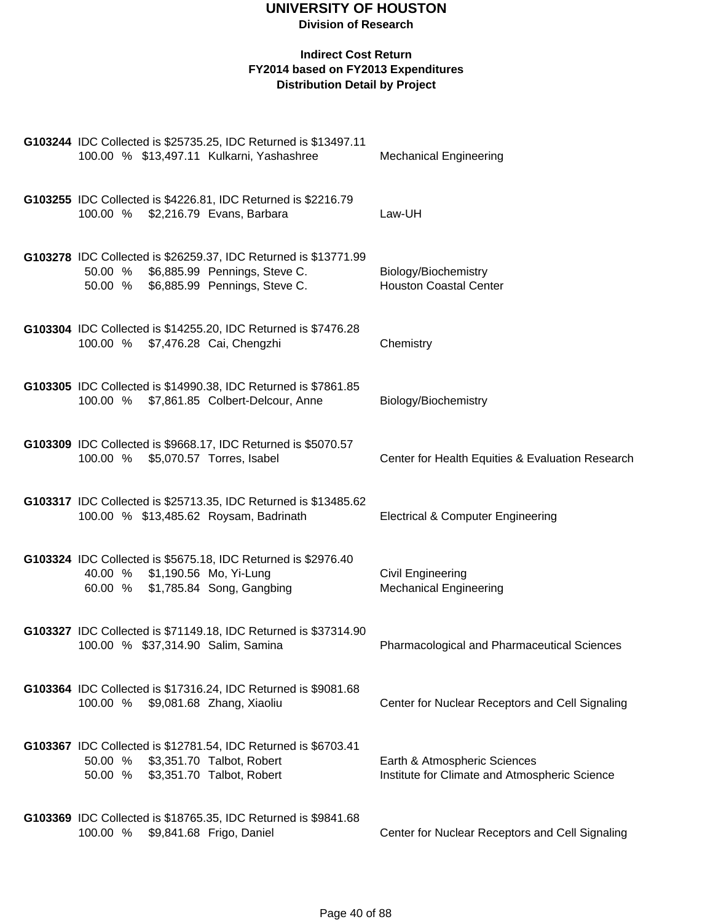# UNIVERSITY OF HOUSTON

**Division of Research**

**Indirect Cost Return**
**FY2014 based on FY2013 Expenditures**
**Distribution Detail by Project**

**G103244** IDC Collected is $25735.25, IDC Returned is $13497.11

| % | Amount | Name | Department |
|---|---|---|---|
| 100.00 % | $13,497.11 | Kulkarni, Yashashree | Mechanical Engineering |

**G103255** IDC Collected is $4226.81, IDC Returned is $2216.79

| % | Amount | Name | Department |
|---|---|---|---|
| 100.00 % | $2,216.79 | Evans, Barbara | Law-UH |

**G103278** IDC Collected is $26259.37, IDC Returned is $13771.99

| % | Amount | Name | Department |
|---|---|---|---|
| 50.00 % | $6,885.99 | Pennings, Steve C. | Biology/Biochemistry |
| 50.00 % | $6,885.99 | Pennings, Steve C. | Houston Coastal Center |

**G103304** IDC Collected is $14255.20, IDC Returned is $7476.28

| % | Amount | Name | Department |
|---|---|---|---|
| 100.00 % | $7,476.28 | Cai, Chengzhi | Chemistry |

**G103305** IDC Collected is $14990.38, IDC Returned is $7861.85

| % | Amount | Name | Department |
|---|---|---|---|
| 100.00 % | $7,861.85 | Colbert-Delcour, Anne | Biology/Biochemistry |

**G103309** IDC Collected is $9668.17, IDC Returned is $5070.57

| % | Amount | Name | Department |
|---|---|---|---|
| 100.00 % | $5,070.57 | Torres, Isabel | Center for Health Equities & Evaluation Research |

**G103317** IDC Collected is $25713.35, IDC Returned is $13485.62

| % | Amount | Name | Department |
|---|---|---|---|
| 100.00 % | $13,485.62 | Roysam, Badrinath | Electrical & Computer Engineering |

**G103324** IDC Collected is $5675.18, IDC Returned is $2976.40

| % | Amount | Name | Department |
|---|---|---|---|
| 40.00 % | $1,190.56 | Mo, Yi-Lung | Civil Engineering |
| 60.00 % | $1,785.84 | Song, Gangbing | Mechanical Engineering |

**G103327** IDC Collected is $71149.18, IDC Returned is $37314.90

| % | Amount | Name | Department |
|---|---|---|---|
| 100.00 % | $37,314.90 | Salim, Samina | Pharmacological and Pharmaceutical Sciences |

**G103364** IDC Collected is $17316.24, IDC Returned is $9081.68

| % | Amount | Name | Department |
|---|---|---|---|
| 100.00 % | $9,081.68 | Zhang, Xiaoliu | Center for Nuclear Receptors and Cell Signaling |

**G103367** IDC Collected is $12781.54, IDC Returned is $6703.41

| % | Amount | Name | Department |
|---|---|---|---|
| 50.00 % | $3,351.70 | Talbot, Robert | Earth & Atmospheric Sciences |
| 50.00 % | $3,351.70 | Talbot, Robert | Institute for Climate and Atmospheric Science |

**G103369** IDC Collected is $18765.35, IDC Returned is $9841.68

| % | Amount | Name | Department |
|---|---|---|---|
| 100.00 % | $9,841.68 | Frigo, Daniel | Center for Nuclear Receptors and Cell Signaling |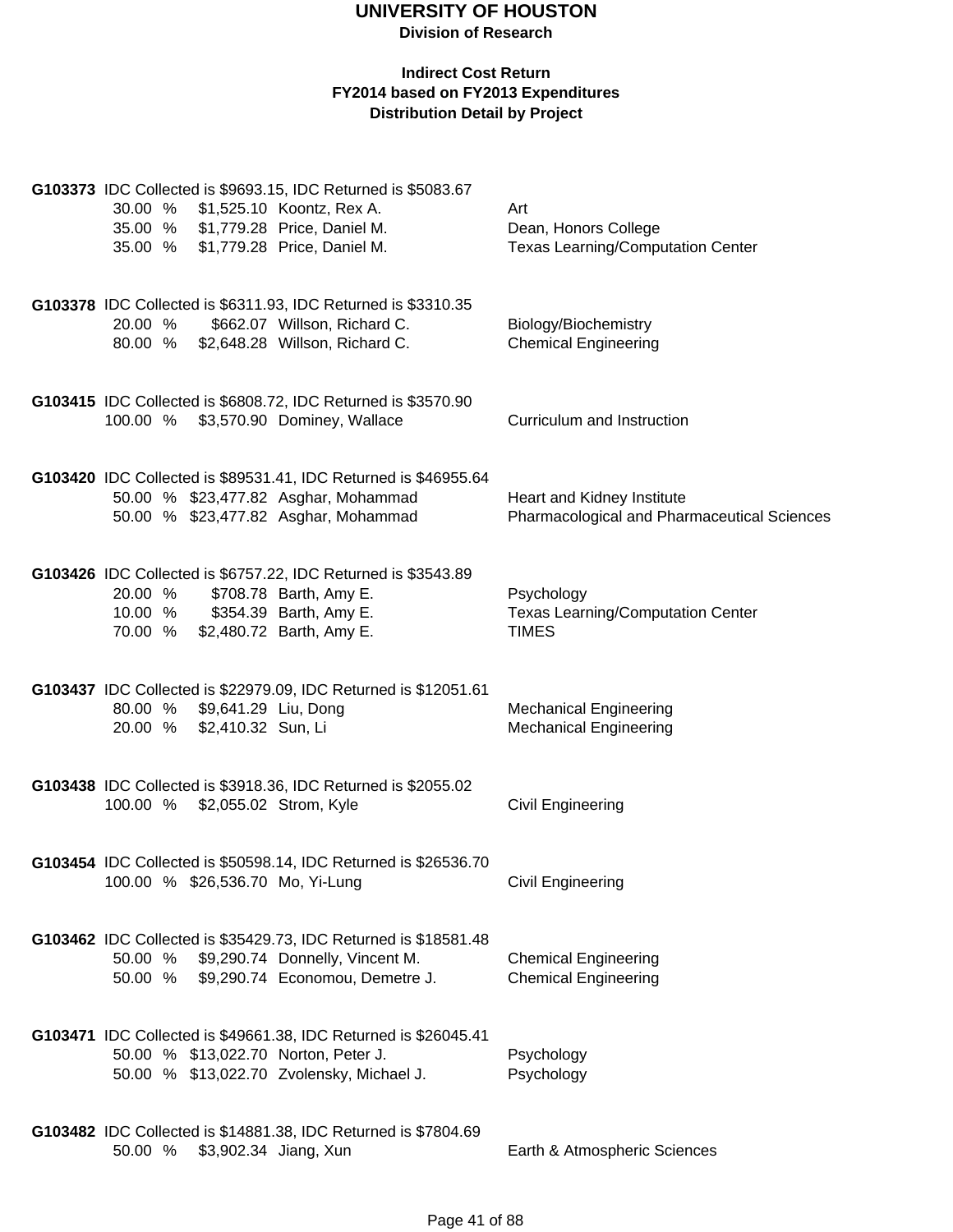# UNIVERSITY OF HOUSTON

**Division of Research**

**Indirect Cost Return**
**FY2014 based on FY2013 Expenditures**
**Distribution Detail by Project**

**G103373** IDC Collected is $9693.15, IDC Returned is $5083.67

| Percent | Amount | Name | Department |
|---|---|---|---|
| 30.00 % | $1,525.10 | Koontz, Rex A. | Art |
| 35.00 % | $1,779.28 | Price, Daniel M. | Dean, Honors College |
| 35.00 % | $1,779.28 | Price, Daniel M. | Texas Learning/Computation Center |

**G103378** IDC Collected is $6311.93, IDC Returned is $3310.35

| Percent | Amount | Name | Department |
|---|---|---|---|
| 20.00 % | $662.07 | Willson, Richard C. | Biology/Biochemistry |
| 80.00 % | $2,648.28 | Willson, Richard C. | Chemical Engineering |

**G103415** IDC Collected is $6808.72, IDC Returned is $3570.90

| Percent | Amount | Name | Department |
|---|---|---|---|
| 100.00 % | $3,570.90 | Dominey, Wallace | Curriculum and Instruction |

**G103420** IDC Collected is $89531.41, IDC Returned is $46955.64

| Percent | Amount | Name | Department |
|---|---|---|---|
| 50.00 % | $23,477.82 | Asghar, Mohammad | Heart and Kidney Institute |
| 50.00 % | $23,477.82 | Asghar, Mohammad | Pharmacological and Pharmaceutical Sciences |

**G103426** IDC Collected is $6757.22, IDC Returned is $3543.89

| Percent | Amount | Name | Department |
|---|---|---|---|
| 20.00 % | $708.78 | Barth, Amy E. | Psychology |
| 10.00 % | $354.39 | Barth, Amy E. | Texas Learning/Computation Center |
| 70.00 % | $2,480.72 | Barth, Amy E. | TIMES |

**G103437** IDC Collected is $22979.09, IDC Returned is $12051.61

| Percent | Amount | Name | Department |
|---|---|---|---|
| 80.00 % | $9,641.29 | Liu, Dong | Mechanical Engineering |
| 20.00 % | $2,410.32 | Sun, Li | Mechanical Engineering |

**G103438** IDC Collected is $3918.36, IDC Returned is $2055.02

| Percent | Amount | Name | Department |
|---|---|---|---|
| 100.00 % | $2,055.02 | Strom, Kyle | Civil Engineering |

**G103454** IDC Collected is $50598.14, IDC Returned is $26536.70

| Percent | Amount | Name | Department |
|---|---|---|---|
| 100.00 % | $26,536.70 | Mo, Yi-Lung | Civil Engineering |

**G103462** IDC Collected is $35429.73, IDC Returned is $18581.48

| Percent | Amount | Name | Department |
|---|---|---|---|
| 50.00 % | $9,290.74 | Donnelly, Vincent M. | Chemical Engineering |
| 50.00 % | $9,290.74 | Economou, Demetre J. | Chemical Engineering |

**G103471** IDC Collected is $49661.38, IDC Returned is $26045.41

| Percent | Amount | Name | Department |
|---|---|---|---|
| 50.00 % | $13,022.70 | Norton, Peter J. | Psychology |
| 50.00 % | $13,022.70 | Zvolensky, Michael J. | Psychology |

**G103482** IDC Collected is $14881.38, IDC Returned is $7804.69

| Percent | Amount | Name | Department |
|---|---|---|---|
| 50.00 % | $3,902.34 | Jiang, Xun | Earth & Atmospheric Sciences |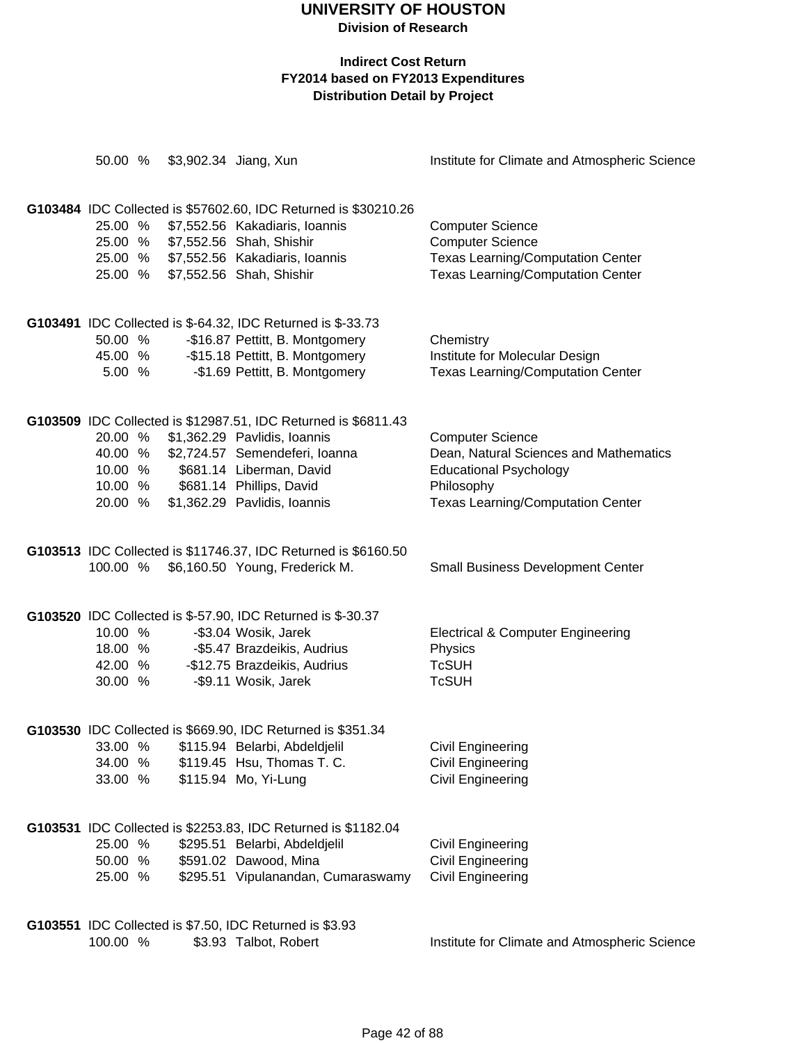# UNIVERSITY OF HOUSTON

**Division of Research**

**Indirect Cost Return**
**FY2014 based on FY2013 Expenditures**
**Distribution Detail by Project**

| | | | |
|---|---|---|---|
| 50.00 % | $3,902.34 | Jiang, Xun | Institute for Climate and Atmospheric Science |

**G103484** IDC Collected is $57602.60, IDC Returned is $30210.26

| | | | |
|---|---|---|---|
| 25.00 % | $7,552.56 | Kakadiaris, Ioannis | Computer Science |
| 25.00 % | $7,552.56 | Shah, Shishir | Computer Science |
| 25.00 % | $7,552.56 | Kakadiaris, Ioannis | Texas Learning/Computation Center |
| 25.00 % | $7,552.56 | Shah, Shishir | Texas Learning/Computation Center |

**G103491** IDC Collected is $-64.32, IDC Returned is $-33.73

| | | | |
|---|---|---|---|
| 50.00 % | -$16.87 | Pettitt, B. Montgomery | Chemistry |
| 45.00 % | -$15.18 | Pettitt, B. Montgomery | Institute for Molecular Design |
| 5.00 % | -$1.69 | Pettitt, B. Montgomery | Texas Learning/Computation Center |

**G103509** IDC Collected is $12987.51, IDC Returned is $6811.43

| | | | |
|---|---|---|---|
| 20.00 % | $1,362.29 | Pavlidis, Ioannis | Computer Science |
| 40.00 % | $2,724.57 | Semendeferi, Ioanna | Dean, Natural Sciences and Mathematics |
| 10.00 % | $681.14 | Liberman, David | Educational Psychology |
| 10.00 % | $681.14 | Phillips, David | Philosophy |
| 20.00 % | $1,362.29 | Pavlidis, Ioannis | Texas Learning/Computation Center |

**G103513** IDC Collected is $11746.37, IDC Returned is $6160.50

| | | | |
|---|---|---|---|
| 100.00 % | $6,160.50 | Young, Frederick M. | Small Business Development Center |

**G103520** IDC Collected is $-57.90, IDC Returned is $-30.37

| | | | |
|---|---|---|---|
| 10.00 % | -$3.04 | Wosik, Jarek | Electrical & Computer Engineering |
| 18.00 % | -$5.47 | Brazdeikis, Audrius | Physics |
| 42.00 % | -$12.75 | Brazdeikis, Audrius | TcSUH |
| 30.00 % | -$9.11 | Wosik, Jarek | TcSUH |

**G103530** IDC Collected is $669.90, IDC Returned is $351.34

| | | | |
|---|---|---|---|
| 33.00 % | $115.94 | Belarbi, Abdeldjelil | Civil Engineering |
| 34.00 % | $119.45 | Hsu, Thomas T. C. | Civil Engineering |
| 33.00 % | $115.94 | Mo, Yi-Lung | Civil Engineering |

**G103531** IDC Collected is $2253.83, IDC Returned is $1182.04

| | | | |
|---|---|---|---|
| 25.00 % | $295.51 | Belarbi, Abdeldjelil | Civil Engineering |
| 50.00 % | $591.02 | Dawood, Mina | Civil Engineering |
| 25.00 % | $295.51 | Vipulanandan, Cumaraswamy | Civil Engineering |

**G103551** IDC Collected is $7.50, IDC Returned is $3.93

| | | | |
|---|---|---|---|
| 100.00 % | $3.93 | Talbot, Robert | Institute for Climate and Atmospheric Science |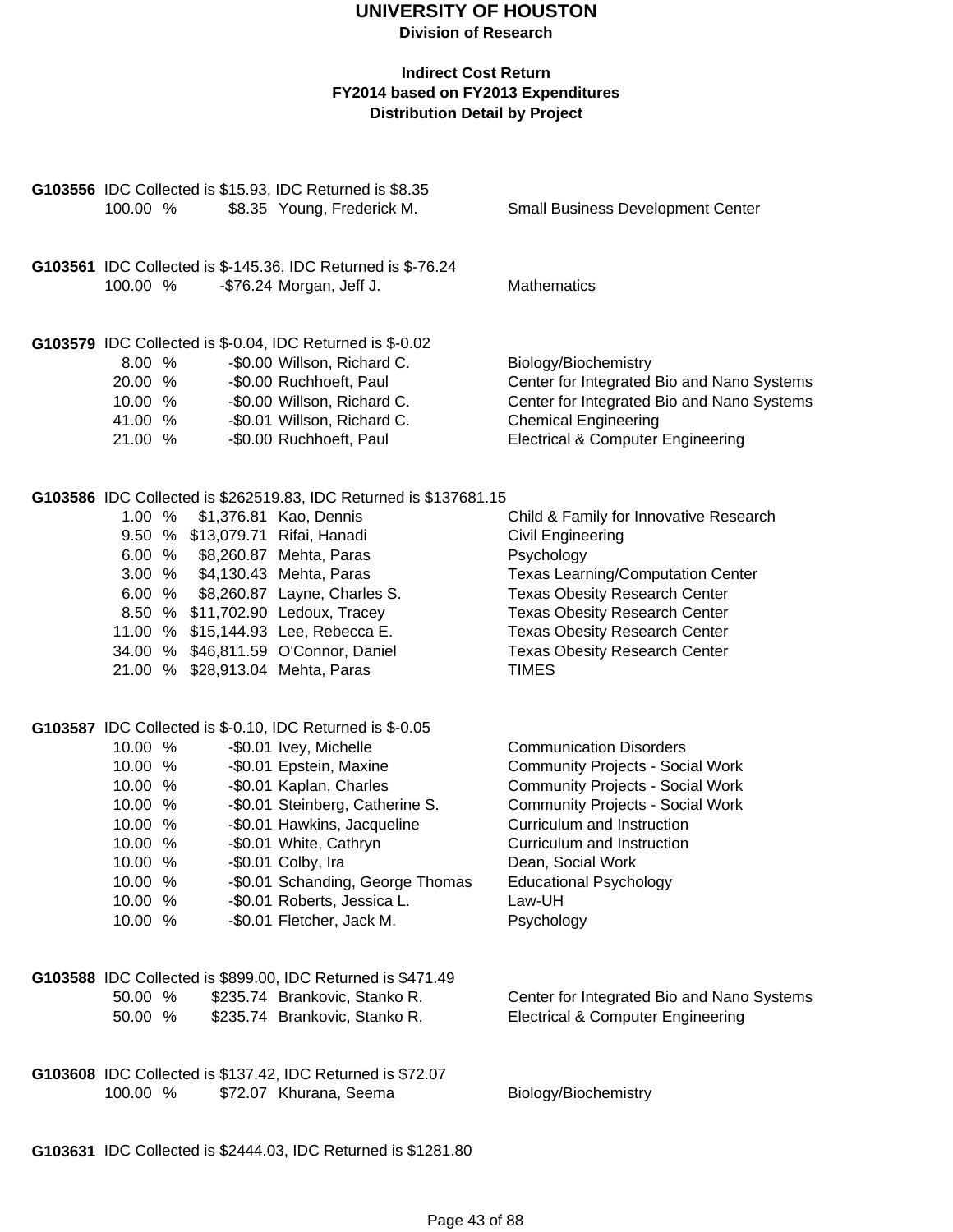# UNIVERSITY OF HOUSTON

**Division of Research**

**Indirect Cost Return**
**FY2014 based on FY2013 Expenditures**
**Distribution Detail by Project**

**G103556** IDC Collected is $15.93, IDC Returned is $8.35

| % | Amount | Name | Department |
|---|---|---|---|
| 100.00 % | $8.35 | Young, Frederick M. | Small Business Development Center |

**G103561** IDC Collected is $-145.36, IDC Returned is $-76.24

| % | Amount | Name | Department |
|---|---|---|---|
| 100.00 % | -$76.24 | Morgan, Jeff J. | Mathematics |

**G103579** IDC Collected is $-0.04, IDC Returned is $-0.02

| % | Amount | Name | Department |
|---|---|---|---|
| 8.00 % | -$0.00 | Willson, Richard C. | Biology/Biochemistry |
| 20.00 % | -$0.00 | Ruchhoeft, Paul | Center for Integrated Bio and Nano Systems |
| 10.00 % | -$0.00 | Willson, Richard C. | Center for Integrated Bio and Nano Systems |
| 41.00 % | -$0.01 | Willson, Richard C. | Chemical Engineering |
| 21.00 % | -$0.00 | Ruchhoeft, Paul | Electrical & Computer Engineering |

**G103586** IDC Collected is $262519.83, IDC Returned is $137681.15

| % | Amount | Name | Department |
|---|---|---|---|
| 1.00 % | $1,376.81 | Kao, Dennis | Child & Family for Innovative Research |
| 9.50 % | $13,079.71 | Rifai, Hanadi | Civil Engineering |
| 6.00 % | $8,260.87 | Mehta, Paras | Psychology |
| 3.00 % | $4,130.43 | Mehta, Paras | Texas Learning/Computation Center |
| 6.00 % | $8,260.87 | Layne, Charles S. | Texas Obesity Research Center |
| 8.50 % | $11,702.90 | Ledoux, Tracey | Texas Obesity Research Center |
| 11.00 % | $15,144.93 | Lee, Rebecca E. | Texas Obesity Research Center |
| 34.00 % | $46,811.59 | O'Connor, Daniel | Texas Obesity Research Center |
| 21.00 % | $28,913.04 | Mehta, Paras | TIMES |

**G103587** IDC Collected is $-0.10, IDC Returned is $-0.05

| % | Amount | Name | Department |
|---|---|---|---|
| 10.00 % | -$0.01 | Ivey, Michelle | Communication Disorders |
| 10.00 % | -$0.01 | Epstein, Maxine | Community Projects - Social Work |
| 10.00 % | -$0.01 | Kaplan, Charles | Community Projects - Social Work |
| 10.00 % | -$0.01 | Steinberg, Catherine S. | Community Projects - Social Work |
| 10.00 % | -$0.01 | Hawkins, Jacqueline | Curriculum and Instruction |
| 10.00 % | -$0.01 | White, Cathryn | Curriculum and Instruction |
| 10.00 % | -$0.01 | Colby, Ira | Dean, Social Work |
| 10.00 % | -$0.01 | Schanding, George Thomas | Educational Psychology |
| 10.00 % | -$0.01 | Roberts, Jessica L. | Law-UH |
| 10.00 % | -$0.01 | Fletcher, Jack M. | Psychology |

**G103588** IDC Collected is $899.00, IDC Returned is $471.49

| % | Amount | Name | Department |
|---|---|---|---|
| 50.00 % | $235.74 | Brankovic, Stanko R. | Center for Integrated Bio and Nano Systems |
| 50.00 % | $235.74 | Brankovic, Stanko R. | Electrical & Computer Engineering |

**G103608** IDC Collected is $137.42, IDC Returned is $72.07

| % | Amount | Name | Department |
|---|---|---|---|
| 100.00 % | $72.07 | Khurana, Seema | Biology/Biochemistry |

**G103631** IDC Collected is $2444.03, IDC Returned is $1281.80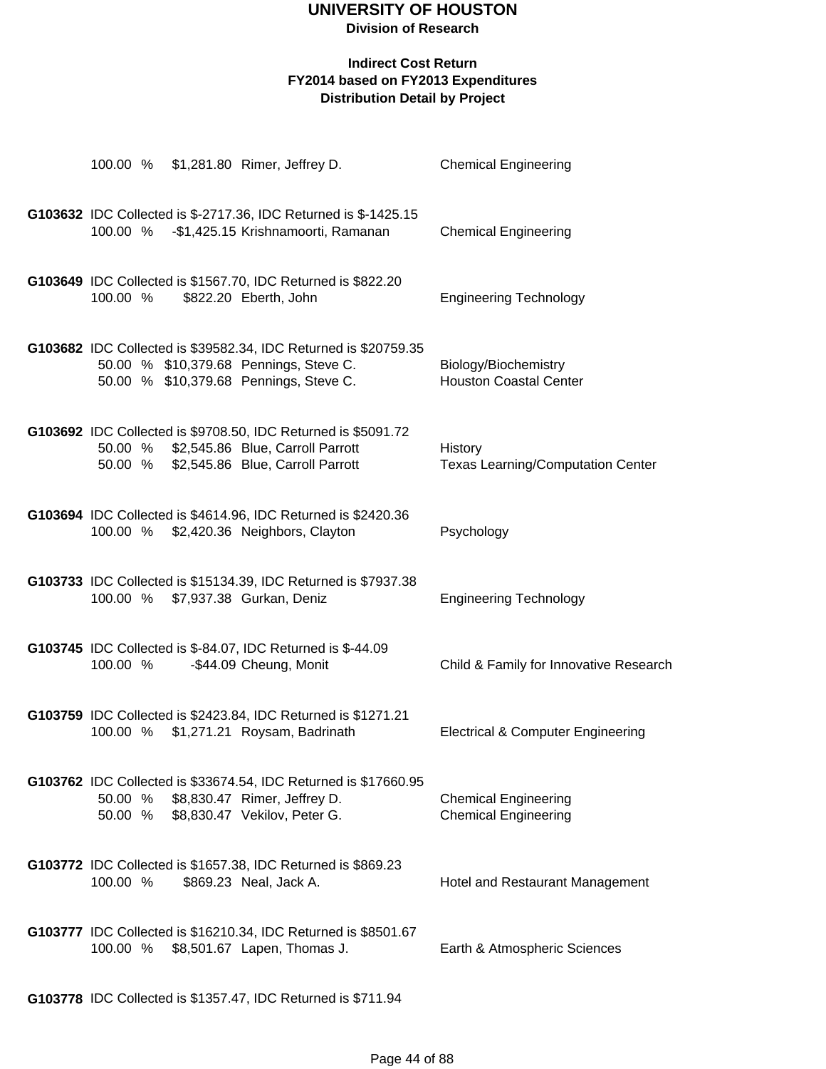100.00 % $1,281.80 Rimer, Jeffrey D. Chemical Engineering

**G103632** IDC Collected is $-2717.36, IDC Returned is $-1425.15
100.00 % -$1,425.15 Krishnamoorti, Ramanan Chemical Engineering

**G103649** IDC Collected is $1567.70, IDC Returned is $822.20
100.00 % $822.20 Eberth, John Engineering Technology

**G103682** IDC Collected is $39582.34, IDC Returned is $20759.35
50.00 % $10,379.68 Pennings, Steve C. Biology/Biochemistry
50.00 % $10,379.68 Pennings, Steve C. Houston Coastal Center

**G103692** IDC Collected is $9708.50, IDC Returned is $5091.72
50.00 % $2,545.86 Blue, Carroll Parrott History
50.00 % $2,545.86 Blue, Carroll Parrott Texas Learning/Computation Center

**G103694** IDC Collected is $4614.96, IDC Returned is $2420.36
100.00 % $2,420.36 Neighbors, Clayton Psychology

**G103733** IDC Collected is $15134.39, IDC Returned is $7937.38
100.00 % $7,937.38 Gurkan, Deniz Engineering Technology

**G103745** IDC Collected is $-84.07, IDC Returned is $-44.09
100.00 % -$44.09 Cheung, Monit Child & Family for Innovative Research

**G103759** IDC Collected is $2423.84, IDC Returned is $1271.21
100.00 % $1,271.21 Roysam, Badrinath Electrical & Computer Engineering

**G103762** IDC Collected is $33674.54, IDC Returned is $17660.95
50.00 % $8,830.47 Rimer, Jeffrey D. Chemical Engineering
50.00 % $8,830.47 Vekilov, Peter G. Chemical Engineering

**G103772** IDC Collected is $1657.38, IDC Returned is $869.23
100.00 % $869.23 Neal, Jack A. Hotel and Restaurant Management

**G103777** IDC Collected is $16210.34, IDC Returned is $8501.67
100.00 % $8,501.67 Lapen, Thomas J. Earth & Atmospheric Sciences

**G103778** IDC Collected is $1357.47, IDC Returned is $711.94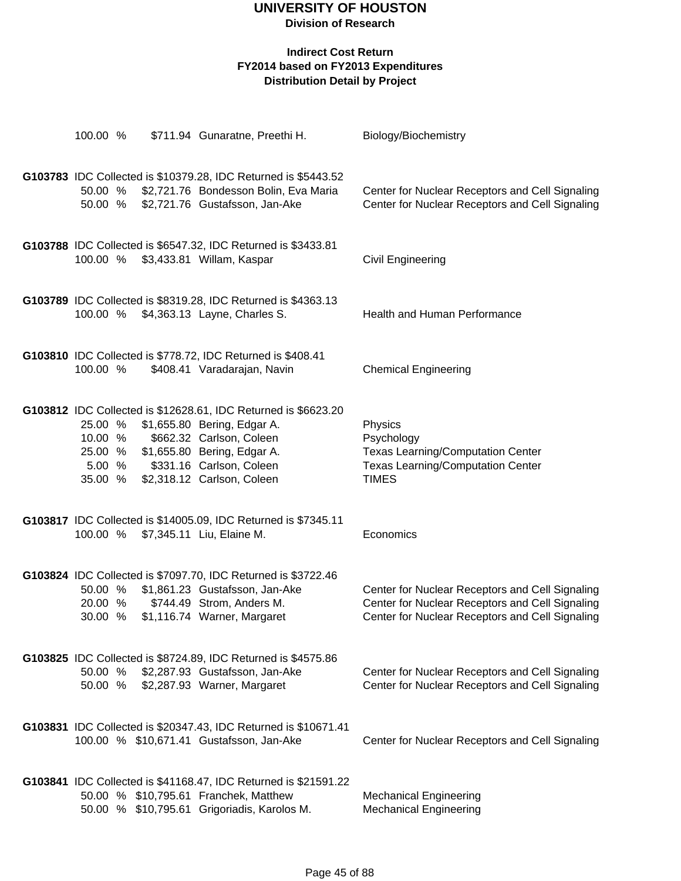# UNIVERSITY OF HOUSTON

**Division of Research**

**Indirect Cost Return**
**FY2014 based on FY2013 Expenditures**
**Distribution Detail by Project**

100.00 % $711.94 Gunaratne, Preethi H. Biology/Biochemistry

**G103783** IDC Collected is $10379.28, IDC Returned is $5443.52

| % | Amount | Name | Department |
|---|---|---|---|
| 50.00 % | $2,721.76 | Bondesson Bolin, Eva Maria | Center for Nuclear Receptors and Cell Signaling |
| 50.00 % | $2,721.76 | Gustafsson, Jan-Ake | Center for Nuclear Receptors and Cell Signaling |

**G103788** IDC Collected is $6547.32, IDC Returned is $3433.81

| % | Amount | Name | Department |
|---|---|---|---|
| 100.00 % | $3,433.81 | Willam, Kaspar | Civil Engineering |

**G103789** IDC Collected is $8319.28, IDC Returned is $4363.13

| % | Amount | Name | Department |
|---|---|---|---|
| 100.00 % | $4,363.13 | Layne, Charles S. | Health and Human Performance |

**G103810** IDC Collected is $778.72, IDC Returned is $408.41

| % | Amount | Name | Department |
|---|---|---|---|
| 100.00 % | $408.41 | Varadarajan, Navin | Chemical Engineering |

**G103812** IDC Collected is $12628.61, IDC Returned is $6623.20

| % | Amount | Name | Department |
|---|---|---|---|
| 25.00 % | $1,655.80 | Bering, Edgar A. | Physics |
| 10.00 % | $662.32 | Carlson, Coleen | Psychology |
| 25.00 % | $1,655.80 | Bering, Edgar A. | Texas Learning/Computation Center |
| 5.00 % | $331.16 | Carlson, Coleen | Texas Learning/Computation Center |
| 35.00 % | $2,318.12 | Carlson, Coleen | TIMES |

**G103817** IDC Collected is $14005.09, IDC Returned is $7345.11

| % | Amount | Name | Department |
|---|---|---|---|
| 100.00 % | $7,345.11 | Liu, Elaine M. | Economics |

**G103824** IDC Collected is $7097.70, IDC Returned is $3722.46

| % | Amount | Name | Department |
|---|---|---|---|
| 50.00 % | $1,861.23 | Gustafsson, Jan-Ake | Center for Nuclear Receptors and Cell Signaling |
| 20.00 % | $744.49 | Strom, Anders M. | Center for Nuclear Receptors and Cell Signaling |
| 30.00 % | $1,116.74 | Warner, Margaret | Center for Nuclear Receptors and Cell Signaling |

**G103825** IDC Collected is $8724.89, IDC Returned is $4575.86

| % | Amount | Name | Department |
|---|---|---|---|
| 50.00 % | $2,287.93 | Gustafsson, Jan-Ake | Center for Nuclear Receptors and Cell Signaling |
| 50.00 % | $2,287.93 | Warner, Margaret | Center for Nuclear Receptors and Cell Signaling |

**G103831** IDC Collected is $20347.43, IDC Returned is $10671.41

| % | Amount | Name | Department |
|---|---|---|---|
| 100.00 % | $10,671.41 | Gustafsson, Jan-Ake | Center for Nuclear Receptors and Cell Signaling |

**G103841** IDC Collected is $41168.47, IDC Returned is $21591.22

| % | Amount | Name | Department |
|---|---|---|---|
| 50.00 % | $10,795.61 | Franchek, Matthew | Mechanical Engineering |
| 50.00 % | $10,795.61 | Grigoriadis, Karolos M. | Mechanical Engineering |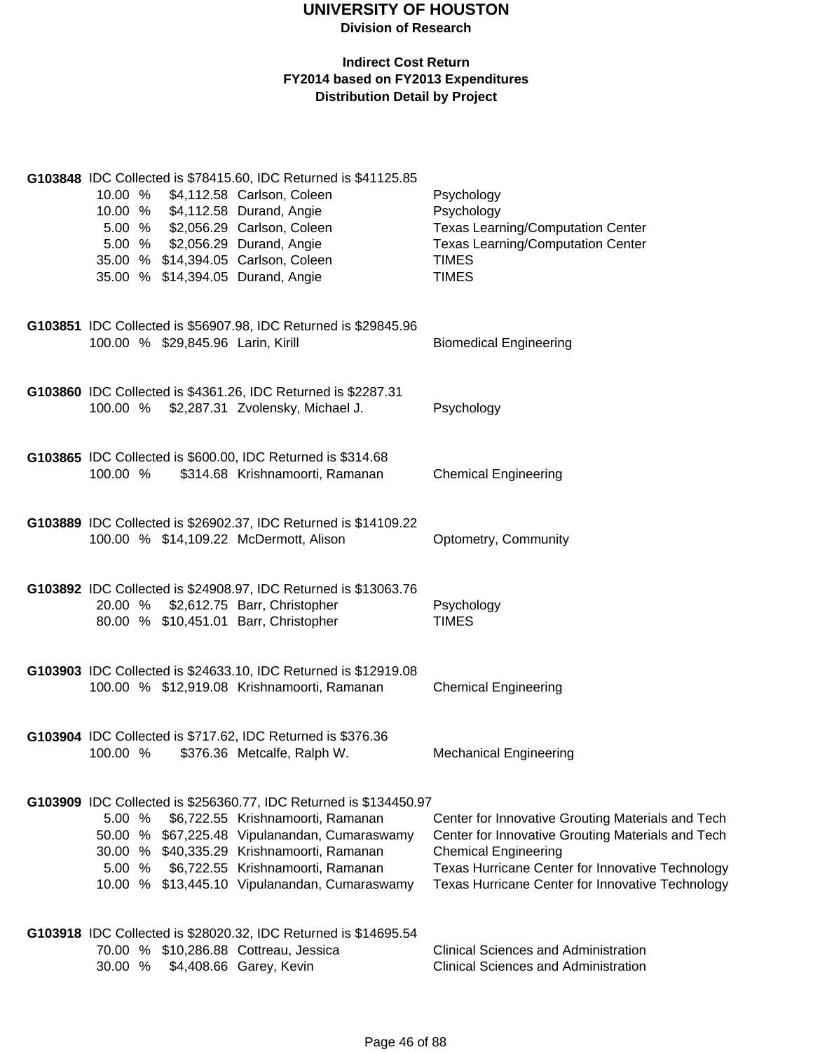# UNIVERSITY OF HOUSTON

**Division of Research**

**Indirect Cost Return**
**FY2014 based on FY2013 Expenditures**
**Distribution Detail by Project**

**G103848** IDC Collected is $78415.60, IDC Returned is $41125.85

| % | Amount | Name | Department |
|---|---|---|---|
| 10.00 % | $4,112.58 | Carlson, Coleen | Psychology |
| 10.00 % | $4,112.58 | Durand, Angie | Psychology |
| 5.00 % | $2,056.29 | Carlson, Coleen | Texas Learning/Computation Center |
| 5.00 % | $2,056.29 | Durand, Angie | Texas Learning/Computation Center |
| 35.00 % | $14,394.05 | Carlson, Coleen | TIMES |
| 35.00 % | $14,394.05 | Durand, Angie | TIMES |

**G103851** IDC Collected is $56907.98, IDC Returned is $29845.96

| % | Amount | Name | Department |
|---|---|---|---|
| 100.00 % | $29,845.96 | Larin, Kirill | Biomedical Engineering |

**G103860** IDC Collected is $4361.26, IDC Returned is $2287.31

| % | Amount | Name | Department |
|---|---|---|---|
| 100.00 % | $2,287.31 | Zvolensky, Michael J. | Psychology |

**G103865** IDC Collected is $600.00, IDC Returned is $314.68

| % | Amount | Name | Department |
|---|---|---|---|
| 100.00 % | $314.68 | Krishnamoorti, Ramanan | Chemical Engineering |

**G103889** IDC Collected is $26902.37, IDC Returned is $14109.22

| % | Amount | Name | Department |
|---|---|---|---|
| 100.00 % | $14,109.22 | McDermott, Alison | Optometry, Community |

**G103892** IDC Collected is $24908.97, IDC Returned is $13063.76

| % | Amount | Name | Department |
|---|---|---|---|
| 20.00 % | $2,612.75 | Barr, Christopher | Psychology |
| 80.00 % | $10,451.01 | Barr, Christopher | TIMES |

**G103903** IDC Collected is $24633.10, IDC Returned is $12919.08

| % | Amount | Name | Department |
|---|---|---|---|
| 100.00 % | $12,919.08 | Krishnamoorti, Ramanan | Chemical Engineering |

**G103904** IDC Collected is $717.62, IDC Returned is $376.36

| % | Amount | Name | Department |
|---|---|---|---|
| 100.00 % | $376.36 | Metcalfe, Ralph W. | Mechanical Engineering |

**G103909** IDC Collected is $256360.77, IDC Returned is $134450.97

| % | Amount | Name | Department |
|---|---|---|---|
| 5.00 % | $6,722.55 | Krishnamoorti, Ramanan | Center for Innovative Grouting Materials and Tech |
| 50.00 % | $67,225.48 | Vipulanandan, Cumaraswamy | Center for Innovative Grouting Materials and Tech |
| 30.00 % | $40,335.29 | Krishnamoorti, Ramanan | Chemical Engineering |
| 5.00 % | $6,722.55 | Krishnamoorti, Ramanan | Texas Hurricane Center for Innovative Technology |
| 10.00 % | $13,445.10 | Vipulanandan, Cumaraswamy | Texas Hurricane Center for Innovative Technology |

**G103918** IDC Collected is $28020.32, IDC Returned is $14695.54

| % | Amount | Name | Department |
|---|---|---|---|
| 70.00 % | $10,286.88 | Cottreau, Jessica | Clinical Sciences and Administration |
| 30.00 % | $4,408.66 | Garey, Kevin | Clinical Sciences and Administration |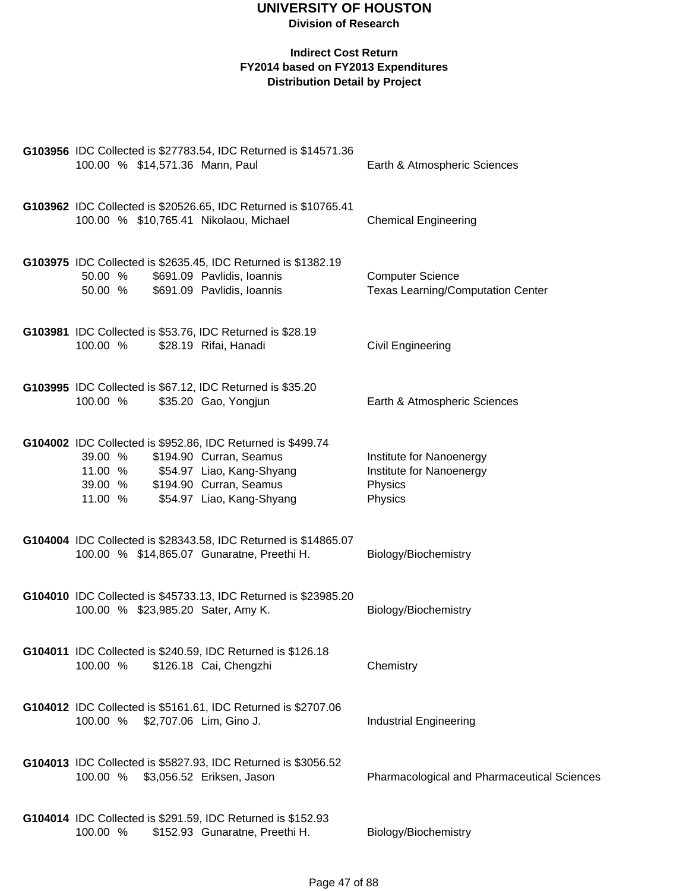# UNIVERSITY OF HOUSTON

**Division of Research**

**Indirect Cost Return**
**FY2014 based on FY2013 Expenditures**
**Distribution Detail by Project**

**G103956** IDC Collected is $27783.54, IDC Returned is $14571.36

| | | | |
|---|---|---|---|
| 100.00 % | $14,571.36 | Mann, Paul | Earth & Atmospheric Sciences |

**G103962** IDC Collected is $20526.65, IDC Returned is $10765.41

| | | | |
|---|---|---|---|
| 100.00 % | $10,765.41 | Nikolaou, Michael | Chemical Engineering |

**G103975** IDC Collected is $2635.45, IDC Returned is $1382.19

| | | | |
|---|---|---|---|
| 50.00 % | $691.09 | Pavlidis, Ioannis | Computer Science |
| 50.00 % | $691.09 | Pavlidis, Ioannis | Texas Learning/Computation Center |

**G103981** IDC Collected is $53.76, IDC Returned is $28.19

| | | | |
|---|---|---|---|
| 100.00 % | $28.19 | Rifai, Hanadi | Civil Engineering |

**G103995** IDC Collected is $67.12, IDC Returned is $35.20

| | | | |
|---|---|---|---|
| 100.00 % | $35.20 | Gao, Yongjun | Earth & Atmospheric Sciences |

**G104002** IDC Collected is $952.86, IDC Returned is $499.74

| | | | |
|---|---|---|---|
| 39.00 % | $194.90 | Curran, Seamus | Institute for Nanoenergy |
| 11.00 % | $54.97 | Liao, Kang-Shyang | Institute for Nanoenergy |
| 39.00 % | $194.90 | Curran, Seamus | Physics |
| 11.00 % | $54.97 | Liao, Kang-Shyang | Physics |

**G104004** IDC Collected is $28343.58, IDC Returned is $14865.07

| | | | |
|---|---|---|---|
| 100.00 % | $14,865.07 | Gunaratne, Preethi H. | Biology/Biochemistry |

**G104010** IDC Collected is $45733.13, IDC Returned is $23985.20

| | | | |
|---|---|---|---|
| 100.00 % | $23,985.20 | Sater, Amy K. | Biology/Biochemistry |

**G104011** IDC Collected is $240.59, IDC Returned is $126.18

| | | | |
|---|---|---|---|
| 100.00 % | $126.18 | Cai, Chengzhi | Chemistry |

**G104012** IDC Collected is $5161.61, IDC Returned is $2707.06

| | | | |
|---|---|---|---|
| 100.00 % | $2,707.06 | Lim, Gino J. | Industrial Engineering |

**G104013** IDC Collected is $5827.93, IDC Returned is $3056.52

| | | | |
|---|---|---|---|
| 100.00 % | $3,056.52 | Eriksen, Jason | Pharmacological and Pharmaceutical Sciences |

**G104014** IDC Collected is $291.59, IDC Returned is $152.93

| | | | |
|---|---|---|---|
| 100.00 % | $152.93 | Gunaratne, Preethi H. | Biology/Biochemistry |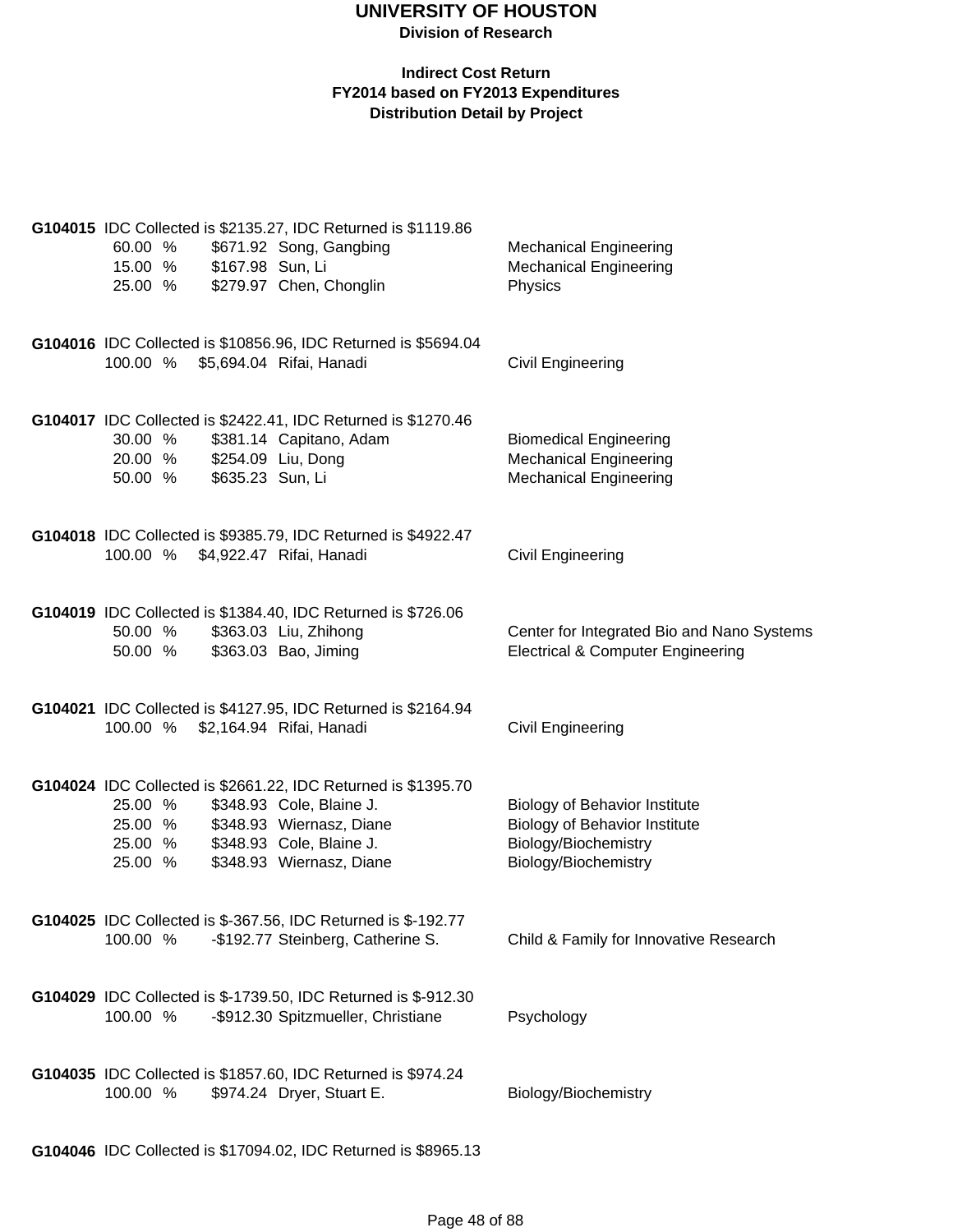# UNIVERSITY OF HOUSTON

**Division of Research**

**Indirect Cost Return**
**FY2014 based on FY2013 Expenditures**
**Distribution Detail by Project**

**G104015** IDC Collected is $2135.27, IDC Returned is $1119.86

| % | Amount | Name | Department |
|---|---|---|---|
| 60.00 % | $671.92 | Song, Gangbing | Mechanical Engineering |
| 15.00 % | $167.98 | Sun, Li | Mechanical Engineering |
| 25.00 % | $279.97 | Chen, Chonglin | Physics |

**G104016** IDC Collected is $10856.96, IDC Returned is $5694.04

| % | Amount | Name | Department |
|---|---|---|---|
| 100.00 % | $5,694.04 | Rifai, Hanadi | Civil Engineering |

**G104017** IDC Collected is $2422.41, IDC Returned is $1270.46

| % | Amount | Name | Department |
|---|---|---|---|
| 30.00 % | $381.14 | Capitano, Adam | Biomedical Engineering |
| 20.00 % | $254.09 | Liu, Dong | Mechanical Engineering |
| 50.00 % | $635.23 | Sun, Li | Mechanical Engineering |

**G104018** IDC Collected is $9385.79, IDC Returned is $4922.47

| % | Amount | Name | Department |
|---|---|---|---|
| 100.00 % | $4,922.47 | Rifai, Hanadi | Civil Engineering |

**G104019** IDC Collected is $1384.40, IDC Returned is $726.06

| % | Amount | Name | Department |
|---|---|---|---|
| 50.00 % | $363.03 | Liu, Zhihong | Center for Integrated Bio and Nano Systems |
| 50.00 % | $363.03 | Bao, Jiming | Electrical & Computer Engineering |

**G104021** IDC Collected is $4127.95, IDC Returned is $2164.94

| % | Amount | Name | Department |
|---|---|---|---|
| 100.00 % | $2,164.94 | Rifai, Hanadi | Civil Engineering |

**G104024** IDC Collected is $2661.22, IDC Returned is $1395.70

| % | Amount | Name | Department |
|---|---|---|---|
| 25.00 % | $348.93 | Cole, Blaine J. | Biology of Behavior Institute |
| 25.00 % | $348.93 | Wiernasz, Diane | Biology of Behavior Institute |
| 25.00 % | $348.93 | Cole, Blaine J. | Biology/Biochemistry |
| 25.00 % | $348.93 | Wiernasz, Diane | Biology/Biochemistry |

**G104025** IDC Collected is $-367.56, IDC Returned is $-192.77

| % | Amount | Name | Department |
|---|---|---|---|
| 100.00 % | -$192.77 | Steinberg, Catherine S. | Child & Family for Innovative Research |

**G104029** IDC Collected is $-1739.50, IDC Returned is $-912.30

| % | Amount | Name | Department |
|---|---|---|---|
| 100.00 % | -$912.30 | Spitzmueller, Christiane | Psychology |

**G104035** IDC Collected is $1857.60, IDC Returned is $974.24

| % | Amount | Name | Department |
|---|---|---|---|
| 100.00 % | $974.24 | Dryer, Stuart E. | Biology/Biochemistry |

**G104046** IDC Collected is $17094.02, IDC Returned is $8965.13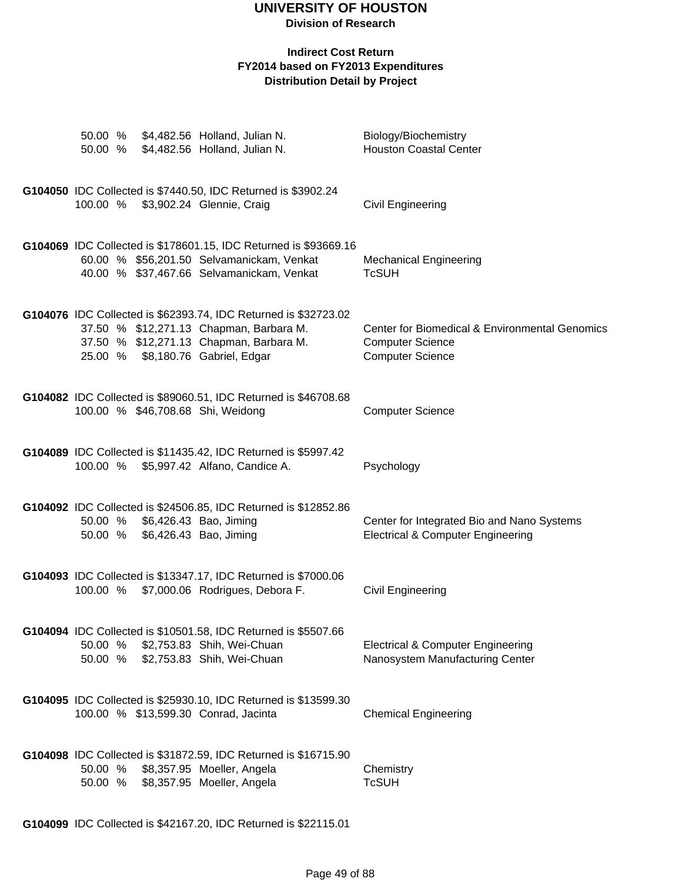# UNIVERSITY OF HOUSTON

**Division of Research**

**Indirect Cost Return**
**FY2014 based on FY2013 Expenditures**
**Distribution Detail by Project**

| | | | |
|---|---|---|---|
| 50.00 % | $4,482.56 | Holland, Julian N. | Biology/Biochemistry |
| 50.00 % | $4,482.56 | Holland, Julian N. | Houston Coastal Center |

**G104050** IDC Collected is $7440.50, IDC Returned is $3902.24

| | | | |
|---|---|---|---|
| 100.00 % | $3,902.24 | Glennie, Craig | Civil Engineering |

**G104069** IDC Collected is $178601.15, IDC Returned is $93669.16

| | | | |
|---|---|---|---|
| 60.00 % | $56,201.50 | Selvamanickam, Venkat | Mechanical Engineering |
| 40.00 % | $37,467.66 | Selvamanickam, Venkat | TcSUH |

**G104076** IDC Collected is $62393.74, IDC Returned is $32723.02

| | | | |
|---|---|---|---|
| 37.50 % | $12,271.13 | Chapman, Barbara M. | Center for Biomedical & Environmental Genomics |
| 37.50 % | $12,271.13 | Chapman, Barbara M. | Computer Science |
| 25.00 % | $8,180.76 | Gabriel, Edgar | Computer Science |

**G104082** IDC Collected is $89060.51, IDC Returned is $46708.68

| | | | |
|---|---|---|---|
| 100.00 % | $46,708.68 | Shi, Weidong | Computer Science |

**G104089** IDC Collected is $11435.42, IDC Returned is $5997.42

| | | | |
|---|---|---|---|
| 100.00 % | $5,997.42 | Alfano, Candice A. | Psychology |

**G104092** IDC Collected is $24506.85, IDC Returned is $12852.86

| | | | |
|---|---|---|---|
| 50.00 % | $6,426.43 | Bao, Jiming | Center for Integrated Bio and Nano Systems |
| 50.00 % | $6,426.43 | Bao, Jiming | Electrical & Computer Engineering |

**G104093** IDC Collected is $13347.17, IDC Returned is $7000.06

| | | | |
|---|---|---|---|
| 100.00 % | $7,000.06 | Rodrigues, Debora F. | Civil Engineering |

**G104094** IDC Collected is $10501.58, IDC Returned is $5507.66

| | | | |
|---|---|---|---|
| 50.00 % | $2,753.83 | Shih, Wei-Chuan | Electrical & Computer Engineering |
| 50.00 % | $2,753.83 | Shih, Wei-Chuan | Nanosystem Manufacturing Center |

**G104095** IDC Collected is $25930.10, IDC Returned is $13599.30

| | | | |
|---|---|---|---|
| 100.00 % | $13,599.30 | Conrad, Jacinta | Chemical Engineering |

**G104098** IDC Collected is $31872.59, IDC Returned is $16715.90

| | | | |
|---|---|---|---|
| 50.00 % | $8,357.95 | Moeller, Angela | Chemistry |
| 50.00 % | $8,357.95 | Moeller, Angela | TcSUH |

**G104099** IDC Collected is $42167.20, IDC Returned is $22115.01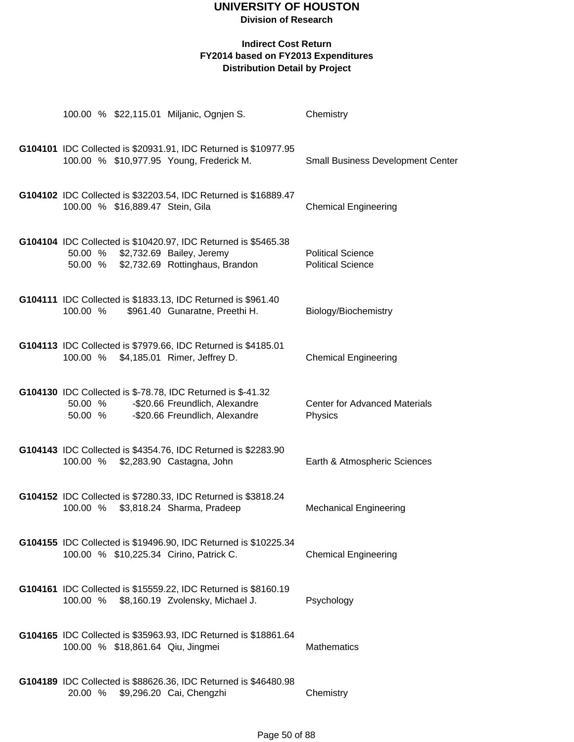# UNIVERSITY OF HOUSTON

**Division of Research**

**Indirect Cost Return**
**FY2014 based on FY2013 Expenditures**
**Distribution Detail by Project**

100.00 % $22,115.01 Miljanic, Ognjen S. — Chemistry

**G104101** IDC Collected is $20931.91, IDC Returned is $10977.95
100.00 % $10,977.95 Young, Frederick M. — Small Business Development Center

**G104102** IDC Collected is $32203.54, IDC Returned is $16889.47
100.00 % $16,889.47 Stein, Gila — Chemical Engineering

**G104104** IDC Collected is $10420.97, IDC Returned is $5465.38
50.00 % $2,732.69 Bailey, Jeremy — Political Science
50.00 % $2,732.69 Rottinghaus, Brandon — Political Science

**G104111** IDC Collected is $1833.13, IDC Returned is $961.40
100.00 % $961.40 Gunaratne, Preethi H. — Biology/Biochemistry

**G104113** IDC Collected is $7979.66, IDC Returned is $4185.01
100.00 % $4,185.01 Rimer, Jeffrey D. — Chemical Engineering

**G104130** IDC Collected is $-78.78, IDC Returned is $-41.32
50.00 % -$20.66 Freundlich, Alexandre — Center for Advanced Materials
50.00 % -$20.66 Freundlich, Alexandre — Physics

**G104143** IDC Collected is $4354.76, IDC Returned is $2283.90
100.00 % $2,283.90 Castagna, John — Earth & Atmospheric Sciences

**G104152** IDC Collected is $7280.33, IDC Returned is $3818.24
100.00 % $3,818.24 Sharma, Pradeep — Mechanical Engineering

**G104155** IDC Collected is $19496.90, IDC Returned is $10225.34
100.00 % $10,225.34 Cirino, Patrick C. — Chemical Engineering

**G104161** IDC Collected is $15559.22, IDC Returned is $8160.19
100.00 % $8,160.19 Zvolensky, Michael J. — Psychology

**G104165** IDC Collected is $35963.93, IDC Returned is $18861.64
100.00 % $18,861.64 Qiu, Jingmei — Mathematics

**G104189** IDC Collected is $88626.36, IDC Returned is $46480.98
20.00 % $9,296.20 Cai, Chengzhi — Chemistry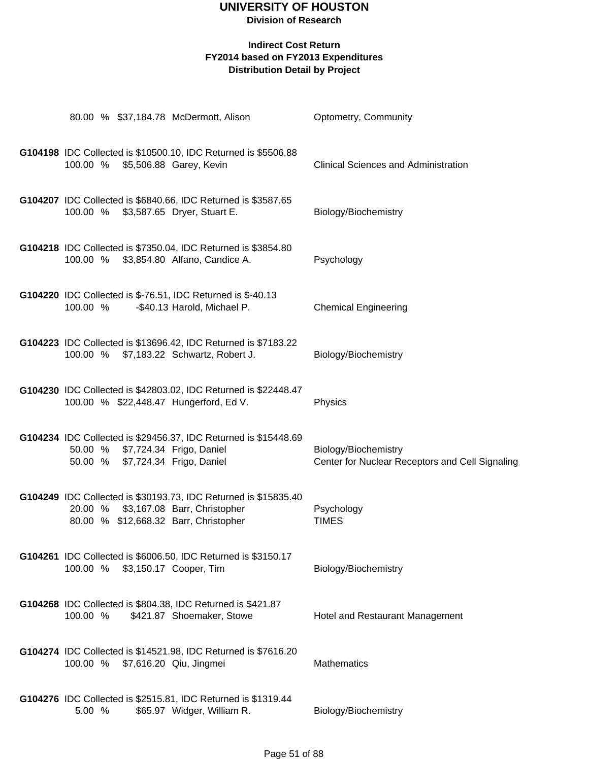# UNIVERSITY OF HOUSTON

**Division of Research**

**Indirect Cost Return**
**FY2014 based on FY2013 Expenditures**
**Distribution Detail by Project**

80.00 % $37,184.78 McDermott, Alison — Optometry, Community

**G104198** IDC Collected is $10500.10, IDC Returned is $5506.88
100.00 % $5,506.88 Garey, Kevin — Clinical Sciences and Administration

**G104207** IDC Collected is $6840.66, IDC Returned is $3587.65
100.00 % $3,587.65 Dryer, Stuart E. — Biology/Biochemistry

**G104218** IDC Collected is $7350.04, IDC Returned is $3854.80
100.00 % $3,854.80 Alfano, Candice A. — Psychology

**G104220** IDC Collected is $-76.51, IDC Returned is $-40.13
100.00 % -$40.13 Harold, Michael P. — Chemical Engineering

**G104223** IDC Collected is $13696.42, IDC Returned is $7183.22
100.00 % $7,183.22 Schwartz, Robert J. — Biology/Biochemistry

**G104230** IDC Collected is $42803.02, IDC Returned is $22448.47
100.00 % $22,448.47 Hungerford, Ed V. — Physics

**G104234** IDC Collected is $29456.37, IDC Returned is $15448.69
50.00 % $7,724.34 Frigo, Daniel — Biology/Biochemistry
50.00 % $7,724.34 Frigo, Daniel — Center for Nuclear Receptors and Cell Signaling

**G104249** IDC Collected is $30193.73, IDC Returned is $15835.40
20.00 % $3,167.08 Barr, Christopher — Psychology
80.00 % $12,668.32 Barr, Christopher — TIMES

**G104261** IDC Collected is $6006.50, IDC Returned is $3150.17
100.00 % $3,150.17 Cooper, Tim — Biology/Biochemistry

**G104268** IDC Collected is $804.38, IDC Returned is $421.87
100.00 % $421.87 Shoemaker, Stowe — Hotel and Restaurant Management

**G104274** IDC Collected is $14521.98, IDC Returned is $7616.20
100.00 % $7,616.20 Qiu, Jingmei — Mathematics

**G104276** IDC Collected is $2515.81, IDC Returned is $1319.44
5.00 % $65.97 Widger, William R. — Biology/Biochemistry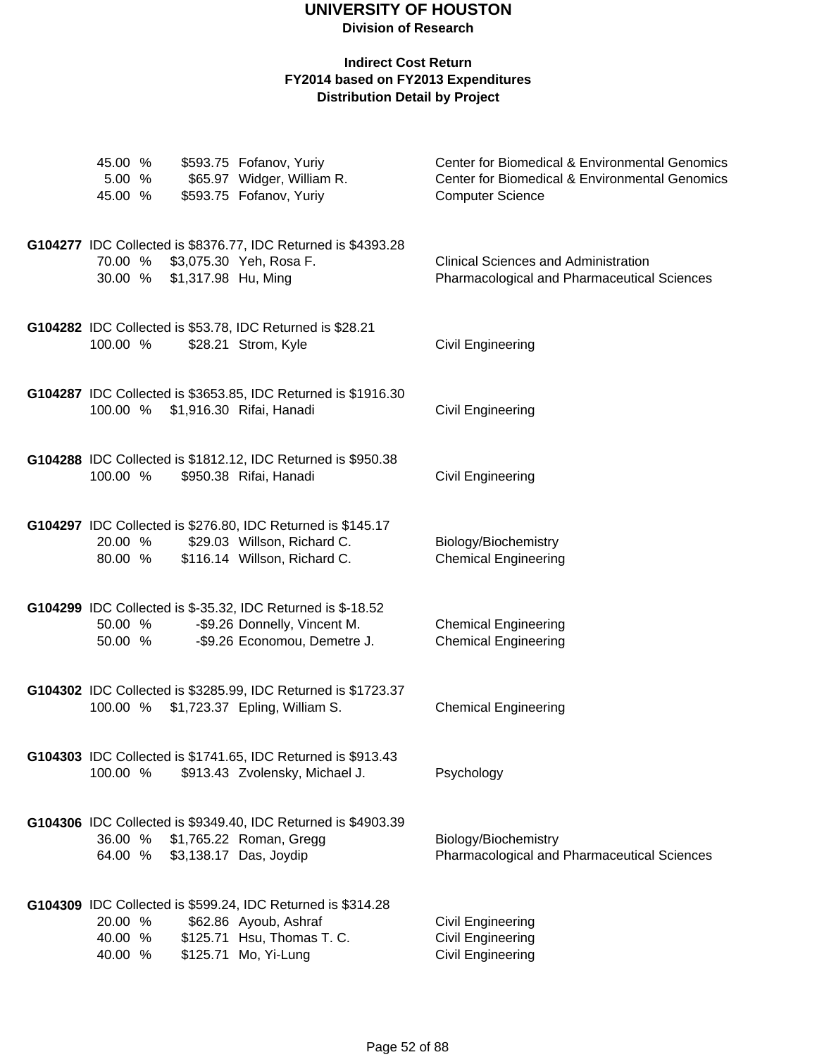# UNIVERSITY OF HOUSTON

**Division of Research**

**Indirect Cost Return**
**FY2014 based on FY2013 Expenditures**
**Distribution Detail by Project**

| | | | |
|---|---|---|---|
| 45.00 % | $593.75 | Fofanov, Yuriy | Center for Biomedical & Environmental Genomics |
| 5.00 % | $65.97 | Widger, William R. | Center for Biomedical & Environmental Genomics |
| 45.00 % | $593.75 | Fofanov, Yuriy | Computer Science |

**G104277** IDC Collected is $8376.77, IDC Returned is $4393.28

| | | | |
|---|---|---|---|
| 70.00 % | $3,075.30 | Yeh, Rosa F. | Clinical Sciences and Administration |
| 30.00 % | $1,317.98 | Hu, Ming | Pharmacological and Pharmaceutical Sciences |

**G104282** IDC Collected is $53.78, IDC Returned is $28.21

| | | | |
|---|---|---|---|
| 100.00 % | $28.21 | Strom, Kyle | Civil Engineering |

**G104287** IDC Collected is $3653.85, IDC Returned is $1916.30

| | | | |
|---|---|---|---|
| 100.00 % | $1,916.30 | Rifai, Hanadi | Civil Engineering |

**G104288** IDC Collected is $1812.12, IDC Returned is $950.38

| | | | |
|---|---|---|---|
| 100.00 % | $950.38 | Rifai, Hanadi | Civil Engineering |

**G104297** IDC Collected is $276.80, IDC Returned is $145.17

| | | | |
|---|---|---|---|
| 20.00 % | $29.03 | Willson, Richard C. | Biology/Biochemistry |
| 80.00 % | $116.14 | Willson, Richard C. | Chemical Engineering |

**G104299** IDC Collected is $-35.32, IDC Returned is $-18.52

| | | | |
|---|---|---|---|
| 50.00 % | -$9.26 | Donnelly, Vincent M. | Chemical Engineering |
| 50.00 % | -$9.26 | Economou, Demetre J. | Chemical Engineering |

**G104302** IDC Collected is $3285.99, IDC Returned is $1723.37

| | | | |
|---|---|---|---|
| 100.00 % | $1,723.37 | Epling, William S. | Chemical Engineering |

**G104303** IDC Collected is $1741.65, IDC Returned is $913.43

| | | | |
|---|---|---|---|
| 100.00 % | $913.43 | Zvolensky, Michael J. | Psychology |

**G104306** IDC Collected is $9349.40, IDC Returned is $4903.39

| | | | |
|---|---|---|---|
| 36.00 % | $1,765.22 | Roman, Gregg | Biology/Biochemistry |
| 64.00 % | $3,138.17 | Das, Joydip | Pharmacological and Pharmaceutical Sciences |

**G104309** IDC Collected is $599.24, IDC Returned is $314.28

| | | | |
|---|---|---|---|
| 20.00 % | $62.86 | Ayoub, Ashraf | Civil Engineering |
| 40.00 % | $125.71 | Hsu, Thomas T. C. | Civil Engineering |
| 40.00 % | $125.71 | Mo, Yi-Lung | Civil Engineering |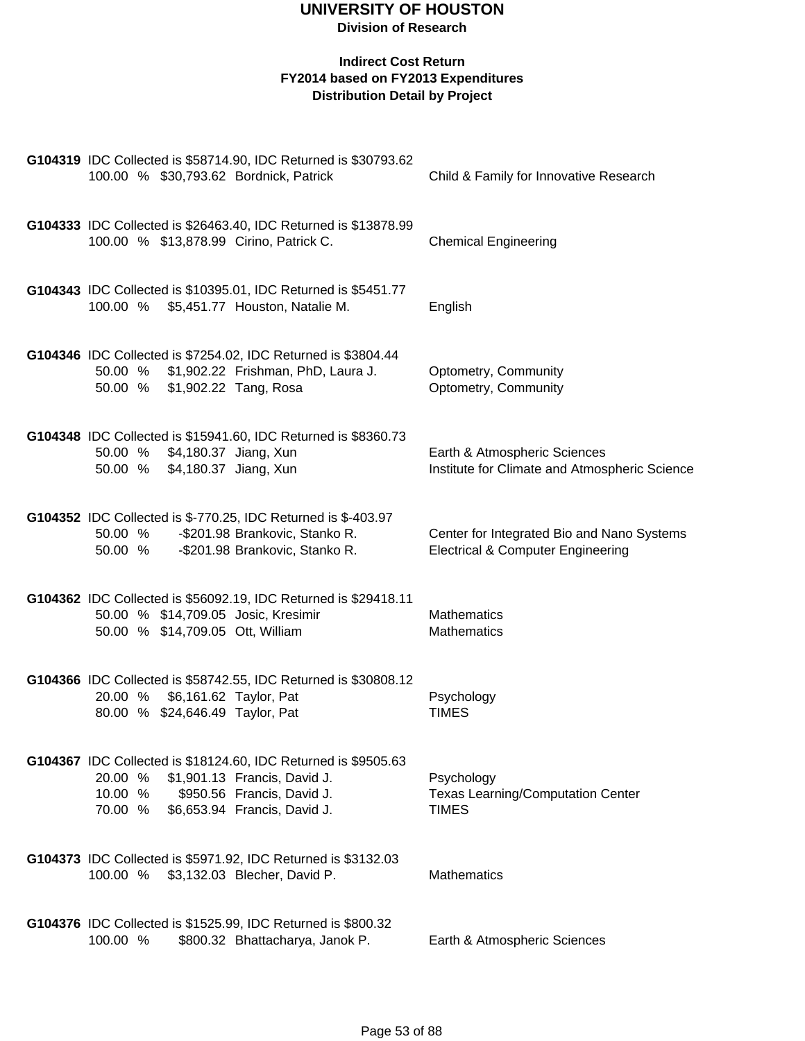# UNIVERSITY OF HOUSTON

**Division of Research**

### Indirect Cost Return
### FY2014 based on FY2013 Expenditures
### Distribution Detail by Project

**G104319** IDC Collected is $58714.90, IDC Returned is $30793.62

| % | Amount | Name | Department |
|---|---|---|---|
| 100.00 % | $30,793.62 | Bordnick, Patrick | Child & Family for Innovative Research |

**G104333** IDC Collected is $26463.40, IDC Returned is $13878.99

| % | Amount | Name | Department |
|---|---|---|---|
| 100.00 % | $13,878.99 | Cirino, Patrick C. | Chemical Engineering |

**G104343** IDC Collected is $10395.01, IDC Returned is $5451.77

| % | Amount | Name | Department |
|---|---|---|---|
| 100.00 % | $5,451.77 | Houston, Natalie M. | English |

**G104346** IDC Collected is $7254.02, IDC Returned is $3804.44

| % | Amount | Name | Department |
|---|---|---|---|
| 50.00 % | $1,902.22 | Frishman, PhD, Laura J. | Optometry, Community |
| 50.00 % | $1,902.22 | Tang, Rosa | Optometry, Community |

**G104348** IDC Collected is $15941.60, IDC Returned is $8360.73

| % | Amount | Name | Department |
|---|---|---|---|
| 50.00 % | $4,180.37 | Jiang, Xun | Earth & Atmospheric Sciences |
| 50.00 % | $4,180.37 | Jiang, Xun | Institute for Climate and Atmospheric Science |

**G104352** IDC Collected is $-770.25, IDC Returned is $-403.97

| % | Amount | Name | Department |
|---|---|---|---|
| 50.00 % | -$201.98 | Brankovic, Stanko R. | Center for Integrated Bio and Nano Systems |
| 50.00 % | -$201.98 | Brankovic, Stanko R. | Electrical & Computer Engineering |

**G104362** IDC Collected is $56092.19, IDC Returned is $29418.11

| % | Amount | Name | Department |
|---|---|---|---|
| 50.00 % | $14,709.05 | Josic, Kresimir | Mathematics |
| 50.00 % | $14,709.05 | Ott, William | Mathematics |

**G104366** IDC Collected is $58742.55, IDC Returned is $30808.12

| % | Amount | Name | Department |
|---|---|---|---|
| 20.00 % | $6,161.62 | Taylor, Pat | Psychology |
| 80.00 % | $24,646.49 | Taylor, Pat | TIMES |

**G104367** IDC Collected is $18124.60, IDC Returned is $9505.63

| % | Amount | Name | Department |
|---|---|---|---|
| 20.00 % | $1,901.13 | Francis, David J. | Psychology |
| 10.00 % | $950.56 | Francis, David J. | Texas Learning/Computation Center |
| 70.00 % | $6,653.94 | Francis, David J. | TIMES |

**G104373** IDC Collected is $5971.92, IDC Returned is $3132.03

| % | Amount | Name | Department |
|---|---|---|---|
| 100.00 % | $3,132.03 | Blecher, David P. | Mathematics |

**G104376** IDC Collected is $1525.99, IDC Returned is $800.32

| % | Amount | Name | Department |
|---|---|---|---|
| 100.00 % | $800.32 | Bhattacharya, Janok P. | Earth & Atmospheric Sciences |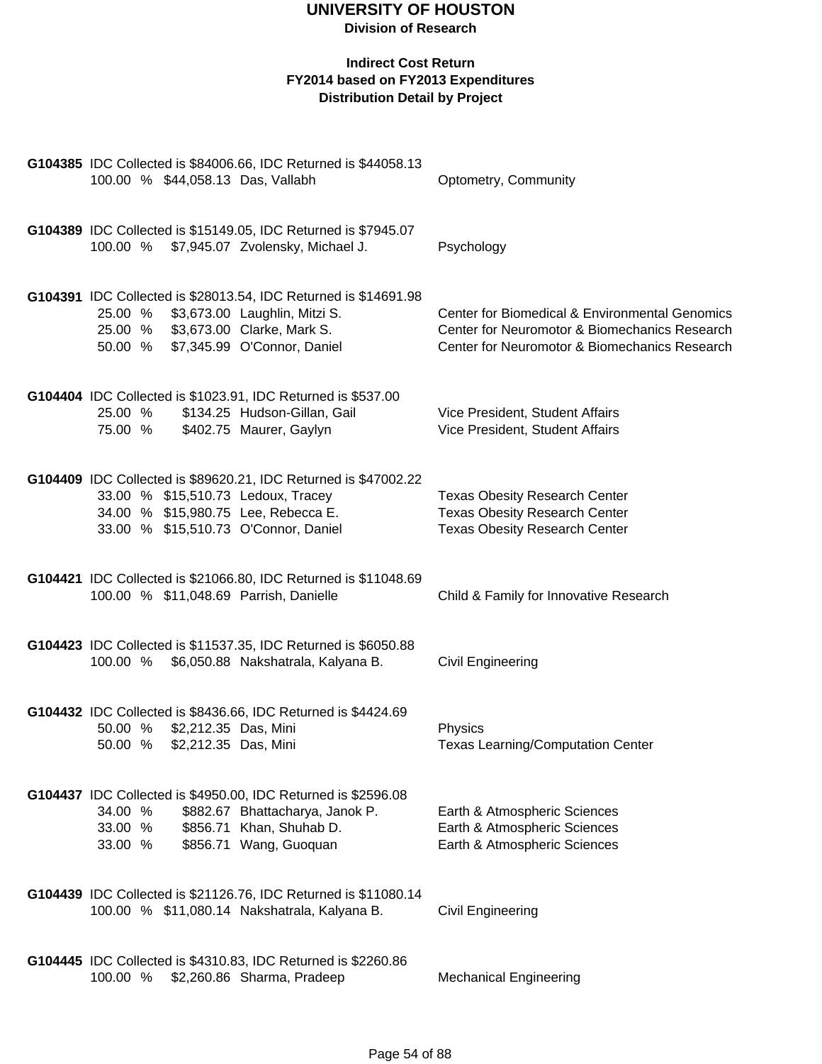# UNIVERSITY OF HOUSTON
**Division of Research**

### Indirect Cost Return
### FY2014 based on FY2013 Expenditures
### Distribution Detail by Project

**G104385** IDC Collected is $84006.66, IDC Returned is $44058.13

| % | Amount | Name | Department |
|---|---|---|---|
| 100.00 % | $44,058.13 | Das, Vallabh | Optometry, Community |

**G104389** IDC Collected is $15149.05, IDC Returned is $7945.07

| % | Amount | Name | Department |
|---|---|---|---|
| 100.00 % | $7,945.07 | Zvolensky, Michael J. | Psychology |

**G104391** IDC Collected is $28013.54, IDC Returned is $14691.98

| % | Amount | Name | Department |
|---|---|---|---|
| 25.00 % | $3,673.00 | Laughlin, Mitzi S. | Center for Biomedical & Environmental Genomics |
| 25.00 % | $3,673.00 | Clarke, Mark S. | Center for Neuromotor & Biomechanics Research |
| 50.00 % | $7,345.99 | O'Connor, Daniel | Center for Neuromotor & Biomechanics Research |

**G104404** IDC Collected is $1023.91, IDC Returned is $537.00

| % | Amount | Name | Department |
|---|---|---|---|
| 25.00 % | $134.25 | Hudson-Gillan, Gail | Vice President, Student Affairs |
| 75.00 % | $402.75 | Maurer, Gaylyn | Vice President, Student Affairs |

**G104409** IDC Collected is $89620.21, IDC Returned is $47002.22

| % | Amount | Name | Department |
|---|---|---|---|
| 33.00 % | $15,510.73 | Ledoux, Tracey | Texas Obesity Research Center |
| 34.00 % | $15,980.75 | Lee, Rebecca E. | Texas Obesity Research Center |
| 33.00 % | $15,510.73 | O'Connor, Daniel | Texas Obesity Research Center |

**G104421** IDC Collected is $21066.80, IDC Returned is $11048.69

| % | Amount | Name | Department |
|---|---|---|---|
| 100.00 % | $11,048.69 | Parrish, Danielle | Child & Family for Innovative Research |

**G104423** IDC Collected is $11537.35, IDC Returned is $6050.88

| % | Amount | Name | Department |
|---|---|---|---|
| 100.00 % | $6,050.88 | Nakshatrala, Kalyana B. | Civil Engineering |

**G104432** IDC Collected is $8436.66, IDC Returned is $4424.69

| % | Amount | Name | Department |
|---|---|---|---|
| 50.00 % | $2,212.35 | Das, Mini | Physics |
| 50.00 % | $2,212.35 | Das, Mini | Texas Learning/Computation Center |

**G104437** IDC Collected is $4950.00, IDC Returned is $2596.08

| % | Amount | Name | Department |
|---|---|---|---|
| 34.00 % | $882.67 | Bhattacharya, Janok P. | Earth & Atmospheric Sciences |
| 33.00 % | $856.71 | Khan, Shuhab D. | Earth & Atmospheric Sciences |
| 33.00 % | $856.71 | Wang, Guoquan | Earth & Atmospheric Sciences |

**G104439** IDC Collected is $21126.76, IDC Returned is $11080.14

| % | Amount | Name | Department |
|---|---|---|---|
| 100.00 % | $11,080.14 | Nakshatrala, Kalyana B. | Civil Engineering |

**G104445** IDC Collected is $4310.83, IDC Returned is $2260.86

| % | Amount | Name | Department |
|---|---|---|---|
| 100.00 % | $2,260.86 | Sharma, Pradeep | Mechanical Engineering |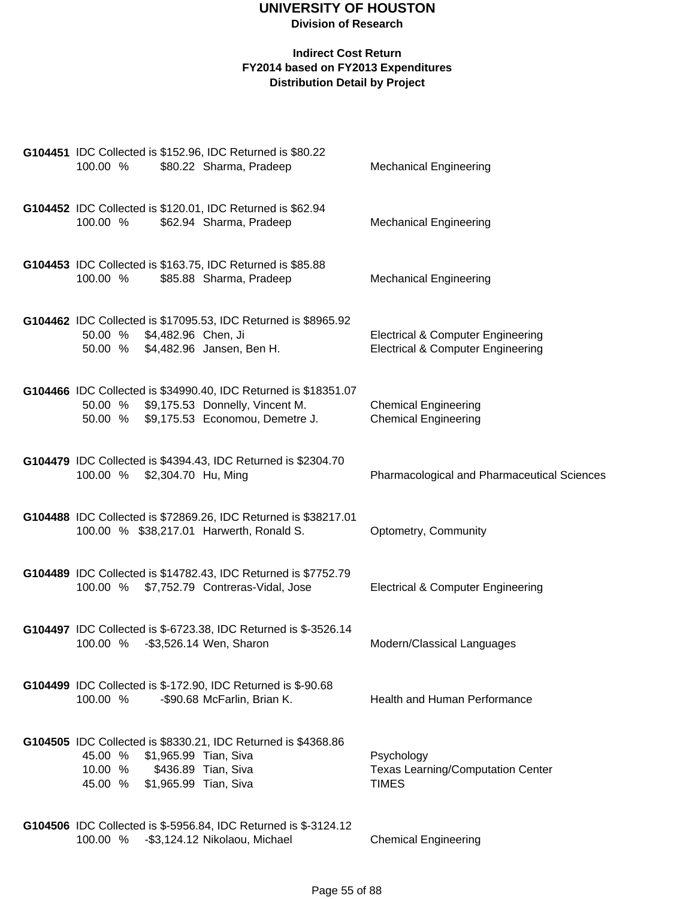# UNIVERSITY OF HOUSTON

**Division of Research**

**Indirect Cost Return**
**FY2014 based on FY2013 Expenditures**
**Distribution Detail by Project**

**G104451** IDC Collected is $152.96, IDC Returned is $80.22

| % | Amount | Name | Department |
|---|---|---|---|
| 100.00 % | $80.22 | Sharma, Pradeep | Mechanical Engineering |

**G104452** IDC Collected is $120.01, IDC Returned is $62.94

| % | Amount | Name | Department |
|---|---|---|---|
| 100.00 % | $62.94 | Sharma, Pradeep | Mechanical Engineering |

**G104453** IDC Collected is $163.75, IDC Returned is $85.88

| % | Amount | Name | Department |
|---|---|---|---|
| 100.00 % | $85.88 | Sharma, Pradeep | Mechanical Engineering |

**G104462** IDC Collected is $17095.53, IDC Returned is $8965.92

| % | Amount | Name | Department |
|---|---|---|---|
| 50.00 % | $4,482.96 | Chen, Ji | Electrical & Computer Engineering |
| 50.00 % | $4,482.96 | Jansen, Ben H. | Electrical & Computer Engineering |

**G104466** IDC Collected is $34990.40, IDC Returned is $18351.07

| % | Amount | Name | Department |
|---|---|---|---|
| 50.00 % | $9,175.53 | Donnelly, Vincent M. | Chemical Engineering |
| 50.00 % | $9,175.53 | Economou, Demetre J. | Chemical Engineering |

**G104479** IDC Collected is $4394.43, IDC Returned is $2304.70

| % | Amount | Name | Department |
|---|---|---|---|
| 100.00 % | $2,304.70 | Hu, Ming | Pharmacological and Pharmaceutical Sciences |

**G104488** IDC Collected is $72869.26, IDC Returned is $38217.01

| % | Amount | Name | Department |
|---|---|---|---|
| 100.00 % | $38,217.01 | Harwerth, Ronald S. | Optometry, Community |

**G104489** IDC Collected is $14782.43, IDC Returned is $7752.79

| % | Amount | Name | Department |
|---|---|---|---|
| 100.00 % | $7,752.79 | Contreras-Vidal, Jose | Electrical & Computer Engineering |

**G104497** IDC Collected is $-6723.38, IDC Returned is $-3526.14

| % | Amount | Name | Department |
|---|---|---|---|
| 100.00 % | -$3,526.14 | Wen, Sharon | Modern/Classical Languages |

**G104499** IDC Collected is $-172.90, IDC Returned is $-90.68

| % | Amount | Name | Department |
|---|---|---|---|
| 100.00 % | -$90.68 | McFarlin, Brian K. | Health and Human Performance |

**G104505** IDC Collected is $8330.21, IDC Returned is $4368.86

| % | Amount | Name | Department |
|---|---|---|---|
| 45.00 % | $1,965.99 | Tian, Siva | Psychology |
| 10.00 % | $436.89 | Tian, Siva | Texas Learning/Computation Center |
| 45.00 % | $1,965.99 | Tian, Siva | TIMES |

**G104506** IDC Collected is $-5956.84, IDC Returned is $-3124.12

| % | Amount | Name | Department |
|---|---|---|---|
| 100.00 % | -$3,124.12 | Nikolaou, Michael | Chemical Engineering |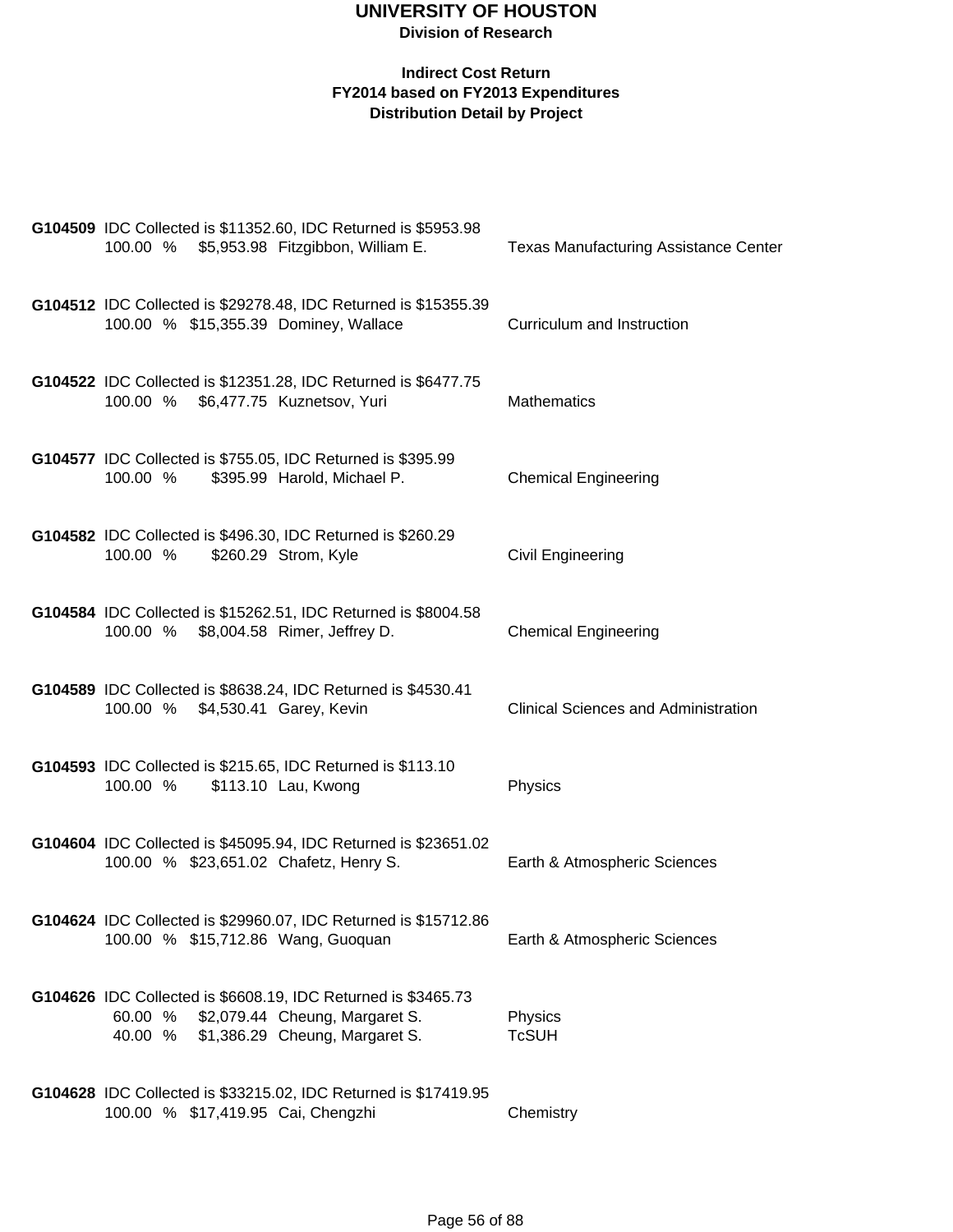# UNIVERSITY OF HOUSTON

**Division of Research**

**Indirect Cost Return**
**FY2014 based on FY2013 Expenditures**
**Distribution Detail by Project**

**G104509** IDC Collected is $11352.60, IDC Returned is $5953.98

| % | Amount | Name | Department |
|---|---|---|---|
| 100.00 % | $5,953.98 | Fitzgibbon, William E. | Texas Manufacturing Assistance Center |

**G104512** IDC Collected is $29278.48, IDC Returned is $15355.39

| % | Amount | Name | Department |
|---|---|---|---|
| 100.00 % | $15,355.39 | Dominey, Wallace | Curriculum and Instruction |

**G104522** IDC Collected is $12351.28, IDC Returned is $6477.75

| % | Amount | Name | Department |
|---|---|---|---|
| 100.00 % | $6,477.75 | Kuznetsov, Yuri | Mathematics |

**G104577** IDC Collected is $755.05, IDC Returned is $395.99

| % | Amount | Name | Department |
|---|---|---|---|
| 100.00 % | $395.99 | Harold, Michael P. | Chemical Engineering |

**G104582** IDC Collected is $496.30, IDC Returned is $260.29

| % | Amount | Name | Department |
|---|---|---|---|
| 100.00 % | $260.29 | Strom, Kyle | Civil Engineering |

**G104584** IDC Collected is $15262.51, IDC Returned is $8004.58

| % | Amount | Name | Department |
|---|---|---|---|
| 100.00 % | $8,004.58 | Rimer, Jeffrey D. | Chemical Engineering |

**G104589** IDC Collected is $8638.24, IDC Returned is $4530.41

| % | Amount | Name | Department |
|---|---|---|---|
| 100.00 % | $4,530.41 | Garey, Kevin | Clinical Sciences and Administration |

**G104593** IDC Collected is $215.65, IDC Returned is $113.10

| % | Amount | Name | Department |
|---|---|---|---|
| 100.00 % | $113.10 | Lau, Kwong | Physics |

**G104604** IDC Collected is $45095.94, IDC Returned is $23651.02

| % | Amount | Name | Department |
|---|---|---|---|
| 100.00 % | $23,651.02 | Chafetz, Henry S. | Earth & Atmospheric Sciences |

**G104624** IDC Collected is $29960.07, IDC Returned is $15712.86

| % | Amount | Name | Department |
|---|---|---|---|
| 100.00 % | $15,712.86 | Wang, Guoquan | Earth & Atmospheric Sciences |

**G104626** IDC Collected is $6608.19, IDC Returned is $3465.73

| % | Amount | Name | Department |
|---|---|---|---|
| 60.00 % | $2,079.44 | Cheung, Margaret S. | Physics |
| 40.00 % | $1,386.29 | Cheung, Margaret S. | TcSUH |

**G104628** IDC Collected is $33215.02, IDC Returned is $17419.95

| % | Amount | Name | Department |
|---|---|---|---|
| 100.00 % | $17,419.95 | Cai, Chengzhi | Chemistry |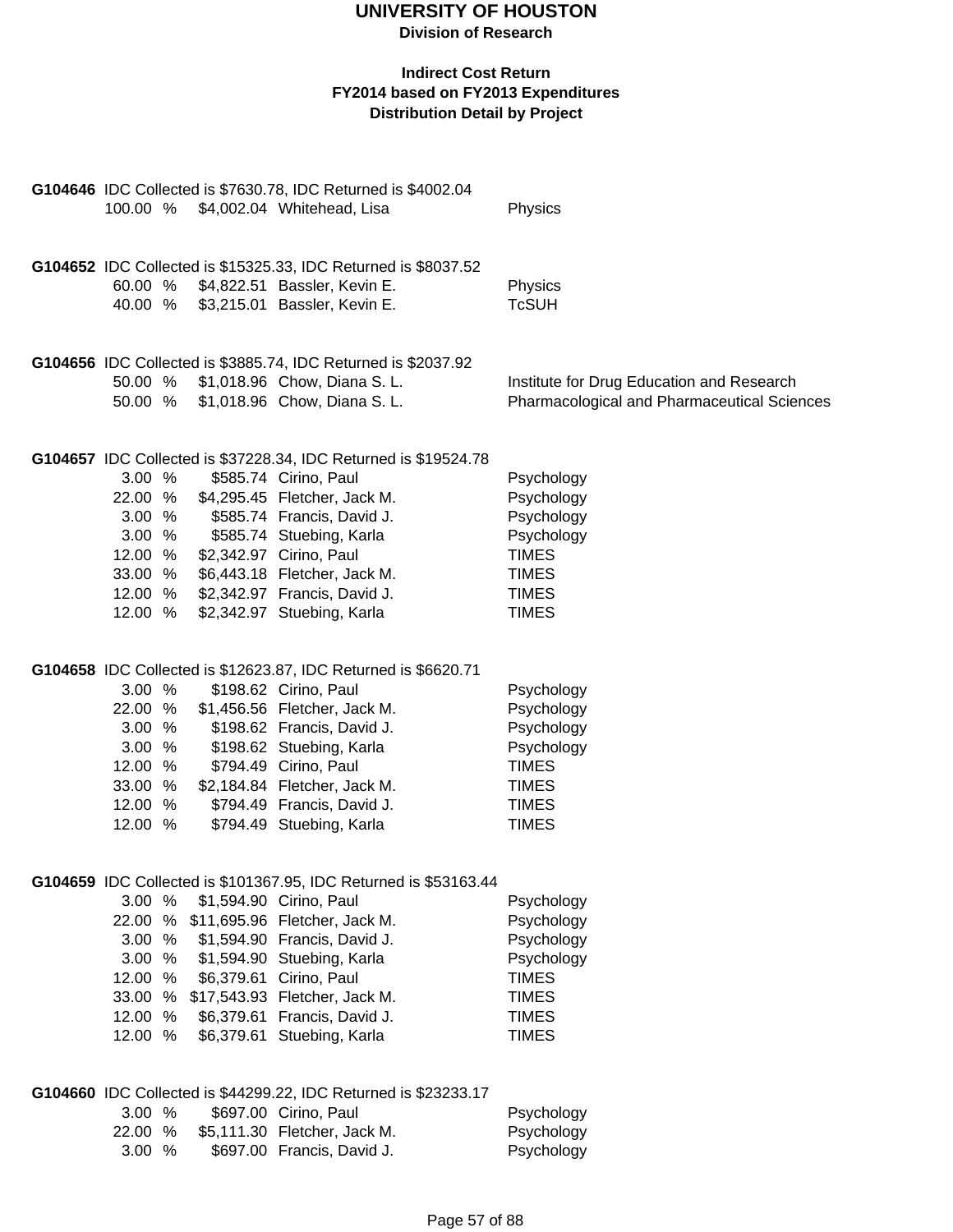# UNIVERSITY OF HOUSTON

**Division of Research**

**Indirect Cost Return**
**FY2014 based on FY2013 Expenditures**
**Distribution Detail by Project**

**G104646** IDC Collected is $7630.78, IDC Returned is $4002.04

| Percent | Amount | Name | Department |
|---|---|---|---|
| 100.00 % | $4,002.04 | Whitehead, Lisa | Physics |

**G104652** IDC Collected is $15325.33, IDC Returned is $8037.52

| Percent | Amount | Name | Department |
|---|---|---|---|
| 60.00 % | $4,822.51 | Bassler, Kevin E. | Physics |
| 40.00 % | $3,215.01 | Bassler, Kevin E. | TcSUH |

**G104656** IDC Collected is $3885.74, IDC Returned is $2037.92

| Percent | Amount | Name | Department |
|---|---|---|---|
| 50.00 % | $1,018.96 | Chow, Diana S. L. | Institute for Drug Education and Research |
| 50.00 % | $1,018.96 | Chow, Diana S. L. | Pharmacological and Pharmaceutical Sciences |

**G104657** IDC Collected is $37228.34, IDC Returned is $19524.78

| Percent | Amount | Name | Department |
|---|---|---|---|
| 3.00 % | $585.74 | Cirino, Paul | Psychology |
| 22.00 % | $4,295.45 | Fletcher, Jack M. | Psychology |
| 3.00 % | $585.74 | Francis, David J. | Psychology |
| 3.00 % | $585.74 | Stuebing, Karla | Psychology |
| 12.00 % | $2,342.97 | Cirino, Paul | TIMES |
| 33.00 % | $6,443.18 | Fletcher, Jack M. | TIMES |
| 12.00 % | $2,342.97 | Francis, David J. | TIMES |
| 12.00 % | $2,342.97 | Stuebing, Karla | TIMES |

**G104658** IDC Collected is $12623.87, IDC Returned is $6620.71

| Percent | Amount | Name | Department |
|---|---|---|---|
| 3.00 % | $198.62 | Cirino, Paul | Psychology |
| 22.00 % | $1,456.56 | Fletcher, Jack M. | Psychology |
| 3.00 % | $198.62 | Francis, David J. | Psychology |
| 3.00 % | $198.62 | Stuebing, Karla | Psychology |
| 12.00 % | $794.49 | Cirino, Paul | TIMES |
| 33.00 % | $2,184.84 | Fletcher, Jack M. | TIMES |
| 12.00 % | $794.49 | Francis, David J. | TIMES |
| 12.00 % | $794.49 | Stuebing, Karla | TIMES |

**G104659** IDC Collected is $101367.95, IDC Returned is $53163.44

| Percent | Amount | Name | Department |
|---|---|---|---|
| 3.00 % | $1,594.90 | Cirino, Paul | Psychology |
| 22.00 % | $11,695.96 | Fletcher, Jack M. | Psychology |
| 3.00 % | $1,594.90 | Francis, David J. | Psychology |
| 3.00 % | $1,594.90 | Stuebing, Karla | Psychology |
| 12.00 % | $6,379.61 | Cirino, Paul | TIMES |
| 33.00 % | $17,543.93 | Fletcher, Jack M. | TIMES |
| 12.00 % | $6,379.61 | Francis, David J. | TIMES |
| 12.00 % | $6,379.61 | Stuebing, Karla | TIMES |

**G104660** IDC Collected is $44299.22, IDC Returned is $23233.17

| Percent | Amount | Name | Department |
|---|---|---|---|
| 3.00 % | $697.00 | Cirino, Paul | Psychology |
| 22.00 % | $5,111.30 | Fletcher, Jack M. | Psychology |
| 3.00 % | $697.00 | Francis, David J. | Psychology |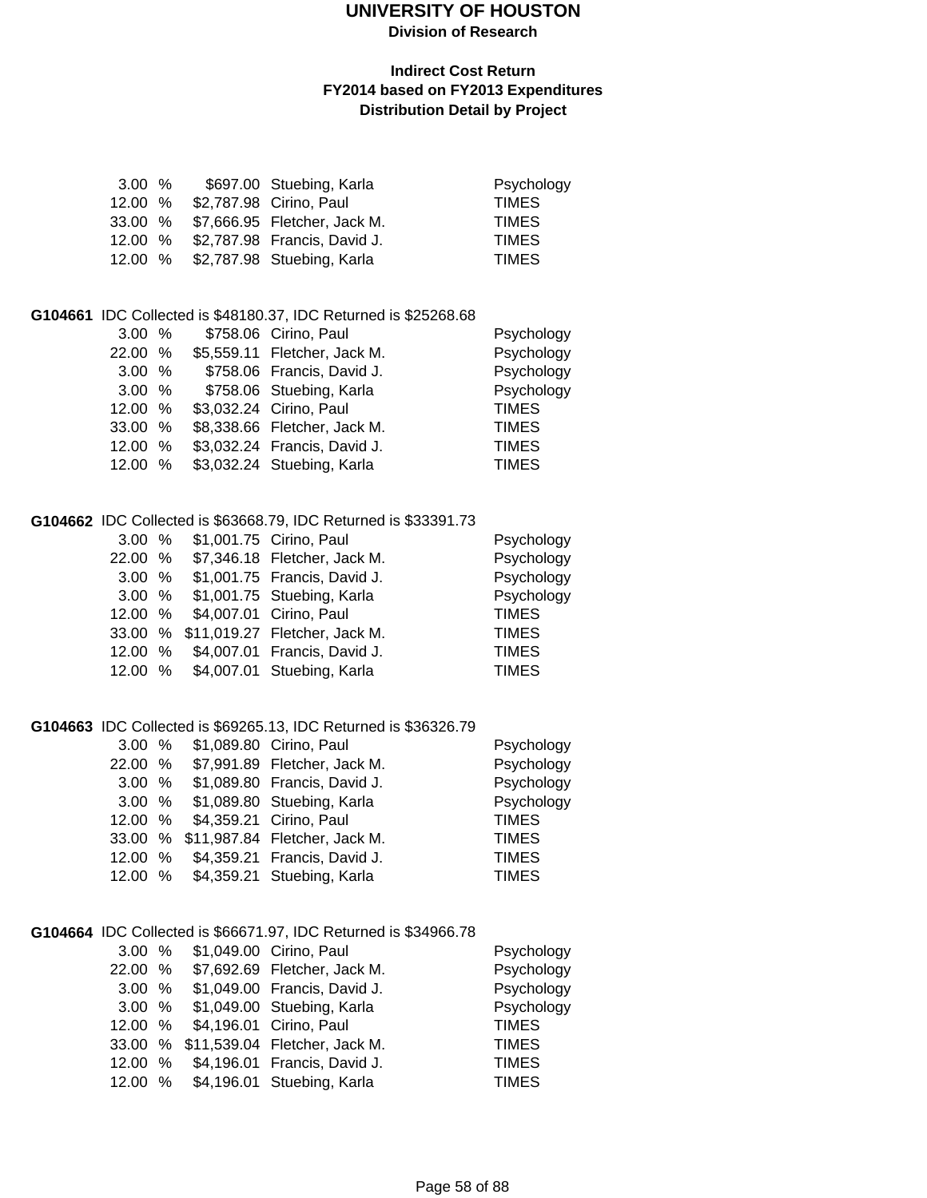# UNIVERSITY OF HOUSTON

**Division of Research**

**Indirect Cost Return**
**FY2014 based on FY2013 Expenditures**
**Distribution Detail by Project**

| | | | |
|---|---|---|---|
| 3.00 % | $697.00 | Stuebing, Karla | Psychology |
| 12.00 % | $2,787.98 | Cirino, Paul | TIMES |
| 33.00 % | $7,666.95 | Fletcher, Jack M. | TIMES |
| 12.00 % | $2,787.98 | Francis, David J. | TIMES |
| 12.00 % | $2,787.98 | Stuebing, Karla | TIMES |

**G104661** IDC Collected is $48180.37, IDC Returned is $25268.68

| | | | |
|---|---|---|---|
| 3.00 % | $758.06 | Cirino, Paul | Psychology |
| 22.00 % | $5,559.11 | Fletcher, Jack M. | Psychology |
| 3.00 % | $758.06 | Francis, David J. | Psychology |
| 3.00 % | $758.06 | Stuebing, Karla | Psychology |
| 12.00 % | $3,032.24 | Cirino, Paul | TIMES |
| 33.00 % | $8,338.66 | Fletcher, Jack M. | TIMES |
| 12.00 % | $3,032.24 | Francis, David J. | TIMES |
| 12.00 % | $3,032.24 | Stuebing, Karla | TIMES |

**G104662** IDC Collected is $63668.79, IDC Returned is $33391.73

| | | | |
|---|---|---|---|
| 3.00 % | $1,001.75 | Cirino, Paul | Psychology |
| 22.00 % | $7,346.18 | Fletcher, Jack M. | Psychology |
| 3.00 % | $1,001.75 | Francis, David J. | Psychology |
| 3.00 % | $1,001.75 | Stuebing, Karla | Psychology |
| 12.00 % | $4,007.01 | Cirino, Paul | TIMES |
| 33.00 % | $11,019.27 | Fletcher, Jack M. | TIMES |
| 12.00 % | $4,007.01 | Francis, David J. | TIMES |
| 12.00 % | $4,007.01 | Stuebing, Karla | TIMES |

**G104663** IDC Collected is $69265.13, IDC Returned is $36326.79

| | | | |
|---|---|---|---|
| 3.00 % | $1,089.80 | Cirino, Paul | Psychology |
| 22.00 % | $7,991.89 | Fletcher, Jack M. | Psychology |
| 3.00 % | $1,089.80 | Francis, David J. | Psychology |
| 3.00 % | $1,089.80 | Stuebing, Karla | Psychology |
| 12.00 % | $4,359.21 | Cirino, Paul | TIMES |
| 33.00 % | $11,987.84 | Fletcher, Jack M. | TIMES |
| 12.00 % | $4,359.21 | Francis, David J. | TIMES |
| 12.00 % | $4,359.21 | Stuebing, Karla | TIMES |

**G104664** IDC Collected is $66671.97, IDC Returned is $34966.78

| | | | |
|---|---|---|---|
| 3.00 % | $1,049.00 | Cirino, Paul | Psychology |
| 22.00 % | $7,692.69 | Fletcher, Jack M. | Psychology |
| 3.00 % | $1,049.00 | Francis, David J. | Psychology |
| 3.00 % | $1,049.00 | Stuebing, Karla | Psychology |
| 12.00 % | $4,196.01 | Cirino, Paul | TIMES |
| 33.00 % | $11,539.04 | Fletcher, Jack M. | TIMES |
| 12.00 % | $4,196.01 | Francis, David J. | TIMES |
| 12.00 % | $4,196.01 | Stuebing, Karla | TIMES |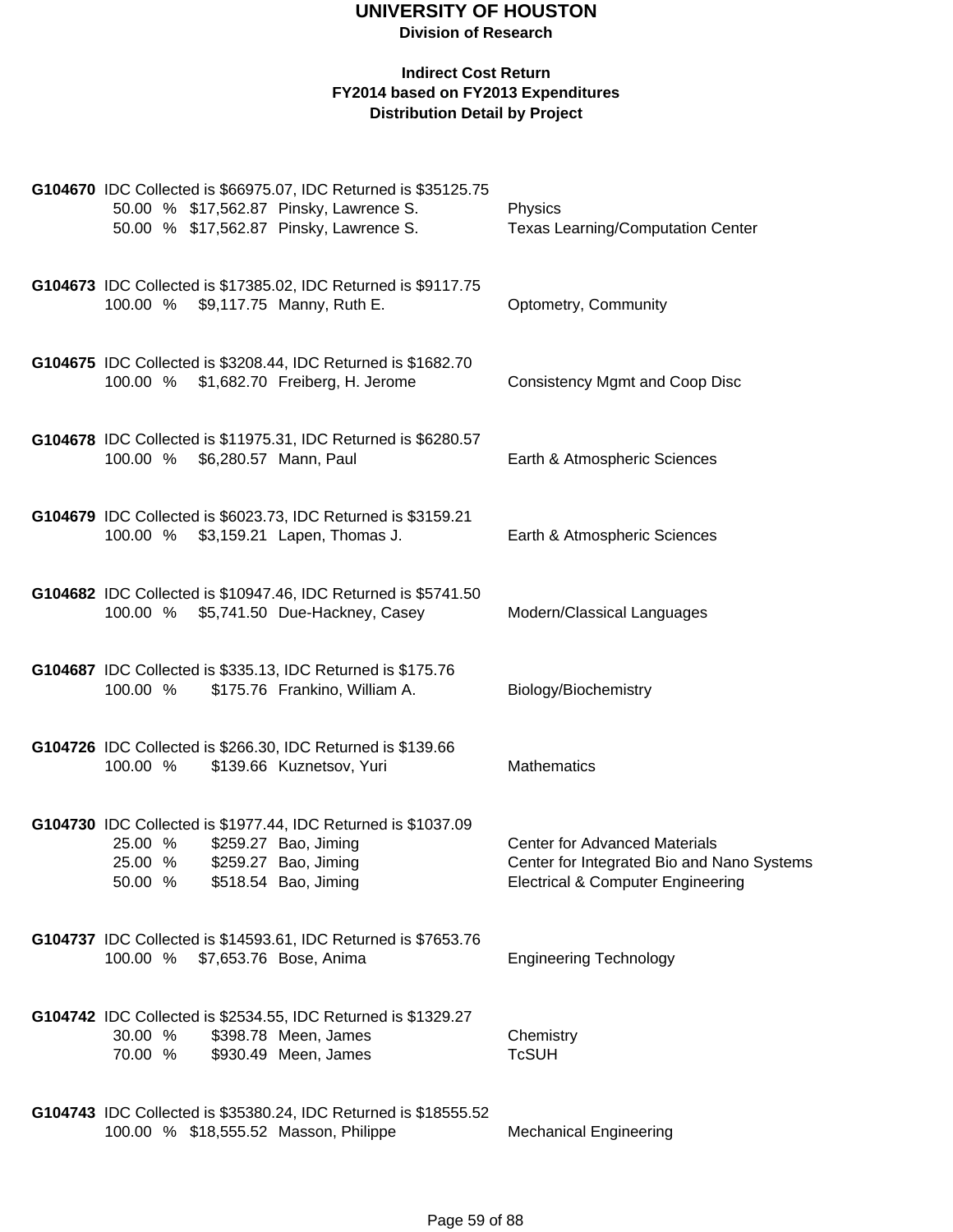# UNIVERSITY OF HOUSTON

**Division of Research**

**Indirect Cost Return**
**FY2014 based on FY2013 Expenditures**
**Distribution Detail by Project**

**G104670** IDC Collected is $66975.07, IDC Returned is $35125.75

| % | Amount | Name | Department |
|---|---|---|---|
| 50.00 % | $17,562.87 | Pinsky, Lawrence S. | Physics |
| 50.00 % | $17,562.87 | Pinsky, Lawrence S. | Texas Learning/Computation Center |

**G104673** IDC Collected is $17385.02, IDC Returned is $9117.75

| % | Amount | Name | Department |
|---|---|---|---|
| 100.00 % | $9,117.75 | Manny, Ruth E. | Optometry, Community |

**G104675** IDC Collected is $3208.44, IDC Returned is $1682.70

| % | Amount | Name | Department |
|---|---|---|---|
| 100.00 % | $1,682.70 | Freiberg, H. Jerome | Consistency Mgmt and Coop Disc |

**G104678** IDC Collected is $11975.31, IDC Returned is $6280.57

| % | Amount | Name | Department |
|---|---|---|---|
| 100.00 % | $6,280.57 | Mann, Paul | Earth & Atmospheric Sciences |

**G104679** IDC Collected is $6023.73, IDC Returned is $3159.21

| % | Amount | Name | Department |
|---|---|---|---|
| 100.00 % | $3,159.21 | Lapen, Thomas J. | Earth & Atmospheric Sciences |

**G104682** IDC Collected is $10947.46, IDC Returned is $5741.50

| % | Amount | Name | Department |
|---|---|---|---|
| 100.00 % | $5,741.50 | Due-Hackney, Casey | Modern/Classical Languages |

**G104687** IDC Collected is $335.13, IDC Returned is $175.76

| % | Amount | Name | Department |
|---|---|---|---|
| 100.00 % | $175.76 | Frankino, William A. | Biology/Biochemistry |

**G104726** IDC Collected is $266.30, IDC Returned is $139.66

| % | Amount | Name | Department |
|---|---|---|---|
| 100.00 % | $139.66 | Kuznetsov, Yuri | Mathematics |

**G104730** IDC Collected is $1977.44, IDC Returned is $1037.09

| % | Amount | Name | Department |
|---|---|---|---|
| 25.00 % | $259.27 | Bao, Jiming | Center for Advanced Materials |
| 25.00 % | $259.27 | Bao, Jiming | Center for Integrated Bio and Nano Systems |
| 50.00 % | $518.54 | Bao, Jiming | Electrical & Computer Engineering |

**G104737** IDC Collected is $14593.61, IDC Returned is $7653.76

| % | Amount | Name | Department |
|---|---|---|---|
| 100.00 % | $7,653.76 | Bose, Anima | Engineering Technology |

**G104742** IDC Collected is $2534.55, IDC Returned is $1329.27

| % | Amount | Name | Department |
|---|---|---|---|
| 30.00 % | $398.78 | Meen, James | Chemistry |
| 70.00 % | $930.49 | Meen, James | TcSUH |

**G104743** IDC Collected is $35380.24, IDC Returned is $18555.52

| % | Amount | Name | Department |
|---|---|---|---|
| 100.00 % | $18,555.52 | Masson, Philippe | Mechanical Engineering |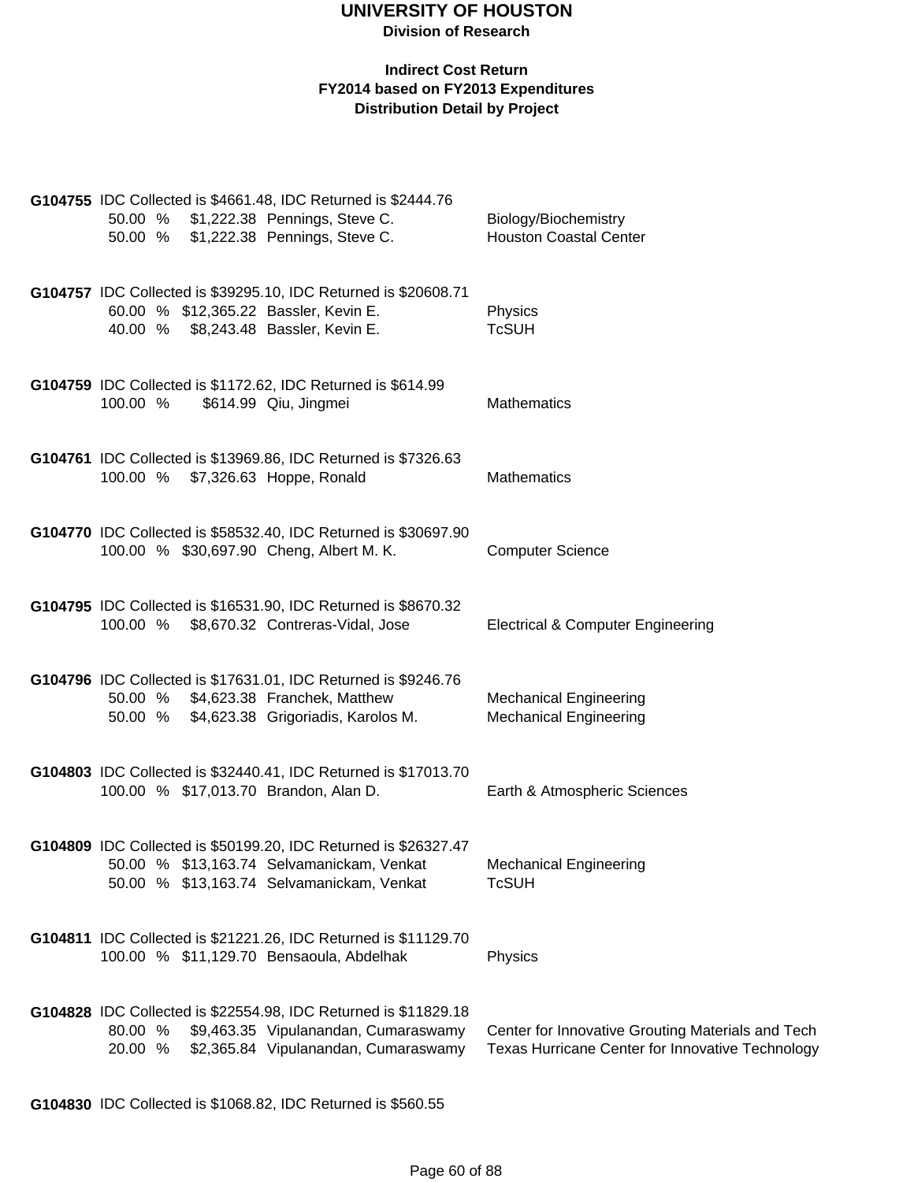# UNIVERSITY OF HOUSTON

**Division of Research**

**Indirect Cost Return**
**FY2014 based on FY2013 Expenditures**
**Distribution Detail by Project**

**G104755** IDC Collected is $4661.48, IDC Returned is $2444.76

| % | Amount | Name | Department |
|---|---|---|---|
| 50.00 % | $1,222.38 | Pennings, Steve C. | Biology/Biochemistry |
| 50.00 % | $1,222.38 | Pennings, Steve C. | Houston Coastal Center |

**G104757** IDC Collected is $39295.10, IDC Returned is $20608.71

| % | Amount | Name | Department |
|---|---|---|---|
| 60.00 % | $12,365.22 | Bassler, Kevin E. | Physics |
| 40.00 % | $8,243.48 | Bassler, Kevin E. | TcSUH |

**G104759** IDC Collected is $1172.62, IDC Returned is $614.99

| % | Amount | Name | Department |
|---|---|---|---|
| 100.00 % | $614.99 | Qiu, Jingmei | Mathematics |

**G104761** IDC Collected is $13969.86, IDC Returned is $7326.63

| % | Amount | Name | Department |
|---|---|---|---|
| 100.00 % | $7,326.63 | Hoppe, Ronald | Mathematics |

**G104770** IDC Collected is $58532.40, IDC Returned is $30697.90

| % | Amount | Name | Department |
|---|---|---|---|
| 100.00 % | $30,697.90 | Cheng, Albert M. K. | Computer Science |

**G104795** IDC Collected is $16531.90, IDC Returned is $8670.32

| % | Amount | Name | Department |
|---|---|---|---|
| 100.00 % | $8,670.32 | Contreras-Vidal, Jose | Electrical & Computer Engineering |

**G104796** IDC Collected is $17631.01, IDC Returned is $9246.76

| % | Amount | Name | Department |
|---|---|---|---|
| 50.00 % | $4,623.38 | Franchek, Matthew | Mechanical Engineering |
| 50.00 % | $4,623.38 | Grigoriadis, Karolos M. | Mechanical Engineering |

**G104803** IDC Collected is $32440.41, IDC Returned is $17013.70

| % | Amount | Name | Department |
|---|---|---|---|
| 100.00 % | $17,013.70 | Brandon, Alan D. | Earth & Atmospheric Sciences |

**G104809** IDC Collected is $50199.20, IDC Returned is $26327.47

| % | Amount | Name | Department |
|---|---|---|---|
| 50.00 % | $13,163.74 | Selvamanickam, Venkat | Mechanical Engineering |
| 50.00 % | $13,163.74 | Selvamanickam, Venkat | TcSUH |

**G104811** IDC Collected is $21221.26, IDC Returned is $11129.70

| % | Amount | Name | Department |
|---|---|---|---|
| 100.00 % | $11,129.70 | Bensaoula, Abdelhak | Physics |

**G104828** IDC Collected is $22554.98, IDC Returned is $11829.18

| % | Amount | Name | Department |
|---|---|---|---|
| 80.00 % | $9,463.35 | Vipulanandan, Cumaraswamy | Center for Innovative Grouting Materials and Tech |
| 20.00 % | $2,365.84 | Vipulanandan, Cumaraswamy | Texas Hurricane Center for Innovative Technology |

**G104830** IDC Collected is $1068.82, IDC Returned is $560.55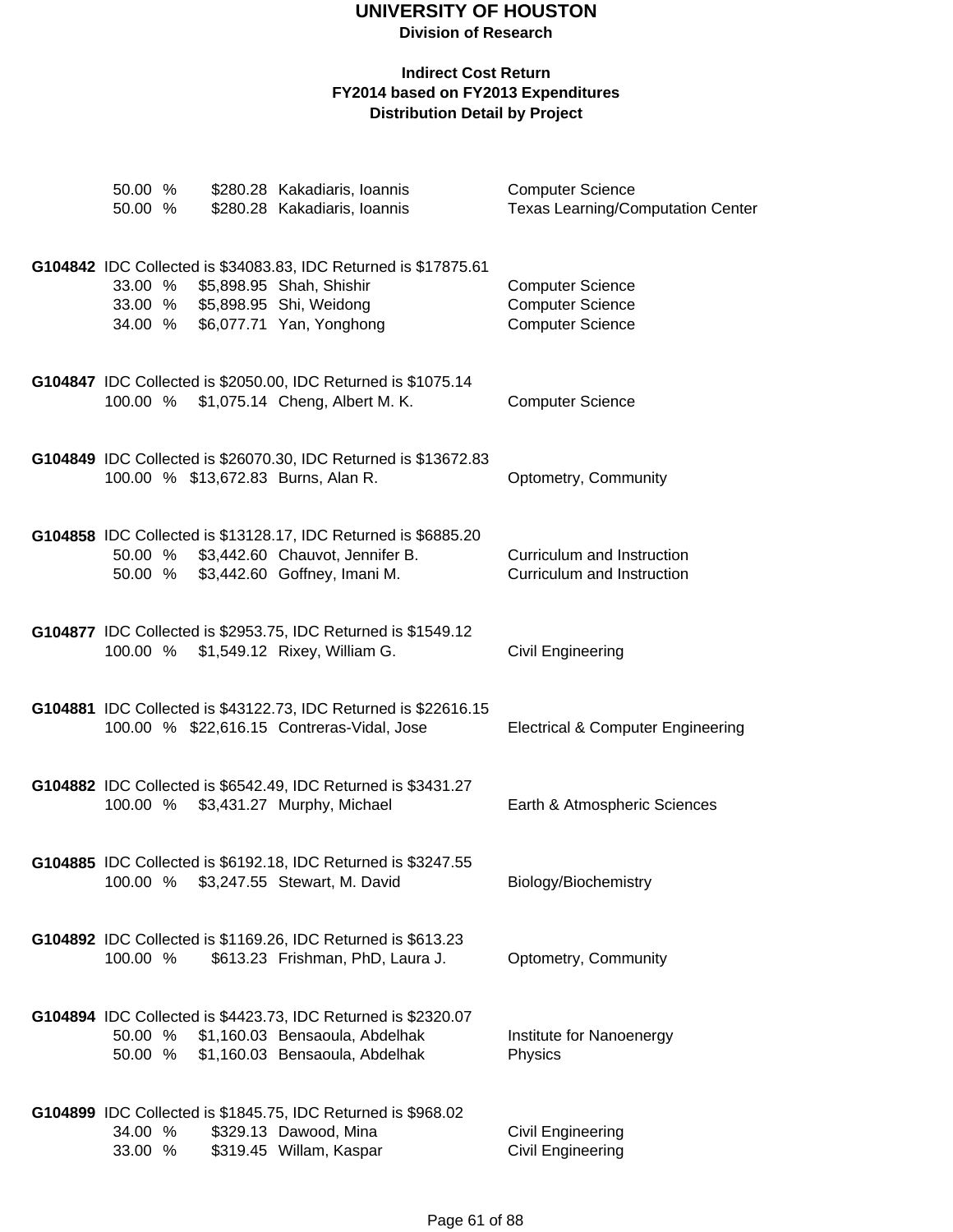# UNIVERSITY OF HOUSTON

**Division of Research**

**Indirect Cost Return**
**FY2014 based on FY2013 Expenditures**
**Distribution Detail by Project**

| | | | |
|---|---|---|---|
| 50.00 % | $280.28 | Kakadiaris, Ioannis | Computer Science |
| 50.00 % | $280.28 | Kakadiaris, Ioannis | Texas Learning/Computation Center |

**G104842** IDC Collected is $34083.83, IDC Returned is $17875.61

| | | | |
|---|---|---|---|
| 33.00 % | $5,898.95 | Shah, Shishir | Computer Science |
| 33.00 % | $5,898.95 | Shi, Weidong | Computer Science |
| 34.00 % | $6,077.71 | Yan, Yonghong | Computer Science |

**G104847** IDC Collected is $2050.00, IDC Returned is $1075.14

| | | | |
|---|---|---|---|
| 100.00 % | $1,075.14 | Cheng, Albert M. K. | Computer Science |

**G104849** IDC Collected is $26070.30, IDC Returned is $13672.83

| | | | |
|---|---|---|---|
| 100.00 % | $13,672.83 | Burns, Alan R. | Optometry, Community |

**G104858** IDC Collected is $13128.17, IDC Returned is $6885.20

| | | | |
|---|---|---|---|
| 50.00 % | $3,442.60 | Chauvot, Jennifer B. | Curriculum and Instruction |
| 50.00 % | $3,442.60 | Goffney, Imani M. | Curriculum and Instruction |

**G104877** IDC Collected is $2953.75, IDC Returned is $1549.12

| | | | |
|---|---|---|---|
| 100.00 % | $1,549.12 | Rixey, William G. | Civil Engineering |

**G104881** IDC Collected is $43122.73, IDC Returned is $22616.15

| | | | |
|---|---|---|---|
| 100.00 % | $22,616.15 | Contreras-Vidal, Jose | Electrical & Computer Engineering |

**G104882** IDC Collected is $6542.49, IDC Returned is $3431.27

| | | | |
|---|---|---|---|
| 100.00 % | $3,431.27 | Murphy, Michael | Earth & Atmospheric Sciences |

**G104885** IDC Collected is $6192.18, IDC Returned is $3247.55

| | | | |
|---|---|---|---|
| 100.00 % | $3,247.55 | Stewart, M. David | Biology/Biochemistry |

**G104892** IDC Collected is $1169.26, IDC Returned is $613.23

| | | | |
|---|---|---|---|
| 100.00 % | $613.23 | Frishman, PhD, Laura J. | Optometry, Community |

**G104894** IDC Collected is $4423.73, IDC Returned is $2320.07

| | | | |
|---|---|---|---|
| 50.00 % | $1,160.03 | Bensaoula, Abdelhak | Institute for Nanoenergy |
| 50.00 % | $1,160.03 | Bensaoula, Abdelhak | Physics |

**G104899** IDC Collected is $1845.75, IDC Returned is $968.02

| | | | |
|---|---|---|---|
| 34.00 % | $329.13 | Dawood, Mina | Civil Engineering |
| 33.00 % | $319.45 | Willam, Kaspar | Civil Engineering |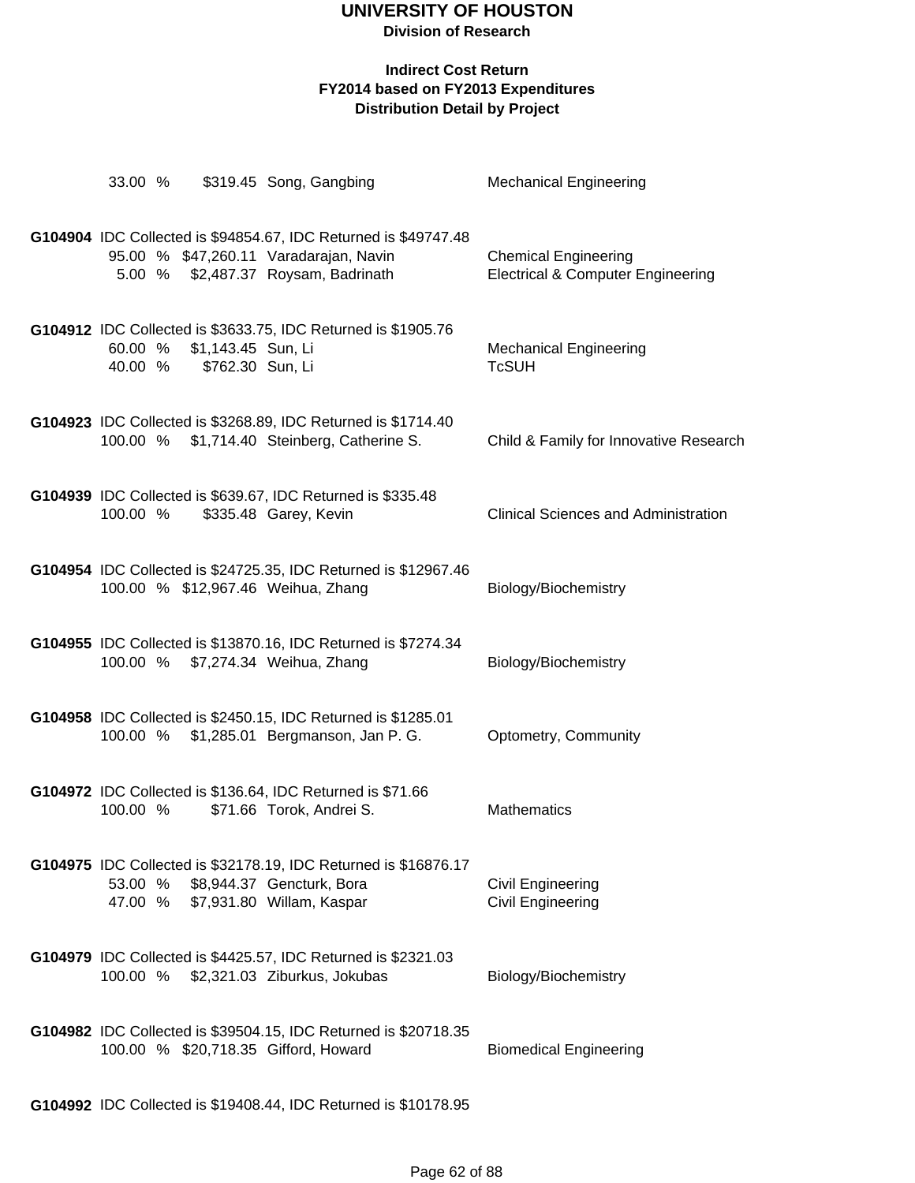# UNIVERSITY OF HOUSTON

**Division of Research**

**Indirect Cost Return**
**FY2014 based on FY2013 Expenditures**
**Distribution Detail by Project**

33.00 % $319.45 Song, Gangbing — Mechanical Engineering

**G104904** IDC Collected is $94854.67, IDC Returned is $49747.48

| Percent | Amount | Name | Department |
|---|---|---|---|
| 95.00 % | $47,260.11 | Varadarajan, Navin | Chemical Engineering |
| 5.00 % | $2,487.37 | Roysam, Badrinath | Electrical & Computer Engineering |

**G104912** IDC Collected is $3633.75, IDC Returned is $1905.76

| Percent | Amount | Name | Department |
|---|---|---|---|
| 60.00 % | $1,143.45 | Sun, Li | Mechanical Engineering |
| 40.00 % | $762.30 | Sun, Li | TcSUH |

**G104923** IDC Collected is $3268.89, IDC Returned is $1714.40

| Percent | Amount | Name | Department |
|---|---|---|---|
| 100.00 % | $1,714.40 | Steinberg, Catherine S. | Child & Family for Innovative Research |

**G104939** IDC Collected is $639.67, IDC Returned is $335.48

| Percent | Amount | Name | Department |
|---|---|---|---|
| 100.00 % | $335.48 | Garey, Kevin | Clinical Sciences and Administration |

**G104954** IDC Collected is $24725.35, IDC Returned is $12967.46

| Percent | Amount | Name | Department |
|---|---|---|---|
| 100.00 % | $12,967.46 | Weihua, Zhang | Biology/Biochemistry |

**G104955** IDC Collected is $13870.16, IDC Returned is $7274.34

| Percent | Amount | Name | Department |
|---|---|---|---|
| 100.00 % | $7,274.34 | Weihua, Zhang | Biology/Biochemistry |

**G104958** IDC Collected is $2450.15, IDC Returned is $1285.01

| Percent | Amount | Name | Department |
|---|---|---|---|
| 100.00 % | $1,285.01 | Bergmanson, Jan P. G. | Optometry, Community |

**G104972** IDC Collected is $136.64, IDC Returned is $71.66

| Percent | Amount | Name | Department |
|---|---|---|---|
| 100.00 % | $71.66 | Torok, Andrei S. | Mathematics |

**G104975** IDC Collected is $32178.19, IDC Returned is $16876.17

| Percent | Amount | Name | Department |
|---|---|---|---|
| 53.00 % | $8,944.37 | Gencturk, Bora | Civil Engineering |
| 47.00 % | $7,931.80 | Willam, Kaspar | Civil Engineering |

**G104979** IDC Collected is $4425.57, IDC Returned is $2321.03

| Percent | Amount | Name | Department |
|---|---|---|---|
| 100.00 % | $2,321.03 | Ziburkus, Jokubas | Biology/Biochemistry |

**G104982** IDC Collected is $39504.15, IDC Returned is $20718.35

| Percent | Amount | Name | Department |
|---|---|---|---|
| 100.00 % | $20,718.35 | Gifford, Howard | Biomedical Engineering |

**G104992** IDC Collected is $19408.44, IDC Returned is $10178.95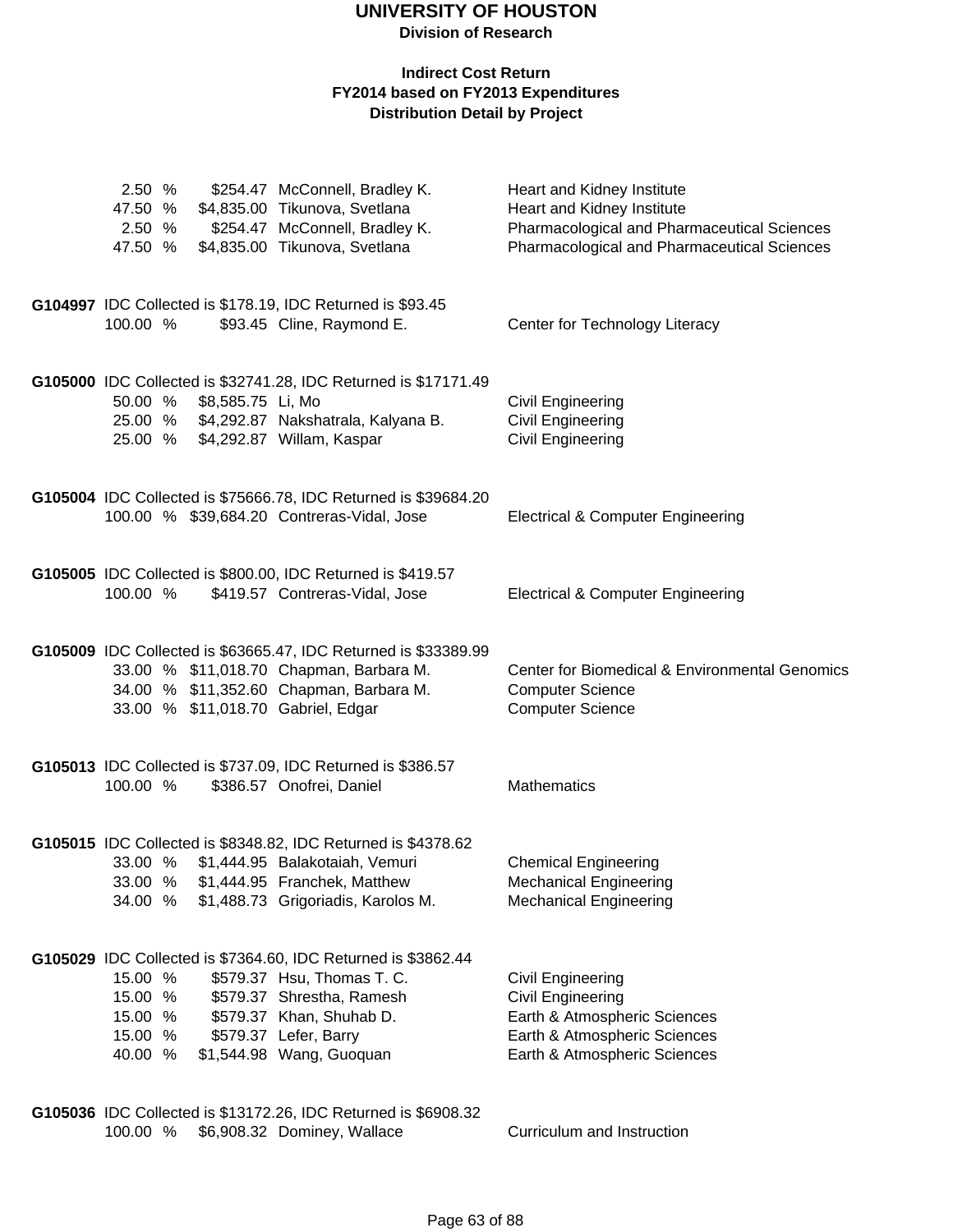# UNIVERSITY OF HOUSTON

**Division of Research**

**Indirect Cost Return**
**FY2014 based on FY2013 Expenditures**
**Distribution Detail by Project**

| Percent | Amount | Name | Department |
|---|---|---|---|
| 2.50 % | $254.47 | McConnell, Bradley K. | Heart and Kidney Institute |
| 47.50 % | $4,835.00 | Tikunova, Svetlana | Heart and Kidney Institute |
| 2.50 % | $254.47 | McConnell, Bradley K. | Pharmacological and Pharmaceutical Sciences |
| 47.50 % | $4,835.00 | Tikunova, Svetlana | Pharmacological and Pharmaceutical Sciences |

**G104997** IDC Collected is $178.19, IDC Returned is $93.45

| Percent | Amount | Name | Department |
|---|---|---|---|
| 100.00 % | $93.45 | Cline, Raymond E. | Center for Technology Literacy |

**G105000** IDC Collected is $32741.28, IDC Returned is $17171.49

| Percent | Amount | Name | Department |
|---|---|---|---|
| 50.00 % | $8,585.75 | Li, Mo | Civil Engineering |
| 25.00 % | $4,292.87 | Nakshatrala, Kalyana B. | Civil Engineering |
| 25.00 % | $4,292.87 | Willam, Kaspar | Civil Engineering |

**G105004** IDC Collected is $75666.78, IDC Returned is $39684.20

| Percent | Amount | Name | Department |
|---|---|---|---|
| 100.00 % | $39,684.20 | Contreras-Vidal, Jose | Electrical & Computer Engineering |

**G105005** IDC Collected is $800.00, IDC Returned is $419.57

| Percent | Amount | Name | Department |
|---|---|---|---|
| 100.00 % | $419.57 | Contreras-Vidal, Jose | Electrical & Computer Engineering |

**G105009** IDC Collected is $63665.47, IDC Returned is $33389.99

| Percent | Amount | Name | Department |
|---|---|---|---|
| 33.00 % | $11,018.70 | Chapman, Barbara M. | Center for Biomedical & Environmental Genomics |
| 34.00 % | $11,352.60 | Chapman, Barbara M. | Computer Science |
| 33.00 % | $11,018.70 | Gabriel, Edgar | Computer Science |

**G105013** IDC Collected is $737.09, IDC Returned is $386.57

| Percent | Amount | Name | Department |
|---|---|---|---|
| 100.00 % | $386.57 | Onofrei, Daniel | Mathematics |

**G105015** IDC Collected is $8348.82, IDC Returned is $4378.62

| Percent | Amount | Name | Department |
|---|---|---|---|
| 33.00 % | $1,444.95 | Balakotaiah, Vemuri | Chemical Engineering |
| 33.00 % | $1,444.95 | Franchek, Matthew | Mechanical Engineering |
| 34.00 % | $1,488.73 | Grigoriadis, Karolos M. | Mechanical Engineering |

**G105029** IDC Collected is $7364.60, IDC Returned is $3862.44

| Percent | Amount | Name | Department |
|---|---|---|---|
| 15.00 % | $579.37 | Hsu, Thomas T. C. | Civil Engineering |
| 15.00 % | $579.37 | Shrestha, Ramesh | Civil Engineering |
| 15.00 % | $579.37 | Khan, Shuhab D. | Earth & Atmospheric Sciences |
| 15.00 % | $579.37 | Lefer, Barry | Earth & Atmospheric Sciences |
| 40.00 % | $1,544.98 | Wang, Guoquan | Earth & Atmospheric Sciences |

**G105036** IDC Collected is $13172.26, IDC Returned is $6908.32

| Percent | Amount | Name | Department |
|---|---|---|---|
| 100.00 % | $6,908.32 | Dominey, Wallace | Curriculum and Instruction |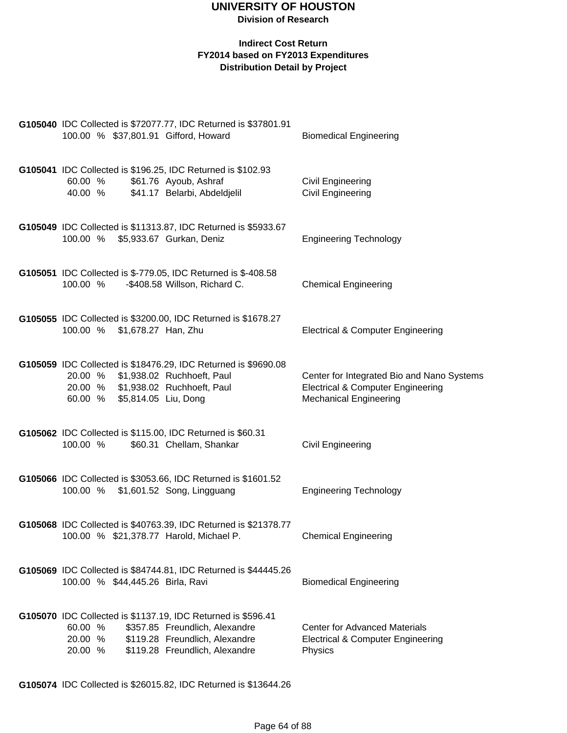# UNIVERSITY OF HOUSTON

**Division of Research**

**Indirect Cost Return**
**FY2014 based on FY2013 Expenditures**
**Distribution Detail by Project**

**G105040** IDC Collected is $72077.77, IDC Returned is $37801.91

| | | | |
|---|---|---|---|
| 100.00 % | $37,801.91 | Gifford, Howard | Biomedical Engineering |

**G105041** IDC Collected is $196.25, IDC Returned is $102.93

| | | | |
|---|---|---|---|
| 60.00 % | $61.76 | Ayoub, Ashraf | Civil Engineering |
| 40.00 % | $41.17 | Belarbi, Abdeldjelil | Civil Engineering |

**G105049** IDC Collected is $11313.87, IDC Returned is $5933.67

| | | | |
|---|---|---|---|
| 100.00 % | $5,933.67 | Gurkan, Deniz | Engineering Technology |

**G105051** IDC Collected is $-779.05, IDC Returned is $-408.58

| | | | |
|---|---|---|---|
| 100.00 % | -$408.58 | Willson, Richard C. | Chemical Engineering |

**G105055** IDC Collected is $3200.00, IDC Returned is $1678.27

| | | | |
|---|---|---|---|
| 100.00 % | $1,678.27 | Han, Zhu | Electrical & Computer Engineering |

**G105059** IDC Collected is $18476.29, IDC Returned is $9690.08

| | | | |
|---|---|---|---|
| 20.00 % | $1,938.02 | Ruchhoeft, Paul | Center for Integrated Bio and Nano Systems |
| 20.00 % | $1,938.02 | Ruchhoeft, Paul | Electrical & Computer Engineering |
| 60.00 % | $5,814.05 | Liu, Dong | Mechanical Engineering |

**G105062** IDC Collected is $115.00, IDC Returned is $60.31

| | | | |
|---|---|---|---|
| 100.00 % | $60.31 | Chellam, Shankar | Civil Engineering |

**G105066** IDC Collected is $3053.66, IDC Returned is $1601.52

| | | | |
|---|---|---|---|
| 100.00 % | $1,601.52 | Song, Lingguang | Engineering Technology |

**G105068** IDC Collected is $40763.39, IDC Returned is $21378.77

| | | | |
|---|---|---|---|
| 100.00 % | $21,378.77 | Harold, Michael P. | Chemical Engineering |

**G105069** IDC Collected is $84744.81, IDC Returned is $44445.26

| | | | |
|---|---|---|---|
| 100.00 % | $44,445.26 | Birla, Ravi | Biomedical Engineering |

**G105070** IDC Collected is $1137.19, IDC Returned is $596.41

| | | | |
|---|---|---|---|
| 60.00 % | $357.85 | Freundlich, Alexandre | Center for Advanced Materials |
| 20.00 % | $119.28 | Freundlich, Alexandre | Electrical & Computer Engineering |
| 20.00 % | $119.28 | Freundlich, Alexandre | Physics |

**G105074** IDC Collected is $26015.82, IDC Returned is $13644.26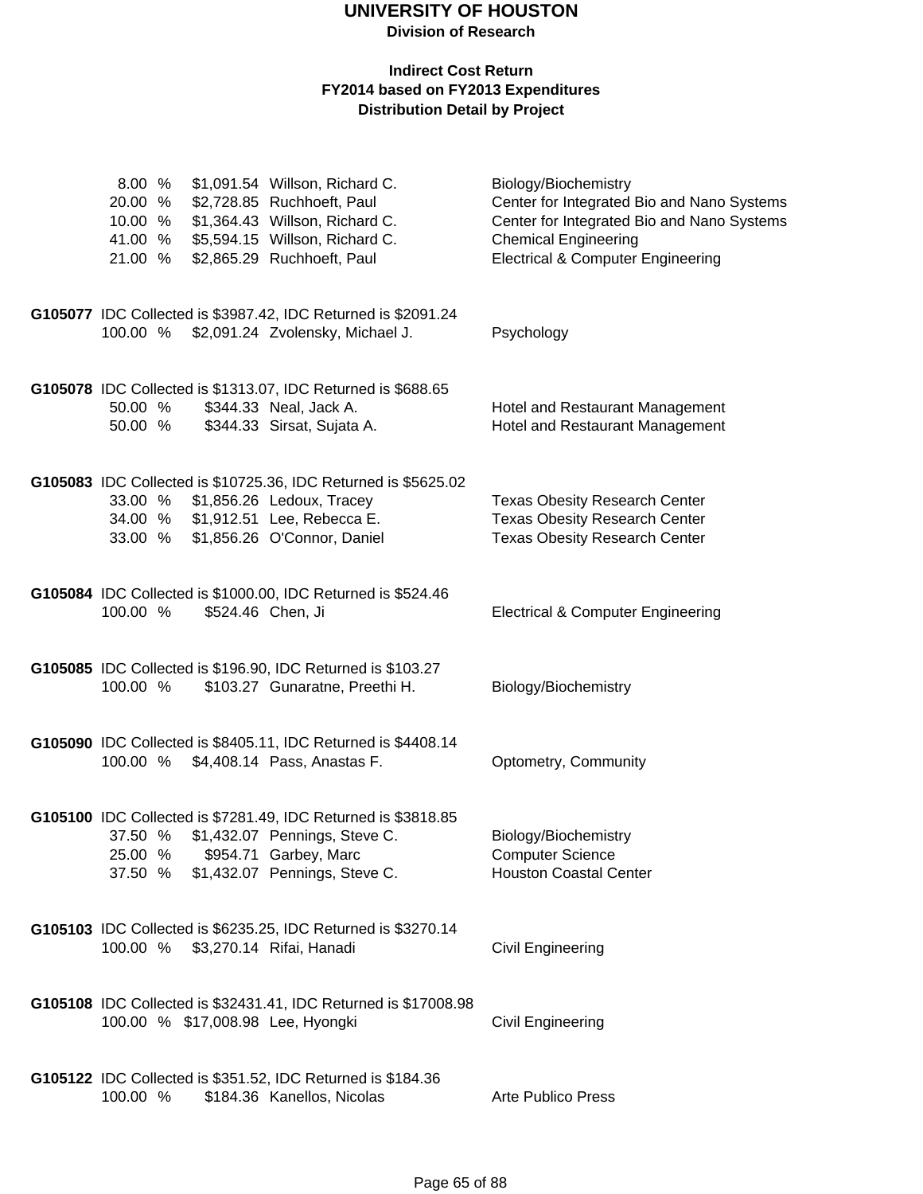# UNIVERSITY OF HOUSTON

**Division of Research**

**Indirect Cost Return**
**FY2014 based on FY2013 Expenditures**
**Distribution Detail by Project**

| | | | |
|---|---|---|---|
| 8.00 % | $1,091.54 | Willson, Richard C. | Biology/Biochemistry |
| 20.00 % | $2,728.85 | Ruchhoeft, Paul | Center for Integrated Bio and Nano Systems |
| 10.00 % | $1,364.43 | Willson, Richard C. | Center for Integrated Bio and Nano Systems |
| 41.00 % | $5,594.15 | Willson, Richard C. | Chemical Engineering |
| 21.00 % | $2,865.29 | Ruchhoeft, Paul | Electrical & Computer Engineering |

**G105077** IDC Collected is $3987.42, IDC Returned is $2091.24

| | | | |
|---|---|---|---|
| 100.00 % | $2,091.24 | Zvolensky, Michael J. | Psychology |

**G105078** IDC Collected is $1313.07, IDC Returned is $688.65

| | | | |
|---|---|---|---|
| 50.00 % | $344.33 | Neal, Jack A. | Hotel and Restaurant Management |
| 50.00 % | $344.33 | Sirsat, Sujata A. | Hotel and Restaurant Management |

**G105083** IDC Collected is $10725.36, IDC Returned is $5625.02

| | | | |
|---|---|---|---|
| 33.00 % | $1,856.26 | Ledoux, Tracey | Texas Obesity Research Center |
| 34.00 % | $1,912.51 | Lee, Rebecca E. | Texas Obesity Research Center |
| 33.00 % | $1,856.26 | O'Connor, Daniel | Texas Obesity Research Center |

**G105084** IDC Collected is $1000.00, IDC Returned is $524.46

| | | | |
|---|---|---|---|
| 100.00 % | $524.46 | Chen, Ji | Electrical & Computer Engineering |

**G105085** IDC Collected is $196.90, IDC Returned is $103.27

| | | | |
|---|---|---|---|
| 100.00 % | $103.27 | Gunaratne, Preethi H. | Biology/Biochemistry |

**G105090** IDC Collected is $8405.11, IDC Returned is $4408.14

| | | | |
|---|---|---|---|
| 100.00 % | $4,408.14 | Pass, Anastas F. | Optometry, Community |

**G105100** IDC Collected is $7281.49, IDC Returned is $3818.85

| | | | |
|---|---|---|---|
| 37.50 % | $1,432.07 | Pennings, Steve C. | Biology/Biochemistry |
| 25.00 % | $954.71 | Garbey, Marc | Computer Science |
| 37.50 % | $1,432.07 | Pennings, Steve C. | Houston Coastal Center |

**G105103** IDC Collected is $6235.25, IDC Returned is $3270.14

| | | | |
|---|---|---|---|
| 100.00 % | $3,270.14 | Rifai, Hanadi | Civil Engineering |

**G105108** IDC Collected is $32431.41, IDC Returned is $17008.98

| | | | |
|---|---|---|---|
| 100.00 % | $17,008.98 | Lee, Hyongki | Civil Engineering |

**G105122** IDC Collected is $351.52, IDC Returned is $184.36

| | | | |
|---|---|---|---|
| 100.00 % | $184.36 | Kanellos, Nicolas | Arte Publico Press |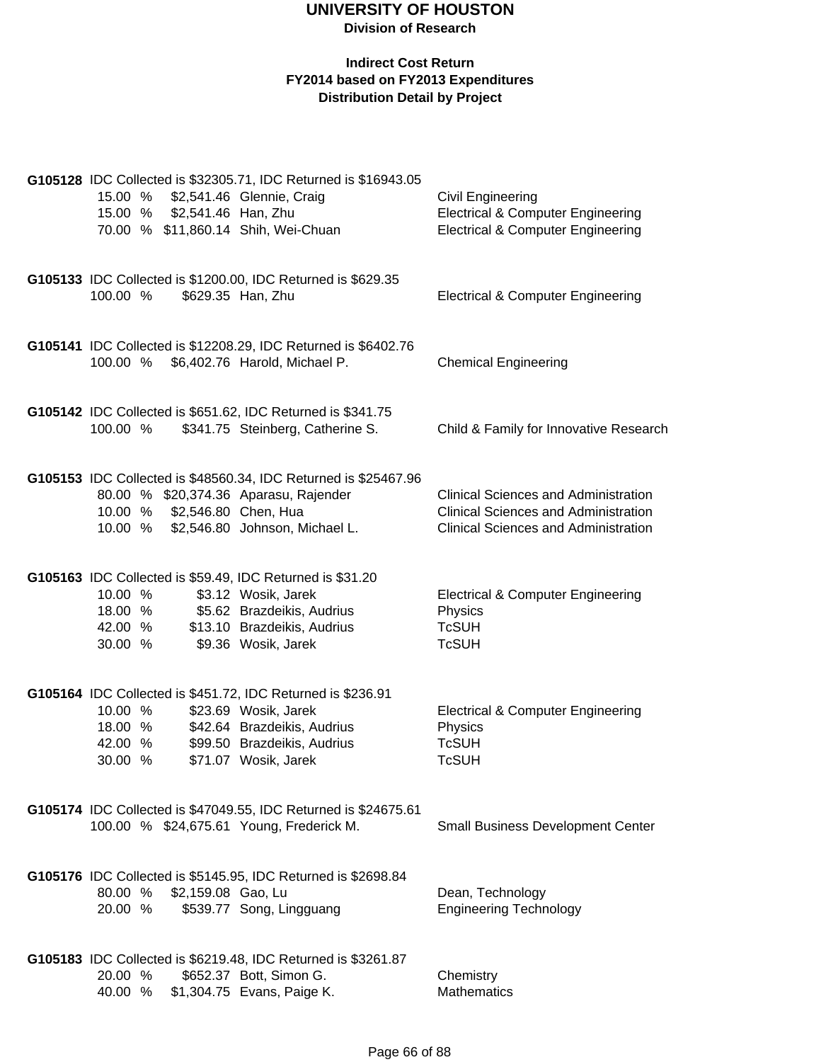# UNIVERSITY OF HOUSTON

**Division of Research**

**Indirect Cost Return**
**FY2014 based on FY2013 Expenditures**
**Distribution Detail by Project**

**G105128** IDC Collected is $32305.71, IDC Returned is $16943.05

| % | Amount | Name | Department |
|---|---|---|---|
| 15.00 % | $2,541.46 | Glennie, Craig | Civil Engineering |
| 15.00 % | $2,541.46 | Han, Zhu | Electrical & Computer Engineering |
| 70.00 % | $11,860.14 | Shih, Wei-Chuan | Electrical & Computer Engineering |

**G105133** IDC Collected is $1200.00, IDC Returned is $629.35

| % | Amount | Name | Department |
|---|---|---|---|
| 100.00 % | $629.35 | Han, Zhu | Electrical & Computer Engineering |

**G105141** IDC Collected is $12208.29, IDC Returned is $6402.76

| % | Amount | Name | Department |
|---|---|---|---|
| 100.00 % | $6,402.76 | Harold, Michael P. | Chemical Engineering |

**G105142** IDC Collected is $651.62, IDC Returned is $341.75

| % | Amount | Name | Department |
|---|---|---|---|
| 100.00 % | $341.75 | Steinberg, Catherine S. | Child & Family for Innovative Research |

**G105153** IDC Collected is $48560.34, IDC Returned is $25467.96

| % | Amount | Name | Department |
|---|---|---|---|
| 80.00 % | $20,374.36 | Aparasu, Rajender | Clinical Sciences and Administration |
| 10.00 % | $2,546.80 | Chen, Hua | Clinical Sciences and Administration |
| 10.00 % | $2,546.80 | Johnson, Michael L. | Clinical Sciences and Administration |

**G105163** IDC Collected is $59.49, IDC Returned is $31.20

| % | Amount | Name | Department |
|---|---|---|---|
| 10.00 % | $3.12 | Wosik, Jarek | Electrical & Computer Engineering |
| 18.00 % | $5.62 | Brazdeikis, Audrius | Physics |
| 42.00 % | $13.10 | Brazdeikis, Audrius | TcSUH |
| 30.00 % | $9.36 | Wosik, Jarek | TcSUH |

**G105164** IDC Collected is $451.72, IDC Returned is $236.91

| % | Amount | Name | Department |
|---|---|---|---|
| 10.00 % | $23.69 | Wosik, Jarek | Electrical & Computer Engineering |
| 18.00 % | $42.64 | Brazdeikis, Audrius | Physics |
| 42.00 % | $99.50 | Brazdeikis, Audrius | TcSUH |
| 30.00 % | $71.07 | Wosik, Jarek | TcSUH |

**G105174** IDC Collected is $47049.55, IDC Returned is $24675.61

| % | Amount | Name | Department |
|---|---|---|---|
| 100.00 % | $24,675.61 | Young, Frederick M. | Small Business Development Center |

**G105176** IDC Collected is $5145.95, IDC Returned is $2698.84

| % | Amount | Name | Department |
|---|---|---|---|
| 80.00 % | $2,159.08 | Gao, Lu | Dean, Technology |
| 20.00 % | $539.77 | Song, Lingguang | Engineering Technology |

**G105183** IDC Collected is $6219.48, IDC Returned is $3261.87

| % | Amount | Name | Department |
|---|---|---|---|
| 20.00 % | $652.37 | Bott, Simon G. | Chemistry |
| 40.00 % | $1,304.75 | Evans, Paige K. | Mathematics |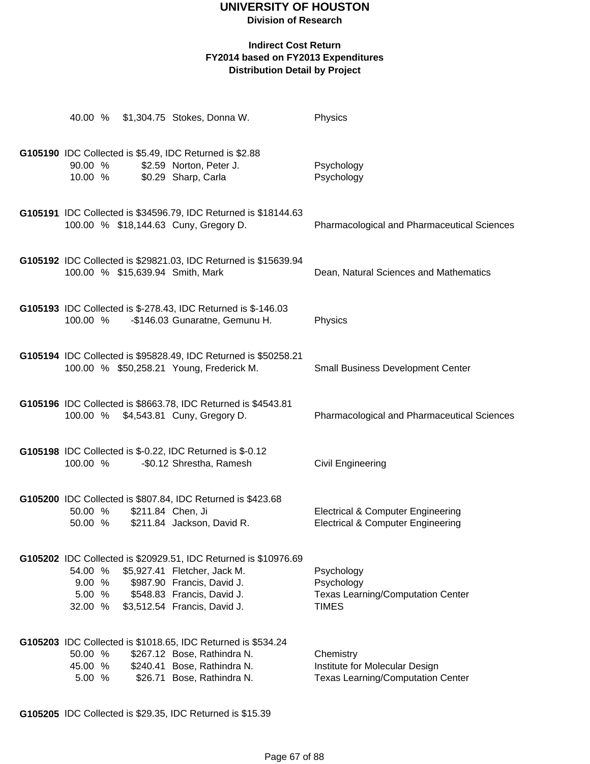| | | | |
|---|---|---|---|
| 40.00 % | $1,304.75 | Stokes, Donna W. | Physics |

**G105190** IDC Collected is $5.49, IDC Returned is $2.88

| | | | |
|---|---|---|---|
| 90.00 % | $2.59 | Norton, Peter J. | Psychology |
| 10.00 % | $0.29 | Sharp, Carla | Psychology |

**G105191** IDC Collected is $34596.79, IDC Returned is $18144.63

| | | | |
|---|---|---|---|
| 100.00 % | $18,144.63 | Cuny, Gregory D. | Pharmacological and Pharmaceutical Sciences |

**G105192** IDC Collected is $29821.03, IDC Returned is $15639.94

| | | | |
|---|---|---|---|
| 100.00 % | $15,639.94 | Smith, Mark | Dean, Natural Sciences and Mathematics |

**G105193** IDC Collected is $-278.43, IDC Returned is $-146.03

| | | | |
|---|---|---|---|
| 100.00 % | -$146.03 | Gunaratne, Gemunu H. | Physics |

**G105194** IDC Collected is $95828.49, IDC Returned is $50258.21

| | | | |
|---|---|---|---|
| 100.00 % | $50,258.21 | Young, Frederick M. | Small Business Development Center |

**G105196** IDC Collected is $8663.78, IDC Returned is $4543.81

| | | | |
|---|---|---|---|
| 100.00 % | $4,543.81 | Cuny, Gregory D. | Pharmacological and Pharmaceutical Sciences |

**G105198** IDC Collected is $-0.22, IDC Returned is $-0.12

| | | | |
|---|---|---|---|
| 100.00 % | -$0.12 | Shrestha, Ramesh | Civil Engineering |

**G105200** IDC Collected is $807.84, IDC Returned is $423.68

| | | | |
|---|---|---|---|
| 50.00 % | $211.84 | Chen, Ji | Electrical & Computer Engineering |
| 50.00 % | $211.84 | Jackson, David R. | Electrical & Computer Engineering |

**G105202** IDC Collected is $20929.51, IDC Returned is $10976.69

| | | | |
|---|---|---|---|
| 54.00 % | $5,927.41 | Fletcher, Jack M. | Psychology |
| 9.00 % | $987.90 | Francis, David J. | Psychology |
| 5.00 % | $548.83 | Francis, David J. | Texas Learning/Computation Center |
| 32.00 % | $3,512.54 | Francis, David J. | TIMES |

**G105203** IDC Collected is $1018.65, IDC Returned is $534.24

| | | | |
|---|---|---|---|
| 50.00 % | $267.12 | Bose, Rathindra N. | Chemistry |
| 45.00 % | $240.41 | Bose, Rathindra N. | Institute for Molecular Design |
| 5.00 % | $26.71 | Bose, Rathindra N. | Texas Learning/Computation Center |

**G105205** IDC Collected is $29.35, IDC Returned is $15.39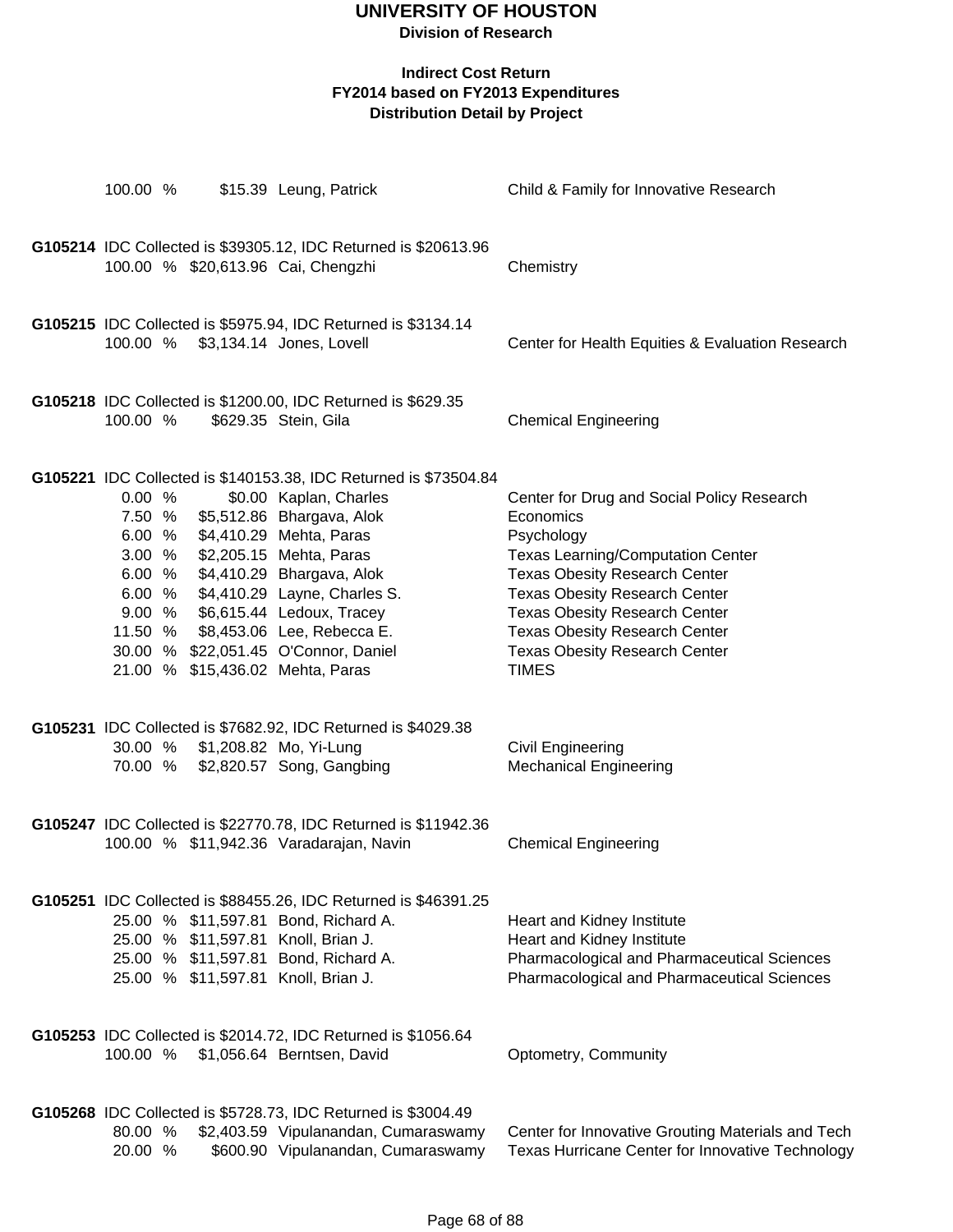# UNIVERSITY OF HOUSTON

**Division of Research**

**Indirect Cost Return**
**FY2014 based on FY2013 Expenditures**
**Distribution Detail by Project**

100.00 % $15.39 Leung, Patrick — Child & Family for Innovative Research

**G105214** IDC Collected is $39305.12, IDC Returned is $20613.96

| Percent | Amount | Name | Department |
|---|---|---|---|
| 100.00 % | $20,613.96 | Cai, Chengzhi | Chemistry |

**G105215** IDC Collected is $5975.94, IDC Returned is $3134.14

| Percent | Amount | Name | Department |
|---|---|---|---|
| 100.00 % | $3,134.14 | Jones, Lovell | Center for Health Equities & Evaluation Research |

**G105218** IDC Collected is $1200.00, IDC Returned is $629.35

| Percent | Amount | Name | Department |
|---|---|---|---|
| 100.00 % | $629.35 | Stein, Gila | Chemical Engineering |

**G105221** IDC Collected is $140153.38, IDC Returned is $73504.84

| Percent | Amount | Name | Department |
|---|---|---|---|
| 0.00 % | $0.00 | Kaplan, Charles | Center for Drug and Social Policy Research |
| 7.50 % | $5,512.86 | Bhargava, Alok | Economics |
| 6.00 % | $4,410.29 | Mehta, Paras | Psychology |
| 3.00 % | $2,205.15 | Mehta, Paras | Texas Learning/Computation Center |
| 6.00 % | $4,410.29 | Bhargava, Alok | Texas Obesity Research Center |
| 6.00 % | $4,410.29 | Layne, Charles S. | Texas Obesity Research Center |
| 9.00 % | $6,615.44 | Ledoux, Tracey | Texas Obesity Research Center |
| 11.50 % | $8,453.06 | Lee, Rebecca E. | Texas Obesity Research Center |
| 30.00 % | $22,051.45 | O'Connor, Daniel | Texas Obesity Research Center |
| 21.00 % | $15,436.02 | Mehta, Paras | TIMES |

**G105231** IDC Collected is $7682.92, IDC Returned is $4029.38

| Percent | Amount | Name | Department |
|---|---|---|---|
| 30.00 % | $1,208.82 | Mo, Yi-Lung | Civil Engineering |
| 70.00 % | $2,820.57 | Song, Gangbing | Mechanical Engineering |

**G105247** IDC Collected is $22770.78, IDC Returned is $11942.36

| Percent | Amount | Name | Department |
|---|---|---|---|
| 100.00 % | $11,942.36 | Varadarajan, Navin | Chemical Engineering |

**G105251** IDC Collected is $88455.26, IDC Returned is $46391.25

| Percent | Amount | Name | Department |
|---|---|---|---|
| 25.00 % | $11,597.81 | Bond, Richard A. | Heart and Kidney Institute |
| 25.00 % | $11,597.81 | Knoll, Brian J. | Heart and Kidney Institute |
| 25.00 % | $11,597.81 | Bond, Richard A. | Pharmacological and Pharmaceutical Sciences |
| 25.00 % | $11,597.81 | Knoll, Brian J. | Pharmacological and Pharmaceutical Sciences |

**G105253** IDC Collected is $2014.72, IDC Returned is $1056.64

| Percent | Amount | Name | Department |
|---|---|---|---|
| 100.00 % | $1,056.64 | Berntsen, David | Optometry, Community |

**G105268** IDC Collected is $5728.73, IDC Returned is $3004.49

| Percent | Amount | Name | Department |
|---|---|---|---|
| 80.00 % | $2,403.59 | Vipulanandan, Cumaraswamy | Center for Innovative Grouting Materials and Tech |
| 20.00 % | $600.90 | Vipulanandan, Cumaraswamy | Texas Hurricane Center for Innovative Technology |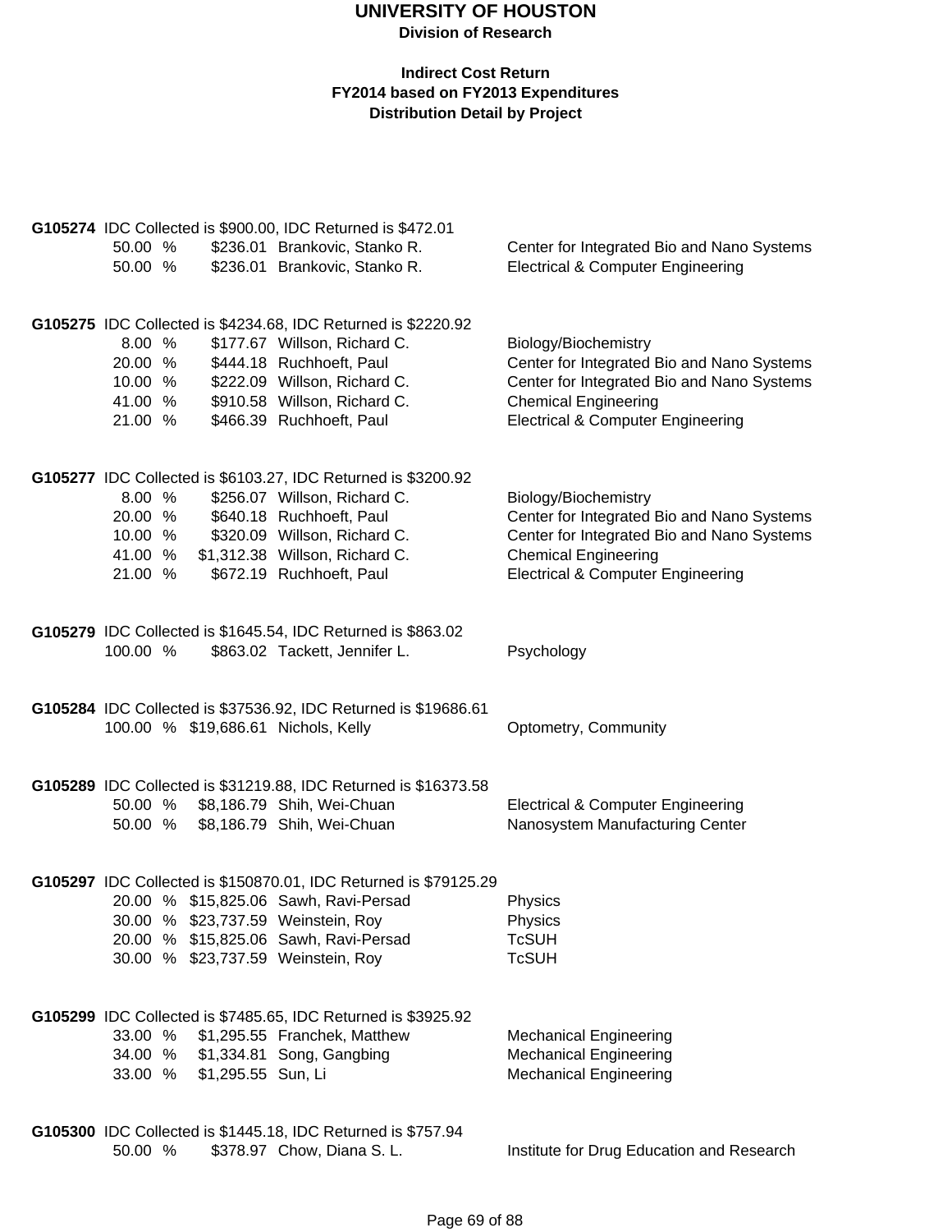# UNIVERSITY OF HOUSTON

**Division of Research**

**Indirect Cost Return**
**FY2014 based on FY2013 Expenditures**
**Distribution Detail by Project**

**G105274** IDC Collected is $900.00, IDC Returned is $472.01

| % | Amount | Name | Department |
|---|---|---|---|
| 50.00 % | $236.01 | Brankovic, Stanko R. | Center for Integrated Bio and Nano Systems |
| 50.00 % | $236.01 | Brankovic, Stanko R. | Electrical & Computer Engineering |

**G105275** IDC Collected is $4234.68, IDC Returned is $2220.92

| % | Amount | Name | Department |
|---|---|---|---|
| 8.00 % | $177.67 | Willson, Richard C. | Biology/Biochemistry |
| 20.00 % | $444.18 | Ruchhoeft, Paul | Center for Integrated Bio and Nano Systems |
| 10.00 % | $222.09 | Willson, Richard C. | Center for Integrated Bio and Nano Systems |
| 41.00 % | $910.58 | Willson, Richard C. | Chemical Engineering |
| 21.00 % | $466.39 | Ruchhoeft, Paul | Electrical & Computer Engineering |

**G105277** IDC Collected is $6103.27, IDC Returned is $3200.92

| % | Amount | Name | Department |
|---|---|---|---|
| 8.00 % | $256.07 | Willson, Richard C. | Biology/Biochemistry |
| 20.00 % | $640.18 | Ruchhoeft, Paul | Center for Integrated Bio and Nano Systems |
| 10.00 % | $320.09 | Willson, Richard C. | Center for Integrated Bio and Nano Systems |
| 41.00 % | $1,312.38 | Willson, Richard C. | Chemical Engineering |
| 21.00 % | $672.19 | Ruchhoeft, Paul | Electrical & Computer Engineering |

**G105279** IDC Collected is $1645.54, IDC Returned is $863.02

| % | Amount | Name | Department |
|---|---|---|---|
| 100.00 % | $863.02 | Tackett, Jennifer L. | Psychology |

**G105284** IDC Collected is $37536.92, IDC Returned is $19686.61

| % | Amount | Name | Department |
|---|---|---|---|
| 100.00 % | $19,686.61 | Nichols, Kelly | Optometry, Community |

**G105289** IDC Collected is $31219.88, IDC Returned is $16373.58

| % | Amount | Name | Department |
|---|---|---|---|
| 50.00 % | $8,186.79 | Shih, Wei-Chuan | Electrical & Computer Engineering |
| 50.00 % | $8,186.79 | Shih, Wei-Chuan | Nanosystem Manufacturing Center |

**G105297** IDC Collected is $150870.01, IDC Returned is $79125.29

| % | Amount | Name | Department |
|---|---|---|---|
| 20.00 % | $15,825.06 | Sawh, Ravi-Persad | Physics |
| 30.00 % | $23,737.59 | Weinstein, Roy | Physics |
| 20.00 % | $15,825.06 | Sawh, Ravi-Persad | TcSUH |
| 30.00 % | $23,737.59 | Weinstein, Roy | TcSUH |

**G105299** IDC Collected is $7485.65, IDC Returned is $3925.92

| % | Amount | Name | Department |
|---|---|---|---|
| 33.00 % | $1,295.55 | Franchek, Matthew | Mechanical Engineering |
| 34.00 % | $1,334.81 | Song, Gangbing | Mechanical Engineering |
| 33.00 % | $1,295.55 | Sun, Li | Mechanical Engineering |

**G105300** IDC Collected is $1445.18, IDC Returned is $757.94

| % | Amount | Name | Department |
|---|---|---|---|
| 50.00 % | $378.97 | Chow, Diana S. L. | Institute for Drug Education and Research |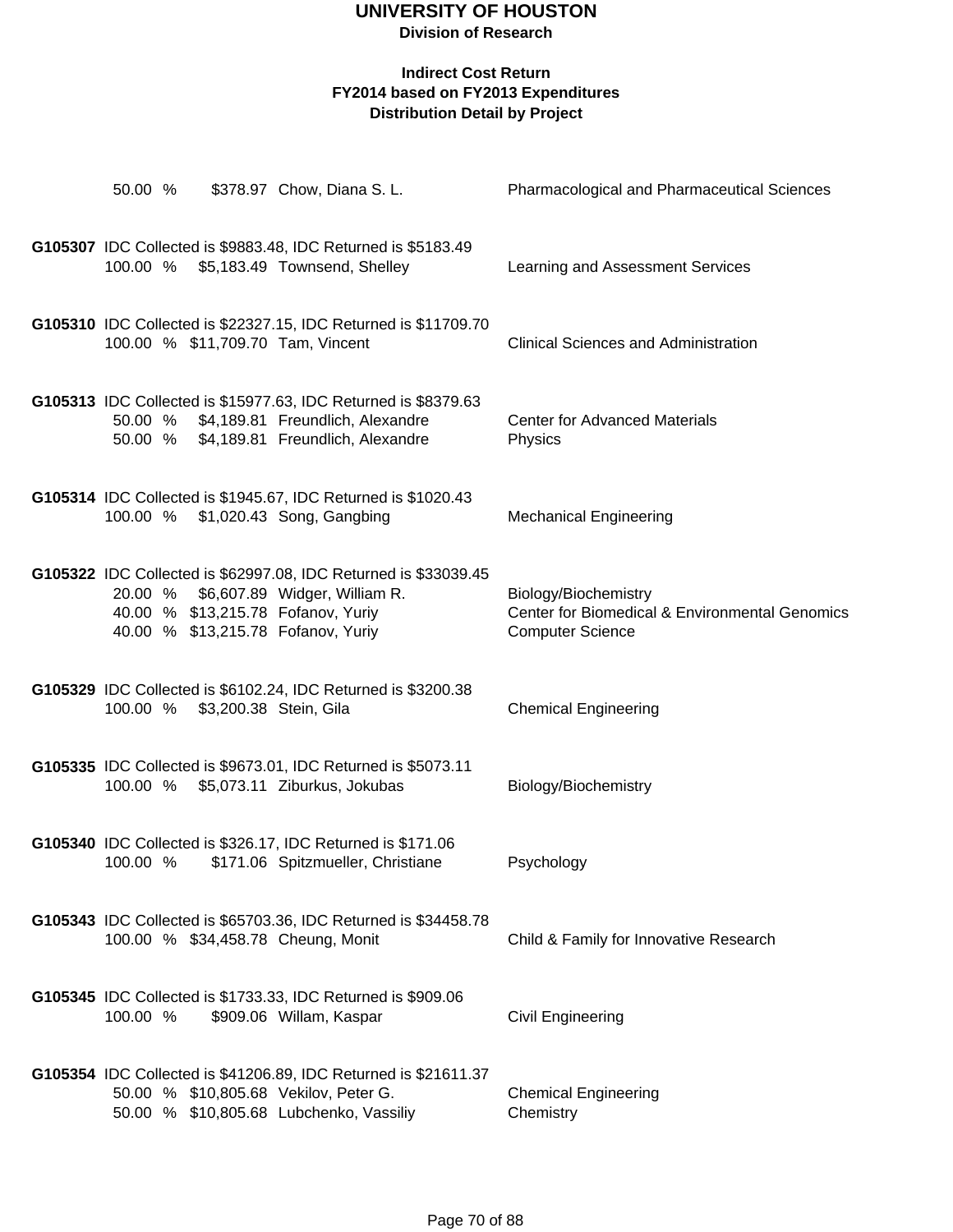# UNIVERSITY OF HOUSTON

**Division of Research**

**Indirect Cost Return**
**FY2014 based on FY2013 Expenditures**
**Distribution Detail by Project**

50.00 % $378.97 Chow, Diana S. L. — Pharmacological and Pharmaceutical Sciences

**G105307** IDC Collected is $9883.48, IDC Returned is $5183.49

100.00 % $5,183.49 Townsend, Shelley — Learning and Assessment Services

**G105310** IDC Collected is $22327.15, IDC Returned is $11709.70

100.00 % $11,709.70 Tam, Vincent — Clinical Sciences and Administration

**G105313** IDC Collected is $15977.63, IDC Returned is $8379.63

50.00 % $4,189.81 Freundlich, Alexandre — Center for Advanced Materials
50.00 % $4,189.81 Freundlich, Alexandre — Physics

**G105314** IDC Collected is $1945.67, IDC Returned is $1020.43

100.00 % $1,020.43 Song, Gangbing — Mechanical Engineering

**G105322** IDC Collected is $62997.08, IDC Returned is $33039.45

20.00 % $6,607.89 Widger, William R. — Biology/Biochemistry
40.00 % $13,215.78 Fofanov, Yuriy — Center for Biomedical & Environmental Genomics
40.00 % $13,215.78 Fofanov, Yuriy — Computer Science

**G105329** IDC Collected is $6102.24, IDC Returned is $3200.38

100.00 % $3,200.38 Stein, Gila — Chemical Engineering

**G105335** IDC Collected is $9673.01, IDC Returned is $5073.11

100.00 % $5,073.11 Ziburkus, Jokubas — Biology/Biochemistry

**G105340** IDC Collected is $326.17, IDC Returned is $171.06

100.00 % $171.06 Spitzmueller, Christiane — Psychology

**G105343** IDC Collected is $65703.36, IDC Returned is $34458.78

100.00 % $34,458.78 Cheung, Monit — Child & Family for Innovative Research

**G105345** IDC Collected is $1733.33, IDC Returned is $909.06

100.00 % $909.06 Willam, Kaspar — Civil Engineering

**G105354** IDC Collected is $41206.89, IDC Returned is $21611.37

50.00 % $10,805.68 Vekilov, Peter G. — Chemical Engineering
50.00 % $10,805.68 Lubchenko, Vassiliy — Chemistry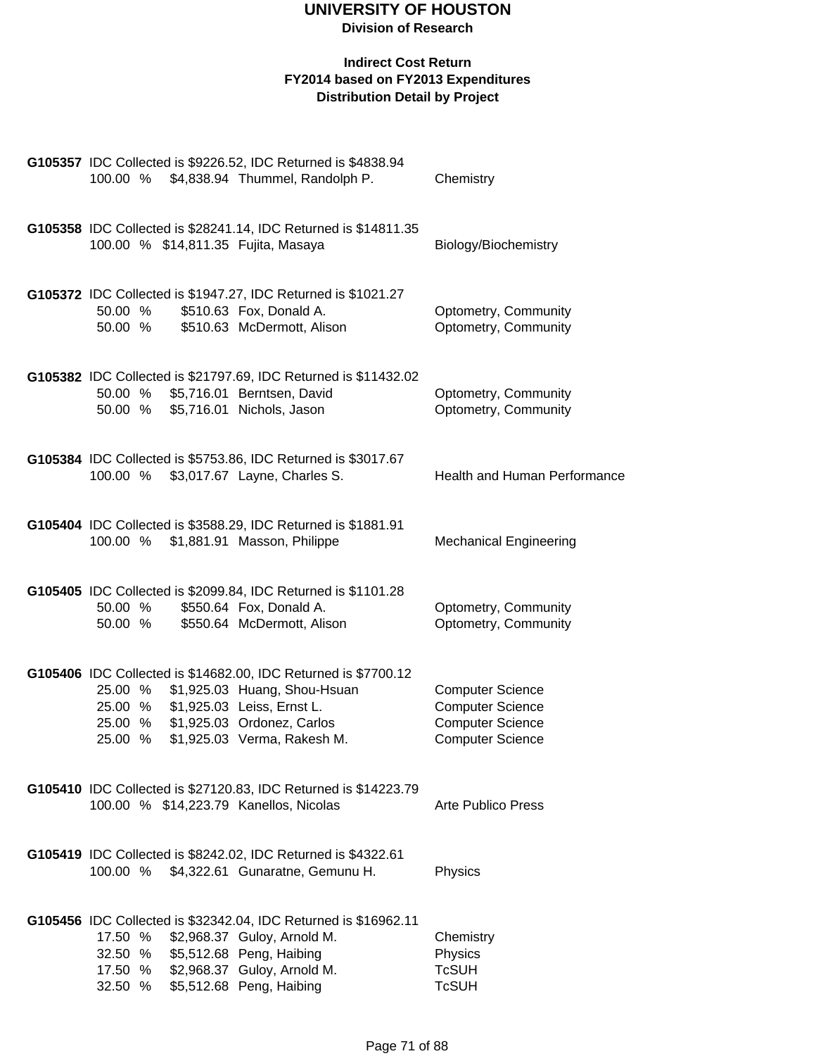# UNIVERSITY OF HOUSTON

**Division of Research**

**Indirect Cost Return**
**FY2014 based on FY2013 Expenditures**
**Distribution Detail by Project**

**G105357** IDC Collected is $9226.52, IDC Returned is $4838.94

| % | Amount | Name | Department |
|---|---|---|---|
| 100.00 % | $4,838.94 | Thummel, Randolph P. | Chemistry |

**G105358** IDC Collected is $28241.14, IDC Returned is $14811.35

| % | Amount | Name | Department |
|---|---|---|---|
| 100.00 % | $14,811.35 | Fujita, Masaya | Biology/Biochemistry |

**G105372** IDC Collected is $1947.27, IDC Returned is $1021.27

| % | Amount | Name | Department |
|---|---|---|---|
| 50.00 % | $510.63 | Fox, Donald A. | Optometry, Community |
| 50.00 % | $510.63 | McDermott, Alison | Optometry, Community |

**G105382** IDC Collected is $21797.69, IDC Returned is $11432.02

| % | Amount | Name | Department |
|---|---|---|---|
| 50.00 % | $5,716.01 | Berntsen, David | Optometry, Community |
| 50.00 % | $5,716.01 | Nichols, Jason | Optometry, Community |

**G105384** IDC Collected is $5753.86, IDC Returned is $3017.67

| % | Amount | Name | Department |
|---|---|---|---|
| 100.00 % | $3,017.67 | Layne, Charles S. | Health and Human Performance |

**G105404** IDC Collected is $3588.29, IDC Returned is $1881.91

| % | Amount | Name | Department |
|---|---|---|---|
| 100.00 % | $1,881.91 | Masson, Philippe | Mechanical Engineering |

**G105405** IDC Collected is $2099.84, IDC Returned is $1101.28

| % | Amount | Name | Department |
|---|---|---|---|
| 50.00 % | $550.64 | Fox, Donald A. | Optometry, Community |
| 50.00 % | $550.64 | McDermott, Alison | Optometry, Community |

**G105406** IDC Collected is $14682.00, IDC Returned is $7700.12

| % | Amount | Name | Department |
|---|---|---|---|
| 25.00 % | $1,925.03 | Huang, Shou-Hsuan | Computer Science |
| 25.00 % | $1,925.03 | Leiss, Ernst L. | Computer Science |
| 25.00 % | $1,925.03 | Ordonez, Carlos | Computer Science |
| 25.00 % | $1,925.03 | Verma, Rakesh M. | Computer Science |

**G105410** IDC Collected is $27120.83, IDC Returned is $14223.79

| % | Amount | Name | Department |
|---|---|---|---|
| 100.00 % | $14,223.79 | Kanellos, Nicolas | Arte Publico Press |

**G105419** IDC Collected is $8242.02, IDC Returned is $4322.61

| % | Amount | Name | Department |
|---|---|---|---|
| 100.00 % | $4,322.61 | Gunaratne, Gemunu H. | Physics |

**G105456** IDC Collected is $32342.04, IDC Returned is $16962.11

| % | Amount | Name | Department |
|---|---|---|---|
| 17.50 % | $2,968.37 | Guloy, Arnold M. | Chemistry |
| 32.50 % | $5,512.68 | Peng, Haibing | Physics |
| 17.50 % | $2,968.37 | Guloy, Arnold M. | TcSUH |
| 32.50 % | $5,512.68 | Peng, Haibing | TcSUH |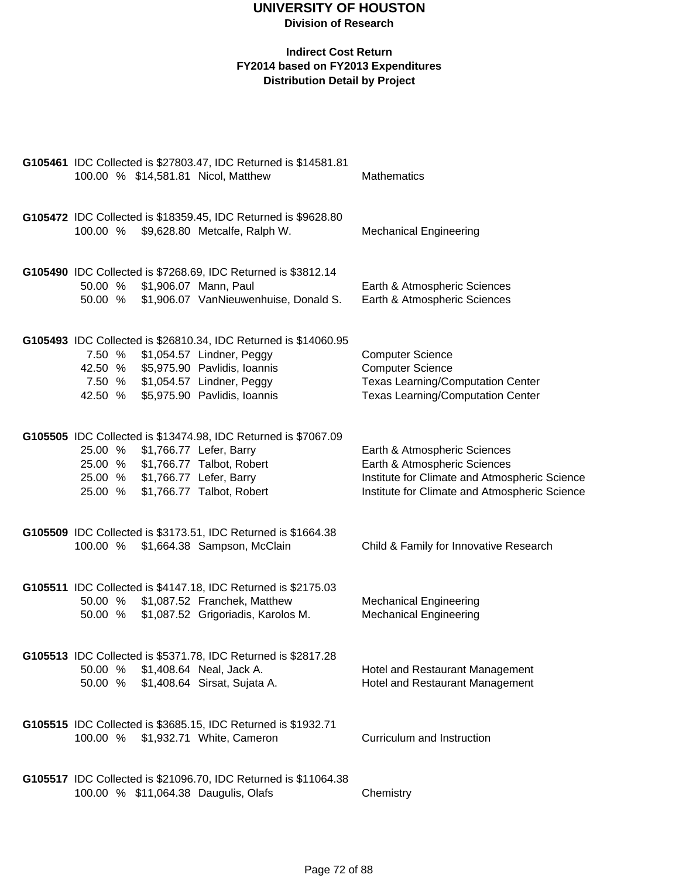# UNIVERSITY OF HOUSTON

**Division of Research**

**Indirect Cost Return**
**FY2014 based on FY2013 Expenditures**
**Distribution Detail by Project**

**G105461** IDC Collected is $27803.47, IDC Returned is $14581.81

| % | Amount | Name | Department |
|---|---|---|---|
| 100.00 % | $14,581.81 | Nicol, Matthew | Mathematics |

**G105472** IDC Collected is $18359.45, IDC Returned is $9628.80

| % | Amount | Name | Department |
|---|---|---|---|
| 100.00 % | $9,628.80 | Metcalfe, Ralph W. | Mechanical Engineering |

**G105490** IDC Collected is $7268.69, IDC Returned is $3812.14

| % | Amount | Name | Department |
|---|---|---|---|
| 50.00 % | $1,906.07 | Mann, Paul | Earth & Atmospheric Sciences |
| 50.00 % | $1,906.07 | VanNieuwenhuise, Donald S. | Earth & Atmospheric Sciences |

**G105493** IDC Collected is $26810.34, IDC Returned is $14060.95

| % | Amount | Name | Department |
|---|---|---|---|
| 7.50 % | $1,054.57 | Lindner, Peggy | Computer Science |
| 42.50 % | $5,975.90 | Pavlidis, Ioannis | Computer Science |
| 7.50 % | $1,054.57 | Lindner, Peggy | Texas Learning/Computation Center |
| 42.50 % | $5,975.90 | Pavlidis, Ioannis | Texas Learning/Computation Center |

**G105505** IDC Collected is $13474.98, IDC Returned is $7067.09

| % | Amount | Name | Department |
|---|---|---|---|
| 25.00 % | $1,766.77 | Lefer, Barry | Earth & Atmospheric Sciences |
| 25.00 % | $1,766.77 | Talbot, Robert | Earth & Atmospheric Sciences |
| 25.00 % | $1,766.77 | Lefer, Barry | Institute for Climate and Atmospheric Science |
| 25.00 % | $1,766.77 | Talbot, Robert | Institute for Climate and Atmospheric Science |

**G105509** IDC Collected is $3173.51, IDC Returned is $1664.38

| % | Amount | Name | Department |
|---|---|---|---|
| 100.00 % | $1,664.38 | Sampson, McClain | Child & Family for Innovative Research |

**G105511** IDC Collected is $4147.18, IDC Returned is $2175.03

| % | Amount | Name | Department |
|---|---|---|---|
| 50.00 % | $1,087.52 | Franchek, Matthew | Mechanical Engineering |
| 50.00 % | $1,087.52 | Grigoriadis, Karolos M. | Mechanical Engineering |

**G105513** IDC Collected is $5371.78, IDC Returned is $2817.28

| % | Amount | Name | Department |
|---|---|---|---|
| 50.00 % | $1,408.64 | Neal, Jack A. | Hotel and Restaurant Management |
| 50.00 % | $1,408.64 | Sirsat, Sujata A. | Hotel and Restaurant Management |

**G105515** IDC Collected is $3685.15, IDC Returned is $1932.71

| % | Amount | Name | Department |
|---|---|---|---|
| 100.00 % | $1,932.71 | White, Cameron | Curriculum and Instruction |

**G105517** IDC Collected is $21096.70, IDC Returned is $11064.38

| % | Amount | Name | Department |
|---|---|---|---|
| 100.00 % | $11,064.38 | Daugulis, Olafs | Chemistry |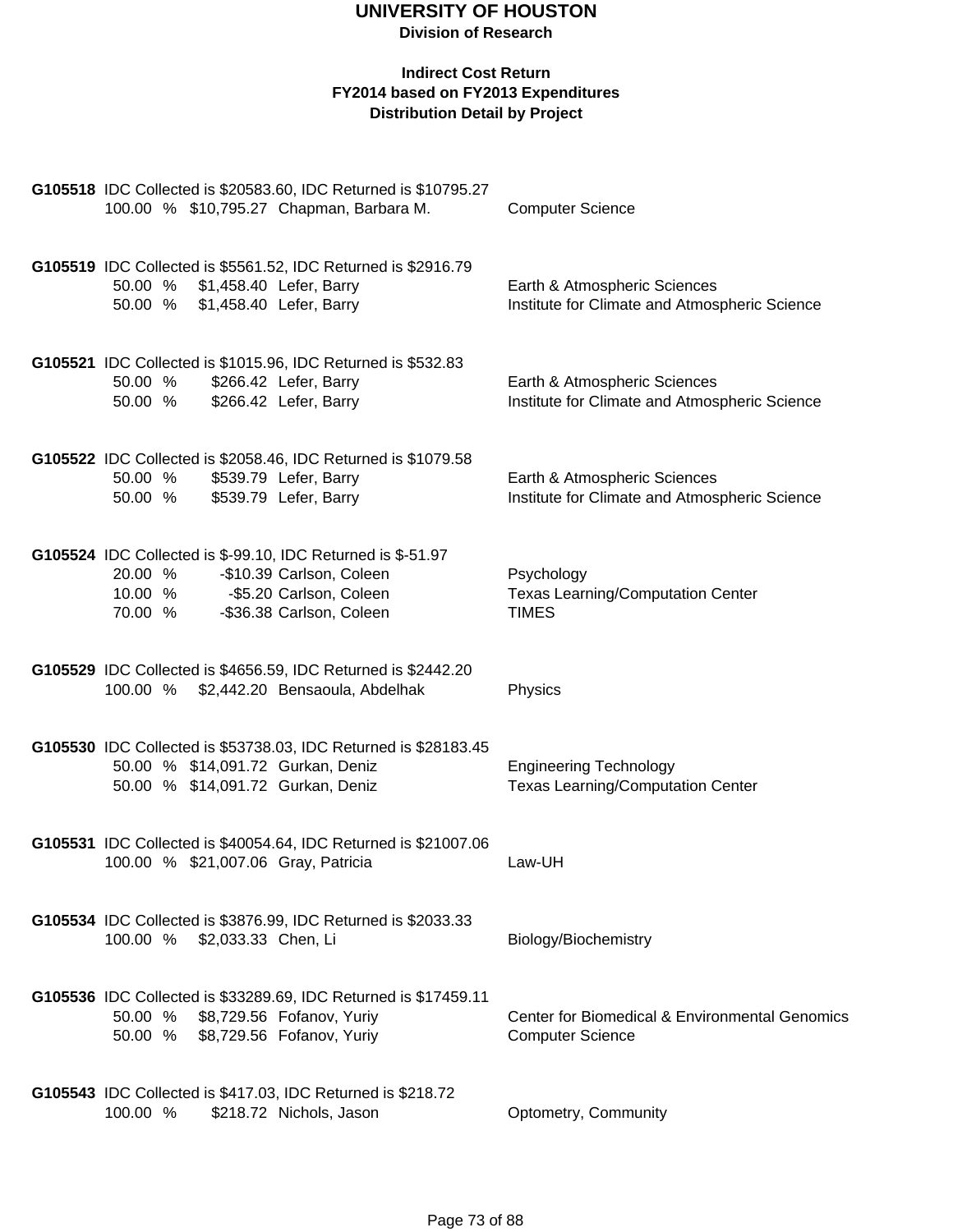# UNIVERSITY OF HOUSTON

**Division of Research**

**Indirect Cost Return**
**FY2014 based on FY2013 Expenditures**
**Distribution Detail by Project**

**G105518** IDC Collected is $20583.60, IDC Returned is $10795.27

| % | Amount | Name | Department |
|---|---|---|---|
| 100.00 % | $10,795.27 | Chapman, Barbara M. | Computer Science |

**G105519** IDC Collected is $5561.52, IDC Returned is $2916.79

| % | Amount | Name | Department |
|---|---|---|---|
| 50.00 % | $1,458.40 | Lefer, Barry | Earth & Atmospheric Sciences |
| 50.00 % | $1,458.40 | Lefer, Barry | Institute for Climate and Atmospheric Science |

**G105521** IDC Collected is $1015.96, IDC Returned is $532.83

| % | Amount | Name | Department |
|---|---|---|---|
| 50.00 % | $266.42 | Lefer, Barry | Earth & Atmospheric Sciences |
| 50.00 % | $266.42 | Lefer, Barry | Institute for Climate and Atmospheric Science |

**G105522** IDC Collected is $2058.46, IDC Returned is $1079.58

| % | Amount | Name | Department |
|---|---|---|---|
| 50.00 % | $539.79 | Lefer, Barry | Earth & Atmospheric Sciences |
| 50.00 % | $539.79 | Lefer, Barry | Institute for Climate and Atmospheric Science |

**G105524** IDC Collected is $-99.10, IDC Returned is $-51.97

| % | Amount | Name | Department |
|---|---|---|---|
| 20.00 % | -$10.39 | Carlson, Coleen | Psychology |
| 10.00 % | -$5.20 | Carlson, Coleen | Texas Learning/Computation Center |
| 70.00 % | -$36.38 | Carlson, Coleen | TIMES |

**G105529** IDC Collected is $4656.59, IDC Returned is $2442.20

| % | Amount | Name | Department |
|---|---|---|---|
| 100.00 % | $2,442.20 | Bensaoula, Abdelhak | Physics |

**G105530** IDC Collected is $53738.03, IDC Returned is $28183.45

| % | Amount | Name | Department |
|---|---|---|---|
| 50.00 % | $14,091.72 | Gurkan, Deniz | Engineering Technology |
| 50.00 % | $14,091.72 | Gurkan, Deniz | Texas Learning/Computation Center |

**G105531** IDC Collected is $40054.64, IDC Returned is $21007.06

| % | Amount | Name | Department |
|---|---|---|---|
| 100.00 % | $21,007.06 | Gray, Patricia | Law-UH |

**G105534** IDC Collected is $3876.99, IDC Returned is $2033.33

| % | Amount | Name | Department |
|---|---|---|---|
| 100.00 % | $2,033.33 | Chen, Li | Biology/Biochemistry |

**G105536** IDC Collected is $33289.69, IDC Returned is $17459.11

| % | Amount | Name | Department |
|---|---|---|---|
| 50.00 % | $8,729.56 | Fofanov, Yuriy | Center for Biomedical & Environmental Genomics |
| 50.00 % | $8,729.56 | Fofanov, Yuriy | Computer Science |

**G105543** IDC Collected is $417.03, IDC Returned is $218.72

| % | Amount | Name | Department |
|---|---|---|---|
| 100.00 % | $218.72 | Nichols, Jason | Optometry, Community |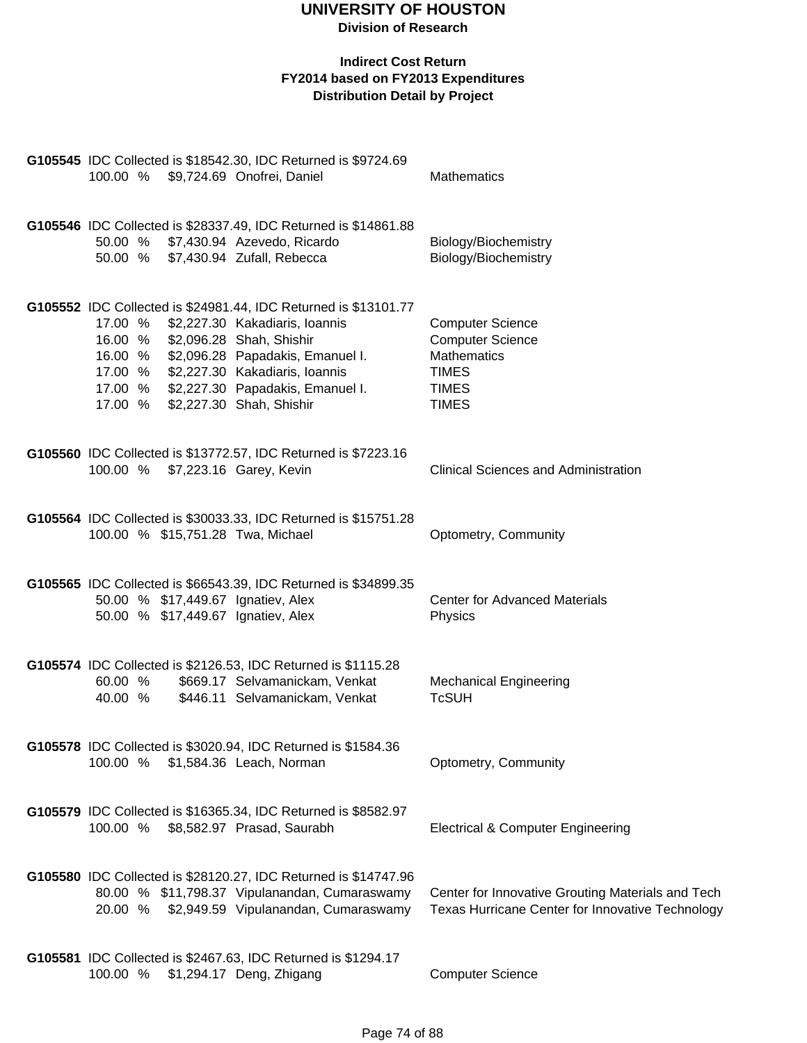# UNIVERSITY OF HOUSTON

**Division of Research**

**Indirect Cost Return**
**FY2014 based on FY2013 Expenditures**
**Distribution Detail by Project**

**G105545** IDC Collected is $18542.30, IDC Returned is $9724.69

| % | Amount | Name | Department |
|---|---|---|---|
| 100.00 % | $9,724.69 | Onofrei, Daniel | Mathematics |

**G105546** IDC Collected is $28337.49, IDC Returned is $14861.88

| % | Amount | Name | Department |
|---|---|---|---|
| 50.00 % | $7,430.94 | Azevedo, Ricardo | Biology/Biochemistry |
| 50.00 % | $7,430.94 | Zufall, Rebecca | Biology/Biochemistry |

**G105552** IDC Collected is $24981.44, IDC Returned is $13101.77

| % | Amount | Name | Department |
|---|---|---|---|
| 17.00 % | $2,227.30 | Kakadiaris, Ioannis | Computer Science |
| 16.00 % | $2,096.28 | Shah, Shishir | Computer Science |
| 16.00 % | $2,096.28 | Papadakis, Emanuel I. | Mathematics |
| 17.00 % | $2,227.30 | Kakadiaris, Ioannis | TIMES |
| 17.00 % | $2,227.30 | Papadakis, Emanuel I. | TIMES |
| 17.00 % | $2,227.30 | Shah, Shishir | TIMES |

**G105560** IDC Collected is $13772.57, IDC Returned is $7223.16

| % | Amount | Name | Department |
|---|---|---|---|
| 100.00 % | $7,223.16 | Garey, Kevin | Clinical Sciences and Administration |

**G105564** IDC Collected is $30033.33, IDC Returned is $15751.28

| % | Amount | Name | Department |
|---|---|---|---|
| 100.00 % | $15,751.28 | Twa, Michael | Optometry, Community |

**G105565** IDC Collected is $66543.39, IDC Returned is $34899.35

| % | Amount | Name | Department |
|---|---|---|---|
| 50.00 % | $17,449.67 | Ignatiev, Alex | Center for Advanced Materials |
| 50.00 % | $17,449.67 | Ignatiev, Alex | Physics |

**G105574** IDC Collected is $2126.53, IDC Returned is $1115.28

| % | Amount | Name | Department |
|---|---|---|---|
| 60.00 % | $669.17 | Selvamanickam, Venkat | Mechanical Engineering |
| 40.00 % | $446.11 | Selvamanickam, Venkat | TcSUH |

**G105578** IDC Collected is $3020.94, IDC Returned is $1584.36

| % | Amount | Name | Department |
|---|---|---|---|
| 100.00 % | $1,584.36 | Leach, Norman | Optometry, Community |

**G105579** IDC Collected is $16365.34, IDC Returned is $8582.97

| % | Amount | Name | Department |
|---|---|---|---|
| 100.00 % | $8,582.97 | Prasad, Saurabh | Electrical & Computer Engineering |

**G105580** IDC Collected is $28120.27, IDC Returned is $14747.96

| % | Amount | Name | Department |
|---|---|---|---|
| 80.00 % | $11,798.37 | Vipulanandan, Cumaraswamy | Center for Innovative Grouting Materials and Tech |
| 20.00 % | $2,949.59 | Vipulanandan, Cumaraswamy | Texas Hurricane Center for Innovative Technology |

**G105581** IDC Collected is $2467.63, IDC Returned is $1294.17

| % | Amount | Name | Department |
|---|---|---|---|
| 100.00 % | $1,294.17 | Deng, Zhigang | Computer Science |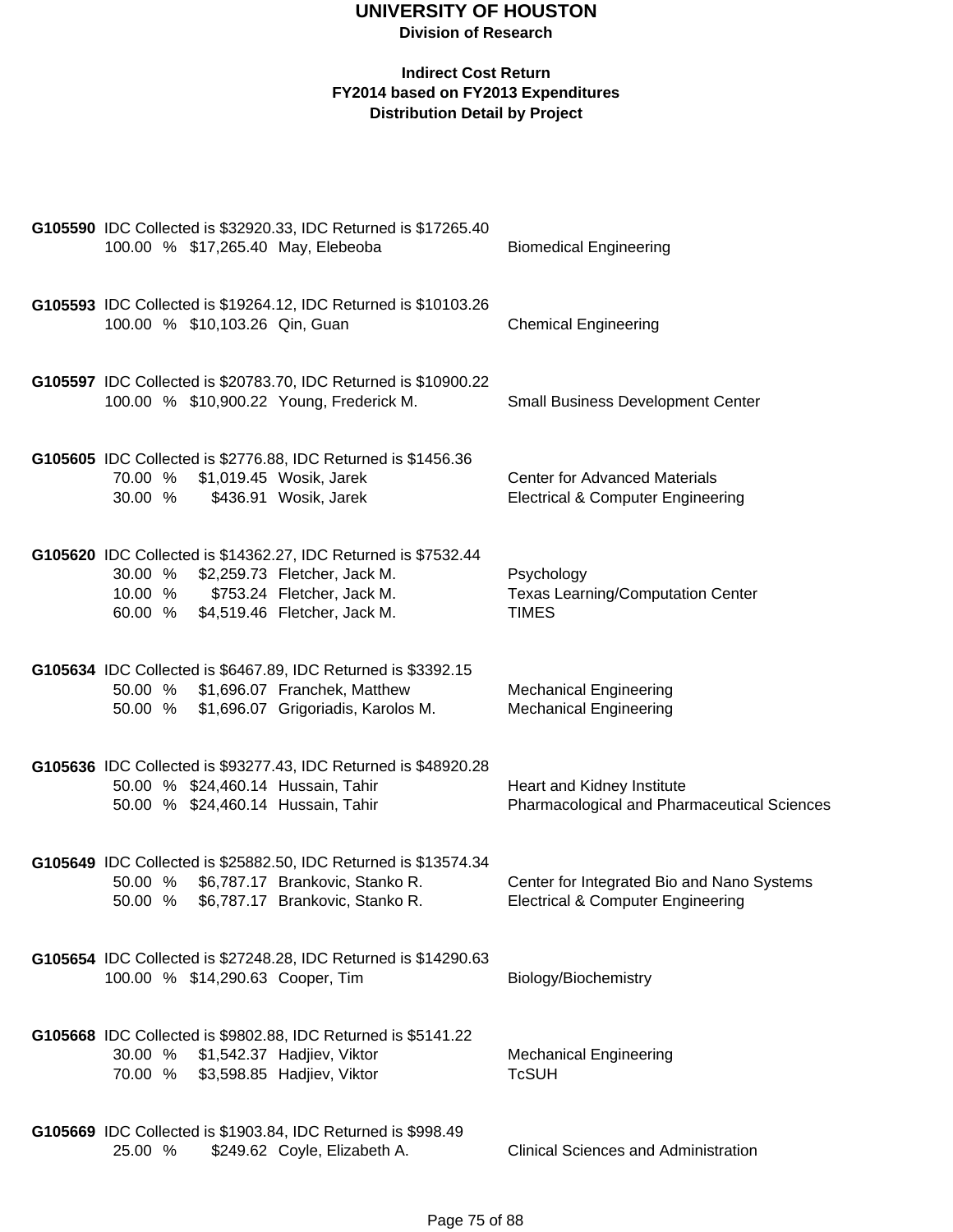# UNIVERSITY OF HOUSTON

**Division of Research**

**Indirect Cost Return**
**FY2014 based on FY2013 Expenditures**
**Distribution Detail by Project**

**G105590** IDC Collected is $32920.33, IDC Returned is $17265.40

| % | Amount | Name | Department |
|---|---|---|---|
| 100.00 % | $17,265.40 | May, Elebeoba | Biomedical Engineering |

**G105593** IDC Collected is $19264.12, IDC Returned is $10103.26

| % | Amount | Name | Department |
|---|---|---|---|
| 100.00 % | $10,103.26 | Qin, Guan | Chemical Engineering |

**G105597** IDC Collected is $20783.70, IDC Returned is $10900.22

| % | Amount | Name | Department |
|---|---|---|---|
| 100.00 % | $10,900.22 | Young, Frederick M. | Small Business Development Center |

**G105605** IDC Collected is $2776.88, IDC Returned is $1456.36

| % | Amount | Name | Department |
|---|---|---|---|
| 70.00 % | $1,019.45 | Wosik, Jarek | Center for Advanced Materials |
| 30.00 % | $436.91 | Wosik, Jarek | Electrical & Computer Engineering |

**G105620** IDC Collected is $14362.27, IDC Returned is $7532.44

| % | Amount | Name | Department |
|---|---|---|---|
| 30.00 % | $2,259.73 | Fletcher, Jack M. | Psychology |
| 10.00 % | $753.24 | Fletcher, Jack M. | Texas Learning/Computation Center |
| 60.00 % | $4,519.46 | Fletcher, Jack M. | TIMES |

**G105634** IDC Collected is $6467.89, IDC Returned is $3392.15

| % | Amount | Name | Department |
|---|---|---|---|
| 50.00 % | $1,696.07 | Franchek, Matthew | Mechanical Engineering |
| 50.00 % | $1,696.07 | Grigoriadis, Karolos M. | Mechanical Engineering |

**G105636** IDC Collected is $93277.43, IDC Returned is $48920.28

| % | Amount | Name | Department |
|---|---|---|---|
| 50.00 % | $24,460.14 | Hussain, Tahir | Heart and Kidney Institute |
| 50.00 % | $24,460.14 | Hussain, Tahir | Pharmacological and Pharmaceutical Sciences |

**G105649** IDC Collected is $25882.50, IDC Returned is $13574.34

| % | Amount | Name | Department |
|---|---|---|---|
| 50.00 % | $6,787.17 | Brankovic, Stanko R. | Center for Integrated Bio and Nano Systems |
| 50.00 % | $6,787.17 | Brankovic, Stanko R. | Electrical & Computer Engineering |

**G105654** IDC Collected is $27248.28, IDC Returned is $14290.63

| % | Amount | Name | Department |
|---|---|---|---|
| 100.00 % | $14,290.63 | Cooper, Tim | Biology/Biochemistry |

**G105668** IDC Collected is $9802.88, IDC Returned is $5141.22

| % | Amount | Name | Department |
|---|---|---|---|
| 30.00 % | $1,542.37 | Hadjiev, Viktor | Mechanical Engineering |
| 70.00 % | $3,598.85 | Hadjiev, Viktor | TcSUH |

**G105669** IDC Collected is $1903.84, IDC Returned is $998.49

| % | Amount | Name | Department |
|---|---|---|---|
| 25.00 % | $249.62 | Coyle, Elizabeth A. | Clinical Sciences and Administration |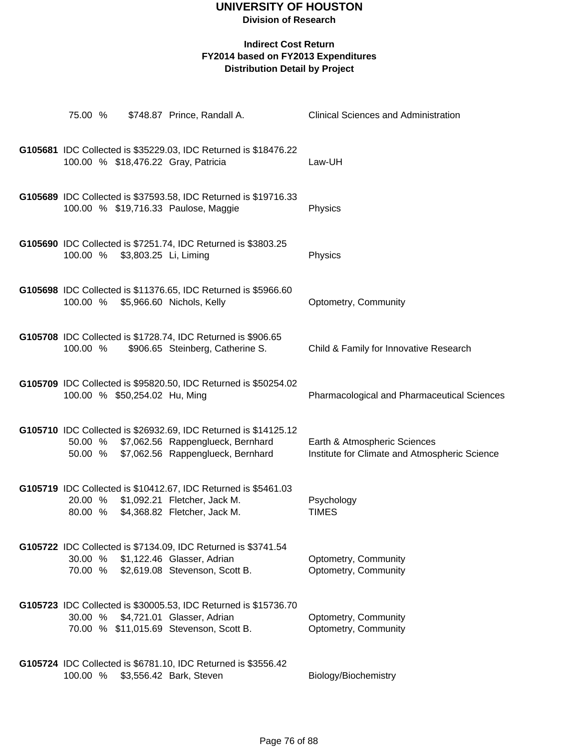**UNIVERSITY OF HOUSTON**
**Division of Research**

**Indirect Cost Return**
**FY2014 based on FY2013 Expenditures**
**Distribution Detail by Project**

75.00 % $748.87 Prince, Randall A. — Clinical Sciences and Administration

**G105681** IDC Collected is $35229.03, IDC Returned is $18476.22
100.00 % $18,476.22 Gray, Patricia — Law-UH

**G105689** IDC Collected is $37593.58, IDC Returned is $19716.33
100.00 % $19,716.33 Paulose, Maggie — Physics

**G105690** IDC Collected is $7251.74, IDC Returned is $3803.25
100.00 % $3,803.25 Li, Liming — Physics

**G105698** IDC Collected is $11376.65, IDC Returned is $5966.60
100.00 % $5,966.60 Nichols, Kelly — Optometry, Community

**G105708** IDC Collected is $1728.74, IDC Returned is $906.65
100.00 % $906.65 Steinberg, Catherine S. — Child & Family for Innovative Research

**G105709** IDC Collected is $95820.50, IDC Returned is $50254.02
100.00 % $50,254.02 Hu, Ming — Pharmacological and Pharmaceutical Sciences

**G105710** IDC Collected is $26932.69, IDC Returned is $14125.12
50.00 % $7,062.56 Rappenglueck, Bernhard — Earth & Atmospheric Sciences
50.00 % $7,062.56 Rappenglueck, Bernhard — Institute for Climate and Atmospheric Science

**G105719** IDC Collected is $10412.67, IDC Returned is $5461.03
20.00 % $1,092.21 Fletcher, Jack M. — Psychology
80.00 % $4,368.82 Fletcher, Jack M. — TIMES

**G105722** IDC Collected is $7134.09, IDC Returned is $3741.54
30.00 % $1,122.46 Glasser, Adrian — Optometry, Community
70.00 % $2,619.08 Stevenson, Scott B. — Optometry, Community

**G105723** IDC Collected is $30005.53, IDC Returned is $15736.70
30.00 % $4,721.01 Glasser, Adrian — Optometry, Community
70.00 % $11,015.69 Stevenson, Scott B. — Optometry, Community

**G105724** IDC Collected is $6781.10, IDC Returned is $3556.42
100.00 % $3,556.42 Bark, Steven — Biology/Biochemistry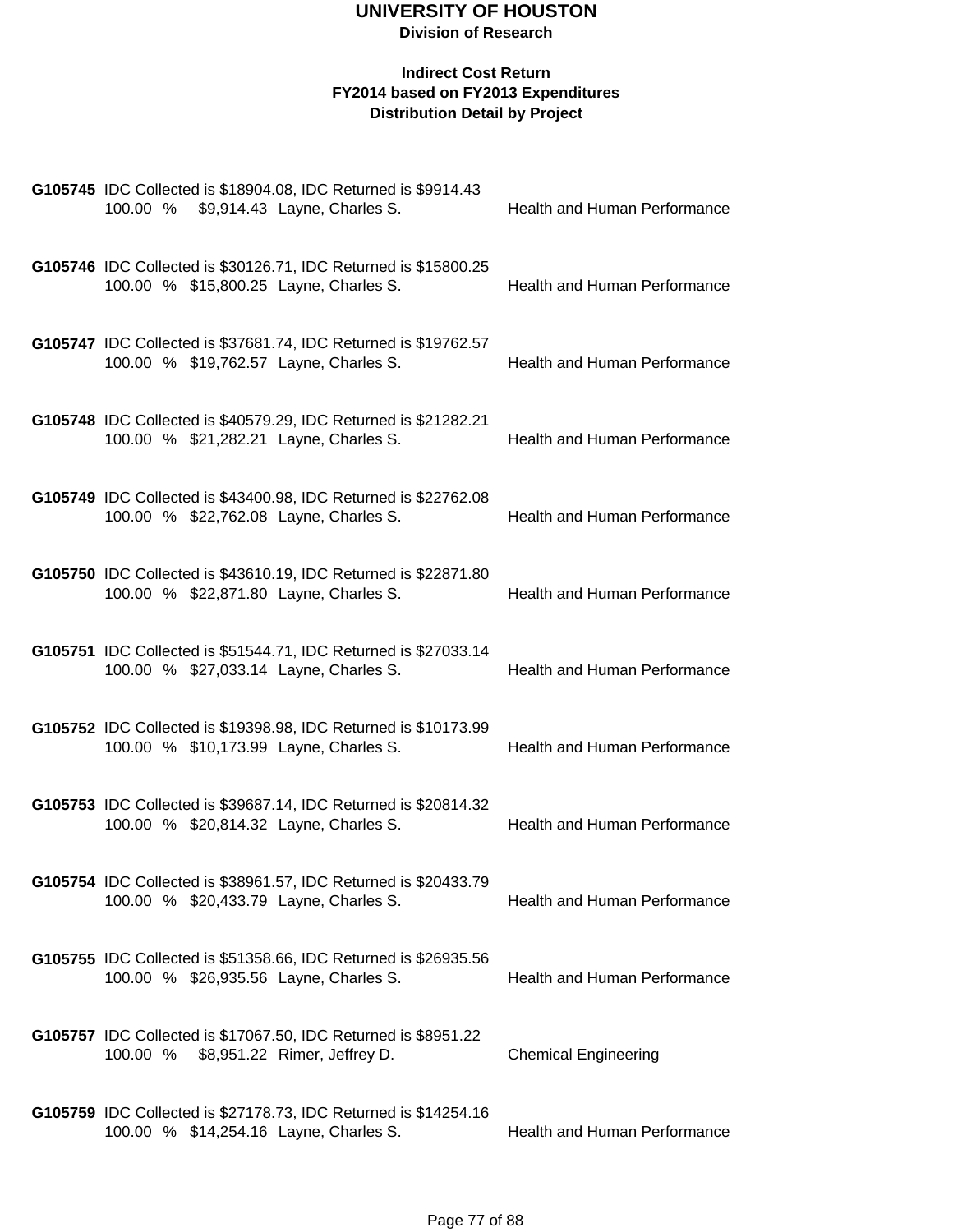# UNIVERSITY OF HOUSTON

**Division of Research**

### Indirect Cost Return
### FY2014 based on FY2013 Expenditures
### Distribution Detail by Project

**G105745** IDC Collected is $18904.08, IDC Returned is $9914.43
100.00 % $9,914.43 Layne, Charles S. Health and Human Performance

**G105746** IDC Collected is $30126.71, IDC Returned is $15800.25
100.00 % $15,800.25 Layne, Charles S. Health and Human Performance

**G105747** IDC Collected is $37681.74, IDC Returned is $19762.57
100.00 % $19,762.57 Layne, Charles S. Health and Human Performance

**G105748** IDC Collected is $40579.29, IDC Returned is $21282.21
100.00 % $21,282.21 Layne, Charles S. Health and Human Performance

**G105749** IDC Collected is $43400.98, IDC Returned is $22762.08
100.00 % $22,762.08 Layne, Charles S. Health and Human Performance

**G105750** IDC Collected is $43610.19, IDC Returned is $22871.80
100.00 % $22,871.80 Layne, Charles S. Health and Human Performance

**G105751** IDC Collected is $51544.71, IDC Returned is $27033.14
100.00 % $27,033.14 Layne, Charles S. Health and Human Performance

**G105752** IDC Collected is $19398.98, IDC Returned is $10173.99
100.00 % $10,173.99 Layne, Charles S. Health and Human Performance

**G105753** IDC Collected is $39687.14, IDC Returned is $20814.32
100.00 % $20,814.32 Layne, Charles S. Health and Human Performance

**G105754** IDC Collected is $38961.57, IDC Returned is $20433.79
100.00 % $20,433.79 Layne, Charles S. Health and Human Performance

**G105755** IDC Collected is $51358.66, IDC Returned is $26935.56
100.00 % $26,935.56 Layne, Charles S. Health and Human Performance

**G105757** IDC Collected is $17067.50, IDC Returned is $8951.22
100.00 % $8,951.22 Rimer, Jeffrey D. Chemical Engineering

**G105759** IDC Collected is $27178.73, IDC Returned is $14254.16
100.00 % $14,254.16 Layne, Charles S. Health and Human Performance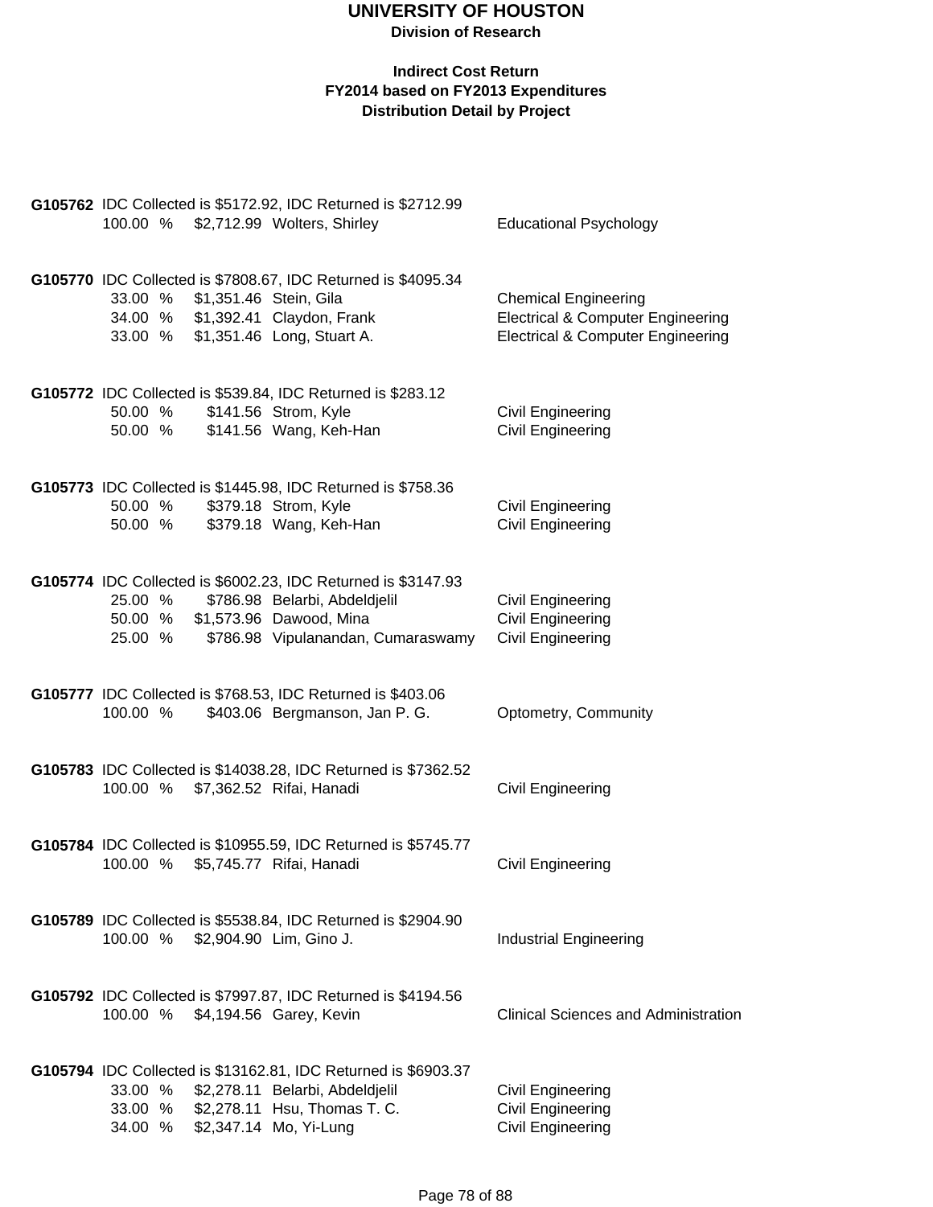**UNIVERSITY OF HOUSTON**
**Division of Research**

**Indirect Cost Return**
**FY2014 based on FY2013 Expenditures**
**Distribution Detail by Project**

**G105762** IDC Collected is $5172.92, IDC Returned is $2712.99

| % | Amount | Name | Department |
|---|---|---|---|
| 100.00 % | $2,712.99 | Wolters, Shirley | Educational Psychology |

**G105770** IDC Collected is $7808.67, IDC Returned is $4095.34

| % | Amount | Name | Department |
|---|---|---|---|
| 33.00 % | $1,351.46 | Stein, Gila | Chemical Engineering |
| 34.00 % | $1,392.41 | Claydon, Frank | Electrical & Computer Engineering |
| 33.00 % | $1,351.46 | Long, Stuart A. | Electrical & Computer Engineering |

**G105772** IDC Collected is $539.84, IDC Returned is $283.12

| % | Amount | Name | Department |
|---|---|---|---|
| 50.00 % | $141.56 | Strom, Kyle | Civil Engineering |
| 50.00 % | $141.56 | Wang, Keh-Han | Civil Engineering |

**G105773** IDC Collected is $1445.98, IDC Returned is $758.36

| % | Amount | Name | Department |
|---|---|---|---|
| 50.00 % | $379.18 | Strom, Kyle | Civil Engineering |
| 50.00 % | $379.18 | Wang, Keh-Han | Civil Engineering |

**G105774** IDC Collected is $6002.23, IDC Returned is $3147.93

| % | Amount | Name | Department |
|---|---|---|---|
| 25.00 % | $786.98 | Belarbi, Abdeldjelil | Civil Engineering |
| 50.00 % | $1,573.96 | Dawood, Mina | Civil Engineering |
| 25.00 % | $786.98 | Vipulanandan, Cumaraswamy | Civil Engineering |

**G105777** IDC Collected is $768.53, IDC Returned is $403.06

| % | Amount | Name | Department |
|---|---|---|---|
| 100.00 % | $403.06 | Bergmanson, Jan P. G. | Optometry, Community |

**G105783** IDC Collected is $14038.28, IDC Returned is $7362.52

| % | Amount | Name | Department |
|---|---|---|---|
| 100.00 % | $7,362.52 | Rifai, Hanadi | Civil Engineering |

**G105784** IDC Collected is $10955.59, IDC Returned is $5745.77

| % | Amount | Name | Department |
|---|---|---|---|
| 100.00 % | $5,745.77 | Rifai, Hanadi | Civil Engineering |

**G105789** IDC Collected is $5538.84, IDC Returned is $2904.90

| % | Amount | Name | Department |
|---|---|---|---|
| 100.00 % | $2,904.90 | Lim, Gino J. | Industrial Engineering |

**G105792** IDC Collected is $7997.87, IDC Returned is $4194.56

| % | Amount | Name | Department |
|---|---|---|---|
| 100.00 % | $4,194.56 | Garey, Kevin | Clinical Sciences and Administration |

**G105794** IDC Collected is $13162.81, IDC Returned is $6903.37

| % | Amount | Name | Department |
|---|---|---|---|
| 33.00 % | $2,278.11 | Belarbi, Abdeldjelil | Civil Engineering |
| 33.00 % | $2,278.11 | Hsu, Thomas T. C. | Civil Engineering |
| 34.00 % | $2,347.14 | Mo, Yi-Lung | Civil Engineering |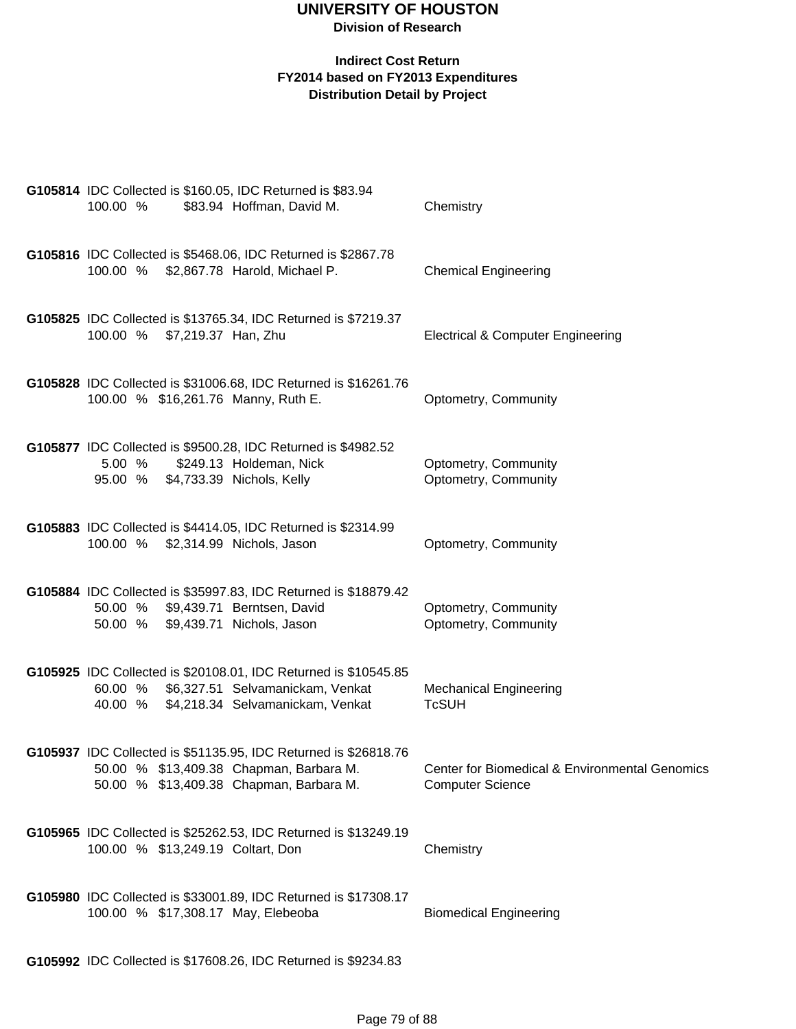# UNIVERSITY OF HOUSTON

**Division of Research**

**Indirect Cost Return**
**FY2014 based on FY2013 Expenditures**
**Distribution Detail by Project**

**G105814** IDC Collected is $160.05, IDC Returned is $83.94

| | | | |
|---|---|---|---|
| 100.00 % | $83.94 | Hoffman, David M. | Chemistry |

**G105816** IDC Collected is $5468.06, IDC Returned is $2867.78

| | | | |
|---|---|---|---|
| 100.00 % | $2,867.78 | Harold, Michael P. | Chemical Engineering |

**G105825** IDC Collected is $13765.34, IDC Returned is $7219.37

| | | | |
|---|---|---|---|
| 100.00 % | $7,219.37 | Han, Zhu | Electrical & Computer Engineering |

**G105828** IDC Collected is $31006.68, IDC Returned is $16261.76

| | | | |
|---|---|---|---|
| 100.00 % | $16,261.76 | Manny, Ruth E. | Optometry, Community |

**G105877** IDC Collected is $9500.28, IDC Returned is $4982.52

| | | | |
|---|---|---|---|
| 5.00 % | $249.13 | Holdeman, Nick | Optometry, Community |
| 95.00 % | $4,733.39 | Nichols, Kelly | Optometry, Community |

**G105883** IDC Collected is $4414.05, IDC Returned is $2314.99

| | | | |
|---|---|---|---|
| 100.00 % | $2,314.99 | Nichols, Jason | Optometry, Community |

**G105884** IDC Collected is $35997.83, IDC Returned is $18879.42

| | | | |
|---|---|---|---|
| 50.00 % | $9,439.71 | Berntsen, David | Optometry, Community |
| 50.00 % | $9,439.71 | Nichols, Jason | Optometry, Community |

**G105925** IDC Collected is $20108.01, IDC Returned is $10545.85

| | | | |
|---|---|---|---|
| 60.00 % | $6,327.51 | Selvamanickam, Venkat | Mechanical Engineering |
| 40.00 % | $4,218.34 | Selvamanickam, Venkat | TcSUH |

**G105937** IDC Collected is $51135.95, IDC Returned is $26818.76

| | | | |
|---|---|---|---|
| 50.00 % | $13,409.38 | Chapman, Barbara M. | Center for Biomedical & Environmental Genomics |
| 50.00 % | $13,409.38 | Chapman, Barbara M. | Computer Science |

**G105965** IDC Collected is $25262.53, IDC Returned is $13249.19

| | | | |
|---|---|---|---|
| 100.00 % | $13,249.19 | Coltart, Don | Chemistry |

**G105980** IDC Collected is $33001.89, IDC Returned is $17308.17

| | | | |
|---|---|---|---|
| 100.00 % | $17,308.17 | May, Elebeoba | Biomedical Engineering |

**G105992** IDC Collected is $17608.26, IDC Returned is $9234.83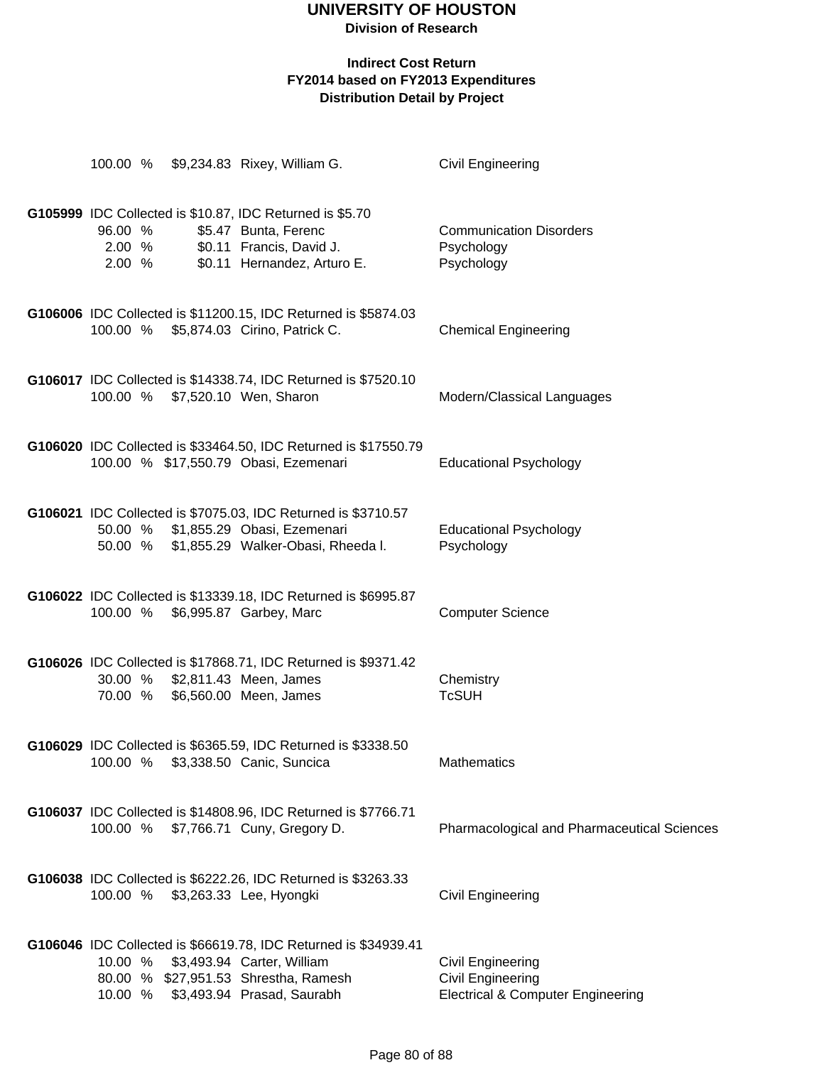# UNIVERSITY OF HOUSTON

**Division of Research**

**Indirect Cost Return**
**FY2014 based on FY2013 Expenditures**
**Distribution Detail by Project**

100.00 % $9,234.83 Rixey, William G. Civil Engineering

**G105999** IDC Collected is $10.87, IDC Returned is $5.70

| Percent | Amount | Name | Department |
|---|---|---|---|
| 96.00 % | $5.47 | Bunta, Ferenc | Communication Disorders |
| 2.00 % | $0.11 | Francis, David J. | Psychology |
| 2.00 % | $0.11 | Hernandez, Arturo E. | Psychology |

**G106006** IDC Collected is $11200.15, IDC Returned is $5874.03

| Percent | Amount | Name | Department |
|---|---|---|---|
| 100.00 % | $5,874.03 | Cirino, Patrick C. | Chemical Engineering |

**G106017** IDC Collected is $14338.74, IDC Returned is $7520.10

| Percent | Amount | Name | Department |
|---|---|---|---|
| 100.00 % | $7,520.10 | Wen, Sharon | Modern/Classical Languages |

**G106020** IDC Collected is $33464.50, IDC Returned is $17550.79

| Percent | Amount | Name | Department |
|---|---|---|---|
| 100.00 % | $17,550.79 | Obasi, Ezemenari | Educational Psychology |

**G106021** IDC Collected is $7075.03, IDC Returned is $3710.57

| Percent | Amount | Name | Department |
|---|---|---|---|
| 50.00 % | $1,855.29 | Obasi, Ezemenari | Educational Psychology |
| 50.00 % | $1,855.29 | Walker-Obasi, Rheeda l. | Psychology |

**G106022** IDC Collected is $13339.18, IDC Returned is $6995.87

| Percent | Amount | Name | Department |
|---|---|---|---|
| 100.00 % | $6,995.87 | Garbey, Marc | Computer Science |

**G106026** IDC Collected is $17868.71, IDC Returned is $9371.42

| Percent | Amount | Name | Department |
|---|---|---|---|
| 30.00 % | $2,811.43 | Meen, James | Chemistry |
| 70.00 % | $6,560.00 | Meen, James | TcSUH |

**G106029** IDC Collected is $6365.59, IDC Returned is $3338.50

| Percent | Amount | Name | Department |
|---|---|---|---|
| 100.00 % | $3,338.50 | Canic, Suncica | Mathematics |

**G106037** IDC Collected is $14808.96, IDC Returned is $7766.71

| Percent | Amount | Name | Department |
|---|---|---|---|
| 100.00 % | $7,766.71 | Cuny, Gregory D. | Pharmacological and Pharmaceutical Sciences |

**G106038** IDC Collected is $6222.26, IDC Returned is $3263.33

| Percent | Amount | Name | Department |
|---|---|---|---|
| 100.00 % | $3,263.33 | Lee, Hyongki | Civil Engineering |

**G106046** IDC Collected is $66619.78, IDC Returned is $34939.41

| Percent | Amount | Name | Department |
|---|---|---|---|
| 10.00 % | $3,493.94 | Carter, William | Civil Engineering |
| 80.00 % | $27,951.53 | Shrestha, Ramesh | Civil Engineering |
| 10.00 % | $3,493.94 | Prasad, Saurabh | Electrical & Computer Engineering |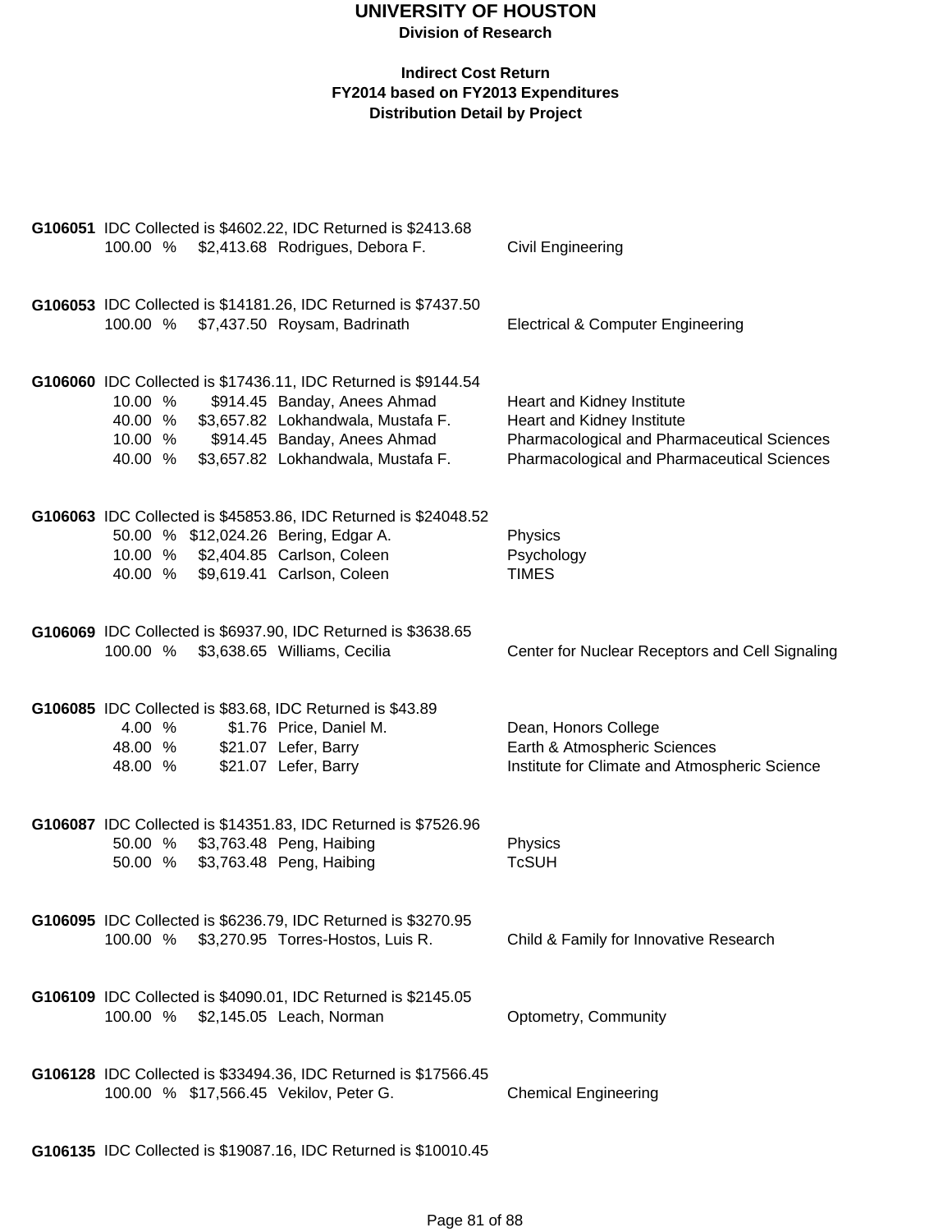# UNIVERSITY OF HOUSTON

**Division of Research**

**Indirect Cost Return**
**FY2014 based on FY2013 Expenditures**
**Distribution Detail by Project**

**G106051** IDC Collected is $4602.22, IDC Returned is $2413.68

| % | Amount | Name | Department |
|---|---|---|---|
| 100.00 % | $2,413.68 | Rodrigues, Debora F. | Civil Engineering |

**G106053** IDC Collected is $14181.26, IDC Returned is $7437.50

| % | Amount | Name | Department |
|---|---|---|---|
| 100.00 % | $7,437.50 | Roysam, Badrinath | Electrical & Computer Engineering |

**G106060** IDC Collected is $17436.11, IDC Returned is $9144.54

| % | Amount | Name | Department |
|---|---|---|---|
| 10.00 % | $914.45 | Banday, Anees Ahmad | Heart and Kidney Institute |
| 40.00 % | $3,657.82 | Lokhandwala, Mustafa F. | Heart and Kidney Institute |
| 10.00 % | $914.45 | Banday, Anees Ahmad | Pharmacological and Pharmaceutical Sciences |
| 40.00 % | $3,657.82 | Lokhandwala, Mustafa F. | Pharmacological and Pharmaceutical Sciences |

**G106063** IDC Collected is $45853.86, IDC Returned is $24048.52

| % | Amount | Name | Department |
|---|---|---|---|
| 50.00 % | $12,024.26 | Bering, Edgar A. | Physics |
| 10.00 % | $2,404.85 | Carlson, Coleen | Psychology |
| 40.00 % | $9,619.41 | Carlson, Coleen | TIMES |

**G106069** IDC Collected is $6937.90, IDC Returned is $3638.65

| % | Amount | Name | Department |
|---|---|---|---|
| 100.00 % | $3,638.65 | Williams, Cecilia | Center for Nuclear Receptors and Cell Signaling |

**G106085** IDC Collected is $83.68, IDC Returned is $43.89

| % | Amount | Name | Department |
|---|---|---|---|
| 4.00 % | $1.76 | Price, Daniel M. | Dean, Honors College |
| 48.00 % | $21.07 | Lefer, Barry | Earth & Atmospheric Sciences |
| 48.00 % | $21.07 | Lefer, Barry | Institute for Climate and Atmospheric Science |

**G106087** IDC Collected is $14351.83, IDC Returned is $7526.96

| % | Amount | Name | Department |
|---|---|---|---|
| 50.00 % | $3,763.48 | Peng, Haibing | Physics |
| 50.00 % | $3,763.48 | Peng, Haibing | TcSUH |

**G106095** IDC Collected is $6236.79, IDC Returned is $3270.95

| % | Amount | Name | Department |
|---|---|---|---|
| 100.00 % | $3,270.95 | Torres-Hostos, Luis R. | Child & Family for Innovative Research |

**G106109** IDC Collected is $4090.01, IDC Returned is $2145.05

| % | Amount | Name | Department |
|---|---|---|---|
| 100.00 % | $2,145.05 | Leach, Norman | Optometry, Community |

**G106128** IDC Collected is $33494.36, IDC Returned is $17566.45

| % | Amount | Name | Department |
|---|---|---|---|
| 100.00 % | $17,566.45 | Vekilov, Peter G. | Chemical Engineering |

**G106135** IDC Collected is $19087.16, IDC Returned is $10010.45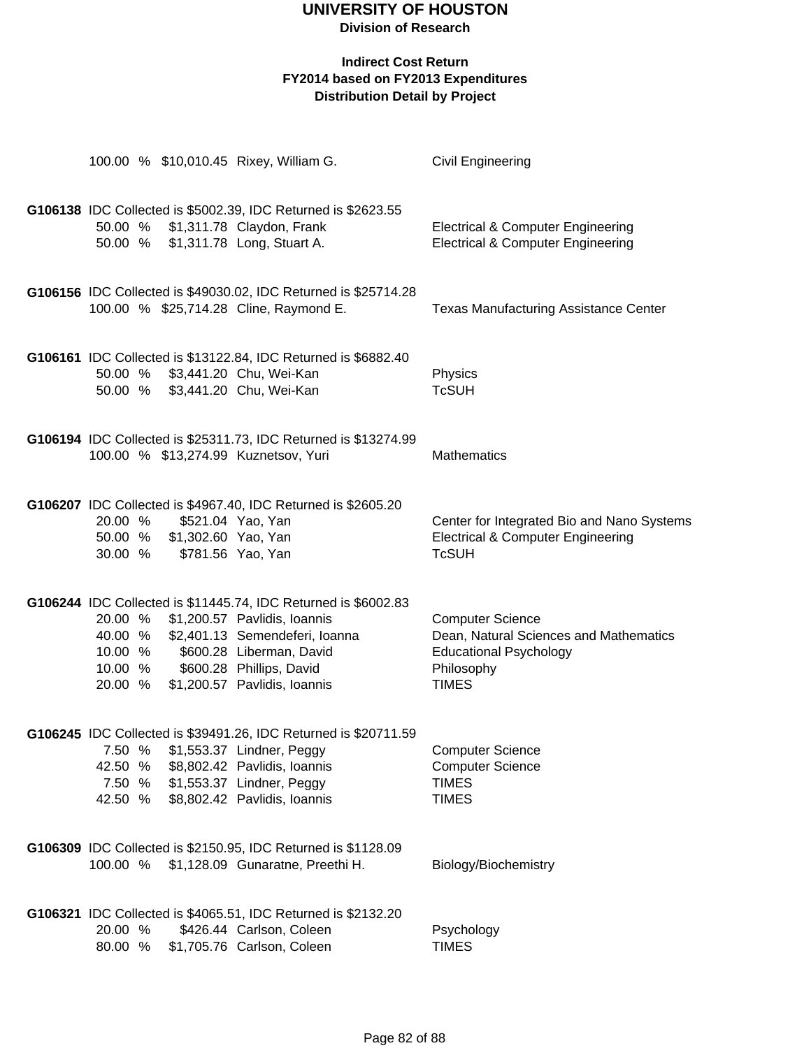# UNIVERSITY OF HOUSTON

**Division of Research**

**Indirect Cost Return**
**FY2014 based on FY2013 Expenditures**
**Distribution Detail by Project**

100.00 % $10,010.45 Rixey, William G. — Civil Engineering

**G106138** IDC Collected is $5002.39, IDC Returned is $2623.55

| % | Amount | Name | Department |
|---|---|---|---|
| 50.00 % | $1,311.78 | Claydon, Frank | Electrical & Computer Engineering |
| 50.00 % | $1,311.78 | Long, Stuart A. | Electrical & Computer Engineering |

**G106156** IDC Collected is $49030.02, IDC Returned is $25714.28

| % | Amount | Name | Department |
|---|---|---|---|
| 100.00 % | $25,714.28 | Cline, Raymond E. | Texas Manufacturing Assistance Center |

**G106161** IDC Collected is $13122.84, IDC Returned is $6882.40

| % | Amount | Name | Department |
|---|---|---|---|
| 50.00 % | $3,441.20 | Chu, Wei-Kan | Physics |
| 50.00 % | $3,441.20 | Chu, Wei-Kan | TcSUH |

**G106194** IDC Collected is $25311.73, IDC Returned is $13274.99

| % | Amount | Name | Department |
|---|---|---|---|
| 100.00 % | $13,274.99 | Kuznetsov, Yuri | Mathematics |

**G106207** IDC Collected is $4967.40, IDC Returned is $2605.20

| % | Amount | Name | Department |
|---|---|---|---|
| 20.00 % | $521.04 | Yao, Yan | Center for Integrated Bio and Nano Systems |
| 50.00 % | $1,302.60 | Yao, Yan | Electrical & Computer Engineering |
| 30.00 % | $781.56 | Yao, Yan | TcSUH |

**G106244** IDC Collected is $11445.74, IDC Returned is $6002.83

| % | Amount | Name | Department |
|---|---|---|---|
| 20.00 % | $1,200.57 | Pavlidis, Ioannis | Computer Science |
| 40.00 % | $2,401.13 | Semendeferi, Ioanna | Dean, Natural Sciences and Mathematics |
| 10.00 % | $600.28 | Liberman, David | Educational Psychology |
| 10.00 % | $600.28 | Phillips, David | Philosophy |
| 20.00 % | $1,200.57 | Pavlidis, Ioannis | TIMES |

**G106245** IDC Collected is $39491.26, IDC Returned is $20711.59

| % | Amount | Name | Department |
|---|---|---|---|
| 7.50 % | $1,553.37 | Lindner, Peggy | Computer Science |
| 42.50 % | $8,802.42 | Pavlidis, Ioannis | Computer Science |
| 7.50 % | $1,553.37 | Lindner, Peggy | TIMES |
| 42.50 % | $8,802.42 | Pavlidis, Ioannis | TIMES |

**G106309** IDC Collected is $2150.95, IDC Returned is $1128.09

| % | Amount | Name | Department |
|---|---|---|---|
| 100.00 % | $1,128.09 | Gunaratne, Preethi H. | Biology/Biochemistry |

**G106321** IDC Collected is $4065.51, IDC Returned is $2132.20

| % | Amount | Name | Department |
|---|---|---|---|
| 20.00 % | $426.44 | Carlson, Coleen | Psychology |
| 80.00 % | $1,705.76 | Carlson, Coleen | TIMES |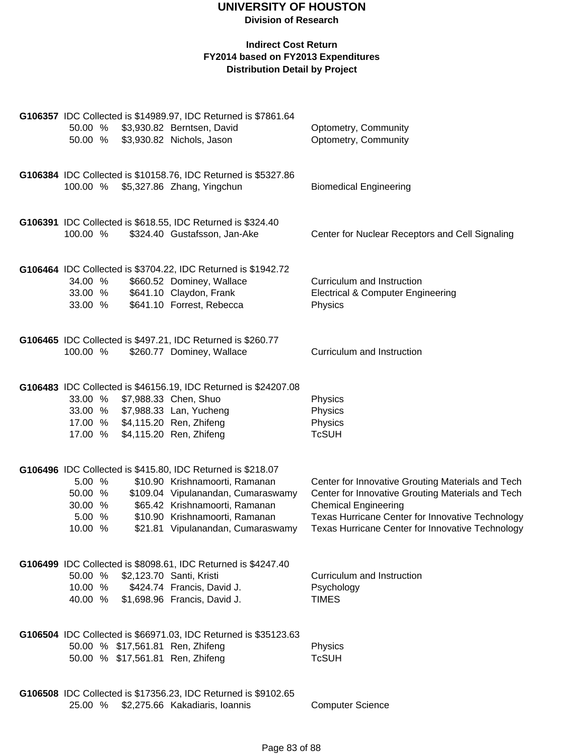# UNIVERSITY OF HOUSTON

**Division of Research**

**Indirect Cost Return**
**FY2014 based on FY2013 Expenditures**
**Distribution Detail by Project**

**G106357** IDC Collected is $14989.97, IDC Returned is $7861.64

| % | Amount | Name | Department |
|---|---|---|---|
| 50.00 % | $3,930.82 | Berntsen, David | Optometry, Community |
| 50.00 % | $3,930.82 | Nichols, Jason | Optometry, Community |

**G106384** IDC Collected is $10158.76, IDC Returned is $5327.86

| % | Amount | Name | Department |
|---|---|---|---|
| 100.00 % | $5,327.86 | Zhang, Yingchun | Biomedical Engineering |

**G106391** IDC Collected is $618.55, IDC Returned is $324.40

| % | Amount | Name | Department |
|---|---|---|---|
| 100.00 % | $324.40 | Gustafsson, Jan-Ake | Center for Nuclear Receptors and Cell Signaling |

**G106464** IDC Collected is $3704.22, IDC Returned is $1942.72

| % | Amount | Name | Department |
|---|---|---|---|
| 34.00 % | $660.52 | Dominey, Wallace | Curriculum and Instruction |
| 33.00 % | $641.10 | Claydon, Frank | Electrical & Computer Engineering |
| 33.00 % | $641.10 | Forrest, Rebecca | Physics |

**G106465** IDC Collected is $497.21, IDC Returned is $260.77

| % | Amount | Name | Department |
|---|---|---|---|
| 100.00 % | $260.77 | Dominey, Wallace | Curriculum and Instruction |

**G106483** IDC Collected is $46156.19, IDC Returned is $24207.08

| % | Amount | Name | Department |
|---|---|---|---|
| 33.00 % | $7,988.33 | Chen, Shuo | Physics |
| 33.00 % | $7,988.33 | Lan, Yucheng | Physics |
| 17.00 % | $4,115.20 | Ren, Zhifeng | Physics |
| 17.00 % | $4,115.20 | Ren, Zhifeng | TcSUH |

**G106496** IDC Collected is $415.80, IDC Returned is $218.07

| % | Amount | Name | Department |
|---|---|---|---|
| 5.00 % | $10.90 | Krishnamoorti, Ramanan | Center for Innovative Grouting Materials and Tech |
| 50.00 % | $109.04 | Vipulanandan, Cumaraswamy | Center for Innovative Grouting Materials and Tech |
| 30.00 % | $65.42 | Krishnamoorti, Ramanan | Chemical Engineering |
| 5.00 % | $10.90 | Krishnamoorti, Ramanan | Texas Hurricane Center for Innovative Technology |
| 10.00 % | $21.81 | Vipulanandan, Cumaraswamy | Texas Hurricane Center for Innovative Technology |

**G106499** IDC Collected is $8098.61, IDC Returned is $4247.40

| % | Amount | Name | Department |
|---|---|---|---|
| 50.00 % | $2,123.70 | Santi, Kristi | Curriculum and Instruction |
| 10.00 % | $424.74 | Francis, David J. | Psychology |
| 40.00 % | $1,698.96 | Francis, David J. | TIMES |

**G106504** IDC Collected is $66971.03, IDC Returned is $35123.63

| % | Amount | Name | Department |
|---|---|---|---|
| 50.00 % | $17,561.81 | Ren, Zhifeng | Physics |
| 50.00 % | $17,561.81 | Ren, Zhifeng | TcSUH |

**G106508** IDC Collected is $17356.23, IDC Returned is $9102.65

| % | Amount | Name | Department |
|---|---|---|---|
| 25.00 % | $2,275.66 | Kakadiaris, Ioannis | Computer Science |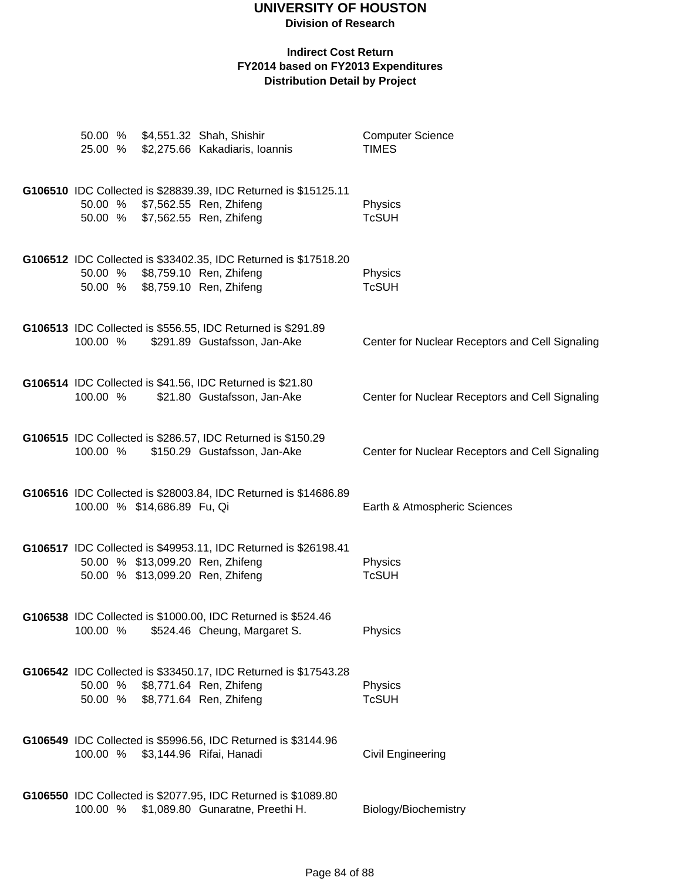# UNIVERSITY OF HOUSTON

**Division of Research**

### Indirect Cost Return
### FY2014 based on FY2013 Expenditures
### Distribution Detail by Project

| | | | |
|---|---|---|---|
| 50.00 % | $4,551.32 | Shah, Shishir | Computer Science |
| 25.00 % | $2,275.66 | Kakadiaris, Ioannis | TIMES |

**G106510** IDC Collected is $28839.39, IDC Returned is $15125.11

| | | | |
|---|---|---|---|
| 50.00 % | $7,562.55 | Ren, Zhifeng | Physics |
| 50.00 % | $7,562.55 | Ren, Zhifeng | TcSUH |

**G106512** IDC Collected is $33402.35, IDC Returned is $17518.20

| | | | |
|---|---|---|---|
| 50.00 % | $8,759.10 | Ren, Zhifeng | Physics |
| 50.00 % | $8,759.10 | Ren, Zhifeng | TcSUH |

**G106513** IDC Collected is $556.55, IDC Returned is $291.89

| | | | |
|---|---|---|---|
| 100.00 % | $291.89 | Gustafsson, Jan-Ake | Center for Nuclear Receptors and Cell Signaling |

**G106514** IDC Collected is $41.56, IDC Returned is $21.80

| | | | |
|---|---|---|---|
| 100.00 % | $21.80 | Gustafsson, Jan-Ake | Center for Nuclear Receptors and Cell Signaling |

**G106515** IDC Collected is $286.57, IDC Returned is $150.29

| | | | |
|---|---|---|---|
| 100.00 % | $150.29 | Gustafsson, Jan-Ake | Center for Nuclear Receptors and Cell Signaling |

**G106516** IDC Collected is $28003.84, IDC Returned is $14686.89

| | | | |
|---|---|---|---|
| 100.00 % | $14,686.89 | Fu, Qi | Earth & Atmospheric Sciences |

**G106517** IDC Collected is $49953.11, IDC Returned is $26198.41

| | | | |
|---|---|---|---|
| 50.00 % | $13,099.20 | Ren, Zhifeng | Physics |
| 50.00 % | $13,099.20 | Ren, Zhifeng | TcSUH |

**G106538** IDC Collected is $1000.00, IDC Returned is $524.46

| | | | |
|---|---|---|---|
| 100.00 % | $524.46 | Cheung, Margaret S. | Physics |

**G106542** IDC Collected is $33450.17, IDC Returned is $17543.28

| | | | |
|---|---|---|---|
| 50.00 % | $8,771.64 | Ren, Zhifeng | Physics |
| 50.00 % | $8,771.64 | Ren, Zhifeng | TcSUH |

**G106549** IDC Collected is $5996.56, IDC Returned is $3144.96

| | | | |
|---|---|---|---|
| 100.00 % | $3,144.96 | Rifai, Hanadi | Civil Engineering |

**G106550** IDC Collected is $2077.95, IDC Returned is $1089.80

| | | | |
|---|---|---|---|
| 100.00 % | $1,089.80 | Gunaratne, Preethi H. | Biology/Biochemistry |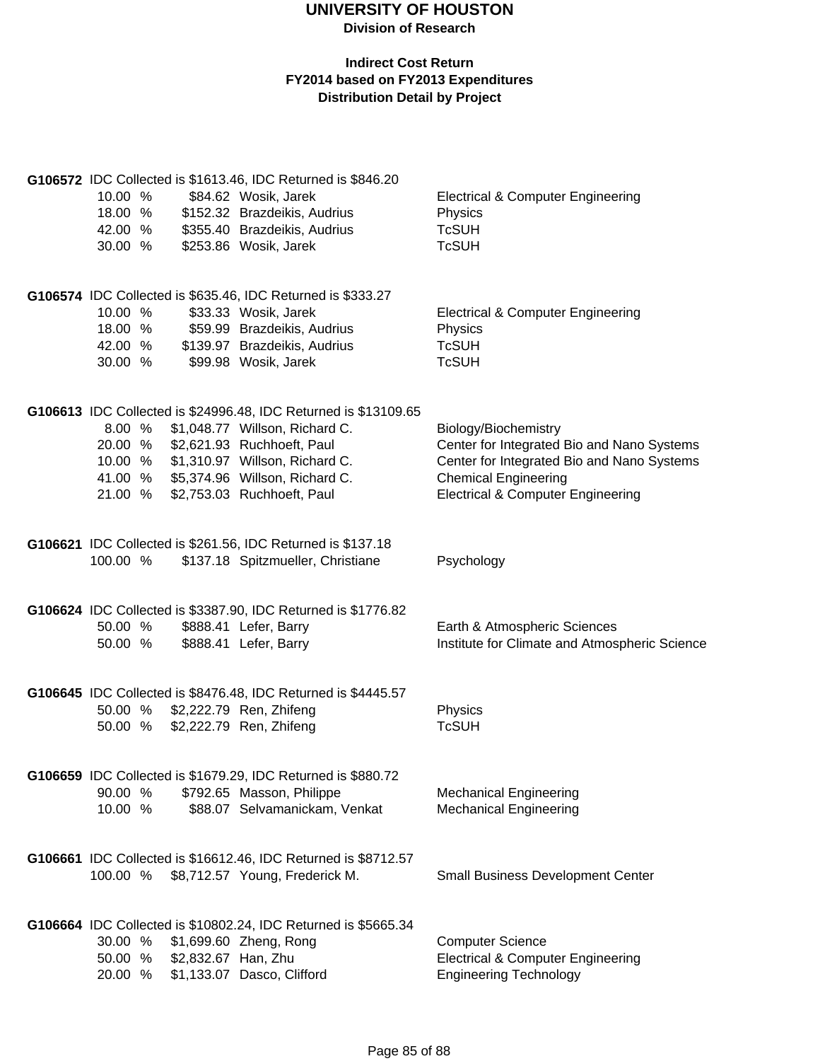# UNIVERSITY OF HOUSTON

**Division of Research**

**Indirect Cost Return**
**FY2014 based on FY2013 Expenditures**
**Distribution Detail by Project**

**G106572** IDC Collected is $1613.46, IDC Returned is $846.20

| % | Amount | Name | Department |
|---|---|---|---|
| 10.00 % | $84.62 | Wosik, Jarek | Electrical & Computer Engineering |
| 18.00 % | $152.32 | Brazdeikis, Audrius | Physics |
| 42.00 % | $355.40 | Brazdeikis, Audrius | TcSUH |
| 30.00 % | $253.86 | Wosik, Jarek | TcSUH |

**G106574** IDC Collected is $635.46, IDC Returned is $333.27

| % | Amount | Name | Department |
|---|---|---|---|
| 10.00 % | $33.33 | Wosik, Jarek | Electrical & Computer Engineering |
| 18.00 % | $59.99 | Brazdeikis, Audrius | Physics |
| 42.00 % | $139.97 | Brazdeikis, Audrius | TcSUH |
| 30.00 % | $99.98 | Wosik, Jarek | TcSUH |

**G106613** IDC Collected is $24996.48, IDC Returned is $13109.65

| % | Amount | Name | Department |
|---|---|---|---|
| 8.00 % | $1,048.77 | Willson, Richard C. | Biology/Biochemistry |
| 20.00 % | $2,621.93 | Ruchhoeft, Paul | Center for Integrated Bio and Nano Systems |
| 10.00 % | $1,310.97 | Willson, Richard C. | Center for Integrated Bio and Nano Systems |
| 41.00 % | $5,374.96 | Willson, Richard C. | Chemical Engineering |
| 21.00 % | $2,753.03 | Ruchhoeft, Paul | Electrical & Computer Engineering |

**G106621** IDC Collected is $261.56, IDC Returned is $137.18

| % | Amount | Name | Department |
|---|---|---|---|
| 100.00 % | $137.18 | Spitzmueller, Christiane | Psychology |

**G106624** IDC Collected is $3387.90, IDC Returned is $1776.82

| % | Amount | Name | Department |
|---|---|---|---|
| 50.00 % | $888.41 | Lefer, Barry | Earth & Atmospheric Sciences |
| 50.00 % | $888.41 | Lefer, Barry | Institute for Climate and Atmospheric Science |

**G106645** IDC Collected is $8476.48, IDC Returned is $4445.57

| % | Amount | Name | Department |
|---|---|---|---|
| 50.00 % | $2,222.79 | Ren, Zhifeng | Physics |
| 50.00 % | $2,222.79 | Ren, Zhifeng | TcSUH |

**G106659** IDC Collected is $1679.29, IDC Returned is $880.72

| % | Amount | Name | Department |
|---|---|---|---|
| 90.00 % | $792.65 | Masson, Philippe | Mechanical Engineering |
| 10.00 % | $88.07 | Selvamanickam, Venkat | Mechanical Engineering |

**G106661** IDC Collected is $16612.46, IDC Returned is $8712.57

| % | Amount | Name | Department |
|---|---|---|---|
| 100.00 % | $8,712.57 | Young, Frederick M. | Small Business Development Center |

**G106664** IDC Collected is $10802.24, IDC Returned is $5665.34

| % | Amount | Name | Department |
|---|---|---|---|
| 30.00 % | $1,699.60 | Zheng, Rong | Computer Science |
| 50.00 % | $2,832.67 | Han, Zhu | Electrical & Computer Engineering |
| 20.00 % | $1,133.07 | Dasco, Clifford | Engineering Technology |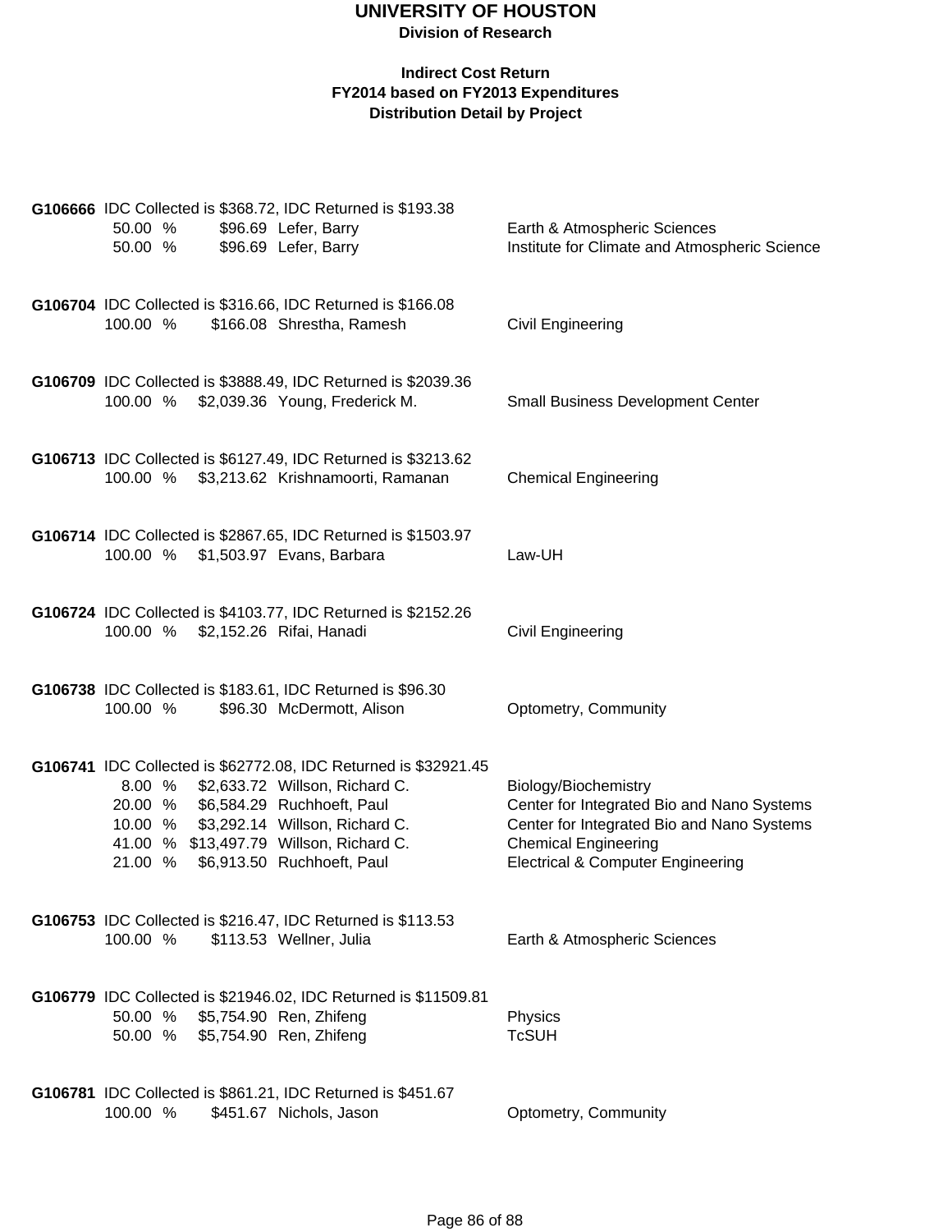# UNIVERSITY OF HOUSTON

**Division of Research**

**Indirect Cost Return**
**FY2014 based on FY2013 Expenditures**
**Distribution Detail by Project**

**G106666** IDC Collected is $368.72, IDC Returned is $193.38

| Percent | Amount | Name | Department |
|---|---|---|---|
| 50.00 % | $96.69 | Lefer, Barry | Earth & Atmospheric Sciences |
| 50.00 % | $96.69 | Lefer, Barry | Institute for Climate and Atmospheric Science |

**G106704** IDC Collected is $316.66, IDC Returned is $166.08

| Percent | Amount | Name | Department |
|---|---|---|---|
| 100.00 % | $166.08 | Shrestha, Ramesh | Civil Engineering |

**G106709** IDC Collected is $3888.49, IDC Returned is $2039.36

| Percent | Amount | Name | Department |
|---|---|---|---|
| 100.00 % | $2,039.36 | Young, Frederick M. | Small Business Development Center |

**G106713** IDC Collected is $6127.49, IDC Returned is $3213.62

| Percent | Amount | Name | Department |
|---|---|---|---|
| 100.00 % | $3,213.62 | Krishnamoorti, Ramanan | Chemical Engineering |

**G106714** IDC Collected is $2867.65, IDC Returned is $1503.97

| Percent | Amount | Name | Department |
|---|---|---|---|
| 100.00 % | $1,503.97 | Evans, Barbara | Law-UH |

**G106724** IDC Collected is $4103.77, IDC Returned is $2152.26

| Percent | Amount | Name | Department |
|---|---|---|---|
| 100.00 % | $2,152.26 | Rifai, Hanadi | Civil Engineering |

**G106738** IDC Collected is $183.61, IDC Returned is $96.30

| Percent | Amount | Name | Department |
|---|---|---|---|
| 100.00 % | $96.30 | McDermott, Alison | Optometry, Community |

**G106741** IDC Collected is $62772.08, IDC Returned is $32921.45

| Percent | Amount | Name | Department |
|---|---|---|---|
| 8.00 % | $2,633.72 | Willson, Richard C. | Biology/Biochemistry |
| 20.00 % | $6,584.29 | Ruchhoeft, Paul | Center for Integrated Bio and Nano Systems |
| 10.00 % | $3,292.14 | Willson, Richard C. | Center for Integrated Bio and Nano Systems |
| 41.00 % | $13,497.79 | Willson, Richard C. | Chemical Engineering |
| 21.00 % | $6,913.50 | Ruchhoeft, Paul | Electrical & Computer Engineering |

**G106753** IDC Collected is $216.47, IDC Returned is $113.53

| Percent | Amount | Name | Department |
|---|---|---|---|
| 100.00 % | $113.53 | Wellner, Julia | Earth & Atmospheric Sciences |

**G106779** IDC Collected is $21946.02, IDC Returned is $11509.81

| Percent | Amount | Name | Department |
|---|---|---|---|
| 50.00 % | $5,754.90 | Ren, Zhifeng | Physics |
| 50.00 % | $5,754.90 | Ren, Zhifeng | TcSUH |

**G106781** IDC Collected is $861.21, IDC Returned is $451.67

| Percent | Amount | Name | Department |
|---|---|---|---|
| 100.00 % | $451.67 | Nichols, Jason | Optometry, Community |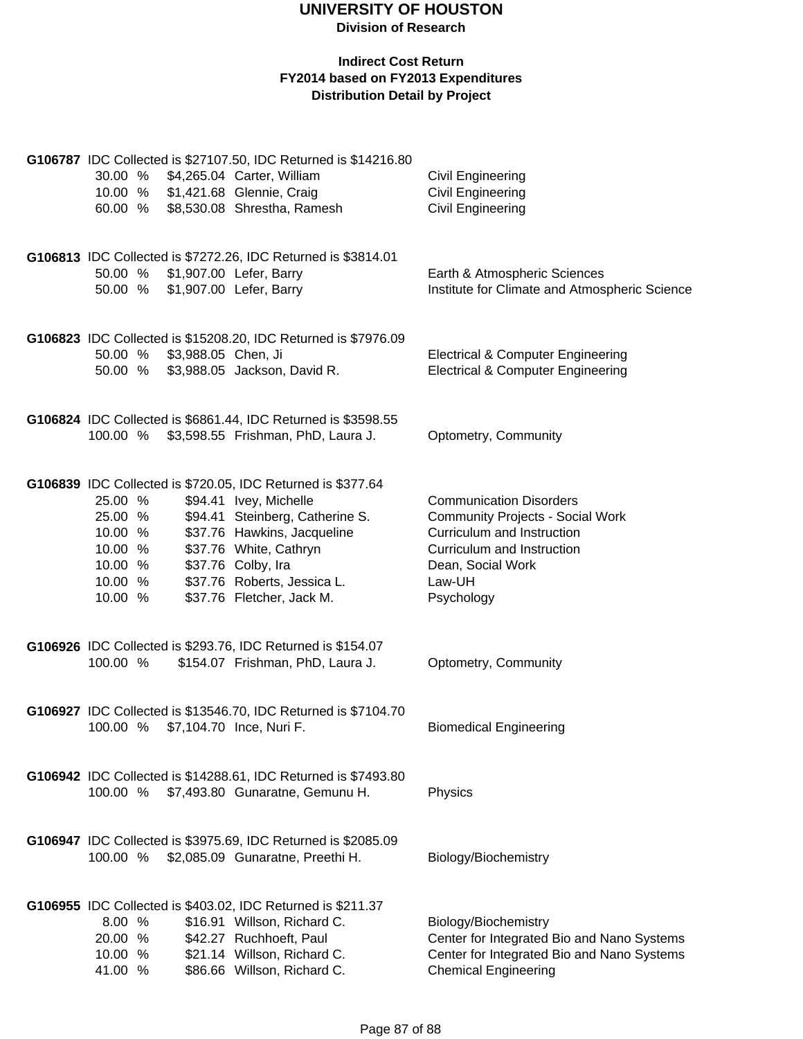# UNIVERSITY OF HOUSTON

**Division of Research**

**Indirect Cost Return**
**FY2014 based on FY2013 Expenditures**
**Distribution Detail by Project**

**G106787** IDC Collected is $27107.50, IDC Returned is $14216.80

| Percent | Amount | Name | Department |
|---|---|---|---|
| 30.00 % | $4,265.04 | Carter, William | Civil Engineering |
| 10.00 % | $1,421.68 | Glennie, Craig | Civil Engineering |
| 60.00 % | $8,530.08 | Shrestha, Ramesh | Civil Engineering |

**G106813** IDC Collected is $7272.26, IDC Returned is $3814.01

| Percent | Amount | Name | Department |
|---|---|---|---|
| 50.00 % | $1,907.00 | Lefer, Barry | Earth & Atmospheric Sciences |
| 50.00 % | $1,907.00 | Lefer, Barry | Institute for Climate and Atmospheric Science |

**G106823** IDC Collected is $15208.20, IDC Returned is $7976.09

| Percent | Amount | Name | Department |
|---|---|---|---|
| 50.00 % | $3,988.05 | Chen, Ji | Electrical & Computer Engineering |
| 50.00 % | $3,988.05 | Jackson, David R. | Electrical & Computer Engineering |

**G106824** IDC Collected is $6861.44, IDC Returned is $3598.55

| Percent | Amount | Name | Department |
|---|---|---|---|
| 100.00 % | $3,598.55 | Frishman, PhD, Laura J. | Optometry, Community |

**G106839** IDC Collected is $720.05, IDC Returned is $377.64

| Percent | Amount | Name | Department |
|---|---|---|---|
| 25.00 % | $94.41 | Ivey, Michelle | Communication Disorders |
| 25.00 % | $94.41 | Steinberg, Catherine S. | Community Projects - Social Work |
| 10.00 % | $37.76 | Hawkins, Jacqueline | Curriculum and Instruction |
| 10.00 % | $37.76 | White, Cathryn | Curriculum and Instruction |
| 10.00 % | $37.76 | Colby, Ira | Dean, Social Work |
| 10.00 % | $37.76 | Roberts, Jessica L. | Law-UH |
| 10.00 % | $37.76 | Fletcher, Jack M. | Psychology |

**G106926** IDC Collected is $293.76, IDC Returned is $154.07

| Percent | Amount | Name | Department |
|---|---|---|---|
| 100.00 % | $154.07 | Frishman, PhD, Laura J. | Optometry, Community |

**G106927** IDC Collected is $13546.70, IDC Returned is $7104.70

| Percent | Amount | Name | Department |
|---|---|---|---|
| 100.00 % | $7,104.70 | Ince, Nuri F. | Biomedical Engineering |

**G106942** IDC Collected is $14288.61, IDC Returned is $7493.80

| Percent | Amount | Name | Department |
|---|---|---|---|
| 100.00 % | $7,493.80 | Gunaratne, Gemunu H. | Physics |

**G106947** IDC Collected is $3975.69, IDC Returned is $2085.09

| Percent | Amount | Name | Department |
|---|---|---|---|
| 100.00 % | $2,085.09 | Gunaratne, Preethi H. | Biology/Biochemistry |

**G106955** IDC Collected is $403.02, IDC Returned is $211.37

| Percent | Amount | Name | Department |
|---|---|---|---|
| 8.00 % | $16.91 | Willson, Richard C. | Biology/Biochemistry |
| 20.00 % | $42.27 | Ruchhoeft, Paul | Center for Integrated Bio and Nano Systems |
| 10.00 % | $21.14 | Willson, Richard C. | Center for Integrated Bio and Nano Systems |
| 41.00 % | $86.66 | Willson, Richard C. | Chemical Engineering |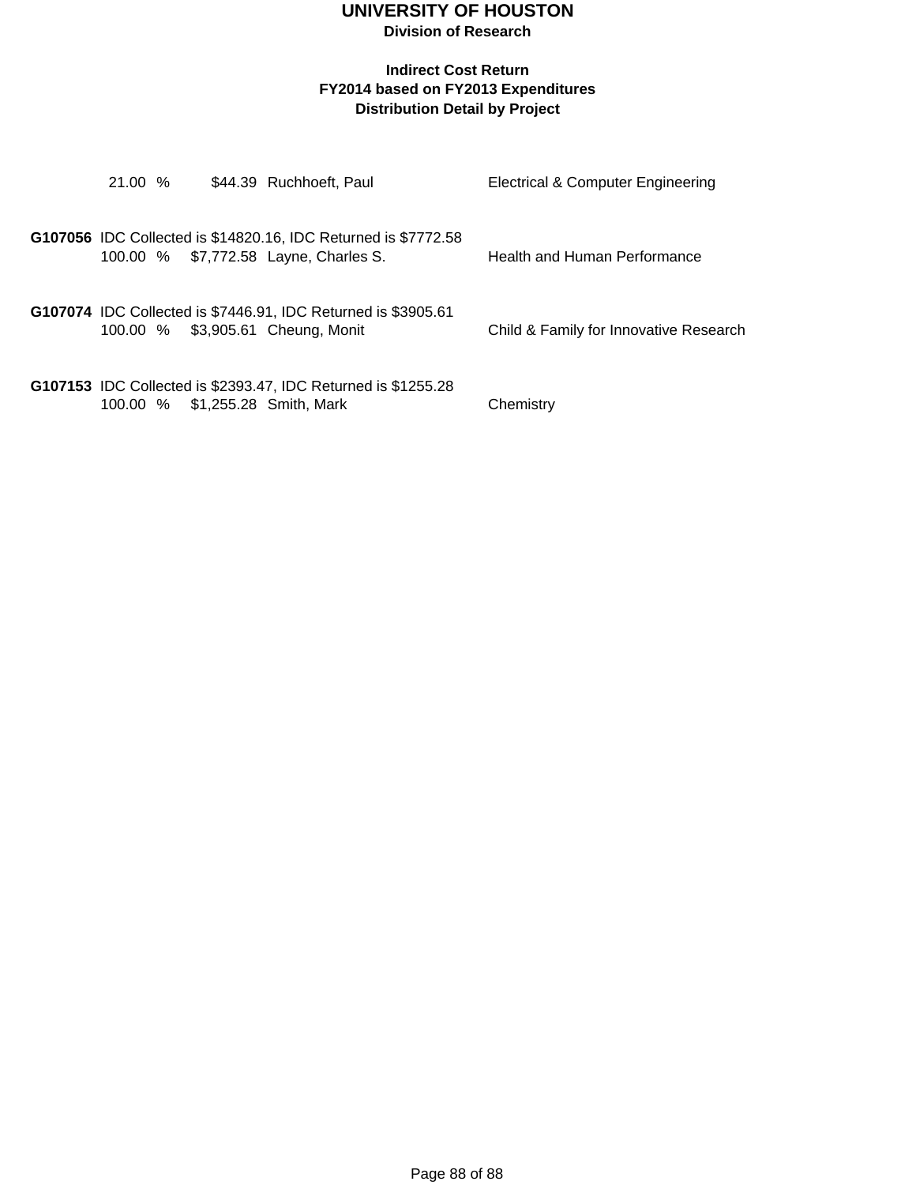**UNIVERSITY OF HOUSTON**
**Division of Research**

**Indirect Cost Return**
**FY2014 based on FY2013 Expenditures**
**Distribution Detail by Project**

21.00 % $44.39 Ruchhoeft, Paul Electrical & Computer Engineering

**G107056** IDC Collected is $14820.16, IDC Returned is $7772.58
100.00 % $7,772.58 Layne, Charles S. Health and Human Performance

**G107074** IDC Collected is $7446.91, IDC Returned is $3905.61
100.00 % $3,905.61 Cheung, Monit Child & Family for Innovative Research

**G107153** IDC Collected is $2393.47, IDC Returned is $1255.28
100.00 % $1,255.28 Smith, Mark Chemistry